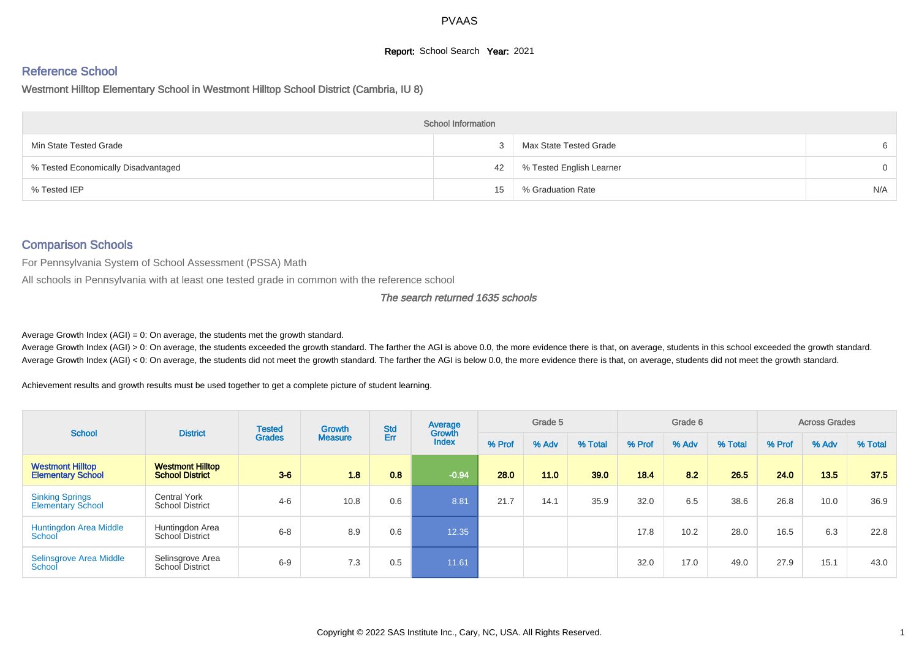# PVAAS

**Report:** School Search **Year:** 2021

## Reference School

Westmont Hilltop Elementary School in Westmont Hilltop School District (Cambria, IU 8)

| School Information | | | |
|---|---|---|---|
| Min State Tested Grade | 3 | Max State Tested Grade | 6 |
| % Tested Economically Disadvantaged | 42 | % Tested English Learner | 0 |
| % Tested IEP | 15 | % Graduation Rate | N/A |

## Comparison Schools

For Pennsylvania System of School Assessment (PSSA) Math

All schools in Pennsylvania with at least one tested grade in common with the reference school

*The search returned 1635 schools*

Average Growth Index (AGI) = 0: On average, the students met the growth standard.

Average Growth Index (AGI) > 0: On average, the students exceeded the growth standard. The farther the AGI is above 0.0, the more evidence there is that, on average, students in this school exceeded the growth standard.

Average Growth Index (AGI) < 0: On average, the students did not meet the growth standard. The farther the AGI is below 0.0, the more evidence there is that, on average, students did not meet the growth standard.

Achievement results and growth results must be used together to get a complete picture of student learning.

| School | District | Tested Grades | Growth Measure | Std Err | Average Growth Index | Grade 5 | | | Grade 6 | | | Across Grades | | |
|---|---|---|---|---|---|---|---|---|---|---|---|---|---|---|
| | | | | | | % Prof | % Adv | % Total | % Prof | % Adv | % Total | % Prof | % Adv | % Total |
| **Westmont Hilltop Elementary School** | **Westmont Hilltop School District** | **3-6** | **1.8** | **0.8** | **-0.94** | **28.0** | **11.0** | **39.0** | **18.4** | **8.2** | **26.5** | **24.0** | **13.5** | **37.5** |
| Sinking Springs Elementary School | Central York School District | 4-6 | 10.8 | 0.6 | 8.81 | 21.7 | 14.1 | 35.9 | 32.0 | 6.5 | 38.6 | 26.8 | 10.0 | 36.9 |
| Huntingdon Area Middle School | Huntingdon Area School District | 6-8 | 8.9 | 0.6 | 12.35 | | | | 17.8 | 10.2 | 28.0 | 16.5 | 6.3 | 22.8 |
| Selinsgrove Area Middle School | Selinsgrove Area School District | 6-9 | 7.3 | 0.5 | 11.61 | | | | 32.0 | 17.0 | 49.0 | 27.9 | 15.1 | 43.0 |

Copyright © 2022 SAS Institute Inc., Cary, NC, USA. All Rights Reserved.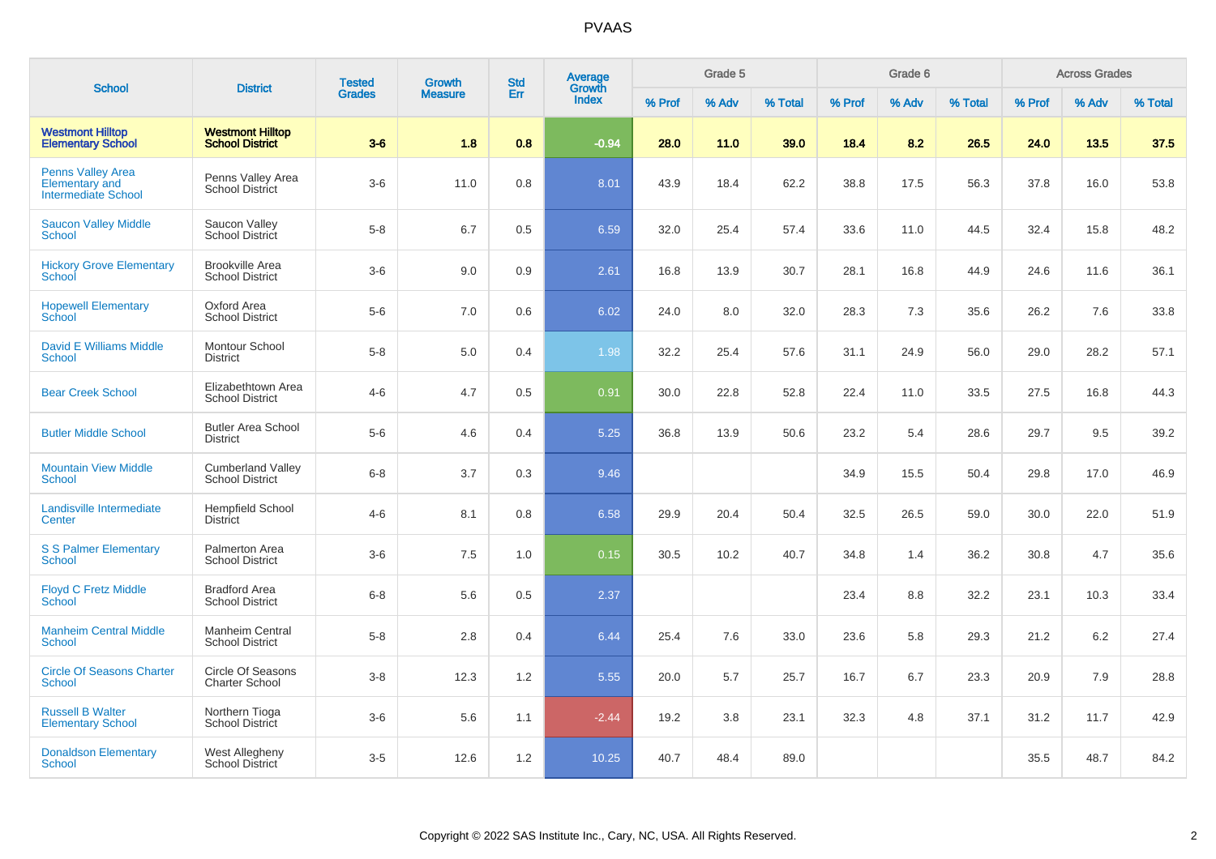# PVAAS

| School | District | Tested Grades | Growth Measure | Std Err | Average Growth Index | Grade 5 | | | Grade 6 | | | Across Grades | | |
|---|---|---|---|---|---|---|---|---|---|---|---|---|---|---|
| | | | | | | % Prof | % Adv | % Total | % Prof | % Adv | % Total | % Prof | % Adv | % Total |
| **Westmont Hilltop Elementary School** | **Westmont Hilltop School District** | **3-6** | **1.8** | **0.8** | **-0.94** | **28.0** | **11.0** | **39.0** | **18.4** | **8.2** | **26.5** | **24.0** | **13.5** | **37.5** |
| Penns Valley Area Elementary and Intermediate School | Penns Valley Area School District | 3-6 | 11.0 | 0.8 | 8.01 | 43.9 | 18.4 | 62.2 | 38.8 | 17.5 | 56.3 | 37.8 | 16.0 | 53.8 |
| Saucon Valley Middle School | Saucon Valley School District | 5-8 | 6.7 | 0.5 | 6.59 | 32.0 | 25.4 | 57.4 | 33.6 | 11.0 | 44.5 | 32.4 | 15.8 | 48.2 |
| Hickory Grove Elementary School | Brookville Area School District | 3-6 | 9.0 | 0.9 | 2.61 | 16.8 | 13.9 | 30.7 | 28.1 | 16.8 | 44.9 | 24.6 | 11.6 | 36.1 |
| Hopewell Elementary School | Oxford Area School District | 5-6 | 7.0 | 0.6 | 6.02 | 24.0 | 8.0 | 32.0 | 28.3 | 7.3 | 35.6 | 26.2 | 7.6 | 33.8 |
| David E Williams Middle School | Montour School District | 5-8 | 5.0 | 0.4 | 1.98 | 32.2 | 25.4 | 57.6 | 31.1 | 24.9 | 56.0 | 29.0 | 28.2 | 57.1 |
| Bear Creek School | Elizabethtown Area School District | 4-6 | 4.7 | 0.5 | 0.91 | 30.0 | 22.8 | 52.8 | 22.4 | 11.0 | 33.5 | 27.5 | 16.8 | 44.3 |
| Butler Middle School | Butler Area School District | 5-6 | 4.6 | 0.4 | 5.25 | 36.8 | 13.9 | 50.6 | 23.2 | 5.4 | 28.6 | 29.7 | 9.5 | 39.2 |
| Mountain View Middle School | Cumberland Valley School District | 6-8 | 3.7 | 0.3 | 9.46 | | | | 34.9 | 15.5 | 50.4 | 29.8 | 17.0 | 46.9 |
| Landisville Intermediate Center | Hempfield School District | 4-6 | 8.1 | 0.8 | 6.58 | 29.9 | 20.4 | 50.4 | 32.5 | 26.5 | 59.0 | 30.0 | 22.0 | 51.9 |
| S S Palmer Elementary School | Palmerton Area School District | 3-6 | 7.5 | 1.0 | 0.15 | 30.5 | 10.2 | 40.7 | 34.8 | 1.4 | 36.2 | 30.8 | 4.7 | 35.6 |
| Floyd C Fretz Middle School | Bradford Area School District | 6-8 | 5.6 | 0.5 | 2.37 | | | | 23.4 | 8.8 | 32.2 | 23.1 | 10.3 | 33.4 |
| Manheim Central Middle School | Manheim Central School District | 5-8 | 2.8 | 0.4 | 6.44 | 25.4 | 7.6 | 33.0 | 23.6 | 5.8 | 29.3 | 21.2 | 6.2 | 27.4 |
| Circle Of Seasons Charter School | Circle Of Seasons Charter School | 3-8 | 12.3 | 1.2 | 5.55 | 20.0 | 5.7 | 25.7 | 16.7 | 6.7 | 23.3 | 20.9 | 7.9 | 28.8 |
| Russell B Walter Elementary School | Northern Tioga School District | 3-6 | 5.6 | 1.1 | -2.44 | 19.2 | 3.8 | 23.1 | 32.3 | 4.8 | 37.1 | 31.2 | 11.7 | 42.9 |
| Donaldson Elementary School | West Allegheny School District | 3-5 | 12.6 | 1.2 | 10.25 | 40.7 | 48.4 | 89.0 | | | | 35.5 | 48.7 | 84.2 |

Copyright © 2022 SAS Institute Inc., Cary, NC, USA. All Rights Reserved.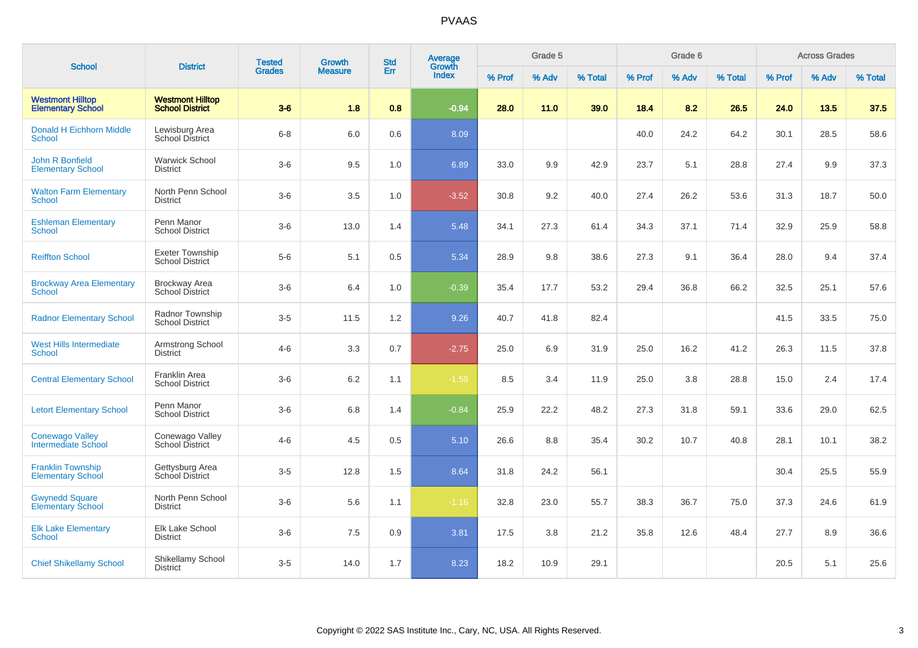# PVAAS

| School | District | Tested Grades | Growth Measure | Std Err | Average Growth Index | Grade 5 | | | Grade 6 | | | Across Grades | | |
|---|---|---|---|---|---|---|---|---|---|---|---|---|---|---|
| | | | | | | % Prof | % Adv | % Total | % Prof | % Adv | % Total | % Prof | % Adv | % Total |
| **Westmont Hilltop Elementary School** | **Westmont Hilltop School District** | **3-6** | **1.8** | **0.8** | **-0.94** | **28.0** | **11.0** | **39.0** | **18.4** | **8.2** | **26.5** | **24.0** | **13.5** | **37.5** |
| Donald H Eichhorn Middle School | Lewisburg Area School District | 6-8 | 6.0 | 0.6 | 8.09 | | | | 40.0 | 24.2 | 64.2 | 30.1 | 28.5 | 58.6 |
| John R Bonfield Elementary School | Warwick School District | 3-6 | 9.5 | 1.0 | 6.89 | 33.0 | 9.9 | 42.9 | 23.7 | 5.1 | 28.8 | 27.4 | 9.9 | 37.3 |
| Walton Farm Elementary School | North Penn School District | 3-6 | 3.5 | 1.0 | -3.52 | 30.8 | 9.2 | 40.0 | 27.4 | 26.2 | 53.6 | 31.3 | 18.7 | 50.0 |
| Eshleman Elementary School | Penn Manor School District | 3-6 | 13.0 | 1.4 | 5.48 | 34.1 | 27.3 | 61.4 | 34.3 | 37.1 | 71.4 | 32.9 | 25.9 | 58.8 |
| Reiffton School | Exeter Township School District | 5-6 | 5.1 | 0.5 | 5.34 | 28.9 | 9.8 | 38.6 | 27.3 | 9.1 | 36.4 | 28.0 | 9.4 | 37.4 |
| Brockway Area Elementary School | Brockway Area School District | 3-6 | 6.4 | 1.0 | -0.39 | 35.4 | 17.7 | 53.2 | 29.4 | 36.8 | 66.2 | 32.5 | 25.1 | 57.6 |
| Radnor Elementary School | Radnor Township School District | 3-5 | 11.5 | 1.2 | 9.26 | 40.7 | 41.8 | 82.4 | | | | 41.5 | 33.5 | 75.0 |
| West Hills Intermediate School | Armstrong School District | 4-6 | 3.3 | 0.7 | -2.75 | 25.0 | 6.9 | 31.9 | 25.0 | 16.2 | 41.2 | 26.3 | 11.5 | 37.8 |
| Central Elementary School | Franklin Area School District | 3-6 | 6.2 | 1.1 | -1.59 | 8.5 | 3.4 | 11.9 | 25.0 | 3.8 | 28.8 | 15.0 | 2.4 | 17.4 |
| Letort Elementary School | Penn Manor School District | 3-6 | 6.8 | 1.4 | -0.84 | 25.9 | 22.2 | 48.2 | 27.3 | 31.8 | 59.1 | 33.6 | 29.0 | 62.5 |
| Conewago Valley Intermediate School | Conewago Valley School District | 4-6 | 4.5 | 0.5 | 5.10 | 26.6 | 8.8 | 35.4 | 30.2 | 10.7 | 40.8 | 28.1 | 10.1 | 38.2 |
| Franklin Township Elementary School | Gettysburg Area School District | 3-5 | 12.8 | 1.5 | 8.64 | 31.8 | 24.2 | 56.1 | | | | 30.4 | 25.5 | 55.9 |
| Gwynedd Square Elementary School | North Penn School District | 3-6 | 5.6 | 1.1 | -1.16 | 32.8 | 23.0 | 55.7 | 38.3 | 36.7 | 75.0 | 37.3 | 24.6 | 61.9 |
| Elk Lake Elementary School | Elk Lake School District | 3-6 | 7.5 | 0.9 | 3.81 | 17.5 | 3.8 | 21.2 | 35.8 | 12.6 | 48.4 | 27.7 | 8.9 | 36.6 |
| Chief Shikellamy School | Shikellamy School District | 3-5 | 14.0 | 1.7 | 8.23 | 18.2 | 10.9 | 29.1 | | | | 20.5 | 5.1 | 25.6 |

Copyright © 2022 SAS Institute Inc., Cary, NC, USA. All Rights Reserved.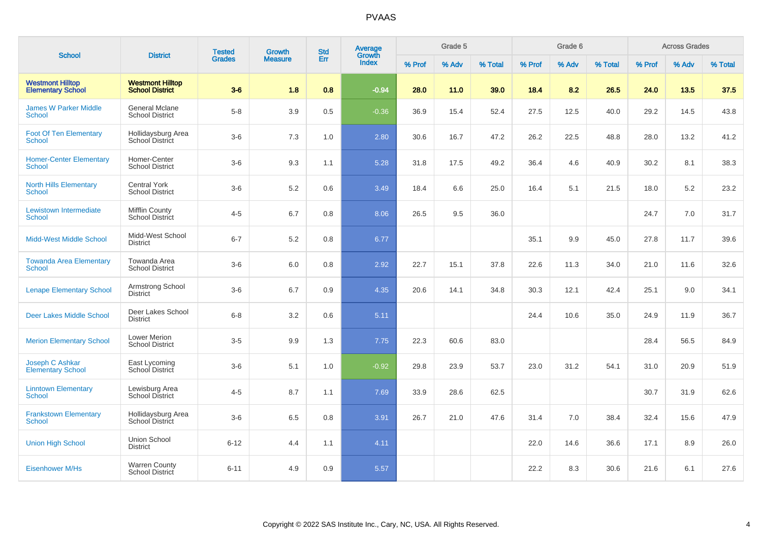# PVAAS

| School | District | Tested Grades | Growth Measure | Std Err | Average Growth Index | Grade 5 | | | Grade 6 | | | Across Grades | | |
|---|---|---|---|---|---|---|---|---|---|---|---|---|---|---|
| | | | | | | % Prof | % Adv | % Total | % Prof | % Adv | % Total | % Prof | % Adv | % Total |
| **Westmont Hilltop Elementary School** | **Westmont Hilltop School District** | **3-6** | **1.8** | **0.8** | **-0.94** | **28.0** | **11.0** | **39.0** | **18.4** | **8.2** | **26.5** | **24.0** | **13.5** | **37.5** |
| James W Parker Middle School | General Mclane School District | 5-8 | 3.9 | 0.5 | -0.36 | 36.9 | 15.4 | 52.4 | 27.5 | 12.5 | 40.0 | 29.2 | 14.5 | 43.8 |
| Foot Of Ten Elementary School | Hollidaysburg Area School District | 3-6 | 7.3 | 1.0 | 2.80 | 30.6 | 16.7 | 47.2 | 26.2 | 22.5 | 48.8 | 28.0 | 13.2 | 41.2 |
| Homer-Center Elementary School | Homer-Center School District | 3-6 | 9.3 | 1.1 | 5.28 | 31.8 | 17.5 | 49.2 | 36.4 | 4.6 | 40.9 | 30.2 | 8.1 | 38.3 |
| North Hills Elementary School | Central York School District | 3-6 | 5.2 | 0.6 | 3.49 | 18.4 | 6.6 | 25.0 | 16.4 | 5.1 | 21.5 | 18.0 | 5.2 | 23.2 |
| Lewistown Intermediate School | Mifflin County School District | 4-5 | 6.7 | 0.8 | 8.06 | 26.5 | 9.5 | 36.0 | | | | 24.7 | 7.0 | 31.7 |
| Midd-West Middle School | Midd-West School District | 6-7 | 5.2 | 0.8 | 6.77 | | | | 35.1 | 9.9 | 45.0 | 27.8 | 11.7 | 39.6 |
| Towanda Area Elementary School | Towanda Area School District | 3-6 | 6.0 | 0.8 | 2.92 | 22.7 | 15.1 | 37.8 | 22.6 | 11.3 | 34.0 | 21.0 | 11.6 | 32.6 |
| Lenape Elementary School | Armstrong School District | 3-6 | 6.7 | 0.9 | 4.35 | 20.6 | 14.1 | 34.8 | 30.3 | 12.1 | 42.4 | 25.1 | 9.0 | 34.1 |
| Deer Lakes Middle School | Deer Lakes School District | 6-8 | 3.2 | 0.6 | 5.11 | | | | 24.4 | 10.6 | 35.0 | 24.9 | 11.9 | 36.7 |
| Merion Elementary School | Lower Merion School District | 3-5 | 9.9 | 1.3 | 7.75 | 22.3 | 60.6 | 83.0 | | | | 28.4 | 56.5 | 84.9 |
| Joseph C Ashkar Elementary School | East Lycoming School District | 3-6 | 5.1 | 1.0 | -0.92 | 29.8 | 23.9 | 53.7 | 23.0 | 31.2 | 54.1 | 31.0 | 20.9 | 51.9 |
| Linntown Elementary School | Lewisburg Area School District | 4-5 | 8.7 | 1.1 | 7.69 | 33.9 | 28.6 | 62.5 | | | | 30.7 | 31.9 | 62.6 |
| Frankstown Elementary School | Hollidaysburg Area School District | 3-6 | 6.5 | 0.8 | 3.91 | 26.7 | 21.0 | 47.6 | 31.4 | 7.0 | 38.4 | 32.4 | 15.6 | 47.9 |
| Union High School | Union School District | 6-12 | 4.4 | 1.1 | 4.11 | | | | 22.0 | 14.6 | 36.6 | 17.1 | 8.9 | 26.0 |
| Eisenhower M/Hs | Warren County School District | 6-11 | 4.9 | 0.9 | 5.57 | | | | 22.2 | 8.3 | 30.6 | 21.6 | 6.1 | 27.6 |

Copyright © 2022 SAS Institute Inc., Cary, NC, USA. All Rights Reserved.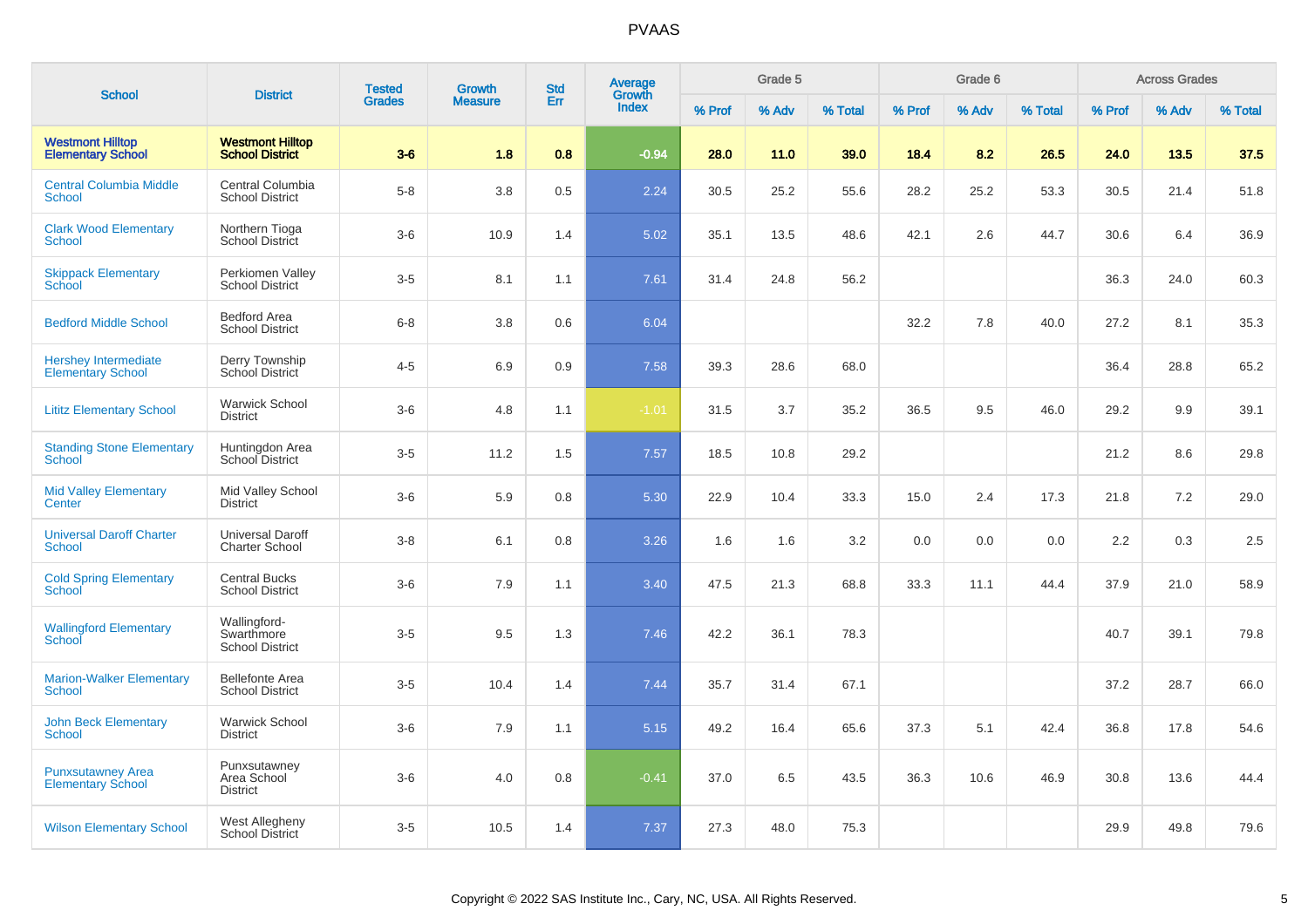# PVAAS

| School | District | Tested Grades | Growth Measure | Std Err | Average Growth Index | Grade 5 | | | Grade 6 | | | Across Grades | | |
|---|---|---|---|---|---|---|---|---|---|---|---|---|---|---|
| | | | | | | % Prof | % Adv | % Total | % Prof | % Adv | % Total | % Prof | % Adv | % Total |
| **Westmont Hilltop Elementary School** | **Westmont Hilltop School District** | **3-6** | **1.8** | **0.8** | **-0.94** | **28.0** | **11.0** | **39.0** | **18.4** | **8.2** | **26.5** | **24.0** | **13.5** | **37.5** |
| Central Columbia Middle School | Central Columbia School District | 5-8 | 3.8 | 0.5 | 2.24 | 30.5 | 25.2 | 55.6 | 28.2 | 25.2 | 53.3 | 30.5 | 21.4 | 51.8 |
| Clark Wood Elementary School | Northern Tioga School District | 3-6 | 10.9 | 1.4 | 5.02 | 35.1 | 13.5 | 48.6 | 42.1 | 2.6 | 44.7 | 30.6 | 6.4 | 36.9 |
| Skippack Elementary School | Perkiomen Valley School District | 3-5 | 8.1 | 1.1 | 7.61 | 31.4 | 24.8 | 56.2 | | | | 36.3 | 24.0 | 60.3 |
| Bedford Middle School | Bedford Area School District | 6-8 | 3.8 | 0.6 | 6.04 | | | | 32.2 | 7.8 | 40.0 | 27.2 | 8.1 | 35.3 |
| Hershey Intermediate Elementary School | Derry Township School District | 4-5 | 6.9 | 0.9 | 7.58 | 39.3 | 28.6 | 68.0 | | | | 36.4 | 28.8 | 65.2 |
| Lititz Elementary School | Warwick School District | 3-6 | 4.8 | 1.1 | -1.01 | 31.5 | 3.7 | 35.2 | 36.5 | 9.5 | 46.0 | 29.2 | 9.9 | 39.1 |
| Standing Stone Elementary School | Huntingdon Area School District | 3-5 | 11.2 | 1.5 | 7.57 | 18.5 | 10.8 | 29.2 | | | | 21.2 | 8.6 | 29.8 |
| Mid Valley Elementary Center | Mid Valley School District | 3-6 | 5.9 | 0.8 | 5.30 | 22.9 | 10.4 | 33.3 | 15.0 | 2.4 | 17.3 | 21.8 | 7.2 | 29.0 |
| Universal Daroff Charter School | Universal Daroff Charter School | 3-8 | 6.1 | 0.8 | 3.26 | 1.6 | 1.6 | 3.2 | 0.0 | 0.0 | 0.0 | 2.2 | 0.3 | 2.5 |
| Cold Spring Elementary School | Central Bucks School District | 3-6 | 7.9 | 1.1 | 3.40 | 47.5 | 21.3 | 68.8 | 33.3 | 11.1 | 44.4 | 37.9 | 21.0 | 58.9 |
| Wallingford Elementary School | Wallingford-Swarthmore School District | 3-5 | 9.5 | 1.3 | 7.46 | 42.2 | 36.1 | 78.3 | | | | 40.7 | 39.1 | 79.8 |
| Marion-Walker Elementary School | Bellefonte Area School District | 3-5 | 10.4 | 1.4 | 7.44 | 35.7 | 31.4 | 67.1 | | | | 37.2 | 28.7 | 66.0 |
| John Beck Elementary School | Warwick School District | 3-6 | 7.9 | 1.1 | 5.15 | 49.2 | 16.4 | 65.6 | 37.3 | 5.1 | 42.4 | 36.8 | 17.8 | 54.6 |
| Punxsutawney Area Elementary School | Punxsutawney Area School District | 3-6 | 4.0 | 0.8 | -0.41 | 37.0 | 6.5 | 43.5 | 36.3 | 10.6 | 46.9 | 30.8 | 13.6 | 44.4 |
| Wilson Elementary School | West Allegheny School District | 3-5 | 10.5 | 1.4 | 7.37 | 27.3 | 48.0 | 75.3 | | | | 29.9 | 49.8 | 79.6 |

Copyright © 2022 SAS Institute Inc., Cary, NC, USA. All Rights Reserved.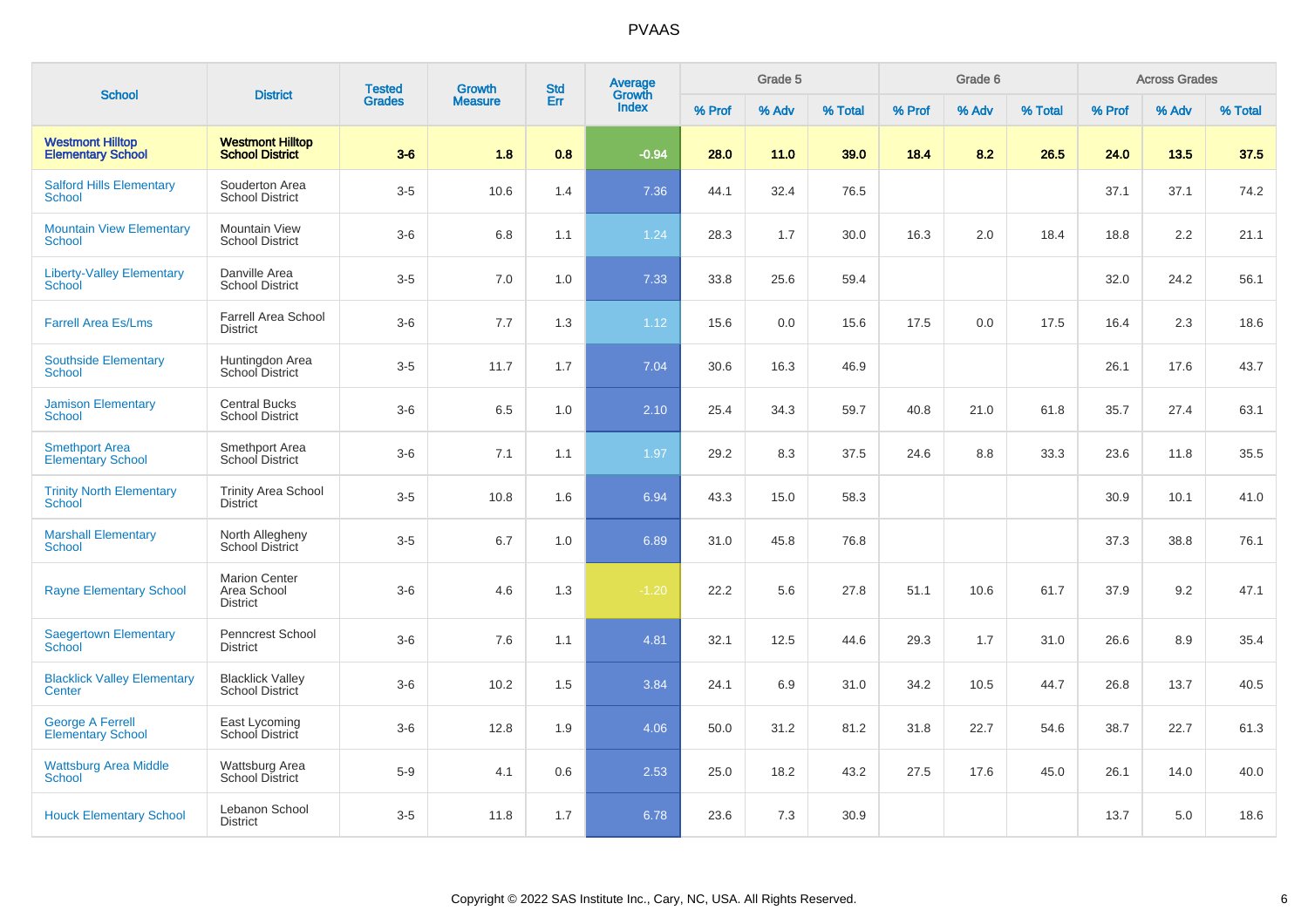# PVAAS

| School | District | Tested Grades | Growth Measure | Std Err | Average Growth Index | Grade 5 | | | Grade 6 | | | Across Grades | | |
|---|---|---|---|---|---|---|---|---|---|---|---|---|---|---|
| | | | | | | % Prof | % Adv | % Total | % Prof | % Adv | % Total | % Prof | % Adv | % Total |
| **Westmont Hilltop Elementary School** | **Westmont Hilltop School District** | **3-6** | **1.8** | **0.8** | **-0.94** | **28.0** | **11.0** | **39.0** | **18.4** | **8.2** | **26.5** | **24.0** | **13.5** | **37.5** |
| Salford Hills Elementary School | Souderton Area School District | 3-5 | 10.6 | 1.4 | 7.36 | 44.1 | 32.4 | 76.5 | | | | 37.1 | 37.1 | 74.2 |
| Mountain View Elementary School | Mountain View School District | 3-6 | 6.8 | 1.1 | 1.24 | 28.3 | 1.7 | 30.0 | 16.3 | 2.0 | 18.4 | 18.8 | 2.2 | 21.1 |
| Liberty-Valley Elementary School | Danville Area School District | 3-5 | 7.0 | 1.0 | 7.33 | 33.8 | 25.6 | 59.4 | | | | 32.0 | 24.2 | 56.1 |
| Farrell Area Es/Lms | Farrell Area School District | 3-6 | 7.7 | 1.3 | 1.12 | 15.6 | 0.0 | 15.6 | 17.5 | 0.0 | 17.5 | 16.4 | 2.3 | 18.6 |
| Southside Elementary School | Huntingdon Area School District | 3-5 | 11.7 | 1.7 | 7.04 | 30.6 | 16.3 | 46.9 | | | | 26.1 | 17.6 | 43.7 |
| Jamison Elementary School | Central Bucks School District | 3-6 | 6.5 | 1.0 | 2.10 | 25.4 | 34.3 | 59.7 | 40.8 | 21.0 | 61.8 | 35.7 | 27.4 | 63.1 |
| Smethport Area Elementary School | Smethport Area School District | 3-6 | 7.1 | 1.1 | 1.97 | 29.2 | 8.3 | 37.5 | 24.6 | 8.8 | 33.3 | 23.6 | 11.8 | 35.5 |
| Trinity North Elementary School | Trinity Area School District | 3-5 | 10.8 | 1.6 | 6.94 | 43.3 | 15.0 | 58.3 | | | | 30.9 | 10.1 | 41.0 |
| Marshall Elementary School | North Allegheny School District | 3-5 | 6.7 | 1.0 | 6.89 | 31.0 | 45.8 | 76.8 | | | | 37.3 | 38.8 | 76.1 |
| Rayne Elementary School | Marion Center Area School District | 3-6 | 4.6 | 1.3 | -1.20 | 22.2 | 5.6 | 27.8 | 51.1 | 10.6 | 61.7 | 37.9 | 9.2 | 47.1 |
| Saegertown Elementary School | Penncrest School District | 3-6 | 7.6 | 1.1 | 4.81 | 32.1 | 12.5 | 44.6 | 29.3 | 1.7 | 31.0 | 26.6 | 8.9 | 35.4 |
| Blacklick Valley Elementary Center | Blacklick Valley School District | 3-6 | 10.2 | 1.5 | 3.84 | 24.1 | 6.9 | 31.0 | 34.2 | 10.5 | 44.7 | 26.8 | 13.7 | 40.5 |
| George A Ferrell Elementary School | East Lycoming School District | 3-6 | 12.8 | 1.9 | 4.06 | 50.0 | 31.2 | 81.2 | 31.8 | 22.7 | 54.6 | 38.7 | 22.7 | 61.3 |
| Wattsburg Area Middle School | Wattsburg Area School District | 5-9 | 4.1 | 0.6 | 2.53 | 25.0 | 18.2 | 43.2 | 27.5 | 17.6 | 45.0 | 26.1 | 14.0 | 40.0 |
| Houck Elementary School | Lebanon School District | 3-5 | 11.8 | 1.7 | 6.78 | 23.6 | 7.3 | 30.9 | | | | 13.7 | 5.0 | 18.6 |

Copyright © 2022 SAS Institute Inc., Cary, NC, USA. All Rights Reserved.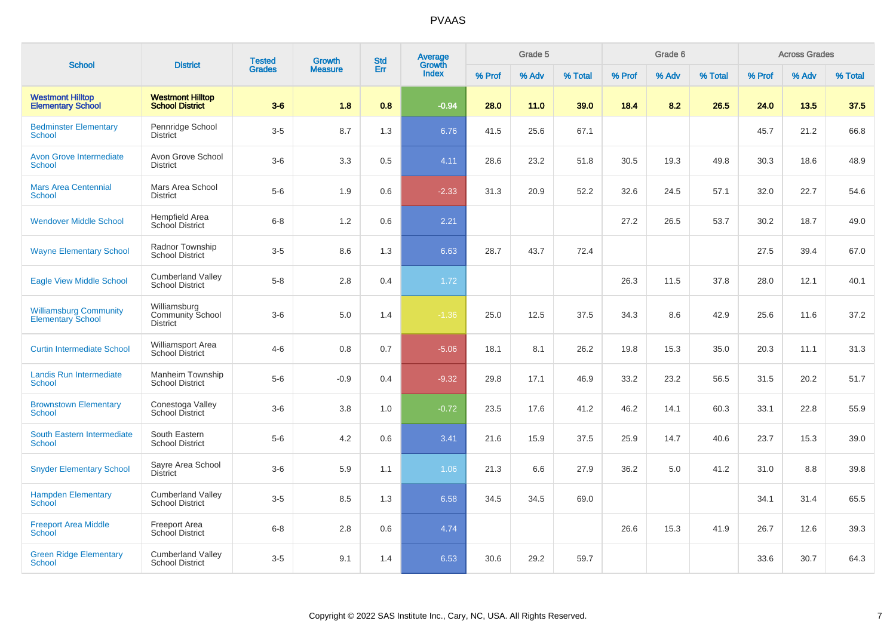# PVAAS

| School | District | Tested Grades | Growth Measure | Std Err | Average Growth Index | Grade 5 | | | Grade 6 | | | Across Grades | | |
|---|---|---|---|---|---|---|---|---|---|---|---|---|---|---|
| | | | | | | % Prof | % Adv | % Total | % Prof | % Adv | % Total | % Prof | % Adv | % Total |
| **Westmont Hilltop Elementary School** | **Westmont Hilltop School District** | **3-6** | **1.8** | **0.8** | **-0.94** | **28.0** | **11.0** | **39.0** | **18.4** | **8.2** | **26.5** | **24.0** | **13.5** | **37.5** |
| Bedminster Elementary School | Pennridge School District | 3-5 | 8.7 | 1.3 | 6.76 | 41.5 | 25.6 | 67.1 | | | | 45.7 | 21.2 | 66.8 |
| Avon Grove Intermediate School | Avon Grove School District | 3-6 | 3.3 | 0.5 | 4.11 | 28.6 | 23.2 | 51.8 | 30.5 | 19.3 | 49.8 | 30.3 | 18.6 | 48.9 |
| Mars Area Centennial School | Mars Area School District | 5-6 | 1.9 | 0.6 | -2.33 | 31.3 | 20.9 | 52.2 | 32.6 | 24.5 | 57.1 | 32.0 | 22.7 | 54.6 |
| Wendover Middle School | Hempfield Area School District | 6-8 | 1.2 | 0.6 | 2.21 | | | | 27.2 | 26.5 | 53.7 | 30.2 | 18.7 | 49.0 |
| Wayne Elementary School | Radnor Township School District | 3-5 | 8.6 | 1.3 | 6.63 | 28.7 | 43.7 | 72.4 | | | | 27.5 | 39.4 | 67.0 |
| Eagle View Middle School | Cumberland Valley School District | 5-8 | 2.8 | 0.4 | 1.72 | | | | 26.3 | 11.5 | 37.8 | 28.0 | 12.1 | 40.1 |
| Williamsburg Community Elementary School | Williamsburg Community School District | 3-6 | 5.0 | 1.4 | -1.36 | 25.0 | 12.5 | 37.5 | 34.3 | 8.6 | 42.9 | 25.6 | 11.6 | 37.2 |
| Curtin Intermediate School | Williamsport Area School District | 4-6 | 0.8 | 0.7 | -5.06 | 18.1 | 8.1 | 26.2 | 19.8 | 15.3 | 35.0 | 20.3 | 11.1 | 31.3 |
| Landis Run Intermediate School | Manheim Township School District | 5-6 | -0.9 | 0.4 | -9.32 | 29.8 | 17.1 | 46.9 | 33.2 | 23.2 | 56.5 | 31.5 | 20.2 | 51.7 |
| Brownstown Elementary School | Conestoga Valley School District | 3-6 | 3.8 | 1.0 | -0.72 | 23.5 | 17.6 | 41.2 | 46.2 | 14.1 | 60.3 | 33.1 | 22.8 | 55.9 |
| South Eastern Intermediate School | South Eastern School District | 5-6 | 4.2 | 0.6 | 3.41 | 21.6 | 15.9 | 37.5 | 25.9 | 14.7 | 40.6 | 23.7 | 15.3 | 39.0 |
| Snyder Elementary School | Sayre Area School District | 3-6 | 5.9 | 1.1 | 1.06 | 21.3 | 6.6 | 27.9 | 36.2 | 5.0 | 41.2 | 31.0 | 8.8 | 39.8 |
| Hampden Elementary School | Cumberland Valley School District | 3-5 | 8.5 | 1.3 | 6.58 | 34.5 | 34.5 | 69.0 | | | | 34.1 | 31.4 | 65.5 |
| Freeport Area Middle School | Freeport Area School District | 6-8 | 2.8 | 0.6 | 4.74 | | | | 26.6 | 15.3 | 41.9 | 26.7 | 12.6 | 39.3 |
| Green Ridge Elementary School | Cumberland Valley School District | 3-5 | 9.1 | 1.4 | 6.53 | 30.6 | 29.2 | 59.7 | | | | 33.6 | 30.7 | 64.3 |

Copyright © 2022 SAS Institute Inc., Cary, NC, USA. All Rights Reserved.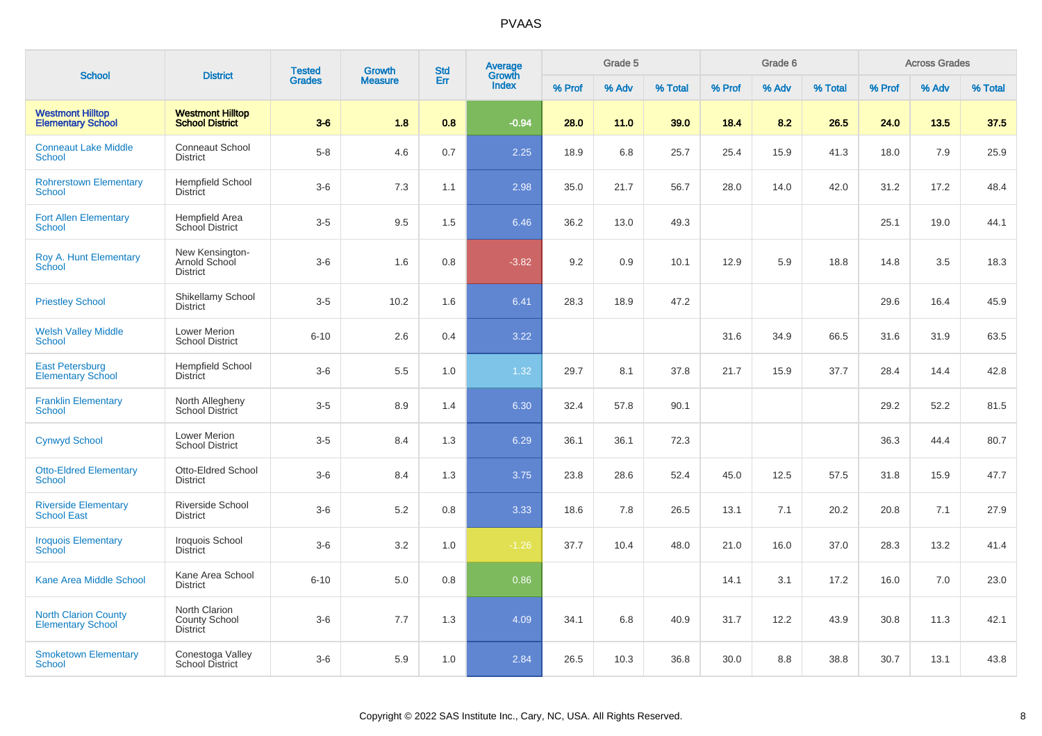# PVAAS

| School | District | Tested Grades | Growth Measure | Std Err | Average Growth Index | Grade 5 | | | Grade 6 | | | Across Grades | | |
|---|---|---|---|---|---|---|---|---|---|---|---|---|---|---|
| | | | | | | % Prof | % Adv | % Total | % Prof | % Adv | % Total | % Prof | % Adv | % Total |
| **Westmont Hilltop Elementary School** | **Westmont Hilltop School District** | **3-6** | **1.8** | **0.8** | **-0.94** | **28.0** | **11.0** | **39.0** | **18.4** | **8.2** | **26.5** | **24.0** | **13.5** | **37.5** |
| Conneaut Lake Middle School | Conneaut School District | 5-8 | 4.6 | 0.7 | 2.25 | 18.9 | 6.8 | 25.7 | 25.4 | 15.9 | 41.3 | 18.0 | 7.9 | 25.9 |
| Rohrerstown Elementary School | Hempfield School District | 3-6 | 7.3 | 1.1 | 2.98 | 35.0 | 21.7 | 56.7 | 28.0 | 14.0 | 42.0 | 31.2 | 17.2 | 48.4 |
| Fort Allen Elementary School | Hempfield Area School District | 3-5 | 9.5 | 1.5 | 6.46 | 36.2 | 13.0 | 49.3 | | | | 25.1 | 19.0 | 44.1 |
| Roy A. Hunt Elementary School | New Kensington-Arnold School District | 3-6 | 1.6 | 0.8 | -3.82 | 9.2 | 0.9 | 10.1 | 12.9 | 5.9 | 18.8 | 14.8 | 3.5 | 18.3 |
| Priestley School | Shikellamy School District | 3-5 | 10.2 | 1.6 | 6.41 | 28.3 | 18.9 | 47.2 | | | | 29.6 | 16.4 | 45.9 |
| Welsh Valley Middle School | Lower Merion School District | 6-10 | 2.6 | 0.4 | 3.22 | | | | 31.6 | 34.9 | 66.5 | 31.6 | 31.9 | 63.5 |
| East Petersburg Elementary School | Hempfield School District | 3-6 | 5.5 | 1.0 | 1.32 | 29.7 | 8.1 | 37.8 | 21.7 | 15.9 | 37.7 | 28.4 | 14.4 | 42.8 |
| Franklin Elementary School | North Allegheny School District | 3-5 | 8.9 | 1.4 | 6.30 | 32.4 | 57.8 | 90.1 | | | | 29.2 | 52.2 | 81.5 |
| Cynwyd School | Lower Merion School District | 3-5 | 8.4 | 1.3 | 6.29 | 36.1 | 36.1 | 72.3 | | | | 36.3 | 44.4 | 80.7 |
| Otto-Eldred Elementary School | Otto-Eldred School District | 3-6 | 8.4 | 1.3 | 3.75 | 23.8 | 28.6 | 52.4 | 45.0 | 12.5 | 57.5 | 31.8 | 15.9 | 47.7 |
| Riverside Elementary School East | Riverside School District | 3-6 | 5.2 | 0.8 | 3.33 | 18.6 | 7.8 | 26.5 | 13.1 | 7.1 | 20.2 | 20.8 | 7.1 | 27.9 |
| Iroquois Elementary School | Iroquois School District | 3-6 | 3.2 | 1.0 | -1.26 | 37.7 | 10.4 | 48.0 | 21.0 | 16.0 | 37.0 | 28.3 | 13.2 | 41.4 |
| Kane Area Middle School | Kane Area School District | 6-10 | 5.0 | 0.8 | 0.86 | | | | 14.1 | 3.1 | 17.2 | 16.0 | 7.0 | 23.0 |
| North Clarion County Elementary School | North Clarion County School District | 3-6 | 7.7 | 1.3 | 4.09 | 34.1 | 6.8 | 40.9 | 31.7 | 12.2 | 43.9 | 30.8 | 11.3 | 42.1 |
| Smoketown Elementary School | Conestoga Valley School District | 3-6 | 5.9 | 1.0 | 2.84 | 26.5 | 10.3 | 36.8 | 30.0 | 8.8 | 38.8 | 30.7 | 13.1 | 43.8 |

Copyright © 2022 SAS Institute Inc., Cary, NC, USA. All Rights Reserved.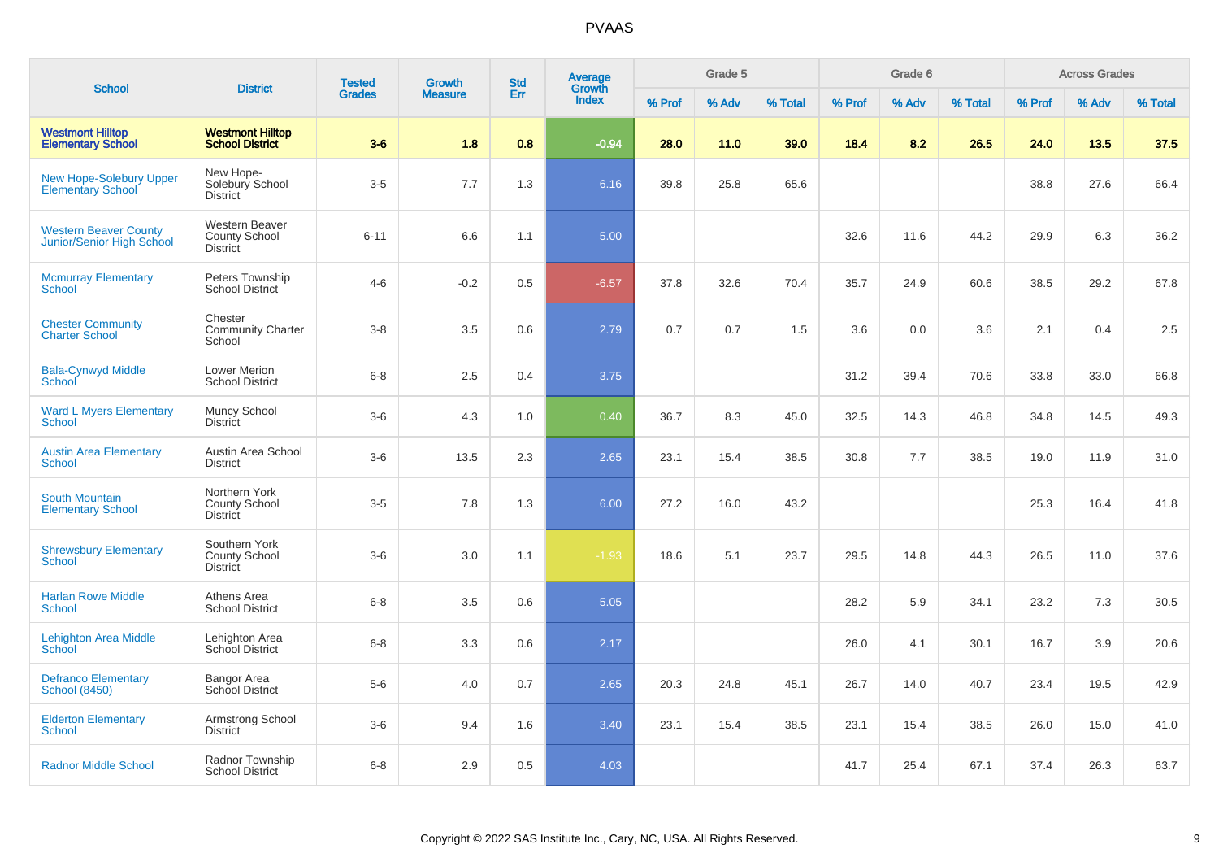# PVAAS

| School | District | Tested Grades | Growth Measure | Std Err | Average Growth Index | Grade 5 | | | Grade 6 | | | Across Grades | | |
|---|---|---|---|---|---|---|---|---|---|---|---|---|---|---|
| | | | | | | % Prof | % Adv | % Total | % Prof | % Adv | % Total | % Prof | % Adv | % Total |
| **Westmont Hilltop Elementary School** | **Westmont Hilltop School District** | **3-6** | **1.8** | **0.8** | **-0.94** | **28.0** | **11.0** | **39.0** | **18.4** | **8.2** | **26.5** | **24.0** | **13.5** | **37.5** |
| New Hope-Solebury Upper Elementary School | New Hope-Solebury School District | 3-5 | 7.7 | 1.3 | 6.16 | 39.8 | 25.8 | 65.6 | | | | 38.8 | 27.6 | 66.4 |
| Western Beaver County Junior/Senior High School | Western Beaver County School District | 6-11 | 6.6 | 1.1 | 5.00 | | | | 32.6 | 11.6 | 44.2 | 29.9 | 6.3 | 36.2 |
| Mcmurray Elementary School | Peters Township School District | 4-6 | -0.2 | 0.5 | -6.57 | 37.8 | 32.6 | 70.4 | 35.7 | 24.9 | 60.6 | 38.5 | 29.2 | 67.8 |
| Chester Community Charter School | Chester Community Charter School | 3-8 | 3.5 | 0.6 | 2.79 | 0.7 | 0.7 | 1.5 | 3.6 | 0.0 | 3.6 | 2.1 | 0.4 | 2.5 |
| Bala-Cynwyd Middle School | Lower Merion School District | 6-8 | 2.5 | 0.4 | 3.75 | | | | 31.2 | 39.4 | 70.6 | 33.8 | 33.0 | 66.8 |
| Ward L Myers Elementary School | Muncy School District | 3-6 | 4.3 | 1.0 | 0.40 | 36.7 | 8.3 | 45.0 | 32.5 | 14.3 | 46.8 | 34.8 | 14.5 | 49.3 |
| Austin Area Elementary School | Austin Area School District | 3-6 | 13.5 | 2.3 | 2.65 | 23.1 | 15.4 | 38.5 | 30.8 | 7.7 | 38.5 | 19.0 | 11.9 | 31.0 |
| South Mountain Elementary School | Northern York County School District | 3-5 | 7.8 | 1.3 | 6.00 | 27.2 | 16.0 | 43.2 | | | | 25.3 | 16.4 | 41.8 |
| Shrewsbury Elementary School | Southern York County School District | 3-6 | 3.0 | 1.1 | -1.93 | 18.6 | 5.1 | 23.7 | 29.5 | 14.8 | 44.3 | 26.5 | 11.0 | 37.6 |
| Harlan Rowe Middle School | Athens Area School District | 6-8 | 3.5 | 0.6 | 5.05 | | | | 28.2 | 5.9 | 34.1 | 23.2 | 7.3 | 30.5 |
| Lehighton Area Middle School | Lehighton Area School District | 6-8 | 3.3 | 0.6 | 2.17 | | | | 26.0 | 4.1 | 30.1 | 16.7 | 3.9 | 20.6 |
| Defranco Elementary School (8450) | Bangor Area School District | 5-6 | 4.0 | 0.7 | 2.65 | 20.3 | 24.8 | 45.1 | 26.7 | 14.0 | 40.7 | 23.4 | 19.5 | 42.9 |
| Elderton Elementary School | Armstrong School District | 3-6 | 9.4 | 1.6 | 3.40 | 23.1 | 15.4 | 38.5 | 23.1 | 15.4 | 38.5 | 26.0 | 15.0 | 41.0 |
| Radnor Middle School | Radnor Township School District | 6-8 | 2.9 | 0.5 | 4.03 | | | | 41.7 | 25.4 | 67.1 | 37.4 | 26.3 | 63.7 |

Copyright © 2022 SAS Institute Inc., Cary, NC, USA. All Rights Reserved.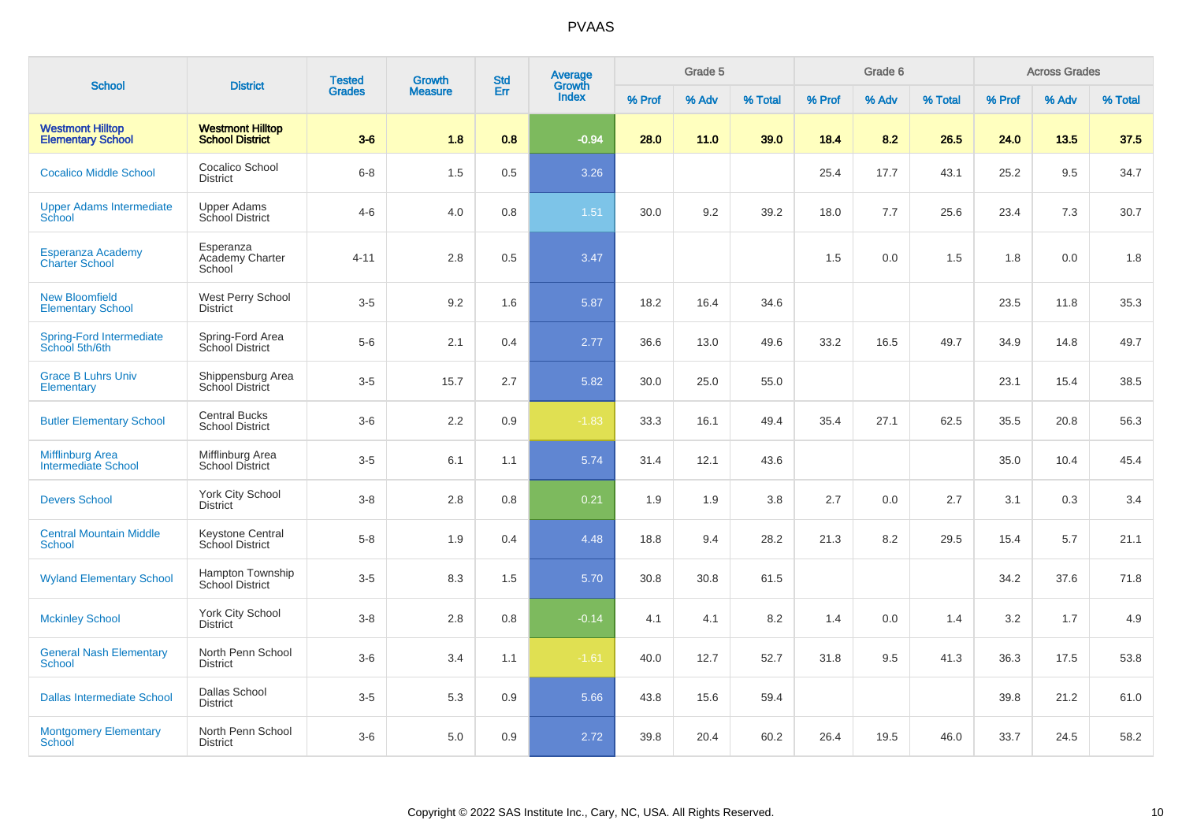# PVAAS

| School | District | Tested Grades | Growth Measure | Std Err | Average Growth Index | Grade 5 | | | Grade 6 | | | Across Grades | | |
|---|---|---|---|---|---|---|---|---|---|---|---|---|---|---|
| | | | | | | % Prof | % Adv | % Total | % Prof | % Adv | % Total | % Prof | % Adv | % Total |
| **Westmont Hilltop Elementary School** | **Westmont Hilltop School District** | **3-6** | **1.8** | **0.8** | **-0.94** | **28.0** | **11.0** | **39.0** | **18.4** | **8.2** | **26.5** | **24.0** | **13.5** | **37.5** |
| Cocalico Middle School | Cocalico School District | 6-8 | 1.5 | 0.5 | 3.26 | | | | 25.4 | 17.7 | 43.1 | 25.2 | 9.5 | 34.7 |
| Upper Adams Intermediate School | Upper Adams School District | 4-6 | 4.0 | 0.8 | 1.51 | 30.0 | 9.2 | 39.2 | 18.0 | 7.7 | 25.6 | 23.4 | 7.3 | 30.7 |
| Esperanza Academy Charter School | Esperanza Academy Charter School | 4-11 | 2.8 | 0.5 | 3.47 | | | | 1.5 | 0.0 | 1.5 | 1.8 | 0.0 | 1.8 |
| New Bloomfield Elementary School | West Perry School District | 3-5 | 9.2 | 1.6 | 5.87 | 18.2 | 16.4 | 34.6 | | | | 23.5 | 11.8 | 35.3 |
| Spring-Ford Intermediate School 5th/6th | Spring-Ford Area School District | 5-6 | 2.1 | 0.4 | 2.77 | 36.6 | 13.0 | 49.6 | 33.2 | 16.5 | 49.7 | 34.9 | 14.8 | 49.7 |
| Grace B Luhrs Univ Elementary | Shippensburg Area School District | 3-5 | 15.7 | 2.7 | 5.82 | 30.0 | 25.0 | 55.0 | | | | 23.1 | 15.4 | 38.5 |
| Butler Elementary School | Central Bucks School District | 3-6 | 2.2 | 0.9 | -1.83 | 33.3 | 16.1 | 49.4 | 35.4 | 27.1 | 62.5 | 35.5 | 20.8 | 56.3 |
| Mifflinburg Area Intermediate School | Mifflinburg Area School District | 3-5 | 6.1 | 1.1 | 5.74 | 31.4 | 12.1 | 43.6 | | | | 35.0 | 10.4 | 45.4 |
| Devers School | York City School District | 3-8 | 2.8 | 0.8 | 0.21 | 1.9 | 1.9 | 3.8 | 2.7 | 0.0 | 2.7 | 3.1 | 0.3 | 3.4 |
| Central Mountain Middle School | Keystone Central School District | 5-8 | 1.9 | 0.4 | 4.48 | 18.8 | 9.4 | 28.2 | 21.3 | 8.2 | 29.5 | 15.4 | 5.7 | 21.1 |
| Wyland Elementary School | Hampton Township School District | 3-5 | 8.3 | 1.5 | 5.70 | 30.8 | 30.8 | 61.5 | | | | 34.2 | 37.6 | 71.8 |
| Mckinley School | York City School District | 3-8 | 2.8 | 0.8 | -0.14 | 4.1 | 4.1 | 8.2 | 1.4 | 0.0 | 1.4 | 3.2 | 1.7 | 4.9 |
| General Nash Elementary School | North Penn School District | 3-6 | 3.4 | 1.1 | -1.61 | 40.0 | 12.7 | 52.7 | 31.8 | 9.5 | 41.3 | 36.3 | 17.5 | 53.8 |
| Dallas Intermediate School | Dallas School District | 3-5 | 5.3 | 0.9 | 5.66 | 43.8 | 15.6 | 59.4 | | | | 39.8 | 21.2 | 61.0 |
| Montgomery Elementary School | North Penn School District | 3-6 | 5.0 | 0.9 | 2.72 | 39.8 | 20.4 | 60.2 | 26.4 | 19.5 | 46.0 | 33.7 | 24.5 | 58.2 |

Copyright © 2022 SAS Institute Inc., Cary, NC, USA. All Rights Reserved.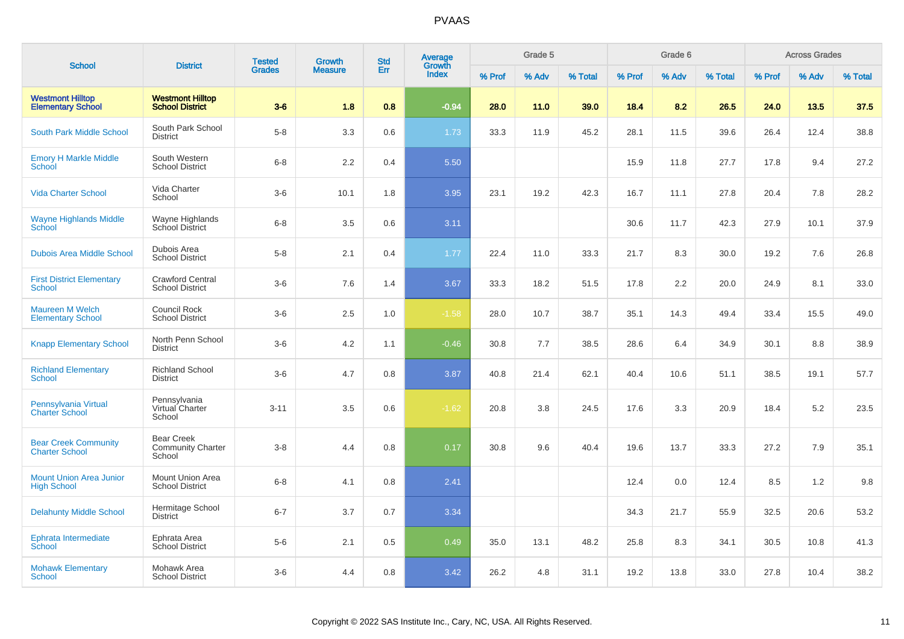PVAAS

| School | District | Tested Grades | Growth Measure | Std Err | Average Growth Index | Grade 5 | | | Grade 6 | | | Across Grades | | |
|---|---|---|---|---|---|---|---|---|---|---|---|---|---|---|
| | | | | | | % Prof | % Adv | % Total | % Prof | % Adv | % Total | % Prof | % Adv | % Total |
| **Westmont Hilltop Elementary School** | **Westmont Hilltop School District** | **3-6** | **1.8** | **0.8** | **-0.94** | **28.0** | **11.0** | **39.0** | **18.4** | **8.2** | **26.5** | **24.0** | **13.5** | **37.5** |
| South Park Middle School | South Park School District | 5-8 | 3.3 | 0.6 | 1.73 | 33.3 | 11.9 | 45.2 | 28.1 | 11.5 | 39.6 | 26.4 | 12.4 | 38.8 |
| Emory H Markle Middle School | South Western School District | 6-8 | 2.2 | 0.4 | 5.50 | | | | 15.9 | 11.8 | 27.7 | 17.8 | 9.4 | 27.2 |
| Vida Charter School | Vida Charter School | 3-6 | 10.1 | 1.8 | 3.95 | 23.1 | 19.2 | 42.3 | 16.7 | 11.1 | 27.8 | 20.4 | 7.8 | 28.2 |
| Wayne Highlands Middle School | Wayne Highlands School District | 6-8 | 3.5 | 0.6 | 3.11 | | | | 30.6 | 11.7 | 42.3 | 27.9 | 10.1 | 37.9 |
| Dubois Area Middle School | Dubois Area School District | 5-8 | 2.1 | 0.4 | 1.77 | 22.4 | 11.0 | 33.3 | 21.7 | 8.3 | 30.0 | 19.2 | 7.6 | 26.8 |
| First District Elementary School | Crawford Central School District | 3-6 | 7.6 | 1.4 | 3.67 | 33.3 | 18.2 | 51.5 | 17.8 | 2.2 | 20.0 | 24.9 | 8.1 | 33.0 |
| Maureen M Welch Elementary School | Council Rock School District | 3-6 | 2.5 | 1.0 | -1.58 | 28.0 | 10.7 | 38.7 | 35.1 | 14.3 | 49.4 | 33.4 | 15.5 | 49.0 |
| Knapp Elementary School | North Penn School District | 3-6 | 4.2 | 1.1 | -0.46 | 30.8 | 7.7 | 38.5 | 28.6 | 6.4 | 34.9 | 30.1 | 8.8 | 38.9 |
| Richland Elementary School | Richland School District | 3-6 | 4.7 | 0.8 | 3.87 | 40.8 | 21.4 | 62.1 | 40.4 | 10.6 | 51.1 | 38.5 | 19.1 | 57.7 |
| Pennsylvania Virtual Charter School | Pennsylvania Virtual Charter School | 3-11 | 3.5 | 0.6 | -1.62 | 20.8 | 3.8 | 24.5 | 17.6 | 3.3 | 20.9 | 18.4 | 5.2 | 23.5 |
| Bear Creek Community Charter School | Bear Creek Community Charter School | 3-8 | 4.4 | 0.8 | 0.17 | 30.8 | 9.6 | 40.4 | 19.6 | 13.7 | 33.3 | 27.2 | 7.9 | 35.1 |
| Mount Union Area Junior High School | Mount Union Area School District | 6-8 | 4.1 | 0.8 | 2.41 | | | | 12.4 | 0.0 | 12.4 | 8.5 | 1.2 | 9.8 |
| Delahunty Middle School | Hermitage School District | 6-7 | 3.7 | 0.7 | 3.34 | | | | 34.3 | 21.7 | 55.9 | 32.5 | 20.6 | 53.2 |
| Ephrata Intermediate School | Ephrata Area School District | 5-6 | 2.1 | 0.5 | 0.49 | 35.0 | 13.1 | 48.2 | 25.8 | 8.3 | 34.1 | 30.5 | 10.8 | 41.3 |
| Mohawk Elementary School | Mohawk Area School District | 3-6 | 4.4 | 0.8 | 3.42 | 26.2 | 4.8 | 31.1 | 19.2 | 13.8 | 33.0 | 27.8 | 10.4 | 38.2 |

Copyright © 2022 SAS Institute Inc., Cary, NC, USA. All Rights Reserved.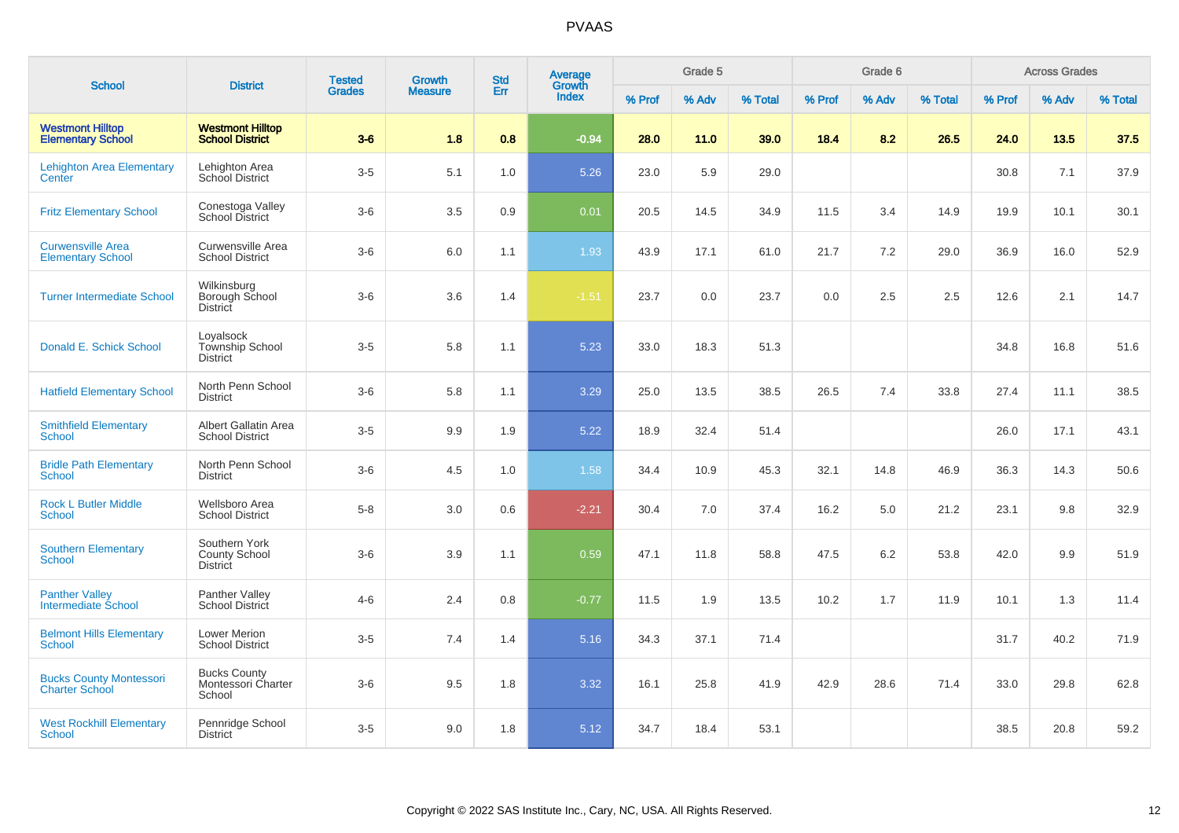# PVAAS

| School | District | Tested Grades | Growth Measure | Std Err | Average Growth Index | Grade 5 | | | Grade 6 | | | Across Grades | | |
|---|---|---|---|---|---|---|---|---|---|---|---|---|---|---|
| | | | | | | % Prof | % Adv | % Total | % Prof | % Adv | % Total | % Prof | % Adv | % Total |
| **Westmont Hilltop Elementary School** | **Westmont Hilltop School District** | **3-6** | **1.8** | **0.8** | **-0.94** | **28.0** | **11.0** | **39.0** | **18.4** | **8.2** | **26.5** | **24.0** | **13.5** | **37.5** |
| Lehighton Area Elementary Center | Lehighton Area School District | 3-5 | 5.1 | 1.0 | 5.26 | 23.0 | 5.9 | 29.0 | | | | 30.8 | 7.1 | 37.9 |
| Fritz Elementary School | Conestoga Valley School District | 3-6 | 3.5 | 0.9 | 0.01 | 20.5 | 14.5 | 34.9 | 11.5 | 3.4 | 14.9 | 19.9 | 10.1 | 30.1 |
| Curwensville Area Elementary School | Curwensville Area School District | 3-6 | 6.0 | 1.1 | 1.93 | 43.9 | 17.1 | 61.0 | 21.7 | 7.2 | 29.0 | 36.9 | 16.0 | 52.9 |
| Turner Intermediate School | Wilkinsburg Borough School District | 3-6 | 3.6 | 1.4 | -1.51 | 23.7 | 0.0 | 23.7 | 0.0 | 2.5 | 2.5 | 12.6 | 2.1 | 14.7 |
| Donald E. Schick School | Loyalsock Township School District | 3-5 | 5.8 | 1.1 | 5.23 | 33.0 | 18.3 | 51.3 | | | | 34.8 | 16.8 | 51.6 |
| Hatfield Elementary School | North Penn School District | 3-6 | 5.8 | 1.1 | 3.29 | 25.0 | 13.5 | 38.5 | 26.5 | 7.4 | 33.8 | 27.4 | 11.1 | 38.5 |
| Smithfield Elementary School | Albert Gallatin Area School District | 3-5 | 9.9 | 1.9 | 5.22 | 18.9 | 32.4 | 51.4 | | | | 26.0 | 17.1 | 43.1 |
| Bridle Path Elementary School | North Penn School District | 3-6 | 4.5 | 1.0 | 1.58 | 34.4 | 10.9 | 45.3 | 32.1 | 14.8 | 46.9 | 36.3 | 14.3 | 50.6 |
| Rock L Butler Middle School | Wellsboro Area School District | 5-8 | 3.0 | 0.6 | -2.21 | 30.4 | 7.0 | 37.4 | 16.2 | 5.0 | 21.2 | 23.1 | 9.8 | 32.9 |
| Southern Elementary School | Southern York County School District | 3-6 | 3.9 | 1.1 | 0.59 | 47.1 | 11.8 | 58.8 | 47.5 | 6.2 | 53.8 | 42.0 | 9.9 | 51.9 |
| Panther Valley Intermediate School | Panther Valley School District | 4-6 | 2.4 | 0.8 | -0.77 | 11.5 | 1.9 | 13.5 | 10.2 | 1.7 | 11.9 | 10.1 | 1.3 | 11.4 |
| Belmont Hills Elementary School | Lower Merion School District | 3-5 | 7.4 | 1.4 | 5.16 | 34.3 | 37.1 | 71.4 | | | | 31.7 | 40.2 | 71.9 |
| Bucks County Montessori Charter School | Bucks County Montessori Charter School | 3-6 | 9.5 | 1.8 | 3.32 | 16.1 | 25.8 | 41.9 | 42.9 | 28.6 | 71.4 | 33.0 | 29.8 | 62.8 |
| West Rockhill Elementary School | Pennridge School District | 3-5 | 9.0 | 1.8 | 5.12 | 34.7 | 18.4 | 53.1 | | | | 38.5 | 20.8 | 59.2 |

Copyright © 2022 SAS Institute Inc., Cary, NC, USA. All Rights Reserved.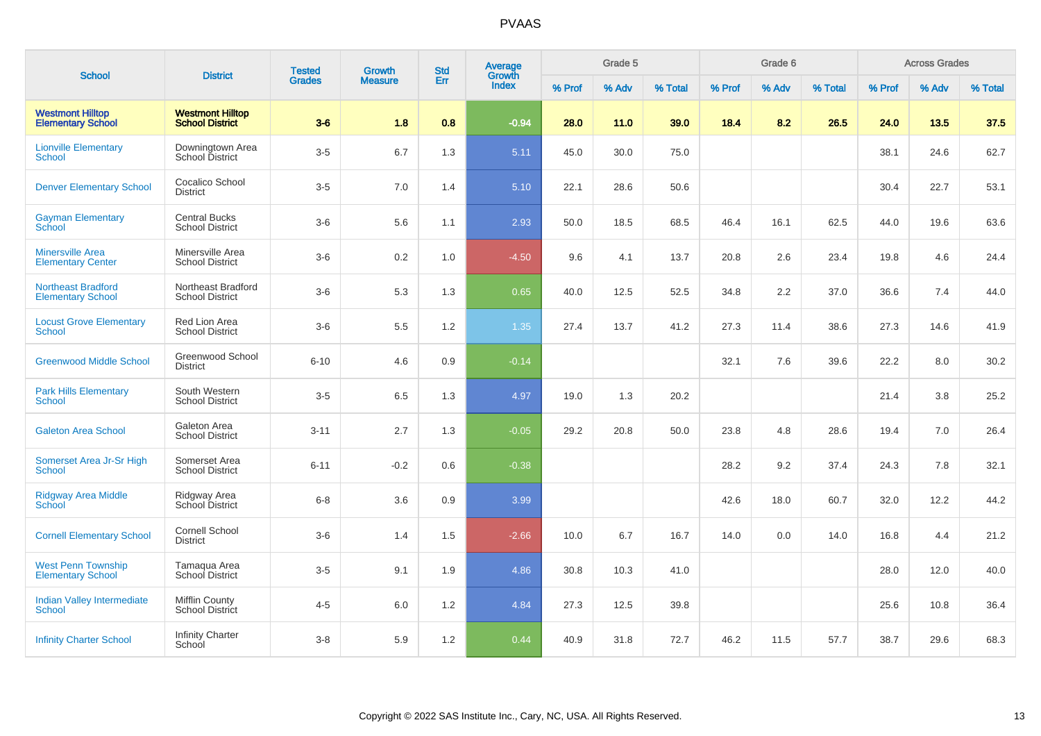# PVAAS

| School | District | Tested Grades | Growth Measure | Std Err | Average Growth Index | Grade 5 | | | Grade 6 | | | Across Grades | | |
|---|---|---|---|---|---|---|---|---|---|---|---|---|---|---|
| | | | | | | % Prof | % Adv | % Total | % Prof | % Adv | % Total | % Prof | % Adv | % Total |
| **Westmont Hilltop Elementary School** | **Westmont Hilltop School District** | **3-6** | **1.8** | **0.8** | **-0.94** | **28.0** | **11.0** | **39.0** | **18.4** | **8.2** | **26.5** | **24.0** | **13.5** | **37.5** |
| Lionville Elementary School | Downingtown Area School District | 3-5 | 6.7 | 1.3 | 5.11 | 45.0 | 30.0 | 75.0 | | | | 38.1 | 24.6 | 62.7 |
| Denver Elementary School | Cocalico School District | 3-5 | 7.0 | 1.4 | 5.10 | 22.1 | 28.6 | 50.6 | | | | 30.4 | 22.7 | 53.1 |
| Gayman Elementary School | Central Bucks School District | 3-6 | 5.6 | 1.1 | 2.93 | 50.0 | 18.5 | 68.5 | 46.4 | 16.1 | 62.5 | 44.0 | 19.6 | 63.6 |
| Minersville Area Elementary Center | Minersville Area School District | 3-6 | 0.2 | 1.0 | -4.50 | 9.6 | 4.1 | 13.7 | 20.8 | 2.6 | 23.4 | 19.8 | 4.6 | 24.4 |
| Northeast Bradford Elementary School | Northeast Bradford School District | 3-6 | 5.3 | 1.3 | 0.65 | 40.0 | 12.5 | 52.5 | 34.8 | 2.2 | 37.0 | 36.6 | 7.4 | 44.0 |
| Locust Grove Elementary School | Red Lion Area School District | 3-6 | 5.5 | 1.2 | 1.35 | 27.4 | 13.7 | 41.2 | 27.3 | 11.4 | 38.6 | 27.3 | 14.6 | 41.9 |
| Greenwood Middle School | Greenwood School District | 6-10 | 4.6 | 0.9 | -0.14 | | | | 32.1 | 7.6 | 39.6 | 22.2 | 8.0 | 30.2 |
| Park Hills Elementary School | South Western School District | 3-5 | 6.5 | 1.3 | 4.97 | 19.0 | 1.3 | 20.2 | | | | 21.4 | 3.8 | 25.2 |
| Galeton Area School | Galeton Area School District | 3-11 | 2.7 | 1.3 | -0.05 | 29.2 | 20.8 | 50.0 | 23.8 | 4.8 | 28.6 | 19.4 | 7.0 | 26.4 |
| Somerset Area Jr-Sr High School | Somerset Area School District | 6-11 | -0.2 | 0.6 | -0.38 | | | | 28.2 | 9.2 | 37.4 | 24.3 | 7.8 | 32.1 |
| Ridgway Area Middle School | Ridgway Area School District | 6-8 | 3.6 | 0.9 | 3.99 | | | | 42.6 | 18.0 | 60.7 | 32.0 | 12.2 | 44.2 |
| Cornell Elementary School | Cornell School District | 3-6 | 1.4 | 1.5 | -2.66 | 10.0 | 6.7 | 16.7 | 14.0 | 0.0 | 14.0 | 16.8 | 4.4 | 21.2 |
| West Penn Township Elementary School | Tamaqua Area School District | 3-5 | 9.1 | 1.9 | 4.86 | 30.8 | 10.3 | 41.0 | | | | 28.0 | 12.0 | 40.0 |
| Indian Valley Intermediate School | Mifflin County School District | 4-5 | 6.0 | 1.2 | 4.84 | 27.3 | 12.5 | 39.8 | | | | 25.6 | 10.8 | 36.4 |
| Infinity Charter School | Infinity Charter School | 3-8 | 5.9 | 1.2 | 0.44 | 40.9 | 31.8 | 72.7 | 46.2 | 11.5 | 57.7 | 38.7 | 29.6 | 68.3 |

Copyright © 2022 SAS Institute Inc., Cary, NC, USA. All Rights Reserved.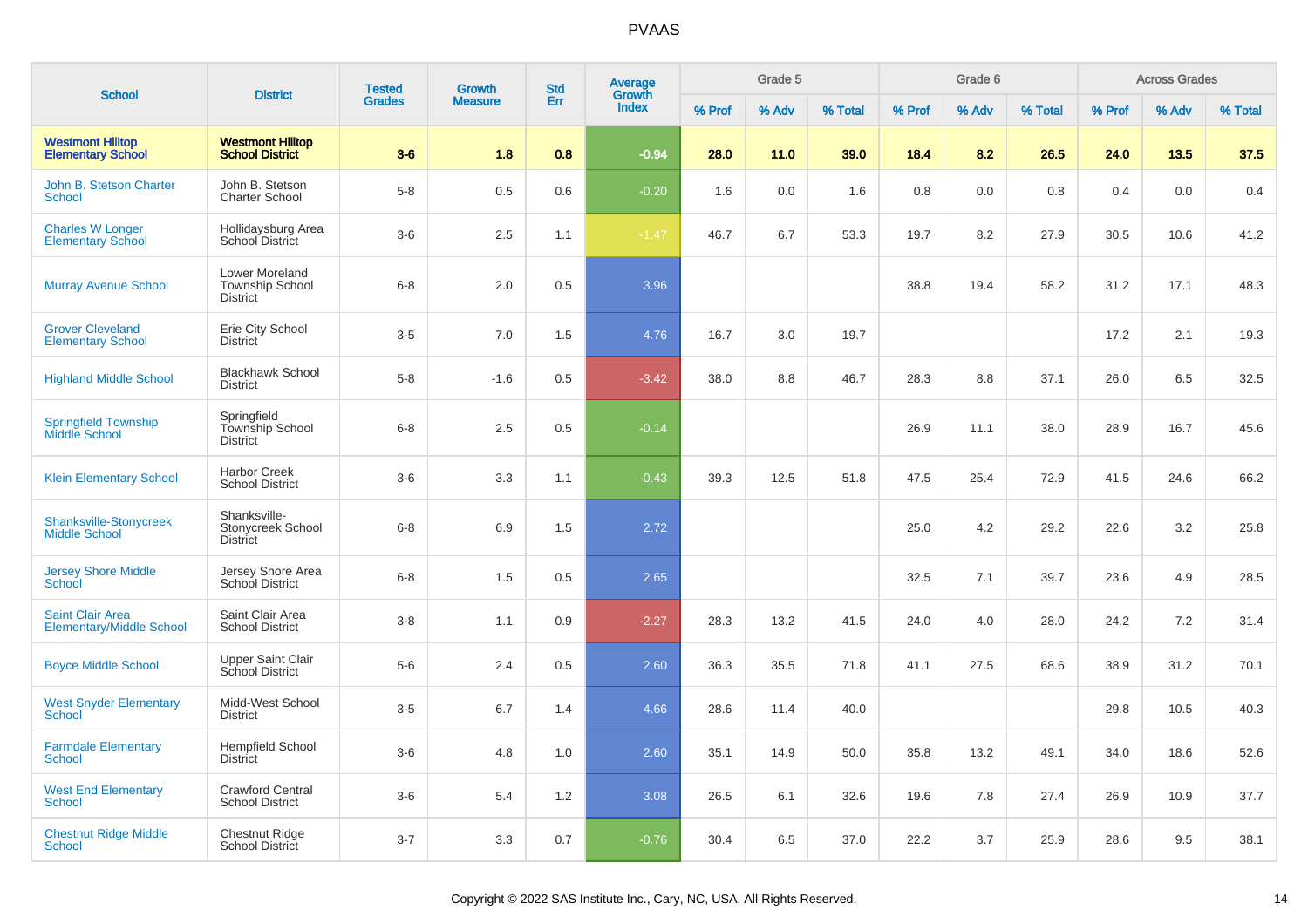# PVAAS

| School | District | Tested Grades | Growth Measure | Std Err | Average Growth Index | Grade 5 | | | Grade 6 | | | Across Grades | | |
|---|---|---|---|---|---|---|---|---|---|---|---|---|---|---|
| | | | | | | % Prof | % Adv | % Total | % Prof | % Adv | % Total | % Prof | % Adv | % Total |
| **Westmont Hilltop Elementary School** | **Westmont Hilltop School District** | **3-6** | **1.8** | **0.8** | **-0.94** | **28.0** | **11.0** | **39.0** | **18.4** | **8.2** | **26.5** | **24.0** | **13.5** | **37.5** |
| John B. Stetson Charter School | John B. Stetson Charter School | 5-8 | 0.5 | 0.6 | -0.20 | 1.6 | 0.0 | 1.6 | 0.8 | 0.0 | 0.8 | 0.4 | 0.0 | 0.4 |
| Charles W Longer Elementary School | Hollidaysburg Area School District | 3-6 | 2.5 | 1.1 | -1.47 | 46.7 | 6.7 | 53.3 | 19.7 | 8.2 | 27.9 | 30.5 | 10.6 | 41.2 |
| Murray Avenue School | Lower Moreland Township School District | 6-8 | 2.0 | 0.5 | 3.96 | | | | 38.8 | 19.4 | 58.2 | 31.2 | 17.1 | 48.3 |
| Grover Cleveland Elementary School | Erie City School District | 3-5 | 7.0 | 1.5 | 4.76 | 16.7 | 3.0 | 19.7 | | | | 17.2 | 2.1 | 19.3 |
| Highland Middle School | Blackhawk School District | 5-8 | -1.6 | 0.5 | -3.42 | 38.0 | 8.8 | 46.7 | 28.3 | 8.8 | 37.1 | 26.0 | 6.5 | 32.5 |
| Springfield Township Middle School | Springfield Township School District | 6-8 | 2.5 | 0.5 | -0.14 | | | | 26.9 | 11.1 | 38.0 | 28.9 | 16.7 | 45.6 |
| Klein Elementary School | Harbor Creek School District | 3-6 | 3.3 | 1.1 | -0.43 | 39.3 | 12.5 | 51.8 | 47.5 | 25.4 | 72.9 | 41.5 | 24.6 | 66.2 |
| Shanksville-Stonycreek Middle School | Shanksville-Stonycreek School District | 6-8 | 6.9 | 1.5 | 2.72 | | | | 25.0 | 4.2 | 29.2 | 22.6 | 3.2 | 25.8 |
| Jersey Shore Middle School | Jersey Shore Area School District | 6-8 | 1.5 | 0.5 | 2.65 | | | | 32.5 | 7.1 | 39.7 | 23.6 | 4.9 | 28.5 |
| Saint Clair Area Elementary/Middle School | Saint Clair Area School District | 3-8 | 1.1 | 0.9 | -2.27 | 28.3 | 13.2 | 41.5 | 24.0 | 4.0 | 28.0 | 24.2 | 7.2 | 31.4 |
| Boyce Middle School | Upper Saint Clair School District | 5-6 | 2.4 | 0.5 | 2.60 | 36.3 | 35.5 | 71.8 | 41.1 | 27.5 | 68.6 | 38.9 | 31.2 | 70.1 |
| West Snyder Elementary School | Midd-West School District | 3-5 | 6.7 | 1.4 | 4.66 | 28.6 | 11.4 | 40.0 | | | | 29.8 | 10.5 | 40.3 |
| Farmdale Elementary School | Hempfield School District | 3-6 | 4.8 | 1.0 | 2.60 | 35.1 | 14.9 | 50.0 | 35.8 | 13.2 | 49.1 | 34.0 | 18.6 | 52.6 |
| West End Elementary School | Crawford Central School District | 3-6 | 5.4 | 1.2 | 3.08 | 26.5 | 6.1 | 32.6 | 19.6 | 7.8 | 27.4 | 26.9 | 10.9 | 37.7 |
| Chestnut Ridge Middle School | Chestnut Ridge School District | 3-7 | 3.3 | 0.7 | -0.76 | 30.4 | 6.5 | 37.0 | 22.2 | 3.7 | 25.9 | 28.6 | 9.5 | 38.1 |

Copyright © 2022 SAS Institute Inc., Cary, NC, USA. All Rights Reserved.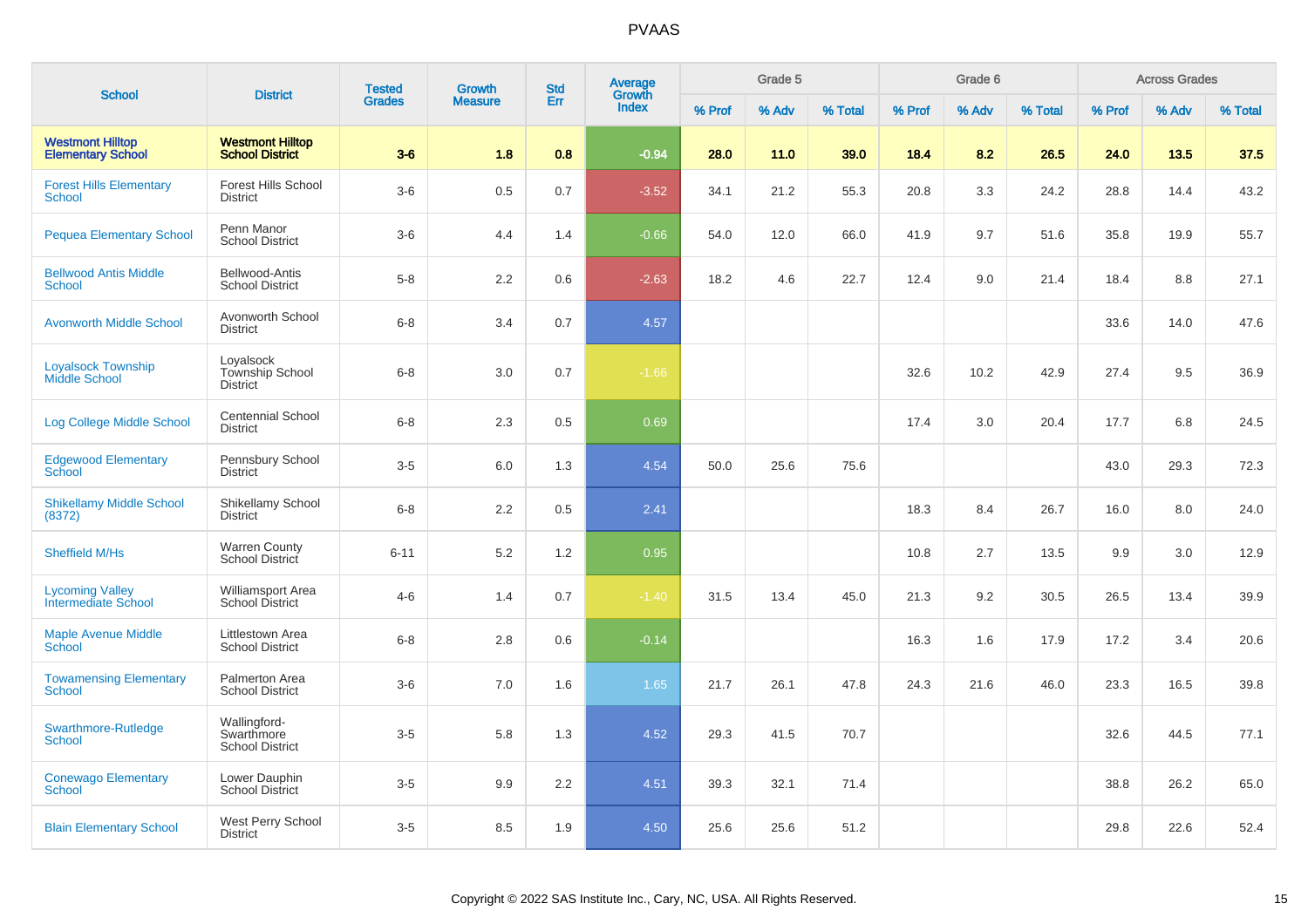# PVAAS

| School | District | Tested Grades | Growth Measure | Std Err | Average Growth Index | Grade 5 | | | Grade 6 | | | Across Grades | | |
|---|---|---|---|---|---|---|---|---|---|---|---|---|---|---|
| | | | | | | % Prof | % Adv | % Total | % Prof | % Adv | % Total | % Prof | % Adv | % Total |
| **Westmont Hilltop Elementary School** | **Westmont Hilltop School District** | **3-6** | **1.8** | **0.8** | **-0.94** | **28.0** | **11.0** | **39.0** | **18.4** | **8.2** | **26.5** | **24.0** | **13.5** | **37.5** |
| Forest Hills Elementary School | Forest Hills School District | 3-6 | 0.5 | 0.7 | -3.52 | 34.1 | 21.2 | 55.3 | 20.8 | 3.3 | 24.2 | 28.8 | 14.4 | 43.2 |
| Pequea Elementary School | Penn Manor School District | 3-6 | 4.4 | 1.4 | -0.66 | 54.0 | 12.0 | 66.0 | 41.9 | 9.7 | 51.6 | 35.8 | 19.9 | 55.7 |
| Bellwood Antis Middle School | Bellwood-Antis School District | 5-8 | 2.2 | 0.6 | -2.63 | 18.2 | 4.6 | 22.7 | 12.4 | 9.0 | 21.4 | 18.4 | 8.8 | 27.1 |
| Avonworth Middle School | Avonworth School District | 6-8 | 3.4 | 0.7 | 4.57 | | | | | | | 33.6 | 14.0 | 47.6 |
| Loyalsock Township Middle School | Loyalsock Township School District | 6-8 | 3.0 | 0.7 | -1.66 | | | | 32.6 | 10.2 | 42.9 | 27.4 | 9.5 | 36.9 |
| Log College Middle School | Centennial School District | 6-8 | 2.3 | 0.5 | 0.69 | | | | 17.4 | 3.0 | 20.4 | 17.7 | 6.8 | 24.5 |
| Edgewood Elementary School | Pennsbury School District | 3-5 | 6.0 | 1.3 | 4.54 | 50.0 | 25.6 | 75.6 | | | | 43.0 | 29.3 | 72.3 |
| Shikellamy Middle School (8372) | Shikellamy School District | 6-8 | 2.2 | 0.5 | 2.41 | | | | 18.3 | 8.4 | 26.7 | 16.0 | 8.0 | 24.0 |
| Sheffield M/Hs | Warren County School District | 6-11 | 5.2 | 1.2 | 0.95 | | | | 10.8 | 2.7 | 13.5 | 9.9 | 3.0 | 12.9 |
| Lycoming Valley Intermediate School | Williamsport Area School District | 4-6 | 1.4 | 0.7 | -1.40 | 31.5 | 13.4 | 45.0 | 21.3 | 9.2 | 30.5 | 26.5 | 13.4 | 39.9 |
| Maple Avenue Middle School | Littlestown Area School District | 6-8 | 2.8 | 0.6 | -0.14 | | | | 16.3 | 1.6 | 17.9 | 17.2 | 3.4 | 20.6 |
| Towamensing Elementary School | Palmerton Area School District | 3-6 | 7.0 | 1.6 | 1.65 | 21.7 | 26.1 | 47.8 | 24.3 | 21.6 | 46.0 | 23.3 | 16.5 | 39.8 |
| Swarthmore-Rutledge School | Wallingford-Swarthmore School District | 3-5 | 5.8 | 1.3 | 4.52 | 29.3 | 41.5 | 70.7 | | | | 32.6 | 44.5 | 77.1 |
| Conewago Elementary School | Lower Dauphin School District | 3-5 | 9.9 | 2.2 | 4.51 | 39.3 | 32.1 | 71.4 | | | | 38.8 | 26.2 | 65.0 |
| Blain Elementary School | West Perry School District | 3-5 | 8.5 | 1.9 | 4.50 | 25.6 | 25.6 | 51.2 | | | | 29.8 | 22.6 | 52.4 |

Copyright © 2022 SAS Institute Inc., Cary, NC, USA. All Rights Reserved.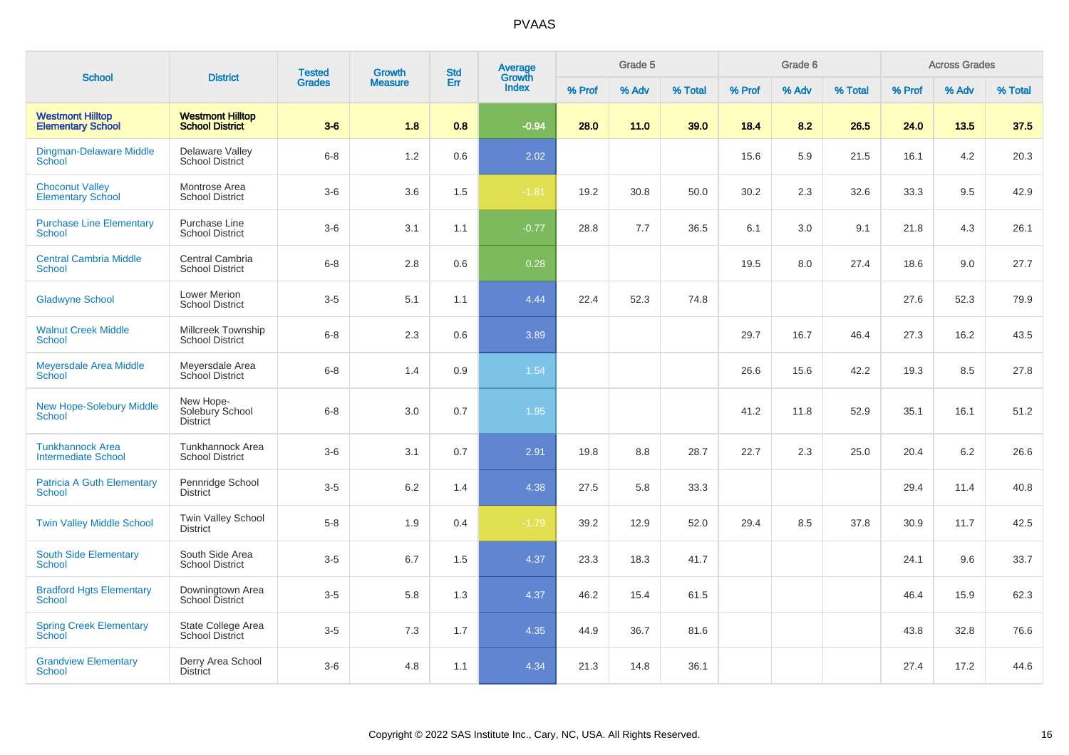# PVAAS

| School | District | Tested Grades | Growth Measure | Std Err | Average Growth Index | Grade 5 | | | Grade 6 | | | Across Grades | | |
|---|---|---|---|---|---|---|---|---|---|---|---|---|---|---|
| | | | | | | % Prof | % Adv | % Total | % Prof | % Adv | % Total | % Prof | % Adv | % Total |
| **Westmont Hilltop Elementary School** | **Westmont Hilltop School District** | **3-6** | **1.8** | **0.8** | **-0.94** | **28.0** | **11.0** | **39.0** | **18.4** | **8.2** | **26.5** | **24.0** | **13.5** | **37.5** |
| Dingman-Delaware Middle School | Delaware Valley School District | 6-8 | 1.2 | 0.6 | 2.02 | | | | 15.6 | 5.9 | 21.5 | 16.1 | 4.2 | 20.3 |
| Choconut Valley Elementary School | Montrose Area School District | 3-6 | 3.6 | 1.5 | -1.81 | 19.2 | 30.8 | 50.0 | 30.2 | 2.3 | 32.6 | 33.3 | 9.5 | 42.9 |
| Purchase Line Elementary School | Purchase Line School District | 3-6 | 3.1 | 1.1 | -0.77 | 28.8 | 7.7 | 36.5 | 6.1 | 3.0 | 9.1 | 21.8 | 4.3 | 26.1 |
| Central Cambria Middle School | Central Cambria School District | 6-8 | 2.8 | 0.6 | 0.28 | | | | 19.5 | 8.0 | 27.4 | 18.6 | 9.0 | 27.7 |
| Gladwyne School | Lower Merion School District | 3-5 | 5.1 | 1.1 | 4.44 | 22.4 | 52.3 | 74.8 | | | | 27.6 | 52.3 | 79.9 |
| Walnut Creek Middle School | Millcreek Township School District | 6-8 | 2.3 | 0.6 | 3.89 | | | | 29.7 | 16.7 | 46.4 | 27.3 | 16.2 | 43.5 |
| Meyersdale Area Middle School | Meyersdale Area School District | 6-8 | 1.4 | 0.9 | 1.54 | | | | 26.6 | 15.6 | 42.2 | 19.3 | 8.5 | 27.8 |
| New Hope-Solebury Middle School | New Hope-Solebury School District | 6-8 | 3.0 | 0.7 | 1.95 | | | | 41.2 | 11.8 | 52.9 | 35.1 | 16.1 | 51.2 |
| Tunkhannock Area Intermediate School | Tunkhannock Area School District | 3-6 | 3.1 | 0.7 | 2.91 | 19.8 | 8.8 | 28.7 | 22.7 | 2.3 | 25.0 | 20.4 | 6.2 | 26.6 |
| Patricia A Guth Elementary School | Pennridge School District | 3-5 | 6.2 | 1.4 | 4.38 | 27.5 | 5.8 | 33.3 | | | | 29.4 | 11.4 | 40.8 |
| Twin Valley Middle School | Twin Valley School District | 5-8 | 1.9 | 0.4 | -1.79 | 39.2 | 12.9 | 52.0 | 29.4 | 8.5 | 37.8 | 30.9 | 11.7 | 42.5 |
| South Side Elementary School | South Side Area School District | 3-5 | 6.7 | 1.5 | 4.37 | 23.3 | 18.3 | 41.7 | | | | 24.1 | 9.6 | 33.7 |
| Bradford Hgts Elementary School | Downingtown Area School District | 3-5 | 5.8 | 1.3 | 4.37 | 46.2 | 15.4 | 61.5 | | | | 46.4 | 15.9 | 62.3 |
| Spring Creek Elementary School | State College Area School District | 3-5 | 7.3 | 1.7 | 4.35 | 44.9 | 36.7 | 81.6 | | | | 43.8 | 32.8 | 76.6 |
| Grandview Elementary School | Derry Area School District | 3-6 | 4.8 | 1.1 | 4.34 | 21.3 | 14.8 | 36.1 | | | | 27.4 | 17.2 | 44.6 |

Copyright © 2022 SAS Institute Inc., Cary, NC, USA. All Rights Reserved.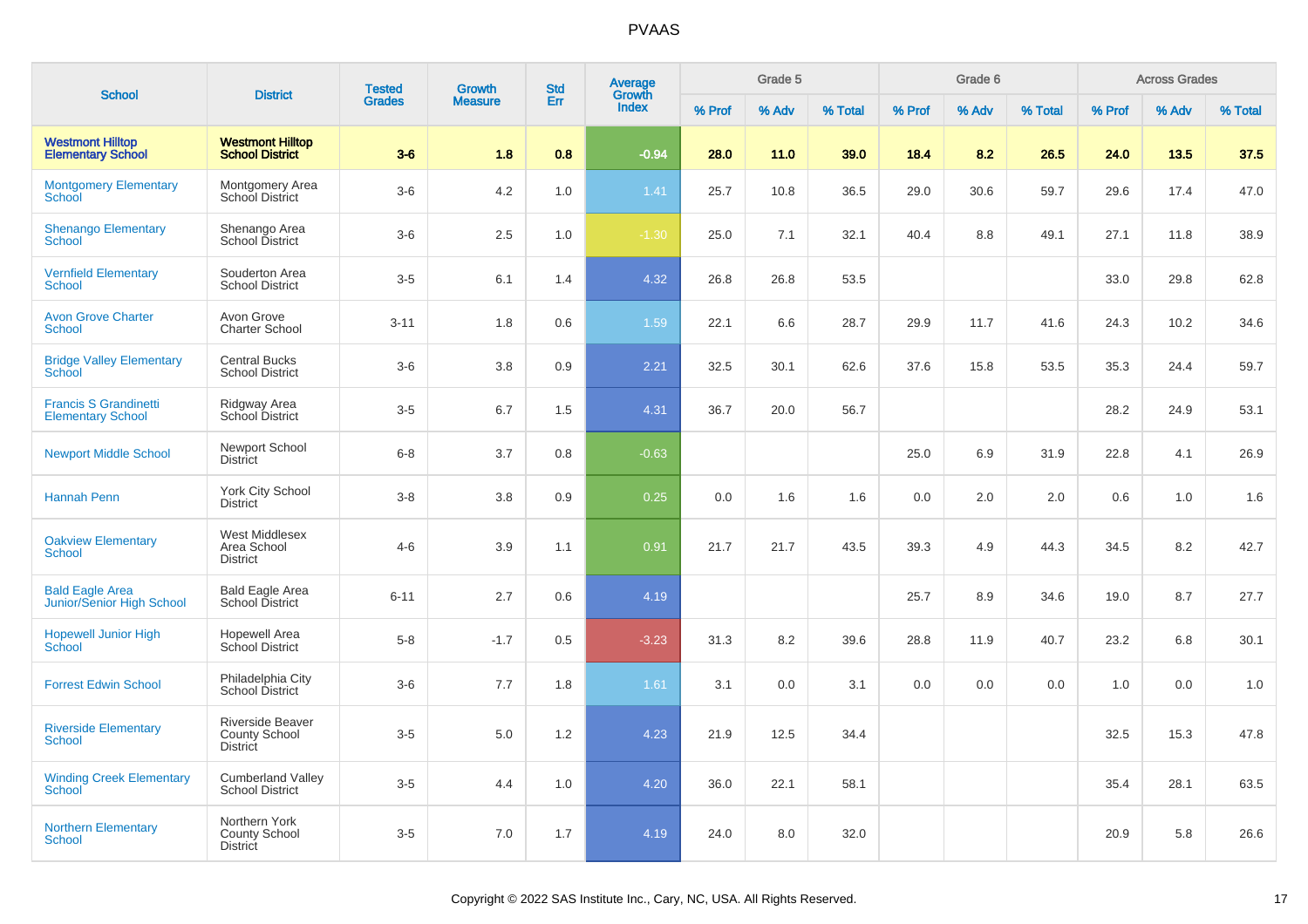# PVAAS

| School | District | Tested Grades | Growth Measure | Std Err | Average Growth Index | Grade 5 | | | Grade 6 | | | Across Grades | | |
|---|---|---|---|---|---|---|---|---|---|---|---|---|---|---|
| | | | | | | % Prof | % Adv | % Total | % Prof | % Adv | % Total | % Prof | % Adv | % Total |
| **Westmont Hilltop Elementary School** | **Westmont Hilltop School District** | **3-6** | **1.8** | **0.8** | **-0.94** | **28.0** | **11.0** | **39.0** | **18.4** | **8.2** | **26.5** | **24.0** | **13.5** | **37.5** |
| Montgomery Elementary School | Montgomery Area School District | 3-6 | 4.2 | 1.0 | 1.41 | 25.7 | 10.8 | 36.5 | 29.0 | 30.6 | 59.7 | 29.6 | 17.4 | 47.0 |
| Shenango Elementary School | Shenango Area School District | 3-6 | 2.5 | 1.0 | -1.30 | 25.0 | 7.1 | 32.1 | 40.4 | 8.8 | 49.1 | 27.1 | 11.8 | 38.9 |
| Vernfield Elementary School | Souderton Area School District | 3-5 | 6.1 | 1.4 | 4.32 | 26.8 | 26.8 | 53.5 | | | | 33.0 | 29.8 | 62.8 |
| Avon Grove Charter School | Avon Grove Charter School | 3-11 | 1.8 | 0.6 | 1.59 | 22.1 | 6.6 | 28.7 | 29.9 | 11.7 | 41.6 | 24.3 | 10.2 | 34.6 |
| Bridge Valley Elementary School | Central Bucks School District | 3-6 | 3.8 | 0.9 | 2.21 | 32.5 | 30.1 | 62.6 | 37.6 | 15.8 | 53.5 | 35.3 | 24.4 | 59.7 |
| Francis S Grandinetti Elementary School | Ridgway Area School District | 3-5 | 6.7 | 1.5 | 4.31 | 36.7 | 20.0 | 56.7 | | | | 28.2 | 24.9 | 53.1 |
| Newport Middle School | Newport School District | 6-8 | 3.7 | 0.8 | -0.63 | | | | 25.0 | 6.9 | 31.9 | 22.8 | 4.1 | 26.9 |
| Hannah Penn | York City School District | 3-8 | 3.8 | 0.9 | 0.25 | 0.0 | 1.6 | 1.6 | 0.0 | 2.0 | 2.0 | 0.6 | 1.0 | 1.6 |
| Oakview Elementary School | West Middlesex Area School District | 4-6 | 3.9 | 1.1 | 0.91 | 21.7 | 21.7 | 43.5 | 39.3 | 4.9 | 44.3 | 34.5 | 8.2 | 42.7 |
| Bald Eagle Area Junior/Senior High School | Bald Eagle Area School District | 6-11 | 2.7 | 0.6 | 4.19 | | | | 25.7 | 8.9 | 34.6 | 19.0 | 8.7 | 27.7 |
| Hopewell Junior High School | Hopewell Area School District | 5-8 | -1.7 | 0.5 | -3.23 | 31.3 | 8.2 | 39.6 | 28.8 | 11.9 | 40.7 | 23.2 | 6.8 | 30.1 |
| Forrest Edwin School | Philadelphia City School District | 3-6 | 7.7 | 1.8 | 1.61 | 3.1 | 0.0 | 3.1 | 0.0 | 0.0 | 0.0 | 1.0 | 0.0 | 1.0 |
| Riverside Elementary School | Riverside Beaver County School District | 3-5 | 5.0 | 1.2 | 4.23 | 21.9 | 12.5 | 34.4 | | | | 32.5 | 15.3 | 47.8 |
| Winding Creek Elementary School | Cumberland Valley School District | 3-5 | 4.4 | 1.0 | 4.20 | 36.0 | 22.1 | 58.1 | | | | 35.4 | 28.1 | 63.5 |
| Northern Elementary School | Northern York County School District | 3-5 | 7.0 | 1.7 | 4.19 | 24.0 | 8.0 | 32.0 | | | | 20.9 | 5.8 | 26.6 |

Copyright © 2022 SAS Institute Inc., Cary, NC, USA. All Rights Reserved.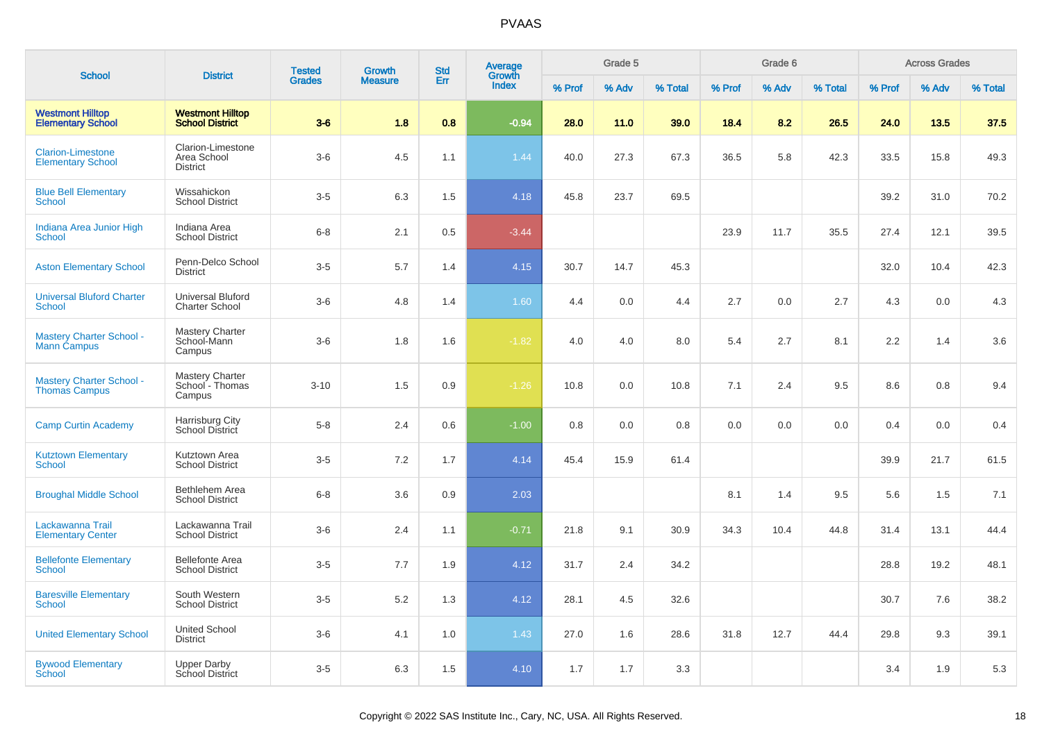# PVAAS

| School | District | Tested Grades | Growth Measure | Std Err | Average Growth Index | Grade 5 | | | Grade 6 | | | Across Grades | | |
|---|---|---|---|---|---|---|---|---|---|---|---|---|---|---|
| | | | | | | % Prof | % Adv | % Total | % Prof | % Adv | % Total | % Prof | % Adv | % Total |
| **Westmont Hilltop Elementary School** | **Westmont Hilltop School District** | **3-6** | **1.8** | **0.8** | **-0.94** | **28.0** | **11.0** | **39.0** | **18.4** | **8.2** | **26.5** | **24.0** | **13.5** | **37.5** |
| Clarion-Limestone Elementary School | Clarion-Limestone Area School District | 3-6 | 4.5 | 1.1 | 1.44 | 40.0 | 27.3 | 67.3 | 36.5 | 5.8 | 42.3 | 33.5 | 15.8 | 49.3 |
| Blue Bell Elementary School | Wissahickon School District | 3-5 | 6.3 | 1.5 | 4.18 | 45.8 | 23.7 | 69.5 | | | | 39.2 | 31.0 | 70.2 |
| Indiana Area Junior High School | Indiana Area School District | 6-8 | 2.1 | 0.5 | -3.44 | | | | 23.9 | 11.7 | 35.5 | 27.4 | 12.1 | 39.5 |
| Aston Elementary School | Penn-Delco School District | 3-5 | 5.7 | 1.4 | 4.15 | 30.7 | 14.7 | 45.3 | | | | 32.0 | 10.4 | 42.3 |
| Universal Bluford Charter School | Universal Bluford Charter School | 3-6 | 4.8 | 1.4 | 1.60 | 4.4 | 0.0 | 4.4 | 2.7 | 0.0 | 2.7 | 4.3 | 0.0 | 4.3 |
| Mastery Charter School - Mann Campus | Mastery Charter School-Mann Campus | 3-6 | 1.8 | 1.6 | -1.82 | 4.0 | 4.0 | 8.0 | 5.4 | 2.7 | 8.1 | 2.2 | 1.4 | 3.6 |
| Mastery Charter School - Thomas Campus | Mastery Charter School - Thomas Campus | 3-10 | 1.5 | 0.9 | -1.26 | 10.8 | 0.0 | 10.8 | 7.1 | 2.4 | 9.5 | 8.6 | 0.8 | 9.4 |
| Camp Curtin Academy | Harrisburg City School District | 5-8 | 2.4 | 0.6 | -1.00 | 0.8 | 0.0 | 0.8 | 0.0 | 0.0 | 0.0 | 0.4 | 0.0 | 0.4 |
| Kutztown Elementary School | Kutztown Area School District | 3-5 | 7.2 | 1.7 | 4.14 | 45.4 | 15.9 | 61.4 | | | | 39.9 | 21.7 | 61.5 |
| Broughal Middle School | Bethlehem Area School District | 6-8 | 3.6 | 0.9 | 2.03 | | | | 8.1 | 1.4 | 9.5 | 5.6 | 1.5 | 7.1 |
| Lackawanna Trail Elementary Center | Lackawanna Trail School District | 3-6 | 2.4 | 1.1 | -0.71 | 21.8 | 9.1 | 30.9 | 34.3 | 10.4 | 44.8 | 31.4 | 13.1 | 44.4 |
| Bellefonte Elementary School | Bellefonte Area School District | 3-5 | 7.7 | 1.9 | 4.12 | 31.7 | 2.4 | 34.2 | | | | 28.8 | 19.2 | 48.1 |
| Baresville Elementary School | South Western School District | 3-5 | 5.2 | 1.3 | 4.12 | 28.1 | 4.5 | 32.6 | | | | 30.7 | 7.6 | 38.2 |
| United Elementary School | United School District | 3-6 | 4.1 | 1.0 | 1.43 | 27.0 | 1.6 | 28.6 | 31.8 | 12.7 | 44.4 | 29.8 | 9.3 | 39.1 |
| Bywood Elementary School | Upper Darby School District | 3-5 | 6.3 | 1.5 | 4.10 | 1.7 | 1.7 | 3.3 | | | | 3.4 | 1.9 | 5.3 |

Copyright © 2022 SAS Institute Inc., Cary, NC, USA. All Rights Reserved.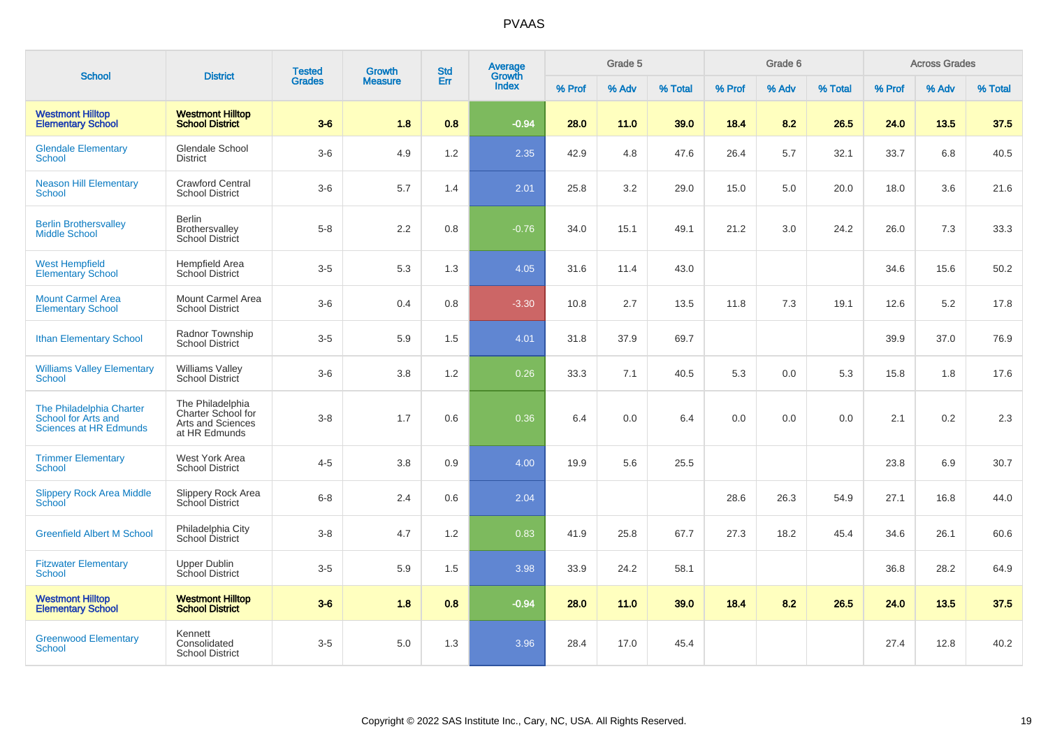# PVAAS

| School | District | Tested Grades | Growth Measure | Std Err | Average Growth Index | Grade 5 | | | Grade 6 | | | Across Grades | | |
|---|---|---|---|---|---|---|---|---|---|---|---|---|---|---|
| | | | | | | % Prof | % Adv | % Total | % Prof | % Adv | % Total | % Prof | % Adv | % Total |
| **Westmont Hilltop Elementary School** | **Westmont Hilltop School District** | **3-6** | **1.8** | **0.8** | **-0.94** | **28.0** | **11.0** | **39.0** | **18.4** | **8.2** | **26.5** | **24.0** | **13.5** | **37.5** |
| Glendale Elementary School | Glendale School District | 3-6 | 4.9 | 1.2 | 2.35 | 42.9 | 4.8 | 47.6 | 26.4 | 5.7 | 32.1 | 33.7 | 6.8 | 40.5 |
| Neason Hill Elementary School | Crawford Central School District | 3-6 | 5.7 | 1.4 | 2.01 | 25.8 | 3.2 | 29.0 | 15.0 | 5.0 | 20.0 | 18.0 | 3.6 | 21.6 |
| Berlin Brothersvalley Middle School | Berlin Brothersvalley School District | 5-8 | 2.2 | 0.8 | -0.76 | 34.0 | 15.1 | 49.1 | 21.2 | 3.0 | 24.2 | 26.0 | 7.3 | 33.3 |
| West Hempfield Elementary School | Hempfield Area School District | 3-5 | 5.3 | 1.3 | 4.05 | 31.6 | 11.4 | 43.0 | | | | 34.6 | 15.6 | 50.2 |
| Mount Carmel Area Elementary School | Mount Carmel Area School District | 3-6 | 0.4 | 0.8 | -3.30 | 10.8 | 2.7 | 13.5 | 11.8 | 7.3 | 19.1 | 12.6 | 5.2 | 17.8 |
| Ithan Elementary School | Radnor Township School District | 3-5 | 5.9 | 1.5 | 4.01 | 31.8 | 37.9 | 69.7 | | | | 39.9 | 37.0 | 76.9 |
| Williams Valley Elementary School | Williams Valley School District | 3-6 | 3.8 | 1.2 | 0.26 | 33.3 | 7.1 | 40.5 | 5.3 | 0.0 | 5.3 | 15.8 | 1.8 | 17.6 |
| The Philadelphia Charter School for Arts and Sciences at HR Edmunds | The Philadelphia Charter School for Arts and Sciences at HR Edmunds | 3-8 | 1.7 | 0.6 | 0.36 | 6.4 | 0.0 | 6.4 | 0.0 | 0.0 | 0.0 | 2.1 | 0.2 | 2.3 |
| Trimmer Elementary School | West York Area School District | 4-5 | 3.8 | 0.9 | 4.00 | 19.9 | 5.6 | 25.5 | | | | 23.8 | 6.9 | 30.7 |
| Slippery Rock Area Middle School | Slippery Rock Area School District | 6-8 | 2.4 | 0.6 | 2.04 | | | | 28.6 | 26.3 | 54.9 | 27.1 | 16.8 | 44.0 |
| Greenfield Albert M School | Philadelphia City School District | 3-8 | 4.7 | 1.2 | 0.83 | 41.9 | 25.8 | 67.7 | 27.3 | 18.2 | 45.4 | 34.6 | 26.1 | 60.6 |
| Fitzwater Elementary School | Upper Dublin School District | 3-5 | 5.9 | 1.5 | 3.98 | 33.9 | 24.2 | 58.1 | | | | 36.8 | 28.2 | 64.9 |
| **Westmont Hilltop Elementary School** | **Westmont Hilltop School District** | **3-6** | **1.8** | **0.8** | **-0.94** | **28.0** | **11.0** | **39.0** | **18.4** | **8.2** | **26.5** | **24.0** | **13.5** | **37.5** |
| Greenwood Elementary School | Kennett Consolidated School District | 3-5 | 5.0 | 1.3 | 3.96 | 28.4 | 17.0 | 45.4 | | | | 27.4 | 12.8 | 40.2 |

Copyright © 2022 SAS Institute Inc., Cary, NC, USA. All Rights Reserved.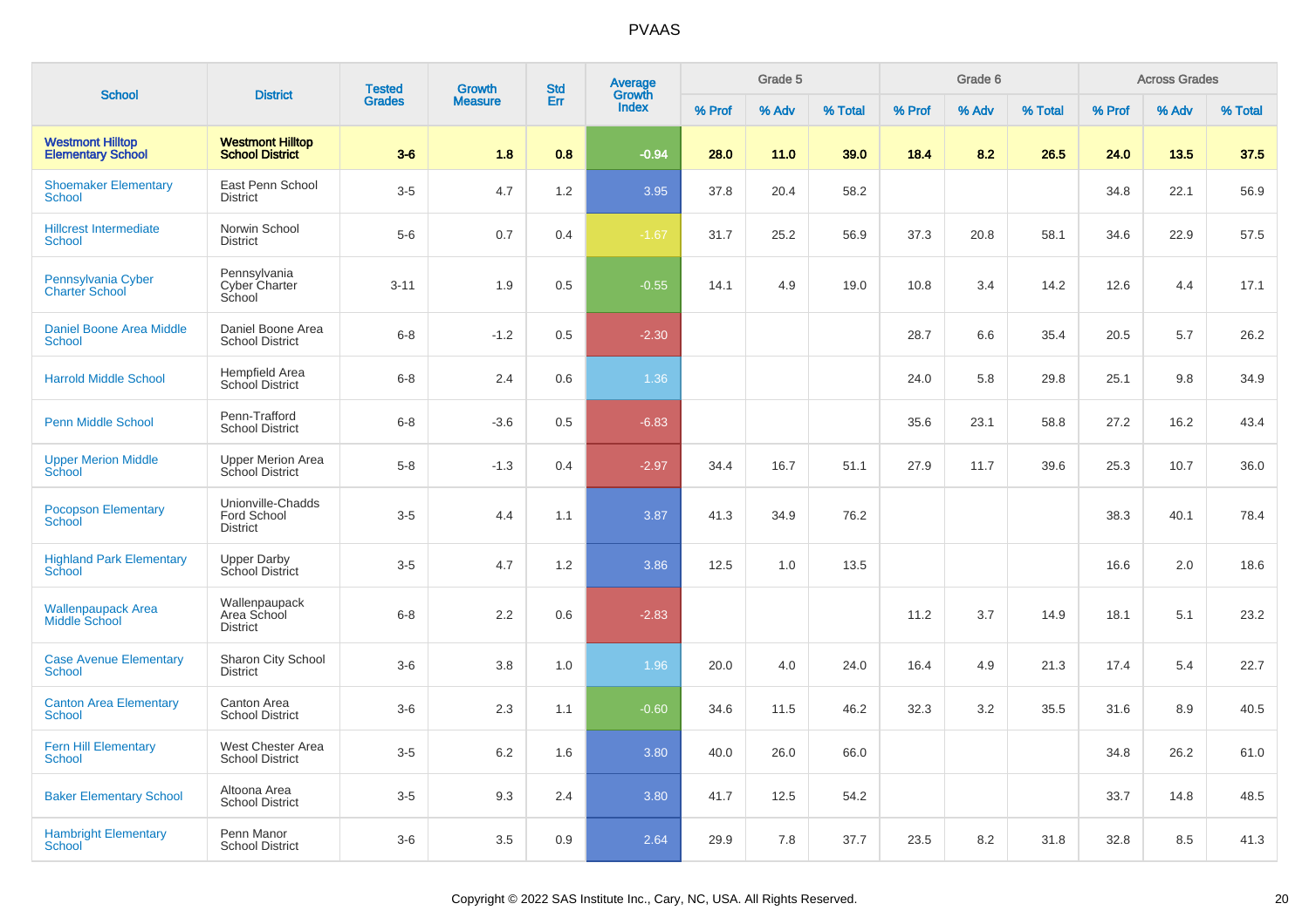# PVAAS

| School | District | Tested Grades | Growth Measure | Std Err | Average Growth Index | Grade 5 | | | Grade 6 | | | Across Grades | | |
|---|---|---|---|---|---|---|---|---|---|---|---|---|---|---|
| | | | | | | % Prof | % Adv | % Total | % Prof | % Adv | % Total | % Prof | % Adv | % Total |
| **Westmont Hilltop Elementary School** | **Westmont Hilltop School District** | **3-6** | **1.8** | **0.8** | **-0.94** | **28.0** | **11.0** | **39.0** | **18.4** | **8.2** | **26.5** | **24.0** | **13.5** | **37.5** |
| Shoemaker Elementary School | East Penn School District | 3-5 | 4.7 | 1.2 | 3.95 | 37.8 | 20.4 | 58.2 | | | | 34.8 | 22.1 | 56.9 |
| Hillcrest Intermediate School | Norwin School District | 5-6 | 0.7 | 0.4 | -1.67 | 31.7 | 25.2 | 56.9 | 37.3 | 20.8 | 58.1 | 34.6 | 22.9 | 57.5 |
| Pennsylvania Cyber Charter School | Pennsylvania Cyber Charter School | 3-11 | 1.9 | 0.5 | -0.55 | 14.1 | 4.9 | 19.0 | 10.8 | 3.4 | 14.2 | 12.6 | 4.4 | 17.1 |
| Daniel Boone Area Middle School | Daniel Boone Area School District | 6-8 | -1.2 | 0.5 | -2.30 | | | | 28.7 | 6.6 | 35.4 | 20.5 | 5.7 | 26.2 |
| Harrold Middle School | Hempfield Area School District | 6-8 | 2.4 | 0.6 | 1.36 | | | | 24.0 | 5.8 | 29.8 | 25.1 | 9.8 | 34.9 |
| Penn Middle School | Penn-Trafford School District | 6-8 | -3.6 | 0.5 | -6.83 | | | | 35.6 | 23.1 | 58.8 | 27.2 | 16.2 | 43.4 |
| Upper Merion Middle School | Upper Merion Area School District | 5-8 | -1.3 | 0.4 | -2.97 | 34.4 | 16.7 | 51.1 | 27.9 | 11.7 | 39.6 | 25.3 | 10.7 | 36.0 |
| Pocopson Elementary School | Unionville-Chadds Ford School District | 3-5 | 4.4 | 1.1 | 3.87 | 41.3 | 34.9 | 76.2 | | | | 38.3 | 40.1 | 78.4 |
| Highland Park Elementary School | Upper Darby School District | 3-5 | 4.7 | 1.2 | 3.86 | 12.5 | 1.0 | 13.5 | | | | 16.6 | 2.0 | 18.6 |
| Wallenpaupack Area Middle School | Wallenpaupack Area School District | 6-8 | 2.2 | 0.6 | -2.83 | | | | 11.2 | 3.7 | 14.9 | 18.1 | 5.1 | 23.2 |
| Case Avenue Elementary School | Sharon City School District | 3-6 | 3.8 | 1.0 | 1.96 | 20.0 | 4.0 | 24.0 | 16.4 | 4.9 | 21.3 | 17.4 | 5.4 | 22.7 |
| Canton Area Elementary School | Canton Area School District | 3-6 | 2.3 | 1.1 | -0.60 | 34.6 | 11.5 | 46.2 | 32.3 | 3.2 | 35.5 | 31.6 | 8.9 | 40.5 |
| Fern Hill Elementary School | West Chester Area School District | 3-5 | 6.2 | 1.6 | 3.80 | 40.0 | 26.0 | 66.0 | | | | 34.8 | 26.2 | 61.0 |
| Baker Elementary School | Altoona Area School District | 3-5 | 9.3 | 2.4 | 3.80 | 41.7 | 12.5 | 54.2 | | | | 33.7 | 14.8 | 48.5 |
| Hambright Elementary School | Penn Manor School District | 3-6 | 3.5 | 0.9 | 2.64 | 29.9 | 7.8 | 37.7 | 23.5 | 8.2 | 31.8 | 32.8 | 8.5 | 41.3 |

Copyright © 2022 SAS Institute Inc., Cary, NC, USA. All Rights Reserved.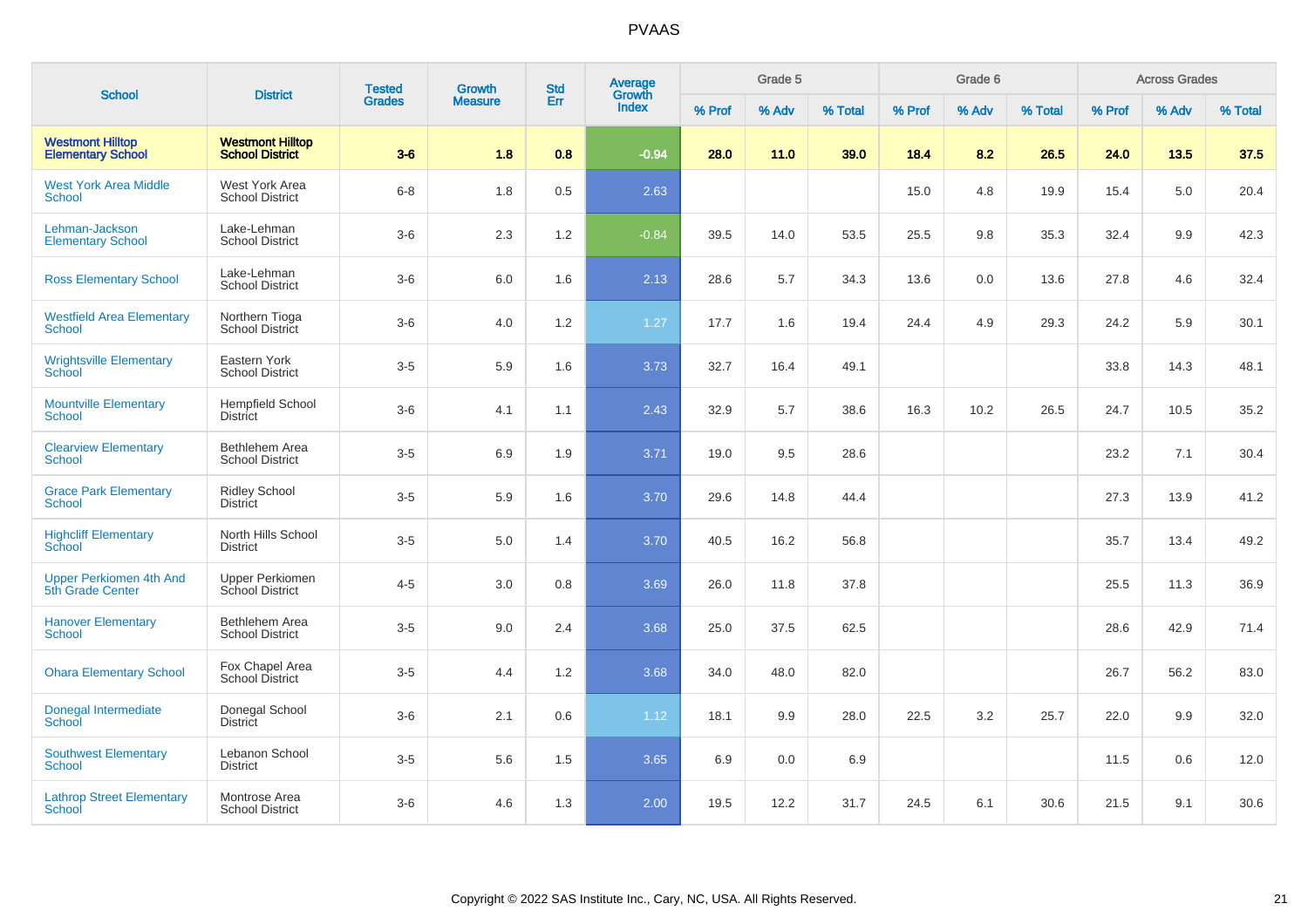PVAAS

| School | District | Tested Grades | Growth Measure | Std Err | Average Growth Index | Grade 5 | | | Grade 6 | | | Across Grades | | |
|---|---|---|---|---|---|---|---|---|---|---|---|---|---|---|
| | | | | | | % Prof | % Adv | % Total | % Prof | % Adv | % Total | % Prof | % Adv | % Total |
| **Westmont Hilltop Elementary School** | **Westmont Hilltop School District** | **3-6** | **1.8** | **0.8** | **-0.94** | **28.0** | **11.0** | **39.0** | **18.4** | **8.2** | **26.5** | **24.0** | **13.5** | **37.5** |
| West York Area Middle School | West York Area School District | 6-8 | 1.8 | 0.5 | 2.63 | | | | 15.0 | 4.8 | 19.9 | 15.4 | 5.0 | 20.4 |
| Lehman-Jackson Elementary School | Lake-Lehman School District | 3-6 | 2.3 | 1.2 | -0.84 | 39.5 | 14.0 | 53.5 | 25.5 | 9.8 | 35.3 | 32.4 | 9.9 | 42.3 |
| Ross Elementary School | Lake-Lehman School District | 3-6 | 6.0 | 1.6 | 2.13 | 28.6 | 5.7 | 34.3 | 13.6 | 0.0 | 13.6 | 27.8 | 4.6 | 32.4 |
| Westfield Area Elementary School | Northern Tioga School District | 3-6 | 4.0 | 1.2 | 1.27 | 17.7 | 1.6 | 19.4 | 24.4 | 4.9 | 29.3 | 24.2 | 5.9 | 30.1 |
| Wrightsville Elementary School | Eastern York School District | 3-5 | 5.9 | 1.6 | 3.73 | 32.7 | 16.4 | 49.1 | | | | 33.8 | 14.3 | 48.1 |
| Mountville Elementary School | Hempfield School District | 3-6 | 4.1 | 1.1 | 2.43 | 32.9 | 5.7 | 38.6 | 16.3 | 10.2 | 26.5 | 24.7 | 10.5 | 35.2 |
| Clearview Elementary School | Bethlehem Area School District | 3-5 | 6.9 | 1.9 | 3.71 | 19.0 | 9.5 | 28.6 | | | | 23.2 | 7.1 | 30.4 |
| Grace Park Elementary School | Ridley School District | 3-5 | 5.9 | 1.6 | 3.70 | 29.6 | 14.8 | 44.4 | | | | 27.3 | 13.9 | 41.2 |
| Highcliff Elementary School | North Hills School District | 3-5 | 5.0 | 1.4 | 3.70 | 40.5 | 16.2 | 56.8 | | | | 35.7 | 13.4 | 49.2 |
| Upper Perkiomen 4th And 5th Grade Center | Upper Perkiomen School District | 4-5 | 3.0 | 0.8 | 3.69 | 26.0 | 11.8 | 37.8 | | | | 25.5 | 11.3 | 36.9 |
| Hanover Elementary School | Bethlehem Area School District | 3-5 | 9.0 | 2.4 | 3.68 | 25.0 | 37.5 | 62.5 | | | | 28.6 | 42.9 | 71.4 |
| Ohara Elementary School | Fox Chapel Area School District | 3-5 | 4.4 | 1.2 | 3.68 | 34.0 | 48.0 | 82.0 | | | | 26.7 | 56.2 | 83.0 |
| Donegal Intermediate School | Donegal School District | 3-6 | 2.1 | 0.6 | 1.12 | 18.1 | 9.9 | 28.0 | 22.5 | 3.2 | 25.7 | 22.0 | 9.9 | 32.0 |
| Southwest Elementary School | Lebanon School District | 3-5 | 5.6 | 1.5 | 3.65 | 6.9 | 0.0 | 6.9 | | | | 11.5 | 0.6 | 12.0 |
| Lathrop Street Elementary School | Montrose Area School District | 3-6 | 4.6 | 1.3 | 2.00 | 19.5 | 12.2 | 31.7 | 24.5 | 6.1 | 30.6 | 21.5 | 9.1 | 30.6 |

Copyright © 2022 SAS Institute Inc., Cary, NC, USA. All Rights Reserved.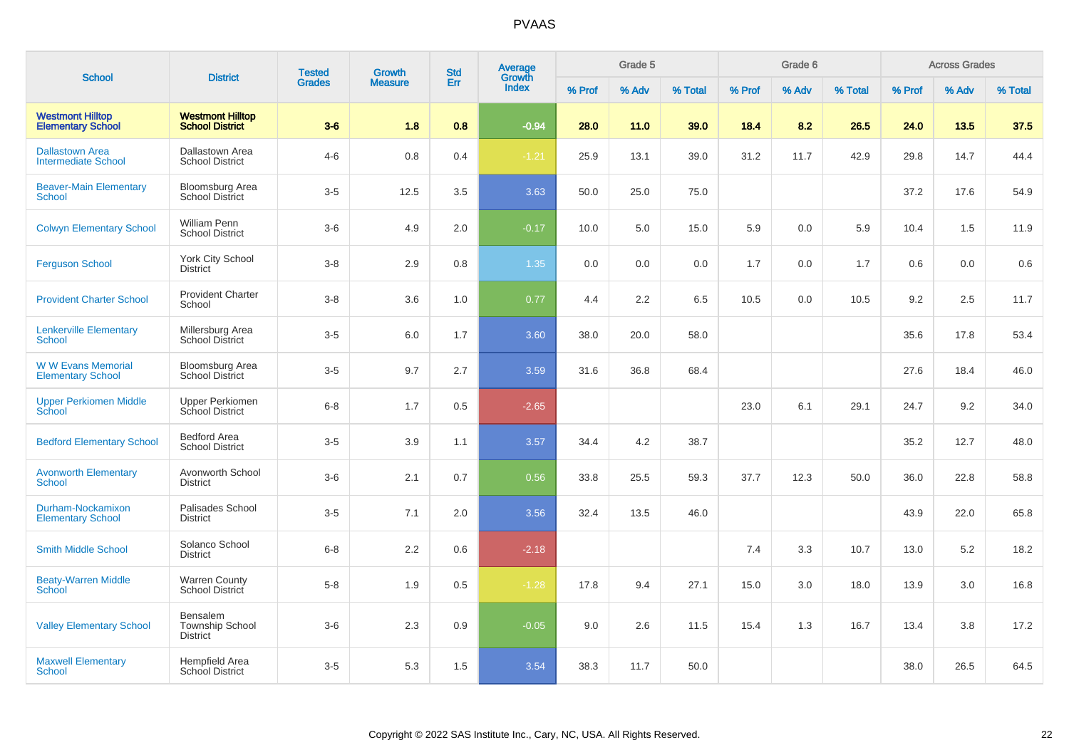# PVAAS

| School | District | Tested Grades | Growth Measure | Std Err | Average Growth Index | Grade 5 | | | Grade 6 | | | Across Grades | | |
|---|---|---|---|---|---|---|---|---|---|---|---|---|---|---|
| | | | | | | % Prof | % Adv | % Total | % Prof | % Adv | % Total | % Prof | % Adv | % Total |
| **Westmont Hilltop Elementary School** | **Westmont Hilltop School District** | **3-6** | **1.8** | **0.8** | **-0.94** | **28.0** | **11.0** | **39.0** | **18.4** | **8.2** | **26.5** | **24.0** | **13.5** | **37.5** |
| Dallastown Area Intermediate School | Dallastown Area School District | 4-6 | 0.8 | 0.4 | -1.21 | 25.9 | 13.1 | 39.0 | 31.2 | 11.7 | 42.9 | 29.8 | 14.7 | 44.4 |
| Beaver-Main Elementary School | Bloomsburg Area School District | 3-5 | 12.5 | 3.5 | 3.63 | 50.0 | 25.0 | 75.0 | | | | 37.2 | 17.6 | 54.9 |
| Colwyn Elementary School | William Penn School District | 3-6 | 4.9 | 2.0 | -0.17 | 10.0 | 5.0 | 15.0 | 5.9 | 0.0 | 5.9 | 10.4 | 1.5 | 11.9 |
| Ferguson School | York City School District | 3-8 | 2.9 | 0.8 | 1.35 | 0.0 | 0.0 | 0.0 | 1.7 | 0.0 | 1.7 | 0.6 | 0.0 | 0.6 |
| Provident Charter School | Provident Charter School | 3-8 | 3.6 | 1.0 | 0.77 | 4.4 | 2.2 | 6.5 | 10.5 | 0.0 | 10.5 | 9.2 | 2.5 | 11.7 |
| Lenkerville Elementary School | Millersburg Area School District | 3-5 | 6.0 | 1.7 | 3.60 | 38.0 | 20.0 | 58.0 | | | | 35.6 | 17.8 | 53.4 |
| W W Evans Memorial Elementary School | Bloomsburg Area School District | 3-5 | 9.7 | 2.7 | 3.59 | 31.6 | 36.8 | 68.4 | | | | 27.6 | 18.4 | 46.0 |
| Upper Perkiomen Middle School | Upper Perkiomen School District | 6-8 | 1.7 | 0.5 | -2.65 | | | | 23.0 | 6.1 | 29.1 | 24.7 | 9.2 | 34.0 |
| Bedford Elementary School | Bedford Area School District | 3-5 | 3.9 | 1.1 | 3.57 | 34.4 | 4.2 | 38.7 | | | | 35.2 | 12.7 | 48.0 |
| Avonworth Elementary School | Avonworth School District | 3-6 | 2.1 | 0.7 | 0.56 | 33.8 | 25.5 | 59.3 | 37.7 | 12.3 | 50.0 | 36.0 | 22.8 | 58.8 |
| Durham-Nockamixon Elementary School | Palisades School District | 3-5 | 7.1 | 2.0 | 3.56 | 32.4 | 13.5 | 46.0 | | | | 43.9 | 22.0 | 65.8 |
| Smith Middle School | Solanco School District | 6-8 | 2.2 | 0.6 | -2.18 | | | | 7.4 | 3.3 | 10.7 | 13.0 | 5.2 | 18.2 |
| Beaty-Warren Middle School | Warren County School District | 5-8 | 1.9 | 0.5 | -1.28 | 17.8 | 9.4 | 27.1 | 15.0 | 3.0 | 18.0 | 13.9 | 3.0 | 16.8 |
| Valley Elementary School | Bensalem Township School District | 3-6 | 2.3 | 0.9 | -0.05 | 9.0 | 2.6 | 11.5 | 15.4 | 1.3 | 16.7 | 13.4 | 3.8 | 17.2 |
| Maxwell Elementary School | Hempfield Area School District | 3-5 | 5.3 | 1.5 | 3.54 | 38.3 | 11.7 | 50.0 | | | | 38.0 | 26.5 | 64.5 |

Copyright © 2022 SAS Institute Inc., Cary, NC, USA. All Rights Reserved.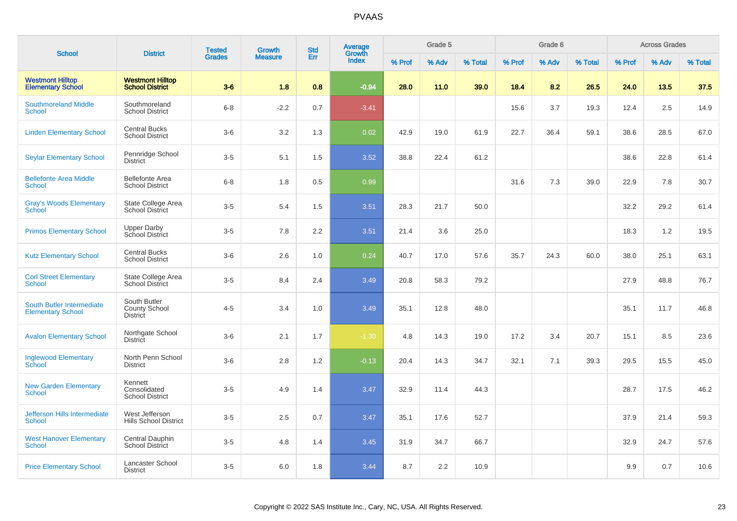# PVAAS

| School | District | Tested Grades | Growth Measure | Std Err | Average Growth Index | Grade 5 | | | Grade 6 | | | Across Grades | | |
|---|---|---|---|---|---|---|---|---|---|---|---|---|---|---|
| | | | | | | % Prof | % Adv | % Total | % Prof | % Adv | % Total | % Prof | % Adv | % Total |
| **Westmont Hilltop Elementary School** | **Westmont Hilltop School District** | **3-6** | **1.8** | **0.8** | **-0.94** | **28.0** | **11.0** | **39.0** | **18.4** | **8.2** | **26.5** | **24.0** | **13.5** | **37.5** |
| Southmoreland Middle School | Southmoreland School District | 6-8 | -2.2 | 0.7 | -3.41 | | | | 15.6 | 3.7 | 19.3 | 12.4 | 2.5 | 14.9 |
| Linden Elementary School | Central Bucks School District | 3-6 | 3.2 | 1.3 | 0.02 | 42.9 | 19.0 | 61.9 | 22.7 | 36.4 | 59.1 | 38.6 | 28.5 | 67.0 |
| Seylar Elementary School | Pennridge School District | 3-5 | 5.1 | 1.5 | 3.52 | 38.8 | 22.4 | 61.2 | | | | 38.6 | 22.8 | 61.4 |
| Bellefonte Area Middle School | Bellefonte Area School District | 6-8 | 1.8 | 0.5 | 0.99 | | | | 31.6 | 7.3 | 39.0 | 22.9 | 7.8 | 30.7 |
| Gray's Woods Elementary School | State College Area School District | 3-5 | 5.4 | 1.5 | 3.51 | 28.3 | 21.7 | 50.0 | | | | 32.2 | 29.2 | 61.4 |
| Primos Elementary School | Upper Darby School District | 3-5 | 7.8 | 2.2 | 3.51 | 21.4 | 3.6 | 25.0 | | | | 18.3 | 1.2 | 19.5 |
| Kutz Elementary School | Central Bucks School District | 3-6 | 2.6 | 1.0 | 0.24 | 40.7 | 17.0 | 57.6 | 35.7 | 24.3 | 60.0 | 38.0 | 25.1 | 63.1 |
| Corl Street Elementary School | State College Area School District | 3-5 | 8.4 | 2.4 | 3.49 | 20.8 | 58.3 | 79.2 | | | | 27.9 | 48.8 | 76.7 |
| South Butler Intermediate Elementary School | South Butler County School District | 4-5 | 3.4 | 1.0 | 3.49 | 35.1 | 12.8 | 48.0 | | | | 35.1 | 11.7 | 46.8 |
| Avalon Elementary School | Northgate School District | 3-6 | 2.1 | 1.7 | -1.30 | 4.8 | 14.3 | 19.0 | 17.2 | 3.4 | 20.7 | 15.1 | 8.5 | 23.6 |
| Inglewood Elementary School | North Penn School District | 3-6 | 2.8 | 1.2 | -0.13 | 20.4 | 14.3 | 34.7 | 32.1 | 7.1 | 39.3 | 29.5 | 15.5 | 45.0 |
| New Garden Elementary School | Kennett Consolidated School District | 3-5 | 4.9 | 1.4 | 3.47 | 32.9 | 11.4 | 44.3 | | | | 28.7 | 17.5 | 46.2 |
| Jefferson Hills Intermediate School | West Jefferson Hills School District | 3-5 | 2.5 | 0.7 | 3.47 | 35.1 | 17.6 | 52.7 | | | | 37.9 | 21.4 | 59.3 |
| West Hanover Elementary School | Central Dauphin School District | 3-5 | 4.8 | 1.4 | 3.45 | 31.9 | 34.7 | 66.7 | | | | 32.9 | 24.7 | 57.6 |
| Price Elementary School | Lancaster School District | 3-5 | 6.0 | 1.8 | 3.44 | 8.7 | 2.2 | 10.9 | | | | 9.9 | 0.7 | 10.6 |

Copyright © 2022 SAS Institute Inc., Cary, NC, USA. All Rights Reserved.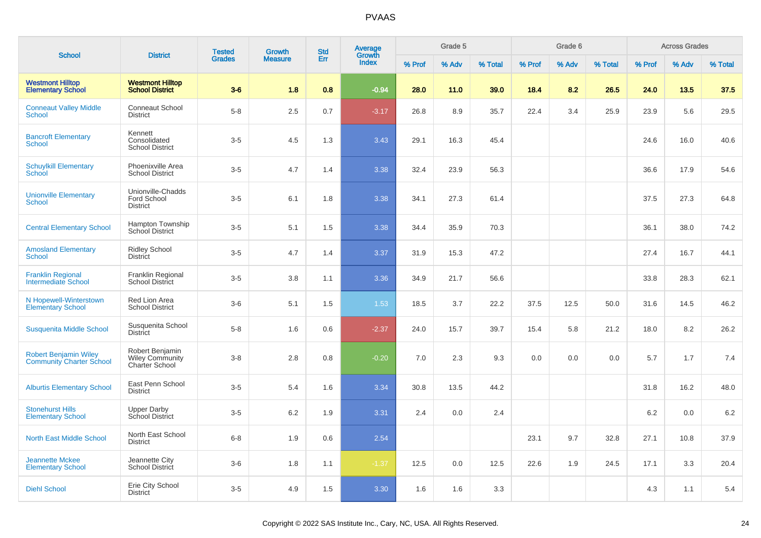# PVAAS

| School | District | Tested Grades | Growth Measure | Std Err | Average Growth Index | Grade 5 | | | Grade 6 | | | Across Grades | | |
|---|---|---|---|---|---|---|---|---|---|---|---|---|---|---|
| | | | | | | % Prof | % Adv | % Total | % Prof | % Adv | % Total | % Prof | % Adv | % Total |
| **Westmont Hilltop Elementary School** | **Westmont Hilltop School District** | **3-6** | **1.8** | **0.8** | **-0.94** | **28.0** | **11.0** | **39.0** | **18.4** | **8.2** | **26.5** | **24.0** | **13.5** | **37.5** |
| Conneaut Valley Middle School | Conneaut School District | 5-8 | 2.5 | 0.7 | -3.17 | 26.8 | 8.9 | 35.7 | 22.4 | 3.4 | 25.9 | 23.9 | 5.6 | 29.5 |
| Bancroft Elementary School | Kennett Consolidated School District | 3-5 | 4.5 | 1.3 | 3.43 | 29.1 | 16.3 | 45.4 | | | | 24.6 | 16.0 | 40.6 |
| Schuylkill Elementary School | Phoenixville Area School District | 3-5 | 4.7 | 1.4 | 3.38 | 32.4 | 23.9 | 56.3 | | | | 36.6 | 17.9 | 54.6 |
| Unionville Elementary School | Unionville-Chadds Ford School District | 3-5 | 6.1 | 1.8 | 3.38 | 34.1 | 27.3 | 61.4 | | | | 37.5 | 27.3 | 64.8 |
| Central Elementary School | Hampton Township School District | 3-5 | 5.1 | 1.5 | 3.38 | 34.4 | 35.9 | 70.3 | | | | 36.1 | 38.0 | 74.2 |
| Amosland Elementary School | Ridley School District | 3-5 | 4.7 | 1.4 | 3.37 | 31.9 | 15.3 | 47.2 | | | | 27.4 | 16.7 | 44.1 |
| Franklin Regional Intermediate School | Franklin Regional School District | 3-5 | 3.8 | 1.1 | 3.36 | 34.9 | 21.7 | 56.6 | | | | 33.8 | 28.3 | 62.1 |
| N Hopewell-Winterstown Elementary School | Red Lion Area School District | 3-6 | 5.1 | 1.5 | 1.53 | 18.5 | 3.7 | 22.2 | 37.5 | 12.5 | 50.0 | 31.6 | 14.5 | 46.2 |
| Susquenita Middle School | Susquenita School District | 5-8 | 1.6 | 0.6 | -2.37 | 24.0 | 15.7 | 39.7 | 15.4 | 5.8 | 21.2 | 18.0 | 8.2 | 26.2 |
| Robert Benjamin Wiley Community Charter School | Robert Benjamin Wiley Community Charter School | 3-8 | 2.8 | 0.8 | -0.20 | 7.0 | 2.3 | 9.3 | 0.0 | 0.0 | 0.0 | 5.7 | 1.7 | 7.4 |
| Alburtis Elementary School | East Penn School District | 3-5 | 5.4 | 1.6 | 3.34 | 30.8 | 13.5 | 44.2 | | | | 31.8 | 16.2 | 48.0 |
| Stonehurst Hills Elementary School | Upper Darby School District | 3-5 | 6.2 | 1.9 | 3.31 | 2.4 | 0.0 | 2.4 | | | | 6.2 | 0.0 | 6.2 |
| North East Middle School | North East School District | 6-8 | 1.9 | 0.6 | 2.54 | | | | 23.1 | 9.7 | 32.8 | 27.1 | 10.8 | 37.9 |
| Jeannette Mckee Elementary School | Jeannette City School District | 3-6 | 1.8 | 1.1 | -1.37 | 12.5 | 0.0 | 12.5 | 22.6 | 1.9 | 24.5 | 17.1 | 3.3 | 20.4 |
| Diehl School | Erie City School District | 3-5 | 4.9 | 1.5 | 3.30 | 1.6 | 1.6 | 3.3 | | | | 4.3 | 1.1 | 5.4 |

Copyright © 2022 SAS Institute Inc., Cary, NC, USA. All Rights Reserved.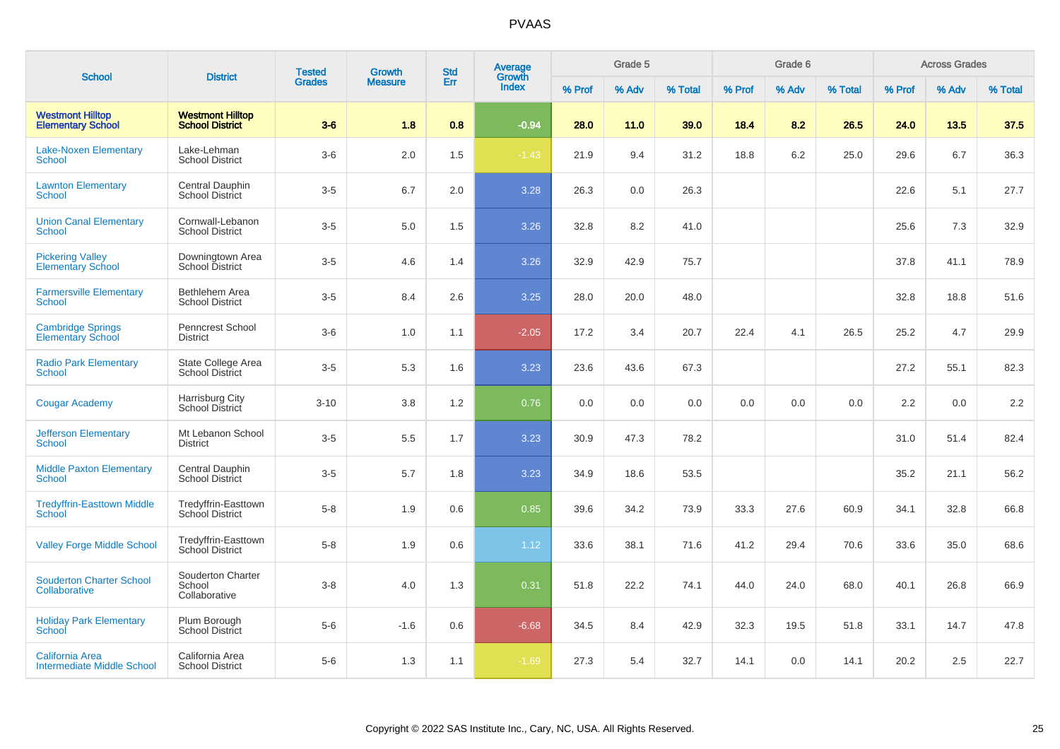# PVAAS

| School | District | Tested Grades | Growth Measure | Std Err | Average Growth Index | Grade 5 | | | Grade 6 | | | Across Grades | | |
|---|---|---|---|---|---|---|---|---|---|---|---|---|---|---|
| | | | | | | % Prof | % Adv | % Total | % Prof | % Adv | % Total | % Prof | % Adv | % Total |
| **Westmont Hilltop Elementary School** | **Westmont Hilltop School District** | **3-6** | **1.8** | **0.8** | **-0.94** | **28.0** | **11.0** | **39.0** | **18.4** | **8.2** | **26.5** | **24.0** | **13.5** | **37.5** |
| Lake-Noxen Elementary School | Lake-Lehman School District | 3-6 | 2.0 | 1.5 | -1.43 | 21.9 | 9.4 | 31.2 | 18.8 | 6.2 | 25.0 | 29.6 | 6.7 | 36.3 |
| Lawnton Elementary School | Central Dauphin School District | 3-5 | 6.7 | 2.0 | 3.28 | 26.3 | 0.0 | 26.3 | | | | 22.6 | 5.1 | 27.7 |
| Union Canal Elementary School | Cornwall-Lebanon School District | 3-5 | 5.0 | 1.5 | 3.26 | 32.8 | 8.2 | 41.0 | | | | 25.6 | 7.3 | 32.9 |
| Pickering Valley Elementary School | Downingtown Area School District | 3-5 | 4.6 | 1.4 | 3.26 | 32.9 | 42.9 | 75.7 | | | | 37.8 | 41.1 | 78.9 |
| Farmersville Elementary School | Bethlehem Area School District | 3-5 | 8.4 | 2.6 | 3.25 | 28.0 | 20.0 | 48.0 | | | | 32.8 | 18.8 | 51.6 |
| Cambridge Springs Elementary School | Penncrest School District | 3-6 | 1.0 | 1.1 | -2.05 | 17.2 | 3.4 | 20.7 | 22.4 | 4.1 | 26.5 | 25.2 | 4.7 | 29.9 |
| Radio Park Elementary School | State College Area School District | 3-5 | 5.3 | 1.6 | 3.23 | 23.6 | 43.6 | 67.3 | | | | 27.2 | 55.1 | 82.3 |
| Cougar Academy | Harrisburg City School District | 3-10 | 3.8 | 1.2 | 0.76 | 0.0 | 0.0 | 0.0 | 0.0 | 0.0 | 0.0 | 2.2 | 0.0 | 2.2 |
| Jefferson Elementary School | Mt Lebanon School District | 3-5 | 5.5 | 1.7 | 3.23 | 30.9 | 47.3 | 78.2 | | | | 31.0 | 51.4 | 82.4 |
| Middle Paxton Elementary School | Central Dauphin School District | 3-5 | 5.7 | 1.8 | 3.23 | 34.9 | 18.6 | 53.5 | | | | 35.2 | 21.1 | 56.2 |
| Tredyffrin-Easttown Middle School | Tredyffrin-Easttown School District | 5-8 | 1.9 | 0.6 | 0.85 | 39.6 | 34.2 | 73.9 | 33.3 | 27.6 | 60.9 | 34.1 | 32.8 | 66.8 |
| Valley Forge Middle School | Tredyffrin-Easttown School District | 5-8 | 1.9 | 0.6 | 1.12 | 33.6 | 38.1 | 71.6 | 41.2 | 29.4 | 70.6 | 33.6 | 35.0 | 68.6 |
| Souderton Charter School Collaborative | Souderton Charter School Collaborative | 3-8 | 4.0 | 1.3 | 0.31 | 51.8 | 22.2 | 74.1 | 44.0 | 24.0 | 68.0 | 40.1 | 26.8 | 66.9 |
| Holiday Park Elementary School | Plum Borough School District | 5-6 | -1.6 | 0.6 | -6.68 | 34.5 | 8.4 | 42.9 | 32.3 | 19.5 | 51.8 | 33.1 | 14.7 | 47.8 |
| California Area Intermediate Middle School | California Area School District | 5-6 | 1.3 | 1.1 | -1.69 | 27.3 | 5.4 | 32.7 | 14.1 | 0.0 | 14.1 | 20.2 | 2.5 | 22.7 |

Copyright © 2022 SAS Institute Inc., Cary, NC, USA. All Rights Reserved.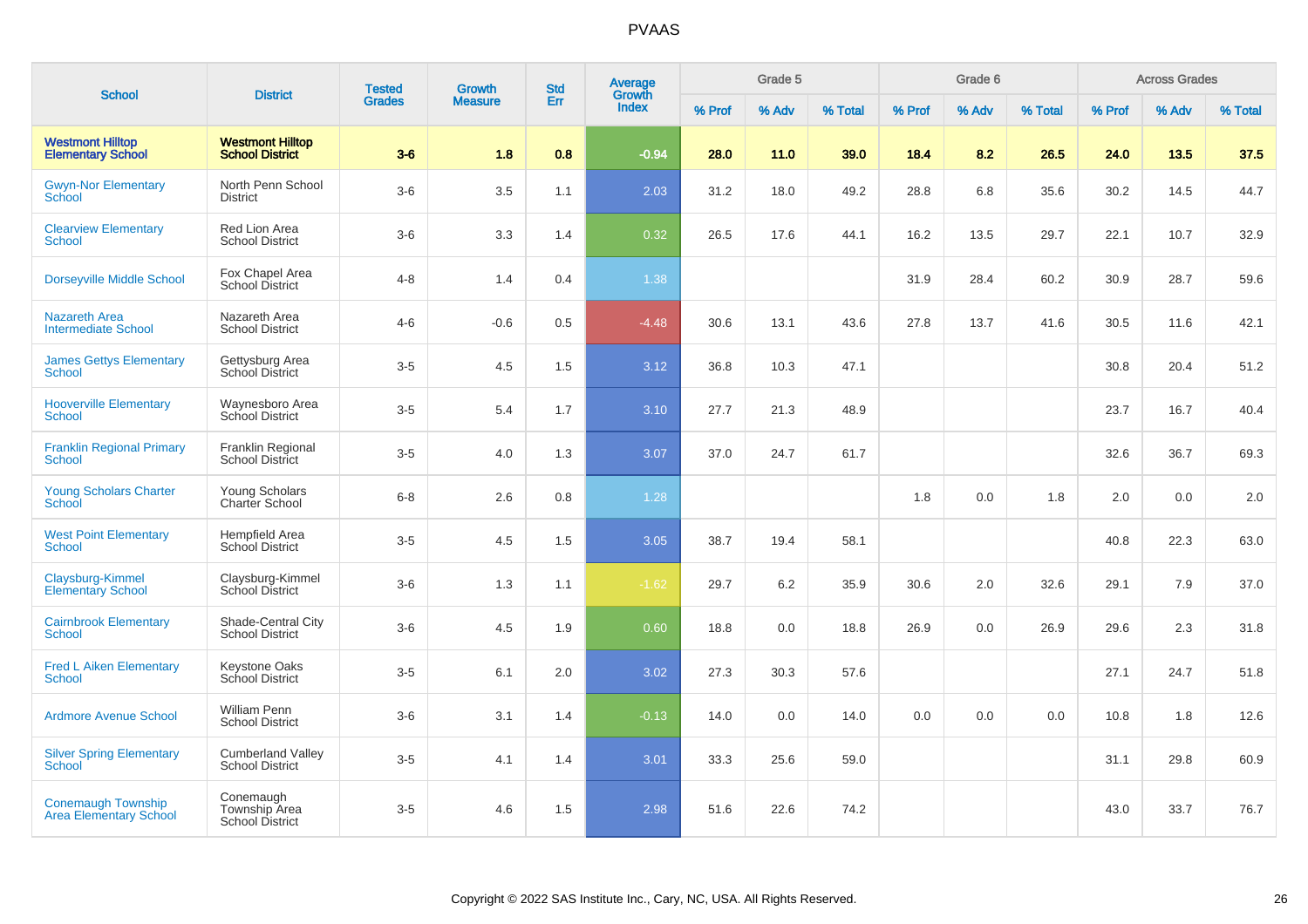# PVAAS

| School | District | Tested Grades | Growth Measure | Std Err | Average Growth Index | Grade 5 | | | Grade 6 | | | Across Grades | | |
|---|---|---|---|---|---|---|---|---|---|---|---|---|---|---|
| | | | | | | % Prof | % Adv | % Total | % Prof | % Adv | % Total | % Prof | % Adv | % Total |
| **Westmont Hilltop Elementary School** | **Westmont Hilltop School District** | **3-6** | **1.8** | **0.8** | **-0.94** | **28.0** | **11.0** | **39.0** | **18.4** | **8.2** | **26.5** | **24.0** | **13.5** | **37.5** |
| Gwyn-Nor Elementary School | North Penn School District | 3-6 | 3.5 | 1.1 | 2.03 | 31.2 | 18.0 | 49.2 | 28.8 | 6.8 | 35.6 | 30.2 | 14.5 | 44.7 |
| Clearview Elementary School | Red Lion Area School District | 3-6 | 3.3 | 1.4 | 0.32 | 26.5 | 17.6 | 44.1 | 16.2 | 13.5 | 29.7 | 22.1 | 10.7 | 32.9 |
| Dorseyville Middle School | Fox Chapel Area School District | 4-8 | 1.4 | 0.4 | 1.38 | | | | 31.9 | 28.4 | 60.2 | 30.9 | 28.7 | 59.6 |
| Nazareth Area Intermediate School | Nazareth Area School District | 4-6 | -0.6 | 0.5 | -4.48 | 30.6 | 13.1 | 43.6 | 27.8 | 13.7 | 41.6 | 30.5 | 11.6 | 42.1 |
| James Gettys Elementary School | Gettysburg Area School District | 3-5 | 4.5 | 1.5 | 3.12 | 36.8 | 10.3 | 47.1 | | | | 30.8 | 20.4 | 51.2 |
| Hooverville Elementary School | Waynesboro Area School District | 3-5 | 5.4 | 1.7 | 3.10 | 27.7 | 21.3 | 48.9 | | | | 23.7 | 16.7 | 40.4 |
| Franklin Regional Primary School | Franklin Regional School District | 3-5 | 4.0 | 1.3 | 3.07 | 37.0 | 24.7 | 61.7 | | | | 32.6 | 36.7 | 69.3 |
| Young Scholars Charter School | Young Scholars Charter School | 6-8 | 2.6 | 0.8 | 1.28 | | | | 1.8 | 0.0 | 1.8 | 2.0 | 0.0 | 2.0 |
| West Point Elementary School | Hempfield Area School District | 3-5 | 4.5 | 1.5 | 3.05 | 38.7 | 19.4 | 58.1 | | | | 40.8 | 22.3 | 63.0 |
| Claysburg-Kimmel Elementary School | Claysburg-Kimmel School District | 3-6 | 1.3 | 1.1 | -1.62 | 29.7 | 6.2 | 35.9 | 30.6 | 2.0 | 32.6 | 29.1 | 7.9 | 37.0 |
| Cairnbrook Elementary School | Shade-Central City School District | 3-6 | 4.5 | 1.9 | 0.60 | 18.8 | 0.0 | 18.8 | 26.9 | 0.0 | 26.9 | 29.6 | 2.3 | 31.8 |
| Fred L Aiken Elementary School | Keystone Oaks School District | 3-5 | 6.1 | 2.0 | 3.02 | 27.3 | 30.3 | 57.6 | | | | 27.1 | 24.7 | 51.8 |
| Ardmore Avenue School | William Penn School District | 3-6 | 3.1 | 1.4 | -0.13 | 14.0 | 0.0 | 14.0 | 0.0 | 0.0 | 0.0 | 10.8 | 1.8 | 12.6 |
| Silver Spring Elementary School | Cumberland Valley School District | 3-5 | 4.1 | 1.4 | 3.01 | 33.3 | 25.6 | 59.0 | | | | 31.1 | 29.8 | 60.9 |
| Conemaugh Township Area Elementary School | Conemaugh Township Area School District | 3-5 | 4.6 | 1.5 | 2.98 | 51.6 | 22.6 | 74.2 | | | | 43.0 | 33.7 | 76.7 |

Copyright © 2022 SAS Institute Inc., Cary, NC, USA. All Rights Reserved.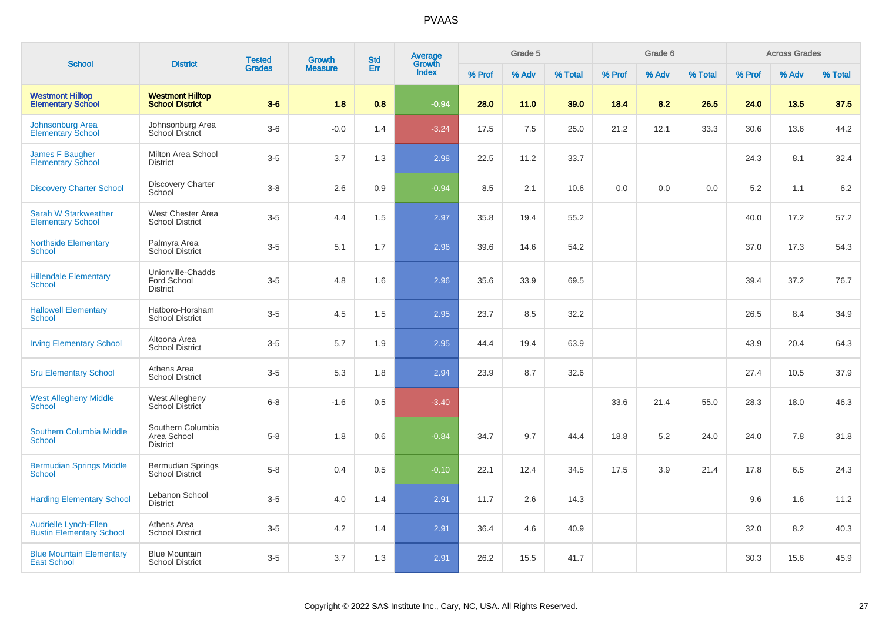# PVAAS

| School | District | Tested Grades | Growth Measure | Std Err | Average Growth Index | Grade 5 | | | Grade 6 | | | Across Grades | | |
|---|---|---|---|---|---|---|---|---|---|---|---|---|---|---|
| | | | | | | % Prof | % Adv | % Total | % Prof | % Adv | % Total | % Prof | % Adv | % Total |
| **Westmont Hilltop Elementary School** | **Westmont Hilltop School District** | **3-6** | **1.8** | **0.8** | **-0.94** | **28.0** | **11.0** | **39.0** | **18.4** | **8.2** | **26.5** | **24.0** | **13.5** | **37.5** |
| Johnsonburg Area Elementary School | Johnsonburg Area School District | 3-6 | -0.0 | 1.4 | -3.24 | 17.5 | 7.5 | 25.0 | 21.2 | 12.1 | 33.3 | 30.6 | 13.6 | 44.2 |
| James F Baugher Elementary School | Milton Area School District | 3-5 | 3.7 | 1.3 | 2.98 | 22.5 | 11.2 | 33.7 | | | | 24.3 | 8.1 | 32.4 |
| Discovery Charter School | Discovery Charter School | 3-8 | 2.6 | 0.9 | -0.94 | 8.5 | 2.1 | 10.6 | 0.0 | 0.0 | 0.0 | 5.2 | 1.1 | 6.2 |
| Sarah W Starkweather Elementary School | West Chester Area School District | 3-5 | 4.4 | 1.5 | 2.97 | 35.8 | 19.4 | 55.2 | | | | 40.0 | 17.2 | 57.2 |
| Northside Elementary School | Palmyra Area School District | 3-5 | 5.1 | 1.7 | 2.96 | 39.6 | 14.6 | 54.2 | | | | 37.0 | 17.3 | 54.3 |
| Hillendale Elementary School | Unionville-Chadds Ford School District | 3-5 | 4.8 | 1.6 | 2.96 | 35.6 | 33.9 | 69.5 | | | | 39.4 | 37.2 | 76.7 |
| Hallowell Elementary School | Hatboro-Horsham School District | 3-5 | 4.5 | 1.5 | 2.95 | 23.7 | 8.5 | 32.2 | | | | 26.5 | 8.4 | 34.9 |
| Irving Elementary School | Altoona Area School District | 3-5 | 5.7 | 1.9 | 2.95 | 44.4 | 19.4 | 63.9 | | | | 43.9 | 20.4 | 64.3 |
| Sru Elementary School | Athens Area School District | 3-5 | 5.3 | 1.8 | 2.94 | 23.9 | 8.7 | 32.6 | | | | 27.4 | 10.5 | 37.9 |
| West Allegheny Middle School | West Allegheny School District | 6-8 | -1.6 | 0.5 | -3.40 | | | | 33.6 | 21.4 | 55.0 | 28.3 | 18.0 | 46.3 |
| Southern Columbia Middle School | Southern Columbia Area School District | 5-8 | 1.8 | 0.6 | -0.84 | 34.7 | 9.7 | 44.4 | 18.8 | 5.2 | 24.0 | 24.0 | 7.8 | 31.8 |
| Bermudian Springs Middle School | Bermudian Springs School District | 5-8 | 0.4 | 0.5 | -0.10 | 22.1 | 12.4 | 34.5 | 17.5 | 3.9 | 21.4 | 17.8 | 6.5 | 24.3 |
| Harding Elementary School | Lebanon School District | 3-5 | 4.0 | 1.4 | 2.91 | 11.7 | 2.6 | 14.3 | | | | 9.6 | 1.6 | 11.2 |
| Audrielle Lynch-Ellen Bustin Elementary School | Athens Area School District | 3-5 | 4.2 | 1.4 | 2.91 | 36.4 | 4.6 | 40.9 | | | | 32.0 | 8.2 | 40.3 |
| Blue Mountain Elementary East School | Blue Mountain School District | 3-5 | 3.7 | 1.3 | 2.91 | 26.2 | 15.5 | 41.7 | | | | 30.3 | 15.6 | 45.9 |

Copyright © 2022 SAS Institute Inc., Cary, NC, USA. All Rights Reserved.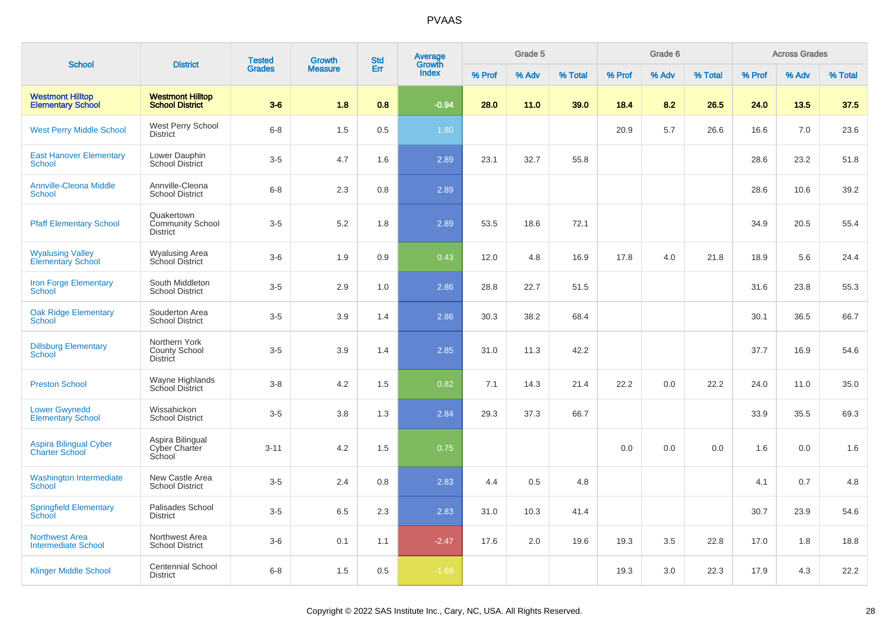# PVAAS

| School | District | Tested Grades | Growth Measure | Std Err | Average Growth Index | Grade 5 | | | Grade 6 | | | Across Grades | | |
|---|---|---|---|---|---|---|---|---|---|---|---|---|---|---|
| | | | | | | % Prof | % Adv | % Total | % Prof | % Adv | % Total | % Prof | % Adv | % Total |
| **Westmont Hilltop Elementary School** | **Westmont Hilltop School District** | **3-6** | **1.8** | **0.8** | **-0.94** | **28.0** | **11.0** | **39.0** | **18.4** | **8.2** | **26.5** | **24.0** | **13.5** | **37.5** |
| West Perry Middle School | West Perry School District | 6-8 | 1.5 | 0.5 | 1.80 | | | | 20.9 | 5.7 | 26.6 | 16.6 | 7.0 | 23.6 |
| East Hanover Elementary School | Lower Dauphin School District | 3-5 | 4.7 | 1.6 | 2.89 | 23.1 | 32.7 | 55.8 | | | | 28.6 | 23.2 | 51.8 |
| Annville-Cleona Middle School | Annville-Cleona School District | 6-8 | 2.3 | 0.8 | 2.89 | | | | | | | 28.6 | 10.6 | 39.2 |
| Pfaff Elementary School | Quakertown Community School District | 3-5 | 5.2 | 1.8 | 2.89 | 53.5 | 18.6 | 72.1 | | | | 34.9 | 20.5 | 55.4 |
| Wyalusing Valley Elementary School | Wyalusing Area School District | 3-6 | 1.9 | 0.9 | 0.43 | 12.0 | 4.8 | 16.9 | 17.8 | 4.0 | 21.8 | 18.9 | 5.6 | 24.4 |
| Iron Forge Elementary School | South Middleton School District | 3-5 | 2.9 | 1.0 | 2.86 | 28.8 | 22.7 | 51.5 | | | | 31.6 | 23.8 | 55.3 |
| Oak Ridge Elementary School | Souderton Area School District | 3-5 | 3.9 | 1.4 | 2.86 | 30.3 | 38.2 | 68.4 | | | | 30.1 | 36.5 | 66.7 |
| Dillsburg Elementary School | Northern York County School District | 3-5 | 3.9 | 1.4 | 2.85 | 31.0 | 11.3 | 42.2 | | | | 37.7 | 16.9 | 54.6 |
| Preston School | Wayne Highlands School District | 3-8 | 4.2 | 1.5 | 0.82 | 7.1 | 14.3 | 21.4 | 22.2 | 0.0 | 22.2 | 24.0 | 11.0 | 35.0 |
| Lower Gwynedd Elementary School | Wissahickon School District | 3-5 | 3.8 | 1.3 | 2.84 | 29.3 | 37.3 | 66.7 | | | | 33.9 | 35.5 | 69.3 |
| Aspira Bilingual Cyber Charter School | Aspira Bilingual Cyber Charter School | 3-11 | 4.2 | 1.5 | 0.75 | | | | 0.0 | 0.0 | 0.0 | 1.6 | 0.0 | 1.6 |
| Washington Intermediate School | New Castle Area School District | 3-5 | 2.4 | 0.8 | 2.83 | 4.4 | 0.5 | 4.8 | | | | 4.1 | 0.7 | 4.8 |
| Springfield Elementary School | Palisades School District | 3-5 | 6.5 | 2.3 | 2.83 | 31.0 | 10.3 | 41.4 | | | | 30.7 | 23.9 | 54.6 |
| Northwest Area Intermediate School | Northwest Area School District | 3-6 | 0.1 | 1.1 | -2.47 | 17.6 | 2.0 | 19.6 | 19.3 | 3.5 | 22.8 | 17.0 | 1.8 | 18.8 |
| Klinger Middle School | Centennial School District | 6-8 | 1.5 | 0.5 | -1.69 | | | | 19.3 | 3.0 | 22.3 | 17.9 | 4.3 | 22.2 |

Copyright © 2022 SAS Institute Inc., Cary, NC, USA. All Rights Reserved.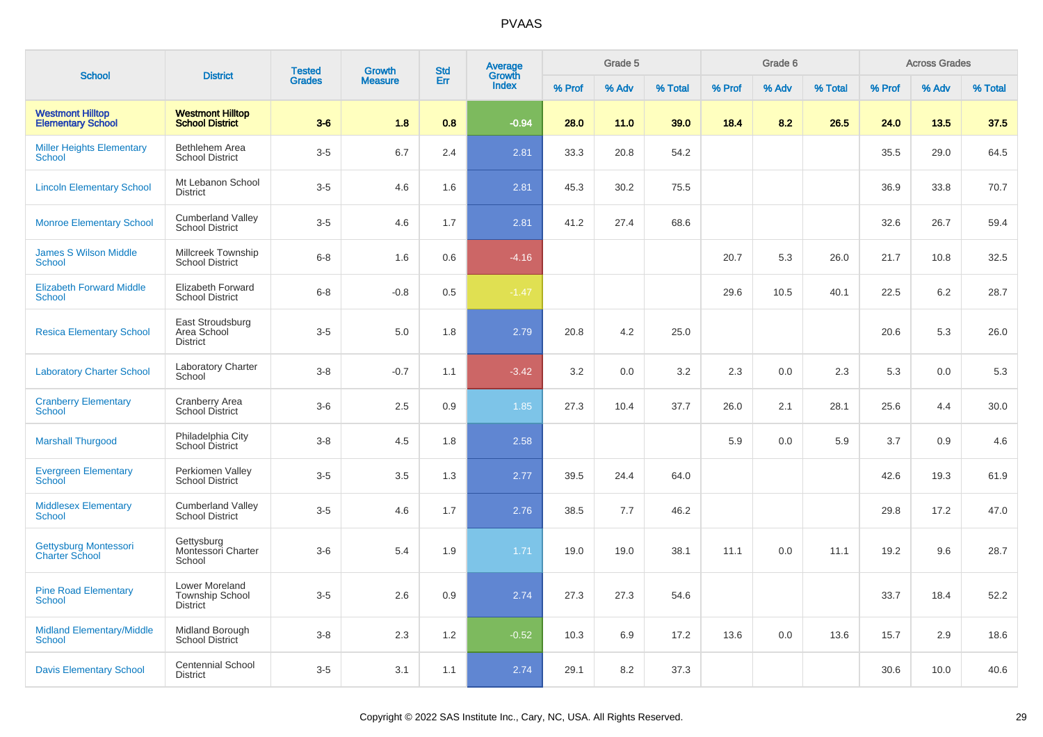# PVAAS

| School | District | Tested Grades | Growth Measure | Std Err | Average Growth Index | Grade 5 | | | Grade 6 | | | Across Grades | | |
|---|---|---|---|---|---|---|---|---|---|---|---|---|---|---|
| | | | | | | % Prof | % Adv | % Total | % Prof | % Adv | % Total | % Prof | % Adv | % Total |
| **Westmont Hilltop Elementary School** | **Westmont Hilltop School District** | **3-6** | **1.8** | **0.8** | **-0.94** | **28.0** | **11.0** | **39.0** | **18.4** | **8.2** | **26.5** | **24.0** | **13.5** | **37.5** |
| Miller Heights Elementary School | Bethlehem Area School District | 3-5 | 6.7 | 2.4 | 2.81 | 33.3 | 20.8 | 54.2 | | | | 35.5 | 29.0 | 64.5 |
| Lincoln Elementary School | Mt Lebanon School District | 3-5 | 4.6 | 1.6 | 2.81 | 45.3 | 30.2 | 75.5 | | | | 36.9 | 33.8 | 70.7 |
| Monroe Elementary School | Cumberland Valley School District | 3-5 | 4.6 | 1.7 | 2.81 | 41.2 | 27.4 | 68.6 | | | | 32.6 | 26.7 | 59.4 |
| James S Wilson Middle School | Millcreek Township School District | 6-8 | 1.6 | 0.6 | -4.16 | | | | 20.7 | 5.3 | 26.0 | 21.7 | 10.8 | 32.5 |
| Elizabeth Forward Middle School | Elizabeth Forward School District | 6-8 | -0.8 | 0.5 | -1.47 | | | | 29.6 | 10.5 | 40.1 | 22.5 | 6.2 | 28.7 |
| Resica Elementary School | East Stroudsburg Area School District | 3-5 | 5.0 | 1.8 | 2.79 | 20.8 | 4.2 | 25.0 | | | | 20.6 | 5.3 | 26.0 |
| Laboratory Charter School | Laboratory Charter School | 3-8 | -0.7 | 1.1 | -3.42 | 3.2 | 0.0 | 3.2 | 2.3 | 0.0 | 2.3 | 5.3 | 0.0 | 5.3 |
| Cranberry Elementary School | Cranberry Area School District | 3-6 | 2.5 | 0.9 | 1.85 | 27.3 | 10.4 | 37.7 | 26.0 | 2.1 | 28.1 | 25.6 | 4.4 | 30.0 |
| Marshall Thurgood | Philadelphia City School District | 3-8 | 4.5 | 1.8 | 2.58 | | | | 5.9 | 0.0 | 5.9 | 3.7 | 0.9 | 4.6 |
| Evergreen Elementary School | Perkiomen Valley School District | 3-5 | 3.5 | 1.3 | 2.77 | 39.5 | 24.4 | 64.0 | | | | 42.6 | 19.3 | 61.9 |
| Middlesex Elementary School | Cumberland Valley School District | 3-5 | 4.6 | 1.7 | 2.76 | 38.5 | 7.7 | 46.2 | | | | 29.8 | 17.2 | 47.0 |
| Gettysburg Montessori Charter School | Gettysburg Montessori Charter School | 3-6 | 5.4 | 1.9 | 1.71 | 19.0 | 19.0 | 38.1 | 11.1 | 0.0 | 11.1 | 19.2 | 9.6 | 28.7 |
| Pine Road Elementary School | Lower Moreland Township School District | 3-5 | 2.6 | 0.9 | 2.74 | 27.3 | 27.3 | 54.6 | | | | 33.7 | 18.4 | 52.2 |
| Midland Elementary/Middle School | Midland Borough School District | 3-8 | 2.3 | 1.2 | -0.52 | 10.3 | 6.9 | 17.2 | 13.6 | 0.0 | 13.6 | 15.7 | 2.9 | 18.6 |
| Davis Elementary School | Centennial School District | 3-5 | 3.1 | 1.1 | 2.74 | 29.1 | 8.2 | 37.3 | | | | 30.6 | 10.0 | 40.6 |

Copyright © 2022 SAS Institute Inc., Cary, NC, USA. All Rights Reserved.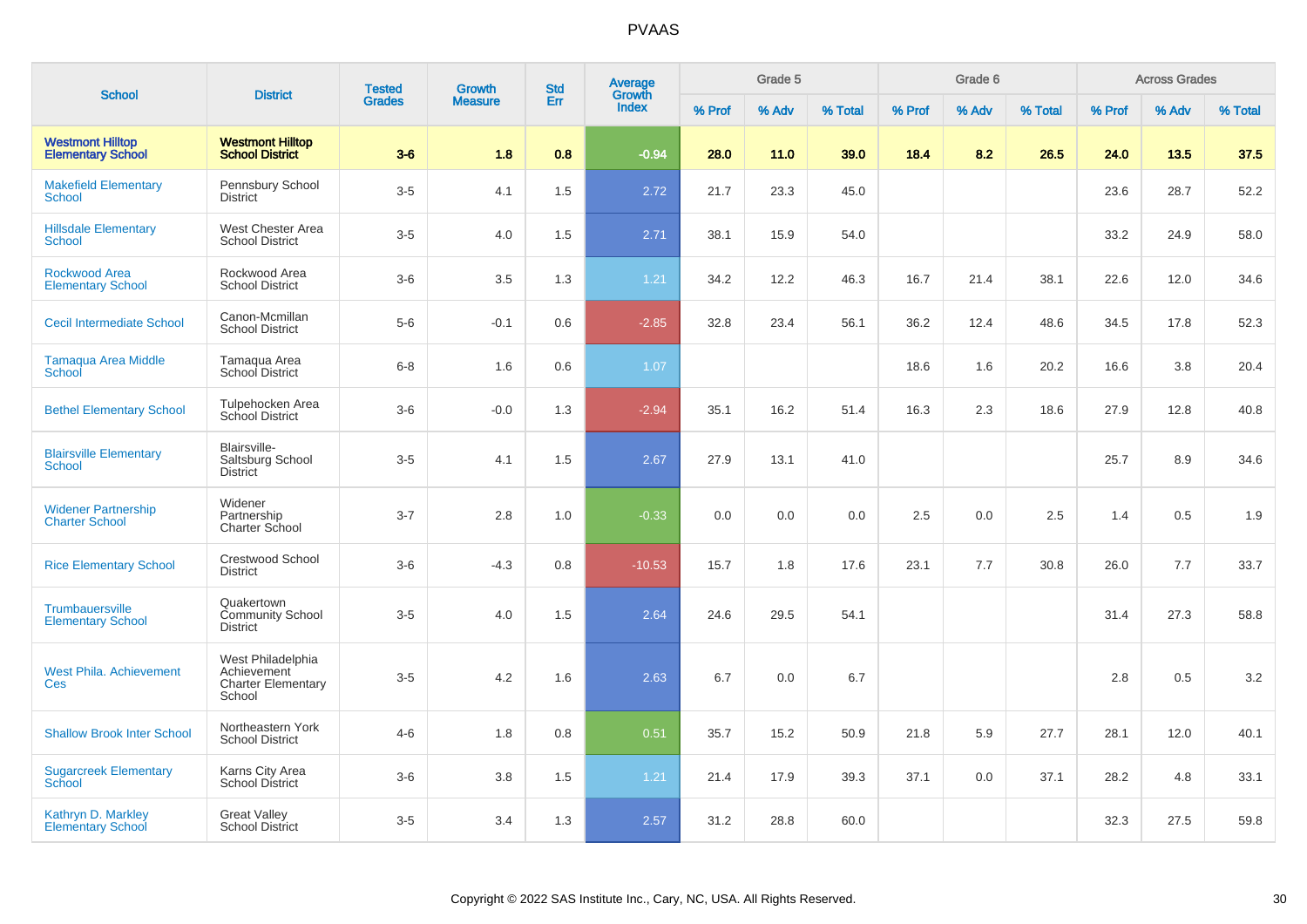# PVAAS

| School | District | Tested Grades | Growth Measure | Std Err | Average Growth Index | Grade 5 | | | Grade 6 | | | Across Grades | | |
|---|---|---|---|---|---|---|---|---|---|---|---|---|---|---|
| | | | | | | % Prof | % Adv | % Total | % Prof | % Adv | % Total | % Prof | % Adv | % Total |
| **Westmont Hilltop Elementary School** | **Westmont Hilltop School District** | **3-6** | **1.8** | **0.8** | **-0.94** | **28.0** | **11.0** | **39.0** | **18.4** | **8.2** | **26.5** | **24.0** | **13.5** | **37.5** |
| Makefield Elementary School | Pennsbury School District | 3-5 | 4.1 | 1.5 | 2.72 | 21.7 | 23.3 | 45.0 | | | | 23.6 | 28.7 | 52.2 |
| Hillsdale Elementary School | West Chester Area School District | 3-5 | 4.0 | 1.5 | 2.71 | 38.1 | 15.9 | 54.0 | | | | 33.2 | 24.9 | 58.0 |
| Rockwood Area Elementary School | Rockwood Area School District | 3-6 | 3.5 | 1.3 | 1.21 | 34.2 | 12.2 | 46.3 | 16.7 | 21.4 | 38.1 | 22.6 | 12.0 | 34.6 |
| Cecil Intermediate School | Canon-Mcmillan School District | 5-6 | -0.1 | 0.6 | -2.85 | 32.8 | 23.4 | 56.1 | 36.2 | 12.4 | 48.6 | 34.5 | 17.8 | 52.3 |
| Tamaqua Area Middle School | Tamaqua Area School District | 6-8 | 1.6 | 0.6 | 1.07 | | | | 18.6 | 1.6 | 20.2 | 16.6 | 3.8 | 20.4 |
| Bethel Elementary School | Tulpehocken Area School District | 3-6 | -0.0 | 1.3 | -2.94 | 35.1 | 16.2 | 51.4 | 16.3 | 2.3 | 18.6 | 27.9 | 12.8 | 40.8 |
| Blairsville Elementary School | Blairsville-Saltsburg School District | 3-5 | 4.1 | 1.5 | 2.67 | 27.9 | 13.1 | 41.0 | | | | 25.7 | 8.9 | 34.6 |
| Widener Partnership Charter School | Widener Partnership Charter School | 3-7 | 2.8 | 1.0 | -0.33 | 0.0 | 0.0 | 0.0 | 2.5 | 0.0 | 2.5 | 1.4 | 0.5 | 1.9 |
| Rice Elementary School | Crestwood School District | 3-6 | -4.3 | 0.8 | -10.53 | 15.7 | 1.8 | 17.6 | 23.1 | 7.7 | 30.8 | 26.0 | 7.7 | 33.7 |
| Trumbauersville Elementary School | Quakertown Community School District | 3-5 | 4.0 | 1.5 | 2.64 | 24.6 | 29.5 | 54.1 | | | | 31.4 | 27.3 | 58.8 |
| West Phila. Achievement Ces | West Philadelphia Achievement Charter Elementary School | 3-5 | 4.2 | 1.6 | 2.63 | 6.7 | 0.0 | 6.7 | | | | 2.8 | 0.5 | 3.2 |
| Shallow Brook Inter School | Northeastern York School District | 4-6 | 1.8 | 0.8 | 0.51 | 35.7 | 15.2 | 50.9 | 21.8 | 5.9 | 27.7 | 28.1 | 12.0 | 40.1 |
| Sugarcreek Elementary School | Karns City Area School District | 3-6 | 3.8 | 1.5 | 1.21 | 21.4 | 17.9 | 39.3 | 37.1 | 0.0 | 37.1 | 28.2 | 4.8 | 33.1 |
| Kathryn D. Markley Elementary School | Great Valley School District | 3-5 | 3.4 | 1.3 | 2.57 | 31.2 | 28.8 | 60.0 | | | | 32.3 | 27.5 | 59.8 |

Copyright © 2022 SAS Institute Inc., Cary, NC, USA. All Rights Reserved.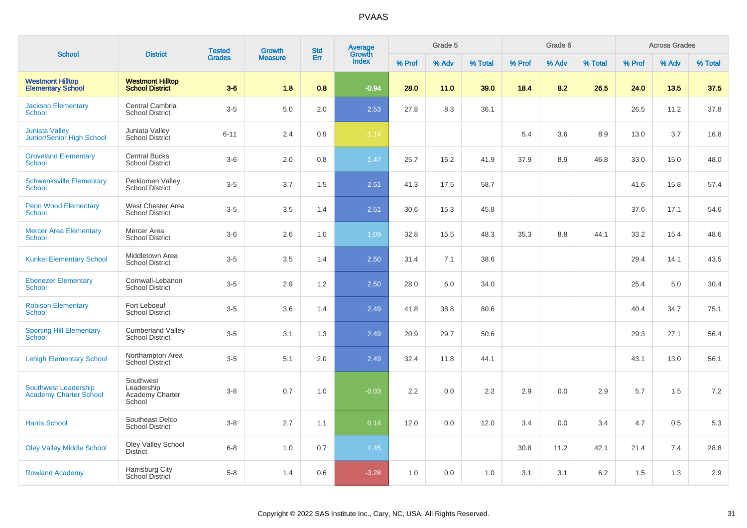# PVAAS

| School | District | Tested Grades | Growth Measure | Std Err | Average Growth Index | Grade 5 | | | Grade 6 | | | Across Grades | | |
|---|---|---|---|---|---|---|---|---|---|---|---|---|---|---|
| | | | | | | % Prof | % Adv | % Total | % Prof | % Adv | % Total | % Prof | % Adv | % Total |
| **Westmont Hilltop Elementary School** | **Westmont Hilltop School District** | **3-6** | **1.8** | **0.8** | **-0.94** | **28.0** | **11.0** | **39.0** | **18.4** | **8.2** | **26.5** | **24.0** | **13.5** | **37.5** |
| Jackson Elementary School | Central Cambria School District | 3-5 | 5.0 | 2.0 | 2.53 | 27.8 | 8.3 | 36.1 | | | | 26.5 | 11.2 | 37.8 |
| Juniata Valley Junior/Senior High School | Juniata Valley School District | 6-11 | 2.4 | 0.9 | -1.14 | | | | 5.4 | 3.6 | 8.9 | 13.0 | 3.7 | 16.8 |
| Groveland Elementary School | Central Bucks School District | 3-6 | 2.0 | 0.8 | 1.47 | 25.7 | 16.2 | 41.9 | 37.9 | 8.9 | 46.8 | 33.0 | 15.0 | 48.0 |
| Schwenksville Elementary School | Perkiomen Valley School District | 3-5 | 3.7 | 1.5 | 2.51 | 41.3 | 17.5 | 58.7 | | | | 41.6 | 15.8 | 57.4 |
| Penn Wood Elementary School | West Chester Area School District | 3-5 | 3.5 | 1.4 | 2.51 | 30.6 | 15.3 | 45.8 | | | | 37.6 | 17.1 | 54.6 |
| Mercer Area Elementary School | Mercer Area School District | 3-6 | 2.6 | 1.0 | 1.09 | 32.8 | 15.5 | 48.3 | 35.3 | 8.8 | 44.1 | 33.2 | 15.4 | 48.6 |
| Kunkel Elementary School | Middletown Area School District | 3-5 | 3.5 | 1.4 | 2.50 | 31.4 | 7.1 | 38.6 | | | | 29.4 | 14.1 | 43.5 |
| Ebenezer Elementary School | Cornwall-Lebanon School District | 3-5 | 2.9 | 1.2 | 2.50 | 28.0 | 6.0 | 34.0 | | | | 25.4 | 5.0 | 30.4 |
| Robison Elementary School | Fort Leboeuf School District | 3-5 | 3.6 | 1.4 | 2.49 | 41.8 | 38.8 | 80.6 | | | | 40.4 | 34.7 | 75.1 |
| Sporting Hill Elementary School | Cumberland Valley School District | 3-5 | 3.1 | 1.3 | 2.49 | 20.9 | 29.7 | 50.6 | | | | 29.3 | 27.1 | 56.4 |
| Lehigh Elementary School | Northampton Area School District | 3-5 | 5.1 | 2.0 | 2.49 | 32.4 | 11.8 | 44.1 | | | | 43.1 | 13.0 | 56.1 |
| Southwest Leadership Academy Charter School | Southwest Leadership Academy Charter School | 3-8 | 0.7 | 1.0 | -0.03 | 2.2 | 0.0 | 2.2 | 2.9 | 0.0 | 2.9 | 5.7 | 1.5 | 7.2 |
| Harris School | Southeast Delco School District | 3-8 | 2.7 | 1.1 | 0.14 | 12.0 | 0.0 | 12.0 | 3.4 | 0.0 | 3.4 | 4.7 | 0.5 | 5.3 |
| Oley Valley Middle School | Oley Valley School District | 6-8 | 1.0 | 0.7 | 1.45 | | | | 30.8 | 11.2 | 42.1 | 21.4 | 7.4 | 28.8 |
| Rowland Academy | Harrisburg City School District | 5-8 | 1.4 | 0.6 | -3.28 | 1.0 | 0.0 | 1.0 | 3.1 | 3.1 | 6.2 | 1.5 | 1.3 | 2.9 |

Copyright © 2022 SAS Institute Inc., Cary, NC, USA. All Rights Reserved.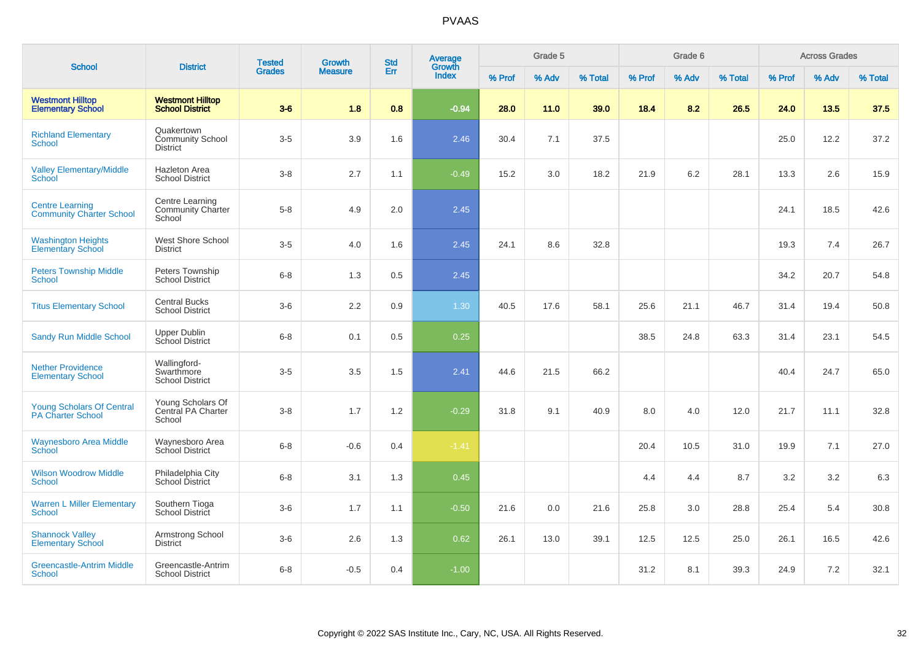# PVAAS

| School | District | Tested Grades | Growth Measure | Std Err | Average Growth Index | Grade 5 | | | Grade 6 | | | Across Grades | | |
|---|---|---|---|---|---|---|---|---|---|---|---|---|---|---|
| | | | | | | % Prof | % Adv | % Total | % Prof | % Adv | % Total | % Prof | % Adv | % Total |
| **Westmont Hilltop Elementary School** | **Westmont Hilltop School District** | **3-6** | **1.8** | **0.8** | **-0.94** | **28.0** | **11.0** | **39.0** | **18.4** | **8.2** | **26.5** | **24.0** | **13.5** | **37.5** |
| Richland Elementary School | Quakertown Community School District | 3-5 | 3.9 | 1.6 | 2.46 | 30.4 | 7.1 | 37.5 | | | | 25.0 | 12.2 | 37.2 |
| Valley Elementary/Middle School | Hazleton Area School District | 3-8 | 2.7 | 1.1 | -0.49 | 15.2 | 3.0 | 18.2 | 21.9 | 6.2 | 28.1 | 13.3 | 2.6 | 15.9 |
| Centre Learning Community Charter School | Centre Learning Community Charter School | 5-8 | 4.9 | 2.0 | 2.45 | | | | | | | 24.1 | 18.5 | 42.6 |
| Washington Heights Elementary School | West Shore School District | 3-5 | 4.0 | 1.6 | 2.45 | 24.1 | 8.6 | 32.8 | | | | 19.3 | 7.4 | 26.7 |
| Peters Township Middle School | Peters Township School District | 6-8 | 1.3 | 0.5 | 2.45 | | | | | | | 34.2 | 20.7 | 54.8 |
| Titus Elementary School | Central Bucks School District | 3-6 | 2.2 | 0.9 | 1.30 | 40.5 | 17.6 | 58.1 | 25.6 | 21.1 | 46.7 | 31.4 | 19.4 | 50.8 |
| Sandy Run Middle School | Upper Dublin School District | 6-8 | 0.1 | 0.5 | 0.25 | | | | 38.5 | 24.8 | 63.3 | 31.4 | 23.1 | 54.5 |
| Nether Providence Elementary School | Wallingford-Swarthmore School District | 3-5 | 3.5 | 1.5 | 2.41 | 44.6 | 21.5 | 66.2 | | | | 40.4 | 24.7 | 65.0 |
| Young Scholars Of Central PA Charter School | Young Scholars Of Central PA Charter School | 3-8 | 1.7 | 1.2 | -0.29 | 31.8 | 9.1 | 40.9 | 8.0 | 4.0 | 12.0 | 21.7 | 11.1 | 32.8 |
| Waynesboro Area Middle School | Waynesboro Area School District | 6-8 | -0.6 | 0.4 | -1.41 | | | | 20.4 | 10.5 | 31.0 | 19.9 | 7.1 | 27.0 |
| Wilson Woodrow Middle School | Philadelphia City School District | 6-8 | 3.1 | 1.3 | 0.45 | | | | 4.4 | 4.4 | 8.7 | 3.2 | 3.2 | 6.3 |
| Warren L Miller Elementary School | Southern Tioga School District | 3-6 | 1.7 | 1.1 | -0.50 | 21.6 | 0.0 | 21.6 | 25.8 | 3.0 | 28.8 | 25.4 | 5.4 | 30.8 |
| Shannock Valley Elementary School | Armstrong School District | 3-6 | 2.6 | 1.3 | 0.62 | 26.1 | 13.0 | 39.1 | 12.5 | 12.5 | 25.0 | 26.1 | 16.5 | 42.6 |
| Greencastle-Antrim Middle School | Greencastle-Antrim School District | 6-8 | -0.5 | 0.4 | -1.00 | | | | 31.2 | 8.1 | 39.3 | 24.9 | 7.2 | 32.1 |

Copyright © 2022 SAS Institute Inc., Cary, NC, USA. All Rights Reserved.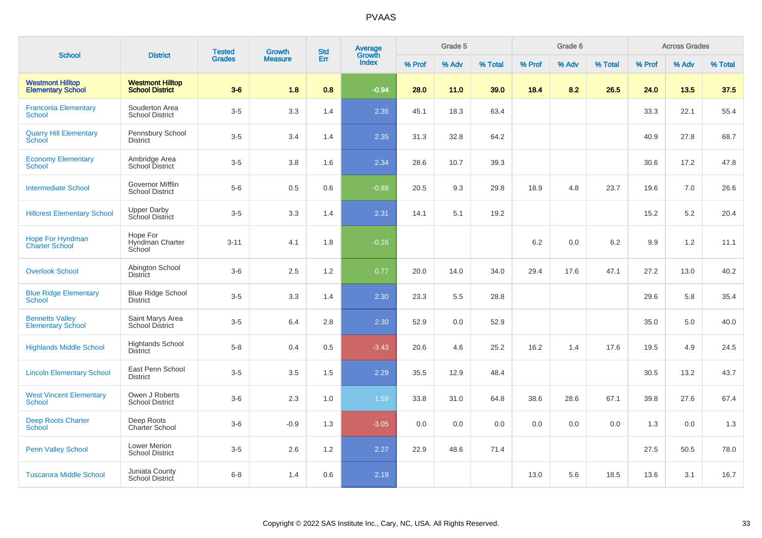# PVAAS

| School | District | Tested Grades | Growth Measure | Std Err | Average Growth Index | Grade 5 | | | Grade 6 | | | Across Grades | | |
|---|---|---|---|---|---|---|---|---|---|---|---|---|---|---|
| | | | | | | % Prof | % Adv | % Total | % Prof | % Adv | % Total | % Prof | % Adv | % Total |
| **Westmont Hilltop Elementary School** | **Westmont Hilltop School District** | **3-6** | **1.8** | **0.8** | **-0.94** | **28.0** | **11.0** | **39.0** | **18.4** | **8.2** | **26.5** | **24.0** | **13.5** | **37.5** |
| Franconia Elementary School | Souderton Area School District | 3-5 | 3.3 | 1.4 | 2.35 | 45.1 | 18.3 | 63.4 | | | | 33.3 | 22.1 | 55.4 |
| Quarry Hill Elementary School | Pennsbury School District | 3-5 | 3.4 | 1.4 | 2.35 | 31.3 | 32.8 | 64.2 | | | | 40.9 | 27.8 | 68.7 |
| Economy Elementary School | Ambridge Area School District | 3-5 | 3.8 | 1.6 | 2.34 | 28.6 | 10.7 | 39.3 | | | | 30.6 | 17.2 | 47.8 |
| Intermediate School | Governor Mifflin School District | 5-6 | 0.5 | 0.6 | -0.88 | 20.5 | 9.3 | 29.8 | 18.9 | 4.8 | 23.7 | 19.6 | 7.0 | 26.6 |
| Hillcrest Elementary School | Upper Darby School District | 3-5 | 3.3 | 1.4 | 2.31 | 14.1 | 5.1 | 19.2 | | | | 15.2 | 5.2 | 20.4 |
| Hope For Hyndman Charter School | Hope For Hyndman Charter School | 3-11 | 4.1 | 1.8 | -0.16 | | | | 6.2 | 0.0 | 6.2 | 9.9 | 1.2 | 11.1 |
| Overlook School | Abington School District | 3-6 | 2.5 | 1.2 | 0.77 | 20.0 | 14.0 | 34.0 | 29.4 | 17.6 | 47.1 | 27.2 | 13.0 | 40.2 |
| Blue Ridge Elementary School | Blue Ridge School District | 3-5 | 3.3 | 1.4 | 2.30 | 23.3 | 5.5 | 28.8 | | | | 29.6 | 5.8 | 35.4 |
| Bennetts Valley Elementary School | Saint Marys Area School District | 3-5 | 6.4 | 2.8 | 2.30 | 52.9 | 0.0 | 52.9 | | | | 35.0 | 5.0 | 40.0 |
| Highlands Middle School | Highlands School District | 5-8 | 0.4 | 0.5 | -3.43 | 20.6 | 4.6 | 25.2 | 16.2 | 1.4 | 17.6 | 19.5 | 4.9 | 24.5 |
| Lincoln Elementary School | East Penn School District | 3-5 | 3.5 | 1.5 | 2.29 | 35.5 | 12.9 | 48.4 | | | | 30.5 | 13.2 | 43.7 |
| West Vincent Elementary School | Owen J Roberts School District | 3-6 | 2.3 | 1.0 | 1.59 | 33.8 | 31.0 | 64.8 | 38.6 | 28.6 | 67.1 | 39.8 | 27.6 | 67.4 |
| Deep Roots Charter School | Deep Roots Charter School | 3-6 | -0.9 | 1.3 | -3.05 | 0.0 | 0.0 | 0.0 | 0.0 | 0.0 | 0.0 | 1.3 | 0.0 | 1.3 |
| Penn Valley School | Lower Merion School District | 3-5 | 2.6 | 1.2 | 2.27 | 22.9 | 48.6 | 71.4 | | | | 27.5 | 50.5 | 78.0 |
| Tuscarora Middle School | Juniata County School District | 6-8 | 1.4 | 0.6 | 2.19 | | | | 13.0 | 5.6 | 18.5 | 13.6 | 3.1 | 16.7 |

Copyright © 2022 SAS Institute Inc., Cary, NC, USA. All Rights Reserved.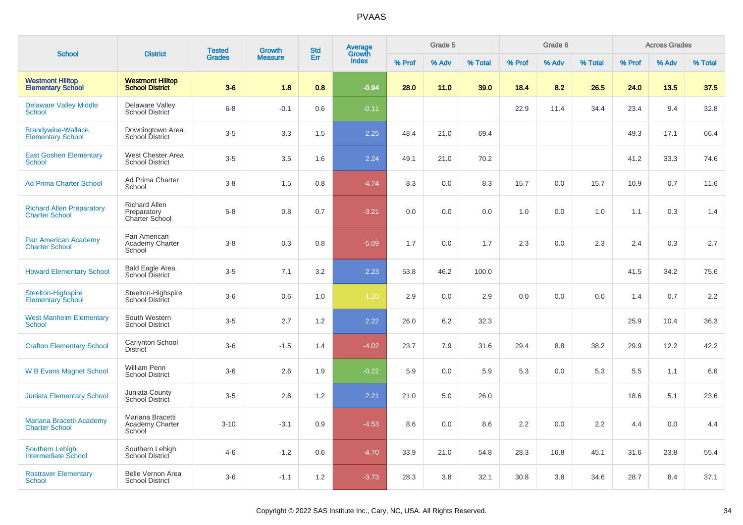# PVAAS

| School | District | Tested Grades | Growth Measure | Std Err | Average Growth Index | Grade 5 | | | Grade 6 | | | Across Grades | | |
|---|---|---|---|---|---|---|---|---|---|---|---|---|---|---|
| | | | | | | % Prof | % Adv | % Total | % Prof | % Adv | % Total | % Prof | % Adv | % Total |
| **Westmont Hilltop Elementary School** | **Westmont Hilltop School District** | **3-6** | **1.8** | **0.8** | **-0.94** | **28.0** | **11.0** | **39.0** | **18.4** | **8.2** | **26.5** | **24.0** | **13.5** | **37.5** |
| Delaware Valley Middle School | Delaware Valley School District | 6-8 | -0.1 | 0.6 | -0.11 | | | | 22.9 | 11.4 | 34.4 | 23.4 | 9.4 | 32.8 |
| Brandywine-Wallace Elementary School | Downingtown Area School District | 3-5 | 3.3 | 1.5 | 2.25 | 48.4 | 21.0 | 69.4 | | | | 49.3 | 17.1 | 66.4 |
| East Goshen Elementary School | West Chester Area School District | 3-5 | 3.5 | 1.6 | 2.24 | 49.1 | 21.0 | 70.2 | | | | 41.2 | 33.3 | 74.6 |
| Ad Prima Charter School | Ad Prima Charter School | 3-8 | 1.5 | 0.8 | -4.74 | 8.3 | 0.0 | 8.3 | 15.7 | 0.0 | 15.7 | 10.9 | 0.7 | 11.6 |
| Richard Allen Preparatory Charter School | Richard Allen Preparatory Charter School | 5-8 | 0.8 | 0.7 | -3.21 | 0.0 | 0.0 | 0.0 | 1.0 | 0.0 | 1.0 | 1.1 | 0.3 | 1.4 |
| Pan American Academy Charter School | Pan American Academy Charter School | 3-8 | 0.3 | 0.8 | -5.09 | 1.7 | 0.0 | 1.7 | 2.3 | 0.0 | 2.3 | 2.4 | 0.3 | 2.7 |
| Howard Elementary School | Bald Eagle Area School District | 3-5 | 7.1 | 3.2 | 2.23 | 53.8 | 46.2 | 100.0 | | | | 41.5 | 34.2 | 75.6 |
| Steelton-Highspire Elementary School | Steelton-Highspire School District | 3-6 | 0.6 | 1.0 | -1.20 | 2.9 | 0.0 | 2.9 | 0.0 | 0.0 | 0.0 | 1.4 | 0.7 | 2.2 |
| West Manheim Elementary School | South Western School District | 3-5 | 2.7 | 1.2 | 2.22 | 26.0 | 6.2 | 32.3 | | | | 25.9 | 10.4 | 36.3 |
| Crafton Elementary School | Carlynton School District | 3-6 | -1.5 | 1.4 | -4.02 | 23.7 | 7.9 | 31.6 | 29.4 | 8.8 | 38.2 | 29.9 | 12.2 | 42.2 |
| W B Evans Magnet School | William Penn School District | 3-6 | 2.6 | 1.9 | -0.22 | 5.9 | 0.0 | 5.9 | 5.3 | 0.0 | 5.3 | 5.5 | 1.1 | 6.6 |
| Juniata Elementary School | Juniata County School District | 3-5 | 2.6 | 1.2 | 2.21 | 21.0 | 5.0 | 26.0 | | | | 18.6 | 5.1 | 23.6 |
| Mariana Bracetti Academy Charter School | Mariana Bracetti Academy Charter School | 3-10 | -3.1 | 0.9 | -4.53 | 8.6 | 0.0 | 8.6 | 2.2 | 0.0 | 2.2 | 4.4 | 0.0 | 4.4 |
| Southern Lehigh Intermediate School | Southern Lehigh School District | 4-6 | -1.2 | 0.6 | -4.70 | 33.9 | 21.0 | 54.8 | 28.3 | 16.8 | 45.1 | 31.6 | 23.8 | 55.4 |
| Rostraver Elementary School | Belle Vernon Area School District | 3-6 | -1.1 | 1.2 | -3.73 | 28.3 | 3.8 | 32.1 | 30.8 | 3.8 | 34.6 | 28.7 | 8.4 | 37.1 |

Copyright © 2022 SAS Institute Inc., Cary, NC, USA. All Rights Reserved.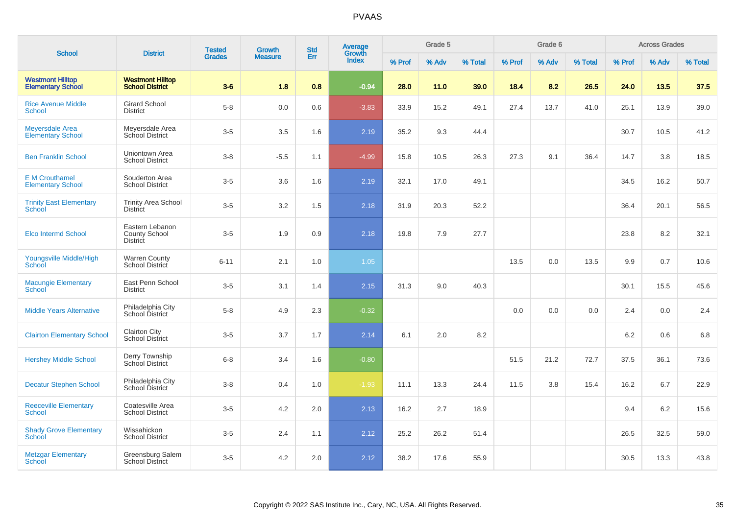# PVAAS

| School | District | Tested Grades | Growth Measure | Std Err | Average Growth Index | Grade 5 | | | Grade 6 | | | Across Grades | | |
|---|---|---|---|---|---|---|---|---|---|---|---|---|---|---|
| | | | | | | % Prof | % Adv | % Total | % Prof | % Adv | % Total | % Prof | % Adv | % Total |
| **Westmont Hilltop Elementary School** | **Westmont Hilltop School District** | **3-6** | **1.8** | **0.8** | **-0.94** | **28.0** | **11.0** | **39.0** | **18.4** | **8.2** | **26.5** | **24.0** | **13.5** | **37.5** |
| Rice Avenue Middle School | Girard School District | 5-8 | 0.0 | 0.6 | -3.83 | 33.9 | 15.2 | 49.1 | 27.4 | 13.7 | 41.0 | 25.1 | 13.9 | 39.0 |
| Meyersdale Area Elementary School | Meyersdale Area School District | 3-5 | 3.5 | 1.6 | 2.19 | 35.2 | 9.3 | 44.4 | | | | 30.7 | 10.5 | 41.2 |
| Ben Franklin School | Uniontown Area School District | 3-8 | -5.5 | 1.1 | -4.99 | 15.8 | 10.5 | 26.3 | 27.3 | 9.1 | 36.4 | 14.7 | 3.8 | 18.5 |
| E M Crouthamel Elementary School | Souderton Area School District | 3-5 | 3.6 | 1.6 | 2.19 | 32.1 | 17.0 | 49.1 | | | | 34.5 | 16.2 | 50.7 |
| Trinity East Elementary School | Trinity Area School District | 3-5 | 3.2 | 1.5 | 2.18 | 31.9 | 20.3 | 52.2 | | | | 36.4 | 20.1 | 56.5 |
| Elco Intermd School | Eastern Lebanon County School District | 3-5 | 1.9 | 0.9 | 2.18 | 19.8 | 7.9 | 27.7 | | | | 23.8 | 8.2 | 32.1 |
| Youngsville Middle/High School | Warren County School District | 6-11 | 2.1 | 1.0 | 1.05 | | | | 13.5 | 0.0 | 13.5 | 9.9 | 0.7 | 10.6 |
| Macungie Elementary School | East Penn School District | 3-5 | 3.1 | 1.4 | 2.15 | 31.3 | 9.0 | 40.3 | | | | 30.1 | 15.5 | 45.6 |
| Middle Years Alternative | Philadelphia City School District | 5-8 | 4.9 | 2.3 | -0.32 | | | | 0.0 | 0.0 | 0.0 | 2.4 | 0.0 | 2.4 |
| Clairton Elementary School | Clairton City School District | 3-5 | 3.7 | 1.7 | 2.14 | 6.1 | 2.0 | 8.2 | | | | 6.2 | 0.6 | 6.8 |
| Hershey Middle School | Derry Township School District | 6-8 | 3.4 | 1.6 | -0.80 | | | | 51.5 | 21.2 | 72.7 | 37.5 | 36.1 | 73.6 |
| Decatur Stephen School | Philadelphia City School District | 3-8 | 0.4 | 1.0 | -1.93 | 11.1 | 13.3 | 24.4 | 11.5 | 3.8 | 15.4 | 16.2 | 6.7 | 22.9 |
| Reeceville Elementary School | Coatesville Area School District | 3-5 | 4.2 | 2.0 | 2.13 | 16.2 | 2.7 | 18.9 | | | | 9.4 | 6.2 | 15.6 |
| Shady Grove Elementary School | Wissahickon School District | 3-5 | 2.4 | 1.1 | 2.12 | 25.2 | 26.2 | 51.4 | | | | 26.5 | 32.5 | 59.0 |
| Metzgar Elementary School | Greensburg Salem School District | 3-5 | 4.2 | 2.0 | 2.12 | 38.2 | 17.6 | 55.9 | | | | 30.5 | 13.3 | 43.8 |

Copyright © 2022 SAS Institute Inc., Cary, NC, USA. All Rights Reserved.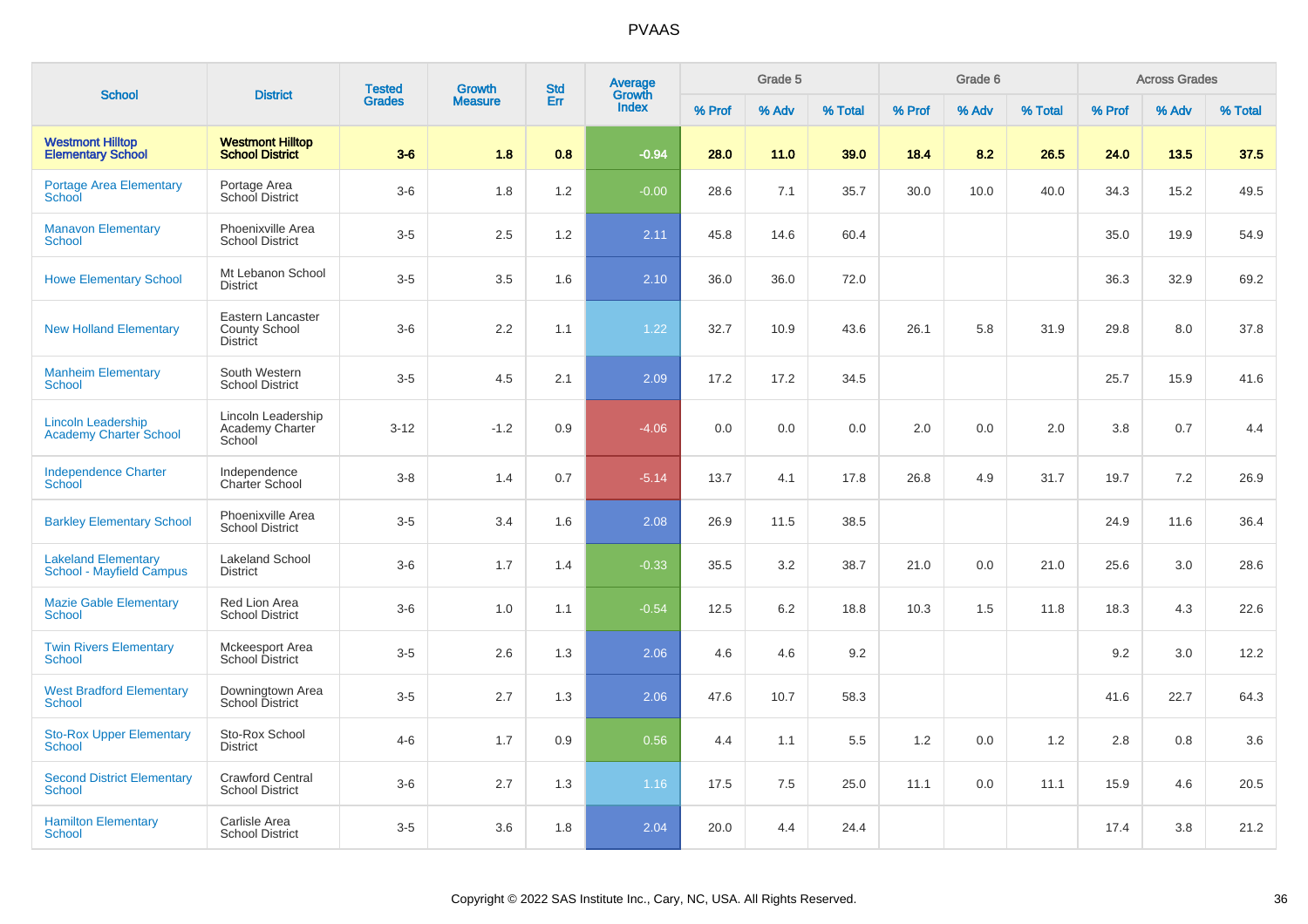# PVAAS

| School | District | Tested Grades | Growth Measure | Std Err | Average Growth Index | Grade 5 | | | Grade 6 | | | Across Grades | | |
|---|---|---|---|---|---|---|---|---|---|---|---|---|---|---|
| | | | | | | % Prof | % Adv | % Total | % Prof | % Adv | % Total | % Prof | % Adv | % Total |
| **Westmont Hilltop Elementary School** | **Westmont Hilltop School District** | **3-6** | **1.8** | **0.8** | **-0.94** | **28.0** | **11.0** | **39.0** | **18.4** | **8.2** | **26.5** | **24.0** | **13.5** | **37.5** |
| Portage Area Elementary School | Portage Area School District | 3-6 | 1.8 | 1.2 | -0.00 | 28.6 | 7.1 | 35.7 | 30.0 | 10.0 | 40.0 | 34.3 | 15.2 | 49.5 |
| Manavon Elementary School | Phoenixville Area School District | 3-5 | 2.5 | 1.2 | 2.11 | 45.8 | 14.6 | 60.4 | | | | 35.0 | 19.9 | 54.9 |
| Howe Elementary School | Mt Lebanon School District | 3-5 | 3.5 | 1.6 | 2.10 | 36.0 | 36.0 | 72.0 | | | | 36.3 | 32.9 | 69.2 |
| New Holland Elementary | Eastern Lancaster County School District | 3-6 | 2.2 | 1.1 | 1.22 | 32.7 | 10.9 | 43.6 | 26.1 | 5.8 | 31.9 | 29.8 | 8.0 | 37.8 |
| Manheim Elementary School | South Western School District | 3-5 | 4.5 | 2.1 | 2.09 | 17.2 | 17.2 | 34.5 | | | | 25.7 | 15.9 | 41.6 |
| Lincoln Leadership Academy Charter School | Lincoln Leadership Academy Charter School | 3-12 | -1.2 | 0.9 | -4.06 | 0.0 | 0.0 | 0.0 | 2.0 | 0.0 | 2.0 | 3.8 | 0.7 | 4.4 |
| Independence Charter School | Independence Charter School | 3-8 | 1.4 | 0.7 | -5.14 | 13.7 | 4.1 | 17.8 | 26.8 | 4.9 | 31.7 | 19.7 | 7.2 | 26.9 |
| Barkley Elementary School | Phoenixville Area School District | 3-5 | 3.4 | 1.6 | 2.08 | 26.9 | 11.5 | 38.5 | | | | 24.9 | 11.6 | 36.4 |
| Lakeland Elementary School - Mayfield Campus | Lakeland School District | 3-6 | 1.7 | 1.4 | -0.33 | 35.5 | 3.2 | 38.7 | 21.0 | 0.0 | 21.0 | 25.6 | 3.0 | 28.6 |
| Mazie Gable Elementary School | Red Lion Area School District | 3-6 | 1.0 | 1.1 | -0.54 | 12.5 | 6.2 | 18.8 | 10.3 | 1.5 | 11.8 | 18.3 | 4.3 | 22.6 |
| Twin Rivers Elementary School | Mckeesport Area School District | 3-5 | 2.6 | 1.3 | 2.06 | 4.6 | 4.6 | 9.2 | | | | 9.2 | 3.0 | 12.2 |
| West Bradford Elementary School | Downingtown Area School District | 3-5 | 2.7 | 1.3 | 2.06 | 47.6 | 10.7 | 58.3 | | | | 41.6 | 22.7 | 64.3 |
| Sto-Rox Upper Elementary School | Sto-Rox School District | 4-6 | 1.7 | 0.9 | 0.56 | 4.4 | 1.1 | 5.5 | 1.2 | 0.0 | 1.2 | 2.8 | 0.8 | 3.6 |
| Second District Elementary School | Crawford Central School District | 3-6 | 2.7 | 1.3 | 1.16 | 17.5 | 7.5 | 25.0 | 11.1 | 0.0 | 11.1 | 15.9 | 4.6 | 20.5 |
| Hamilton Elementary School | Carlisle Area School District | 3-5 | 3.6 | 1.8 | 2.04 | 20.0 | 4.4 | 24.4 | | | | 17.4 | 3.8 | 21.2 |

Copyright © 2022 SAS Institute Inc., Cary, NC, USA. All Rights Reserved.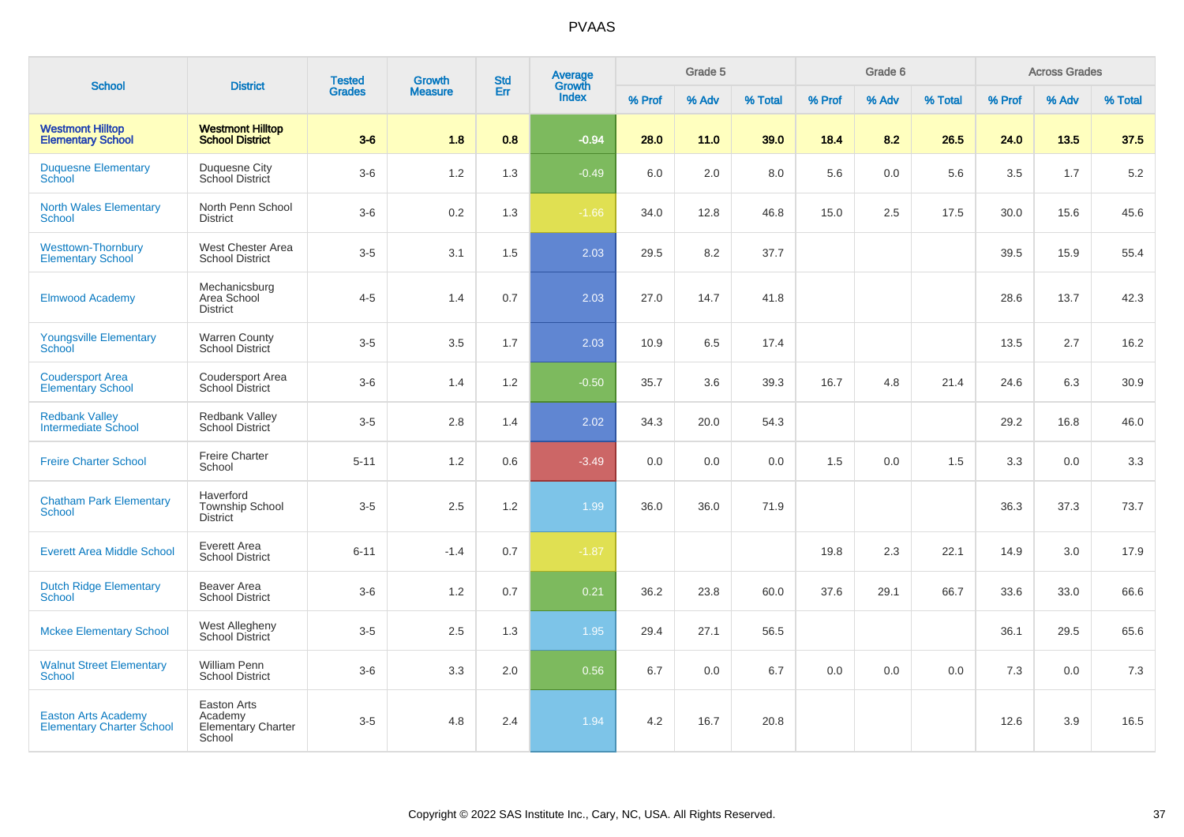# PVAAS

| School | District | Tested Grades | Growth Measure | Std Err | Average Growth Index | Grade 5 | | | Grade 6 | | | Across Grades | | |
|---|---|---|---|---|---|---|---|---|---|---|---|---|---|---|
| | | | | | | % Prof | % Adv | % Total | % Prof | % Adv | % Total | % Prof | % Adv | % Total |
| **Westmont Hilltop Elementary School** | **Westmont Hilltop School District** | **3-6** | **1.8** | **0.8** | **-0.94** | **28.0** | **11.0** | **39.0** | **18.4** | **8.2** | **26.5** | **24.0** | **13.5** | **37.5** |
| Duquesne Elementary School | Duquesne City School District | 3-6 | 1.2 | 1.3 | -0.49 | 6.0 | 2.0 | 8.0 | 5.6 | 0.0 | 5.6 | 3.5 | 1.7 | 5.2 |
| North Wales Elementary School | North Penn School District | 3-6 | 0.2 | 1.3 | -1.66 | 34.0 | 12.8 | 46.8 | 15.0 | 2.5 | 17.5 | 30.0 | 15.6 | 45.6 |
| Westtown-Thornbury Elementary School | West Chester Area School District | 3-5 | 3.1 | 1.5 | 2.03 | 29.5 | 8.2 | 37.7 | | | | 39.5 | 15.9 | 55.4 |
| Elmwood Academy | Mechanicsburg Area School District | 4-5 | 1.4 | 0.7 | 2.03 | 27.0 | 14.7 | 41.8 | | | | 28.6 | 13.7 | 42.3 |
| Youngsville Elementary School | Warren County School District | 3-5 | 3.5 | 1.7 | 2.03 | 10.9 | 6.5 | 17.4 | | | | 13.5 | 2.7 | 16.2 |
| Coudersport Area Elementary School | Coudersport Area School District | 3-6 | 1.4 | 1.2 | -0.50 | 35.7 | 3.6 | 39.3 | 16.7 | 4.8 | 21.4 | 24.6 | 6.3 | 30.9 |
| Redbank Valley Intermediate School | Redbank Valley School District | 3-5 | 2.8 | 1.4 | 2.02 | 34.3 | 20.0 | 54.3 | | | | 29.2 | 16.8 | 46.0 |
| Freire Charter School | Freire Charter School | 5-11 | 1.2 | 0.6 | -3.49 | 0.0 | 0.0 | 0.0 | 1.5 | 0.0 | 1.5 | 3.3 | 0.0 | 3.3 |
| Chatham Park Elementary School | Haverford Township School District | 3-5 | 2.5 | 1.2 | 1.99 | 36.0 | 36.0 | 71.9 | | | | 36.3 | 37.3 | 73.7 |
| Everett Area Middle School | Everett Area School District | 6-11 | -1.4 | 0.7 | -1.87 | | | | 19.8 | 2.3 | 22.1 | 14.9 | 3.0 | 17.9 |
| Dutch Ridge Elementary School | Beaver Area School District | 3-6 | 1.2 | 0.7 | 0.21 | 36.2 | 23.8 | 60.0 | 37.6 | 29.1 | 66.7 | 33.6 | 33.0 | 66.6 |
| Mckee Elementary School | West Allegheny School District | 3-5 | 2.5 | 1.3 | 1.95 | 29.4 | 27.1 | 56.5 | | | | 36.1 | 29.5 | 65.6 |
| Walnut Street Elementary School | William Penn School District | 3-6 | 3.3 | 2.0 | 0.56 | 6.7 | 0.0 | 6.7 | 0.0 | 0.0 | 0.0 | 7.3 | 0.0 | 7.3 |
| Easton Arts Academy Elementary Charter School | Easton Arts Academy Elementary Charter School | 3-5 | 4.8 | 2.4 | 1.94 | 4.2 | 16.7 | 20.8 | | | | 12.6 | 3.9 | 16.5 |

Copyright © 2022 SAS Institute Inc., Cary, NC, USA. All Rights Reserved.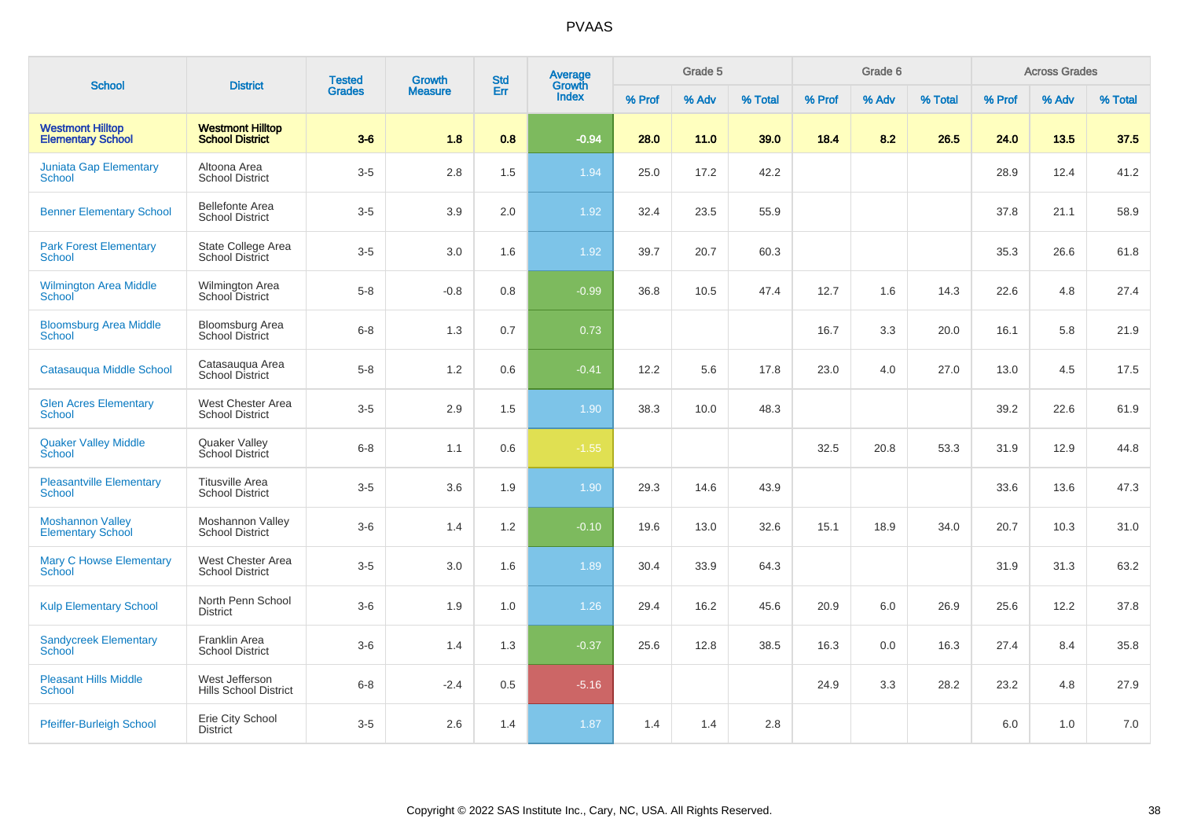# PVAAS

| School | District | Tested Grades | Growth Measure | Std Err | Average Growth Index | Grade 5 | | | Grade 6 | | | Across Grades | | |
|---|---|---|---|---|---|---|---|---|---|---|---|---|---|---|
| | | | | | | % Prof | % Adv | % Total | % Prof | % Adv | % Total | % Prof | % Adv | % Total |
| **Westmont Hilltop Elementary School** | **Westmont Hilltop School District** | **3-6** | **1.8** | **0.8** | **-0.94** | **28.0** | **11.0** | **39.0** | **18.4** | **8.2** | **26.5** | **24.0** | **13.5** | **37.5** |
| Juniata Gap Elementary School | Altoona Area School District | 3-5 | 2.8 | 1.5 | 1.94 | 25.0 | 17.2 | 42.2 | | | | 28.9 | 12.4 | 41.2 |
| Benner Elementary School | Bellefonte Area School District | 3-5 | 3.9 | 2.0 | 1.92 | 32.4 | 23.5 | 55.9 | | | | 37.8 | 21.1 | 58.9 |
| Park Forest Elementary School | State College Area School District | 3-5 | 3.0 | 1.6 | 1.92 | 39.7 | 20.7 | 60.3 | | | | 35.3 | 26.6 | 61.8 |
| Wilmington Area Middle School | Wilmington Area School District | 5-8 | -0.8 | 0.8 | -0.99 | 36.8 | 10.5 | 47.4 | 12.7 | 1.6 | 14.3 | 22.6 | 4.8 | 27.4 |
| Bloomsburg Area Middle School | Bloomsburg Area School District | 6-8 | 1.3 | 0.7 | 0.73 | | | | 16.7 | 3.3 | 20.0 | 16.1 | 5.8 | 21.9 |
| Catasauqua Middle School | Catasauqua Area School District | 5-8 | 1.2 | 0.6 | -0.41 | 12.2 | 5.6 | 17.8 | 23.0 | 4.0 | 27.0 | 13.0 | 4.5 | 17.5 |
| Glen Acres Elementary School | West Chester Area School District | 3-5 | 2.9 | 1.5 | 1.90 | 38.3 | 10.0 | 48.3 | | | | 39.2 | 22.6 | 61.9 |
| Quaker Valley Middle School | Quaker Valley School District | 6-8 | 1.1 | 0.6 | -1.55 | | | | 32.5 | 20.8 | 53.3 | 31.9 | 12.9 | 44.8 |
| Pleasantville Elementary School | Titusville Area School District | 3-5 | 3.6 | 1.9 | 1.90 | 29.3 | 14.6 | 43.9 | | | | 33.6 | 13.6 | 47.3 |
| Moshannon Valley Elementary School | Moshannon Valley School District | 3-6 | 1.4 | 1.2 | -0.10 | 19.6 | 13.0 | 32.6 | 15.1 | 18.9 | 34.0 | 20.7 | 10.3 | 31.0 |
| Mary C Howse Elementary School | West Chester Area School District | 3-5 | 3.0 | 1.6 | 1.89 | 30.4 | 33.9 | 64.3 | | | | 31.9 | 31.3 | 63.2 |
| Kulp Elementary School | North Penn School District | 3-6 | 1.9 | 1.0 | 1.26 | 29.4 | 16.2 | 45.6 | 20.9 | 6.0 | 26.9 | 25.6 | 12.2 | 37.8 |
| Sandycreek Elementary School | Franklin Area School District | 3-6 | 1.4 | 1.3 | -0.37 | 25.6 | 12.8 | 38.5 | 16.3 | 0.0 | 16.3 | 27.4 | 8.4 | 35.8 |
| Pleasant Hills Middle School | West Jefferson Hills School District | 6-8 | -2.4 | 0.5 | -5.16 | | | | 24.9 | 3.3 | 28.2 | 23.2 | 4.8 | 27.9 |
| Pfeiffer-Burleigh School | Erie City School District | 3-5 | 2.6 | 1.4 | 1.87 | 1.4 | 1.4 | 2.8 | | | | 6.0 | 1.0 | 7.0 |

Copyright © 2022 SAS Institute Inc., Cary, NC, USA. All Rights Reserved.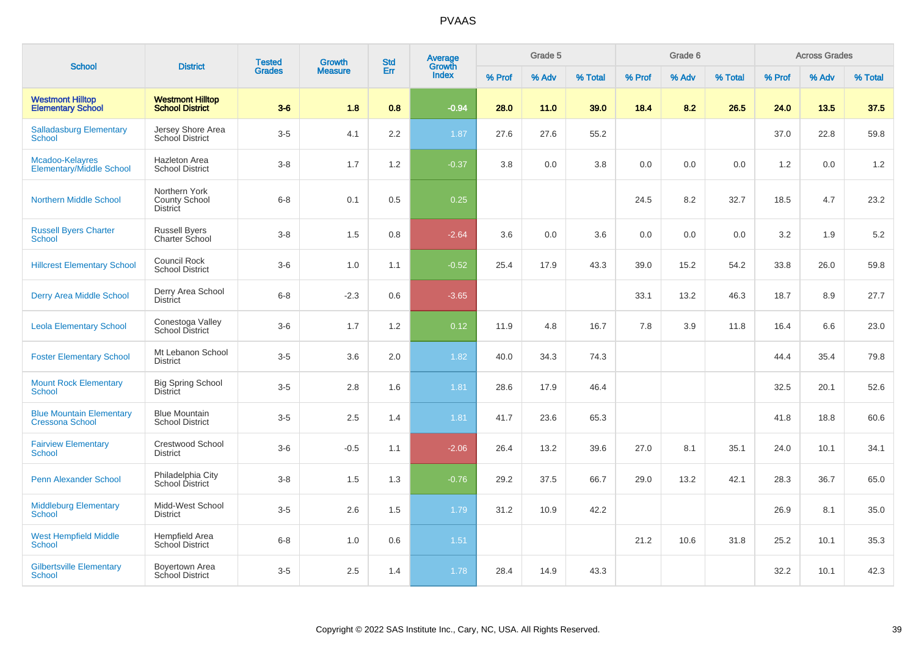# PVAAS

| School | District | Tested Grades | Growth Measure | Std Err | Average Growth Index | Grade 5 | | | Grade 6 | | | Across Grades | | |
|---|---|---|---|---|---|---|---|---|---|---|---|---|---|---|
| | | | | | | % Prof | % Adv | % Total | % Prof | % Adv | % Total | % Prof | % Adv | % Total |
| **Westmont Hilltop Elementary School** | **Westmont Hilltop School District** | **3-6** | **1.8** | **0.8** | **-0.94** | **28.0** | **11.0** | **39.0** | **18.4** | **8.2** | **26.5** | **24.0** | **13.5** | **37.5** |
| Salladasburg Elementary School | Jersey Shore Area School District | 3-5 | 4.1 | 2.2 | 1.87 | 27.6 | 27.6 | 55.2 | | | | 37.0 | 22.8 | 59.8 |
| Mcadoo-Kelayres Elementary/Middle School | Hazleton Area School District | 3-8 | 1.7 | 1.2 | -0.37 | 3.8 | 0.0 | 3.8 | 0.0 | 0.0 | 0.0 | 1.2 | 0.0 | 1.2 |
| Northern Middle School | Northern York County School District | 6-8 | 0.1 | 0.5 | 0.25 | | | | 24.5 | 8.2 | 32.7 | 18.5 | 4.7 | 23.2 |
| Russell Byers Charter School | Russell Byers Charter School | 3-8 | 1.5 | 0.8 | -2.64 | 3.6 | 0.0 | 3.6 | 0.0 | 0.0 | 0.0 | 3.2 | 1.9 | 5.2 |
| Hillcrest Elementary School | Council Rock School District | 3-6 | 1.0 | 1.1 | -0.52 | 25.4 | 17.9 | 43.3 | 39.0 | 15.2 | 54.2 | 33.8 | 26.0 | 59.8 |
| Derry Area Middle School | Derry Area School District | 6-8 | -2.3 | 0.6 | -3.65 | | | | 33.1 | 13.2 | 46.3 | 18.7 | 8.9 | 27.7 |
| Leola Elementary School | Conestoga Valley School District | 3-6 | 1.7 | 1.2 | 0.12 | 11.9 | 4.8 | 16.7 | 7.8 | 3.9 | 11.8 | 16.4 | 6.6 | 23.0 |
| Foster Elementary School | Mt Lebanon School District | 3-5 | 3.6 | 2.0 | 1.82 | 40.0 | 34.3 | 74.3 | | | | 44.4 | 35.4 | 79.8 |
| Mount Rock Elementary School | Big Spring School District | 3-5 | 2.8 | 1.6 | 1.81 | 28.6 | 17.9 | 46.4 | | | | 32.5 | 20.1 | 52.6 |
| Blue Mountain Elementary Cressona School | Blue Mountain School District | 3-5 | 2.5 | 1.4 | 1.81 | 41.7 | 23.6 | 65.3 | | | | 41.8 | 18.8 | 60.6 |
| Fairview Elementary School | Crestwood School District | 3-6 | -0.5 | 1.1 | -2.06 | 26.4 | 13.2 | 39.6 | 27.0 | 8.1 | 35.1 | 24.0 | 10.1 | 34.1 |
| Penn Alexander School | Philadelphia City School District | 3-8 | 1.5 | 1.3 | -0.76 | 29.2 | 37.5 | 66.7 | 29.0 | 13.2 | 42.1 | 28.3 | 36.7 | 65.0 |
| Middleburg Elementary School | Midd-West School District | 3-5 | 2.6 | 1.5 | 1.79 | 31.2 | 10.9 | 42.2 | | | | 26.9 | 8.1 | 35.0 |
| West Hempfield Middle School | Hempfield Area School District | 6-8 | 1.0 | 0.6 | 1.51 | | | | 21.2 | 10.6 | 31.8 | 25.2 | 10.1 | 35.3 |
| Gilbertsville Elementary School | Boyertown Area School District | 3-5 | 2.5 | 1.4 | 1.78 | 28.4 | 14.9 | 43.3 | | | | 32.2 | 10.1 | 42.3 |

Copyright © 2022 SAS Institute Inc., Cary, NC, USA. All Rights Reserved.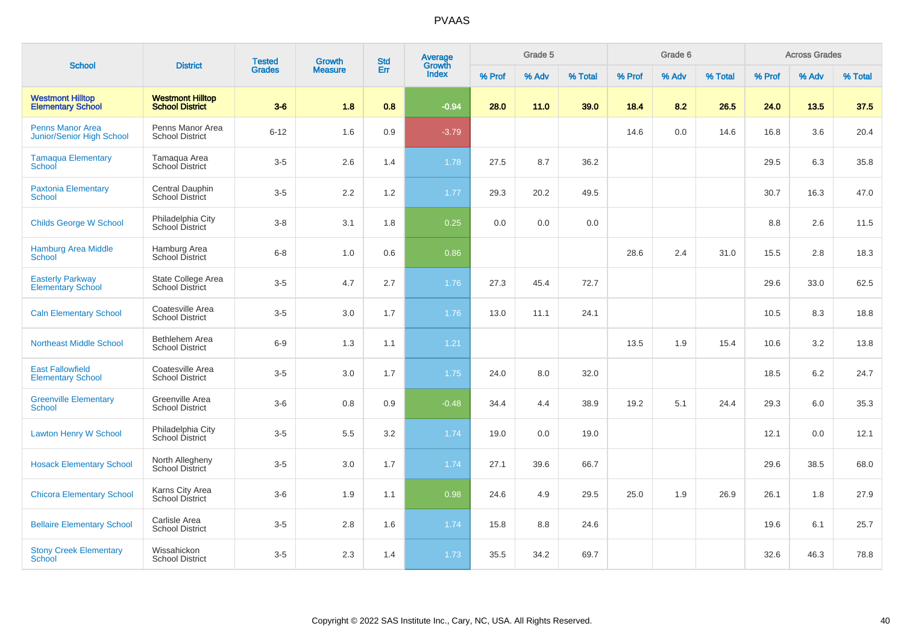# PVAAS

| School | District | Tested Grades | Growth Measure | Std Err | Average Growth Index | Grade 5 | | | Grade 6 | | | Across Grades | | |
|---|---|---|---|---|---|---|---|---|---|---|---|---|---|---|
| | | | | | | % Prof | % Adv | % Total | % Prof | % Adv | % Total | % Prof | % Adv | % Total |
| **Westmont Hilltop Elementary School** | **Westmont Hilltop School District** | **3-6** | **1.8** | **0.8** | **-0.94** | **28.0** | **11.0** | **39.0** | **18.4** | **8.2** | **26.5** | **24.0** | **13.5** | **37.5** |
| Penns Manor Area Junior/Senior High School | Penns Manor Area School District | 6-12 | 1.6 | 0.9 | -3.79 | | | | 14.6 | 0.0 | 14.6 | 16.8 | 3.6 | 20.4 |
| Tamaqua Elementary School | Tamaqua Area School District | 3-5 | 2.6 | 1.4 | 1.78 | 27.5 | 8.7 | 36.2 | | | | 29.5 | 6.3 | 35.8 |
| Paxtonia Elementary School | Central Dauphin School District | 3-5 | 2.2 | 1.2 | 1.77 | 29.3 | 20.2 | 49.5 | | | | 30.7 | 16.3 | 47.0 |
| Childs George W School | Philadelphia City School District | 3-8 | 3.1 | 1.8 | 0.25 | 0.0 | 0.0 | 0.0 | | | | 8.8 | 2.6 | 11.5 |
| Hamburg Area Middle School | Hamburg Area School District | 6-8 | 1.0 | 0.6 | 0.86 | | | | 28.6 | 2.4 | 31.0 | 15.5 | 2.8 | 18.3 |
| Easterly Parkway Elementary School | State College Area School District | 3-5 | 4.7 | 2.7 | 1.76 | 27.3 | 45.4 | 72.7 | | | | 29.6 | 33.0 | 62.5 |
| Caln Elementary School | Coatesville Area School District | 3-5 | 3.0 | 1.7 | 1.76 | 13.0 | 11.1 | 24.1 | | | | 10.5 | 8.3 | 18.8 |
| Northeast Middle School | Bethlehem Area School District | 6-9 | 1.3 | 1.1 | 1.21 | | | | 13.5 | 1.9 | 15.4 | 10.6 | 3.2 | 13.8 |
| East Fallowfield Elementary School | Coatesville Area School District | 3-5 | 3.0 | 1.7 | 1.75 | 24.0 | 8.0 | 32.0 | | | | 18.5 | 6.2 | 24.7 |
| Greenville Elementary School | Greenville Area School District | 3-6 | 0.8 | 0.9 | -0.48 | 34.4 | 4.4 | 38.9 | 19.2 | 5.1 | 24.4 | 29.3 | 6.0 | 35.3 |
| Lawton Henry W School | Philadelphia City School District | 3-5 | 5.5 | 3.2 | 1.74 | 19.0 | 0.0 | 19.0 | | | | 12.1 | 0.0 | 12.1 |
| Hosack Elementary School | North Allegheny School District | 3-5 | 3.0 | 1.7 | 1.74 | 27.1 | 39.6 | 66.7 | | | | 29.6 | 38.5 | 68.0 |
| Chicora Elementary School | Karns City Area School District | 3-6 | 1.9 | 1.1 | 0.98 | 24.6 | 4.9 | 29.5 | 25.0 | 1.9 | 26.9 | 26.1 | 1.8 | 27.9 |
| Bellaire Elementary School | Carlisle Area School District | 3-5 | 2.8 | 1.6 | 1.74 | 15.8 | 8.8 | 24.6 | | | | 19.6 | 6.1 | 25.7 |
| Stony Creek Elementary School | Wissahickon School District | 3-5 | 2.3 | 1.4 | 1.73 | 35.5 | 34.2 | 69.7 | | | | 32.6 | 46.3 | 78.8 |

Copyright © 2022 SAS Institute Inc., Cary, NC, USA. All Rights Reserved.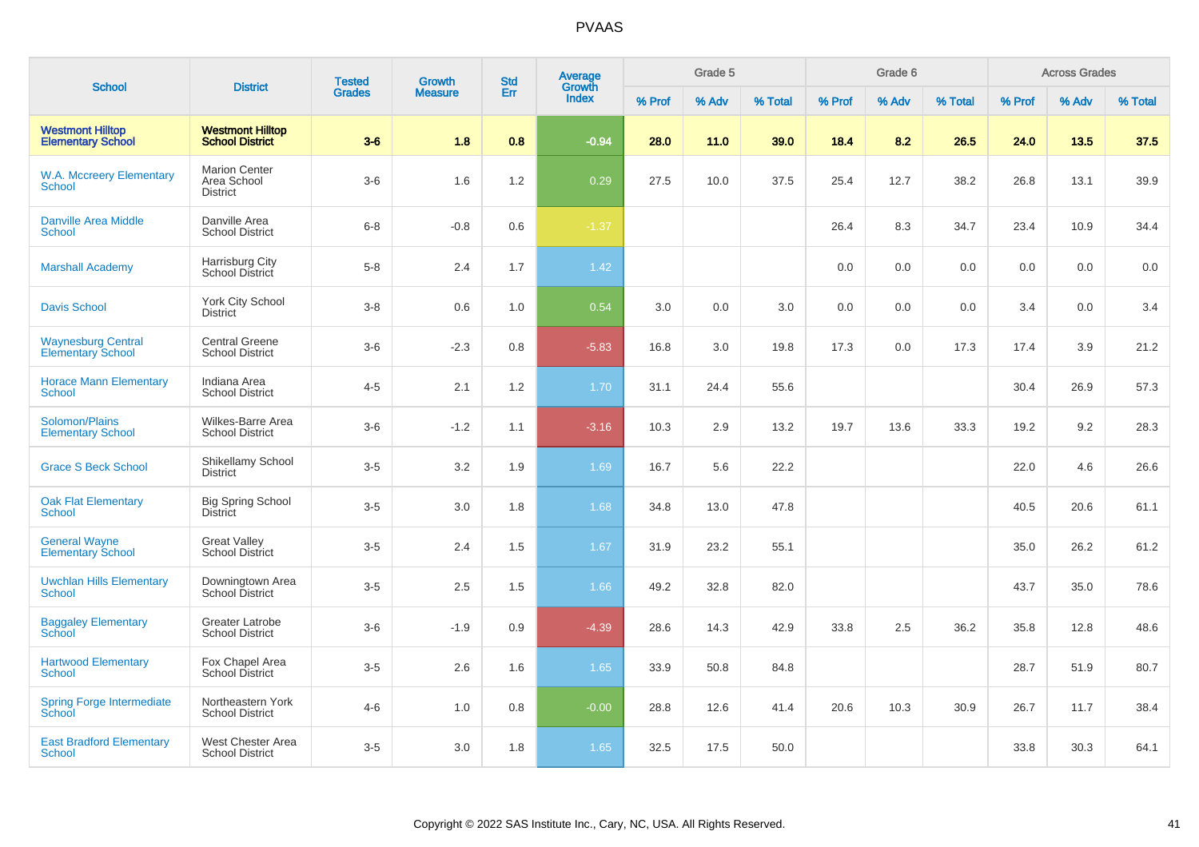# PVAAS

| School | District | Tested Grades | Growth Measure | Std Err | Average Growth Index | Grade 5 | | | Grade 6 | | | Across Grades | | |
|---|---|---|---|---|---|---|---|---|---|---|---|---|---|---|
| | | | | | | % Prof | % Adv | % Total | % Prof | % Adv | % Total | % Prof | % Adv | % Total |
| **Westmont Hilltop Elementary School** | **Westmont Hilltop School District** | **3-6** | **1.8** | **0.8** | **-0.94** | **28.0** | **11.0** | **39.0** | **18.4** | **8.2** | **26.5** | **24.0** | **13.5** | **37.5** |
| W.A. Mccreery Elementary School | Marion Center Area School District | 3-6 | 1.6 | 1.2 | 0.29 | 27.5 | 10.0 | 37.5 | 25.4 | 12.7 | 38.2 | 26.8 | 13.1 | 39.9 |
| Danville Area Middle School | Danville Area School District | 6-8 | -0.8 | 0.6 | -1.37 | | | | 26.4 | 8.3 | 34.7 | 23.4 | 10.9 | 34.4 |
| Marshall Academy | Harrisburg City School District | 5-8 | 2.4 | 1.7 | 1.42 | | | | 0.0 | 0.0 | 0.0 | 0.0 | 0.0 | 0.0 |
| Davis School | York City School District | 3-8 | 0.6 | 1.0 | 0.54 | 3.0 | 0.0 | 3.0 | 0.0 | 0.0 | 0.0 | 3.4 | 0.0 | 3.4 |
| Waynesburg Central Elementary School | Central Greene School District | 3-6 | -2.3 | 0.8 | -5.83 | 16.8 | 3.0 | 19.8 | 17.3 | 0.0 | 17.3 | 17.4 | 3.9 | 21.2 |
| Horace Mann Elementary School | Indiana Area School District | 4-5 | 2.1 | 1.2 | 1.70 | 31.1 | 24.4 | 55.6 | | | | 30.4 | 26.9 | 57.3 |
| Solomon/Plains Elementary School | Wilkes-Barre Area School District | 3-6 | -1.2 | 1.1 | -3.16 | 10.3 | 2.9 | 13.2 | 19.7 | 13.6 | 33.3 | 19.2 | 9.2 | 28.3 |
| Grace S Beck School | Shikellamy School District | 3-5 | 3.2 | 1.9 | 1.69 | 16.7 | 5.6 | 22.2 | | | | 22.0 | 4.6 | 26.6 |
| Oak Flat Elementary School | Big Spring School District | 3-5 | 3.0 | 1.8 | 1.68 | 34.8 | 13.0 | 47.8 | | | | 40.5 | 20.6 | 61.1 |
| General Wayne Elementary School | Great Valley School District | 3-5 | 2.4 | 1.5 | 1.67 | 31.9 | 23.2 | 55.1 | | | | 35.0 | 26.2 | 61.2 |
| Uwchlan Hills Elementary School | Downingtown Area School District | 3-5 | 2.5 | 1.5 | 1.66 | 49.2 | 32.8 | 82.0 | | | | 43.7 | 35.0 | 78.6 |
| Baggaley Elementary School | Greater Latrobe School District | 3-6 | -1.9 | 0.9 | -4.39 | 28.6 | 14.3 | 42.9 | 33.8 | 2.5 | 36.2 | 35.8 | 12.8 | 48.6 |
| Hartwood Elementary School | Fox Chapel Area School District | 3-5 | 2.6 | 1.6 | 1.65 | 33.9 | 50.8 | 84.8 | | | | 28.7 | 51.9 | 80.7 |
| Spring Forge Intermediate School | Northeastern York School District | 4-6 | 1.0 | 0.8 | -0.00 | 28.8 | 12.6 | 41.4 | 20.6 | 10.3 | 30.9 | 26.7 | 11.7 | 38.4 |
| East Bradford Elementary School | West Chester Area School District | 3-5 | 3.0 | 1.8 | 1.65 | 32.5 | 17.5 | 50.0 | | | | 33.8 | 30.3 | 64.1 |

Copyright © 2022 SAS Institute Inc., Cary, NC, USA. All Rights Reserved.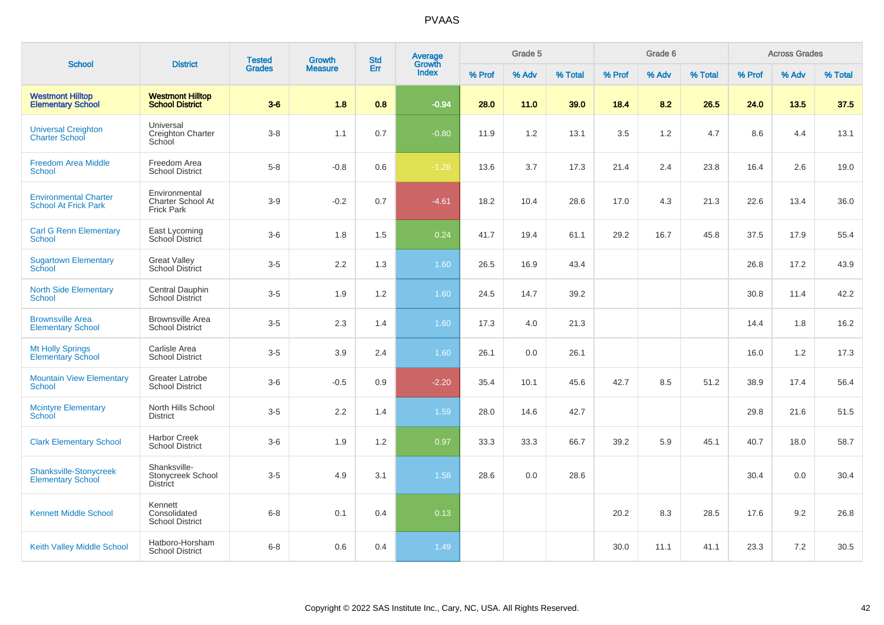# PVAAS

| School | District | Tested Grades | Growth Measure | Std Err | Average Growth Index | Grade 5 | | | Grade 6 | | | Across Grades | | |
|---|---|---|---|---|---|---|---|---|---|---|---|---|---|---|
| | | | | | | % Prof | % Adv | % Total | % Prof | % Adv | % Total | % Prof | % Adv | % Total |
| **Westmont Hilltop Elementary School** | **Westmont Hilltop School District** | **3-6** | **1.8** | **0.8** | **-0.94** | **28.0** | **11.0** | **39.0** | **18.4** | **8.2** | **26.5** | **24.0** | **13.5** | **37.5** |
| Universal Creighton Charter School | Universal Creighton Charter School | 3-8 | 1.1 | 0.7 | -0.80 | 11.9 | 1.2 | 13.1 | 3.5 | 1.2 | 4.7 | 8.6 | 4.4 | 13.1 |
| Freedom Area Middle School | Freedom Area School District | 5-8 | -0.8 | 0.6 | -1.28 | 13.6 | 3.7 | 17.3 | 21.4 | 2.4 | 23.8 | 16.4 | 2.6 | 19.0 |
| Environmental Charter School At Frick Park | Environmental Charter School At Frick Park | 3-9 | -0.2 | 0.7 | -4.61 | 18.2 | 10.4 | 28.6 | 17.0 | 4.3 | 21.3 | 22.6 | 13.4 | 36.0 |
| Carl G Renn Elementary School | East Lycoming School District | 3-6 | 1.8 | 1.5 | 0.24 | 41.7 | 19.4 | 61.1 | 29.2 | 16.7 | 45.8 | 37.5 | 17.9 | 55.4 |
| Sugartown Elementary School | Great Valley School District | 3-5 | 2.2 | 1.3 | 1.60 | 26.5 | 16.9 | 43.4 | | | | 26.8 | 17.2 | 43.9 |
| North Side Elementary School | Central Dauphin School District | 3-5 | 1.9 | 1.2 | 1.60 | 24.5 | 14.7 | 39.2 | | | | 30.8 | 11.4 | 42.2 |
| Brownsville Area Elementary School | Brownsville Area School District | 3-5 | 2.3 | 1.4 | 1.60 | 17.3 | 4.0 | 21.3 | | | | 14.4 | 1.8 | 16.2 |
| Mt Holly Springs Elementary School | Carlisle Area School District | 3-5 | 3.9 | 2.4 | 1.60 | 26.1 | 0.0 | 26.1 | | | | 16.0 | 1.2 | 17.3 |
| Mountain View Elementary School | Greater Latrobe School District | 3-6 | -0.5 | 0.9 | -2.20 | 35.4 | 10.1 | 45.6 | 42.7 | 8.5 | 51.2 | 38.9 | 17.4 | 56.4 |
| Mcintyre Elementary School | North Hills School District | 3-5 | 2.2 | 1.4 | 1.59 | 28.0 | 14.6 | 42.7 | | | | 29.8 | 21.6 | 51.5 |
| Clark Elementary School | Harbor Creek School District | 3-6 | 1.9 | 1.2 | 0.97 | 33.3 | 33.3 | 66.7 | 39.2 | 5.9 | 45.1 | 40.7 | 18.0 | 58.7 |
| Shanksville-Stonycreek Elementary School | Shanksville-Stonycreek School District | 3-5 | 4.9 | 3.1 | 1.58 | 28.6 | 0.0 | 28.6 | | | | 30.4 | 0.0 | 30.4 |
| Kennett Middle School | Kennett Consolidated School District | 6-8 | 0.1 | 0.4 | 0.13 | | | | 20.2 | 8.3 | 28.5 | 17.6 | 9.2 | 26.8 |
| Keith Valley Middle School | Hatboro-Horsham School District | 6-8 | 0.6 | 0.4 | 1.49 | | | | 30.0 | 11.1 | 41.1 | 23.3 | 7.2 | 30.5 |

Copyright © 2022 SAS Institute Inc., Cary, NC, USA. All Rights Reserved.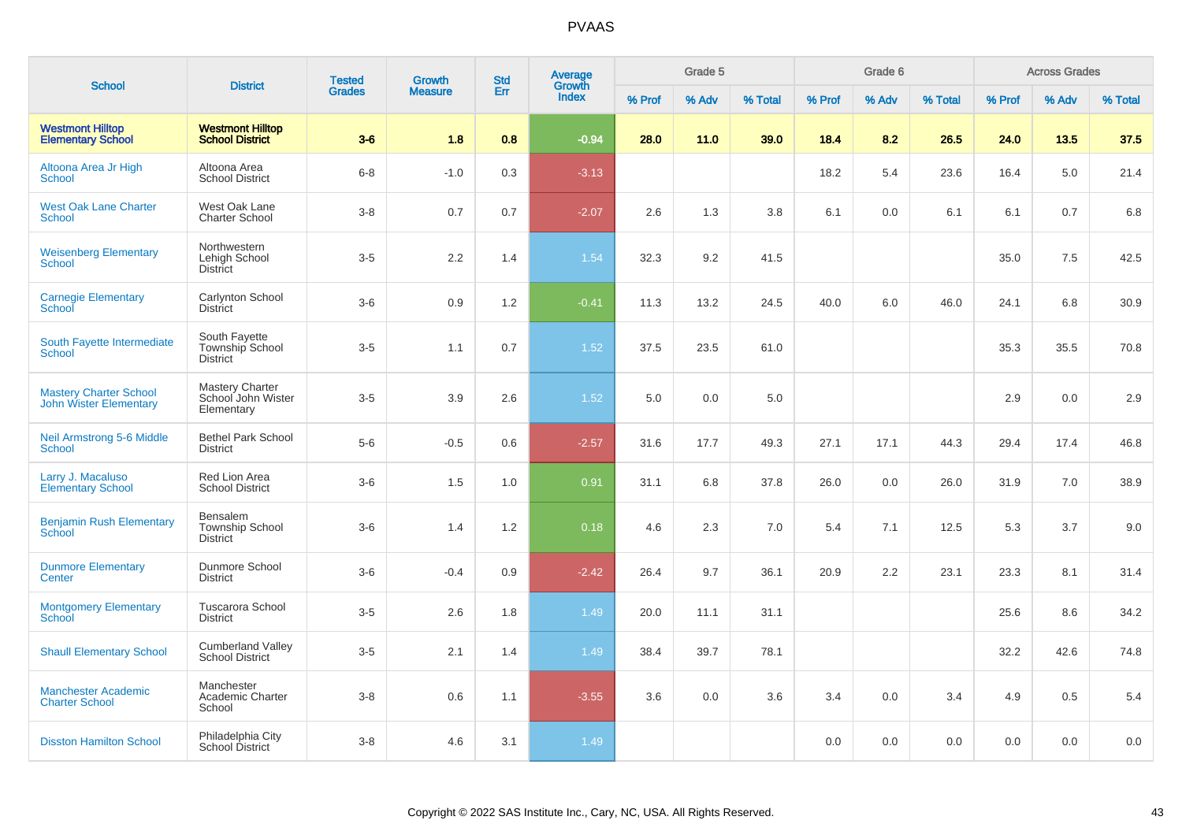# PVAAS

| School | District | Tested Grades | Growth Measure | Std Err | Average Growth Index | Grade 5 | | | Grade 6 | | | Across Grades | | |
|---|---|---|---|---|---|---|---|---|---|---|---|---|---|---|
| | | | | | | % Prof | % Adv | % Total | % Prof | % Adv | % Total | % Prof | % Adv | % Total |
| **Westmont Hilltop Elementary School** | **Westmont Hilltop School District** | **3-6** | **1.8** | **0.8** | **-0.94** | **28.0** | **11.0** | **39.0** | **18.4** | **8.2** | **26.5** | **24.0** | **13.5** | **37.5** |
| Altoona Area Jr High School | Altoona Area School District | 6-8 | -1.0 | 0.3 | -3.13 | | | | 18.2 | 5.4 | 23.6 | 16.4 | 5.0 | 21.4 |
| West Oak Lane Charter School | West Oak Lane Charter School | 3-8 | 0.7 | 0.7 | -2.07 | 2.6 | 1.3 | 3.8 | 6.1 | 0.0 | 6.1 | 6.1 | 0.7 | 6.8 |
| Weisenberg Elementary School | Northwestern Lehigh School District | 3-5 | 2.2 | 1.4 | 1.54 | 32.3 | 9.2 | 41.5 | | | | 35.0 | 7.5 | 42.5 |
| Carnegie Elementary School | Carlynton School District | 3-6 | 0.9 | 1.2 | -0.41 | 11.3 | 13.2 | 24.5 | 40.0 | 6.0 | 46.0 | 24.1 | 6.8 | 30.9 |
| South Fayette Intermediate School | South Fayette Township School District | 3-5 | 1.1 | 0.7 | 1.52 | 37.5 | 23.5 | 61.0 | | | | 35.3 | 35.5 | 70.8 |
| Mastery Charter School John Wister Elementary | Mastery Charter School John Wister Elementary | 3-5 | 3.9 | 2.6 | 1.52 | 5.0 | 0.0 | 5.0 | | | | 2.9 | 0.0 | 2.9 |
| Neil Armstrong 5-6 Middle School | Bethel Park School District | 5-6 | -0.5 | 0.6 | -2.57 | 31.6 | 17.7 | 49.3 | 27.1 | 17.1 | 44.3 | 29.4 | 17.4 | 46.8 |
| Larry J. Macaluso Elementary School | Red Lion Area School District | 3-6 | 1.5 | 1.0 | 0.91 | 31.1 | 6.8 | 37.8 | 26.0 | 0.0 | 26.0 | 31.9 | 7.0 | 38.9 |
| Benjamin Rush Elementary School | Bensalem Township School District | 3-6 | 1.4 | 1.2 | 0.18 | 4.6 | 2.3 | 7.0 | 5.4 | 7.1 | 12.5 | 5.3 | 3.7 | 9.0 |
| Dunmore Elementary Center | Dunmore School District | 3-6 | -0.4 | 0.9 | -2.42 | 26.4 | 9.7 | 36.1 | 20.9 | 2.2 | 23.1 | 23.3 | 8.1 | 31.4 |
| Montgomery Elementary School | Tuscarora School District | 3-5 | 2.6 | 1.8 | 1.49 | 20.0 | 11.1 | 31.1 | | | | 25.6 | 8.6 | 34.2 |
| Shaull Elementary School | Cumberland Valley School District | 3-5 | 2.1 | 1.4 | 1.49 | 38.4 | 39.7 | 78.1 | | | | 32.2 | 42.6 | 74.8 |
| Manchester Academic Charter School | Manchester Academic Charter School | 3-8 | 0.6 | 1.1 | -3.55 | 3.6 | 0.0 | 3.6 | 3.4 | 0.0 | 3.4 | 4.9 | 0.5 | 5.4 |
| Disston Hamilton School | Philadelphia City School District | 3-8 | 4.6 | 3.1 | 1.49 | | | | 0.0 | 0.0 | 0.0 | 0.0 | 0.0 | 0.0 |

Copyright © 2022 SAS Institute Inc., Cary, NC, USA. All Rights Reserved.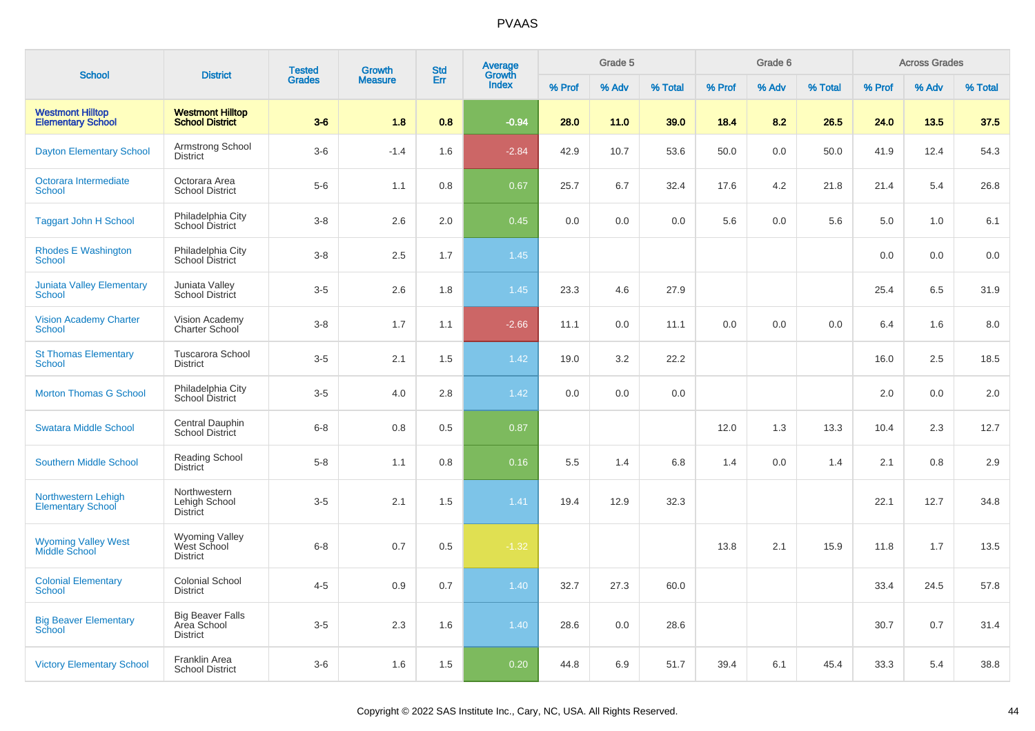# PVAAS

| School | District | Tested Grades | Growth Measure | Std Err | Average Growth Index | Grade 5 | | | Grade 6 | | | Across Grades | | |
|---|---|---|---|---|---|---|---|---|---|---|---|---|---|---|
| | | | | | | % Prof | % Adv | % Total | % Prof | % Adv | % Total | % Prof | % Adv | % Total |
| **Westmont Hilltop Elementary School** | **Westmont Hilltop School District** | **3-6** | **1.8** | **0.8** | **-0.94** | **28.0** | **11.0** | **39.0** | **18.4** | **8.2** | **26.5** | **24.0** | **13.5** | **37.5** |
| Dayton Elementary School | Armstrong School District | 3-6 | -1.4 | 1.6 | -2.84 | 42.9 | 10.7 | 53.6 | 50.0 | 0.0 | 50.0 | 41.9 | 12.4 | 54.3 |
| Octorara Intermediate School | Octorara Area School District | 5-6 | 1.1 | 0.8 | 0.67 | 25.7 | 6.7 | 32.4 | 17.6 | 4.2 | 21.8 | 21.4 | 5.4 | 26.8 |
| Taggart John H School | Philadelphia City School District | 3-8 | 2.6 | 2.0 | 0.45 | 0.0 | 0.0 | 0.0 | 5.6 | 0.0 | 5.6 | 5.0 | 1.0 | 6.1 |
| Rhodes E Washington School | Philadelphia City School District | 3-8 | 2.5 | 1.7 | 1.45 | | | | | | | 0.0 | 0.0 | 0.0 |
| Juniata Valley Elementary School | Juniata Valley School District | 3-5 | 2.6 | 1.8 | 1.45 | 23.3 | 4.6 | 27.9 | | | | 25.4 | 6.5 | 31.9 |
| Vision Academy Charter School | Vision Academy Charter School | 3-8 | 1.7 | 1.1 | -2.66 | 11.1 | 0.0 | 11.1 | 0.0 | 0.0 | 0.0 | 6.4 | 1.6 | 8.0 |
| St Thomas Elementary School | Tuscarora School District | 3-5 | 2.1 | 1.5 | 1.42 | 19.0 | 3.2 | 22.2 | | | | 16.0 | 2.5 | 18.5 |
| Morton Thomas G School | Philadelphia City School District | 3-5 | 4.0 | 2.8 | 1.42 | 0.0 | 0.0 | 0.0 | | | | 2.0 | 0.0 | 2.0 |
| Swatara Middle School | Central Dauphin School District | 6-8 | 0.8 | 0.5 | 0.87 | | | | 12.0 | 1.3 | 13.3 | 10.4 | 2.3 | 12.7 |
| Southern Middle School | Reading School District | 5-8 | 1.1 | 0.8 | 0.16 | 5.5 | 1.4 | 6.8 | 1.4 | 0.0 | 1.4 | 2.1 | 0.8 | 2.9 |
| Northwestern Lehigh Elementary School | Northwestern Lehigh School District | 3-5 | 2.1 | 1.5 | 1.41 | 19.4 | 12.9 | 32.3 | | | | 22.1 | 12.7 | 34.8 |
| Wyoming Valley West Middle School | Wyoming Valley West School District | 6-8 | 0.7 | 0.5 | -1.32 | | | | 13.8 | 2.1 | 15.9 | 11.8 | 1.7 | 13.5 |
| Colonial Elementary School | Colonial School District | 4-5 | 0.9 | 0.7 | 1.40 | 32.7 | 27.3 | 60.0 | | | | 33.4 | 24.5 | 57.8 |
| Big Beaver Elementary School | Big Beaver Falls Area School District | 3-5 | 2.3 | 1.6 | 1.40 | 28.6 | 0.0 | 28.6 | | | | 30.7 | 0.7 | 31.4 |
| Victory Elementary School | Franklin Area School District | 3-6 | 1.6 | 1.5 | 0.20 | 44.8 | 6.9 | 51.7 | 39.4 | 6.1 | 45.4 | 33.3 | 5.4 | 38.8 |

Copyright © 2022 SAS Institute Inc., Cary, NC, USA. All Rights Reserved.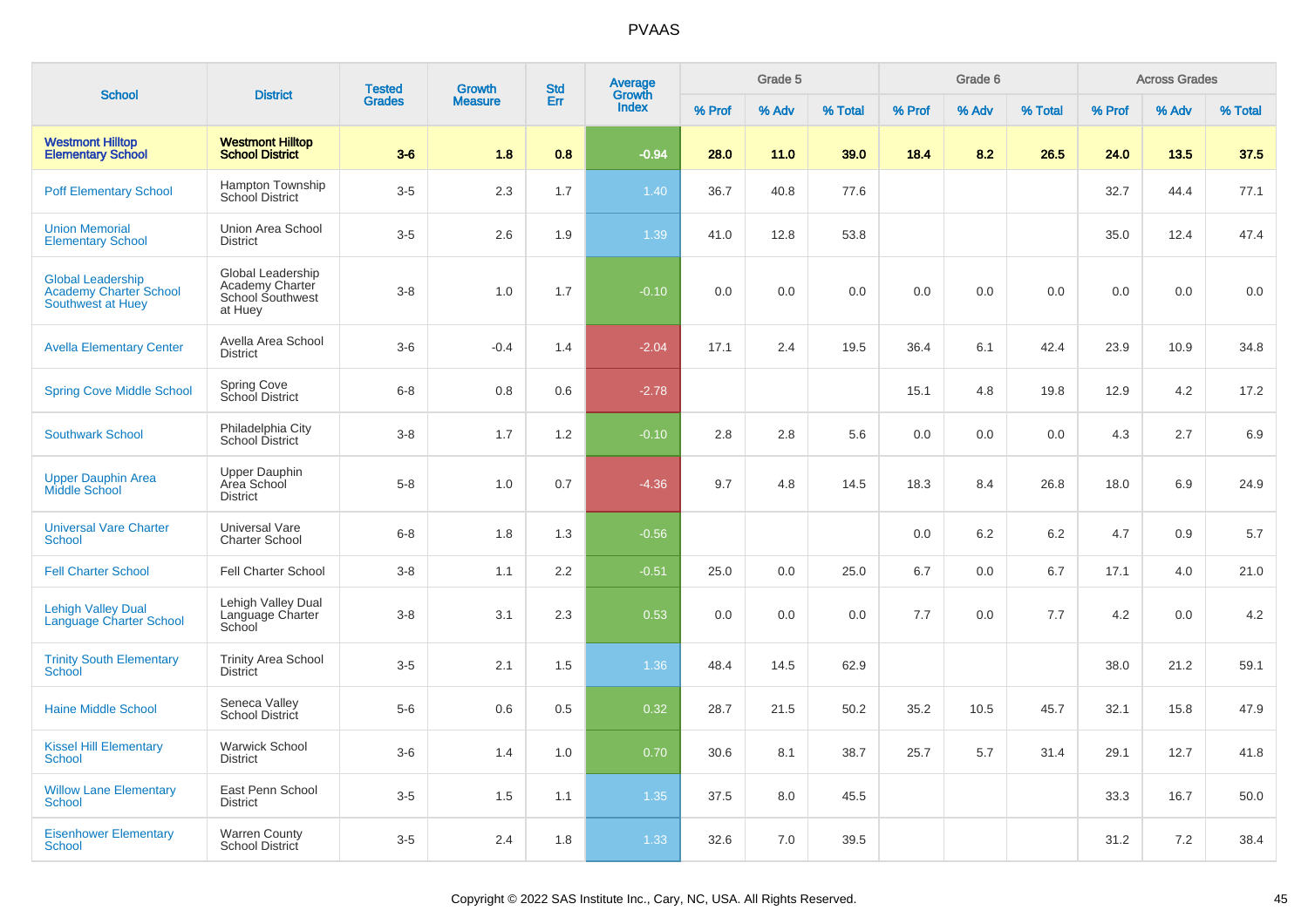# PVAAS

| School | District | Tested Grades | Growth Measure | Std Err | Average Growth Index | Grade 5 | | | Grade 6 | | | Across Grades | | |
|---|---|---|---|---|---|---|---|---|---|---|---|---|---|---|
| | | | | | | % Prof | % Adv | % Total | % Prof | % Adv | % Total | % Prof | % Adv | % Total |
| **Westmont Hilltop Elementary School** | **Westmont Hilltop School District** | **3-6** | **1.8** | **0.8** | **-0.94** | **28.0** | **11.0** | **39.0** | **18.4** | **8.2** | **26.5** | **24.0** | **13.5** | **37.5** |
| Poff Elementary School | Hampton Township School District | 3-5 | 2.3 | 1.7 | 1.40 | 36.7 | 40.8 | 77.6 | | | | 32.7 | 44.4 | 77.1 |
| Union Memorial Elementary School | Union Area School District | 3-5 | 2.6 | 1.9 | 1.39 | 41.0 | 12.8 | 53.8 | | | | 35.0 | 12.4 | 47.4 |
| Global Leadership Academy Charter School Southwest at Huey | Global Leadership Academy Charter School Southwest at Huey | 3-8 | 1.0 | 1.7 | -0.10 | 0.0 | 0.0 | 0.0 | 0.0 | 0.0 | 0.0 | 0.0 | 0.0 | 0.0 |
| Avella Elementary Center | Avella Area School District | 3-6 | -0.4 | 1.4 | -2.04 | 17.1 | 2.4 | 19.5 | 36.4 | 6.1 | 42.4 | 23.9 | 10.9 | 34.8 |
| Spring Cove Middle School | Spring Cove School District | 6-8 | 0.8 | 0.6 | -2.78 | | | | 15.1 | 4.8 | 19.8 | 12.9 | 4.2 | 17.2 |
| Southwark School | Philadelphia City School District | 3-8 | 1.7 | 1.2 | -0.10 | 2.8 | 2.8 | 5.6 | 0.0 | 0.0 | 0.0 | 4.3 | 2.7 | 6.9 |
| Upper Dauphin Area Middle School | Upper Dauphin Area School District | 5-8 | 1.0 | 0.7 | -4.36 | 9.7 | 4.8 | 14.5 | 18.3 | 8.4 | 26.8 | 18.0 | 6.9 | 24.9 |
| Universal Vare Charter School | Universal Vare Charter School | 6-8 | 1.8 | 1.3 | -0.56 | | | | 0.0 | 6.2 | 6.2 | 4.7 | 0.9 | 5.7 |
| Fell Charter School | Fell Charter School | 3-8 | 1.1 | 2.2 | -0.51 | 25.0 | 0.0 | 25.0 | 6.7 | 0.0 | 6.7 | 17.1 | 4.0 | 21.0 |
| Lehigh Valley Dual Language Charter School | Lehigh Valley Dual Language Charter School | 3-8 | 3.1 | 2.3 | 0.53 | 0.0 | 0.0 | 0.0 | 7.7 | 0.0 | 7.7 | 4.2 | 0.0 | 4.2 |
| Trinity South Elementary School | Trinity Area School District | 3-5 | 2.1 | 1.5 | 1.36 | 48.4 | 14.5 | 62.9 | | | | 38.0 | 21.2 | 59.1 |
| Haine Middle School | Seneca Valley School District | 5-6 | 0.6 | 0.5 | 0.32 | 28.7 | 21.5 | 50.2 | 35.2 | 10.5 | 45.7 | 32.1 | 15.8 | 47.9 |
| Kissel Hill Elementary School | Warwick School District | 3-6 | 1.4 | 1.0 | 0.70 | 30.6 | 8.1 | 38.7 | 25.7 | 5.7 | 31.4 | 29.1 | 12.7 | 41.8 |
| Willow Lane Elementary School | East Penn School District | 3-5 | 1.5 | 1.1 | 1.35 | 37.5 | 8.0 | 45.5 | | | | 33.3 | 16.7 | 50.0 |
| Eisenhower Elementary School | Warren County School District | 3-5 | 2.4 | 1.8 | 1.33 | 32.6 | 7.0 | 39.5 | | | | 31.2 | 7.2 | 38.4 |

Copyright © 2022 SAS Institute Inc., Cary, NC, USA. All Rights Reserved.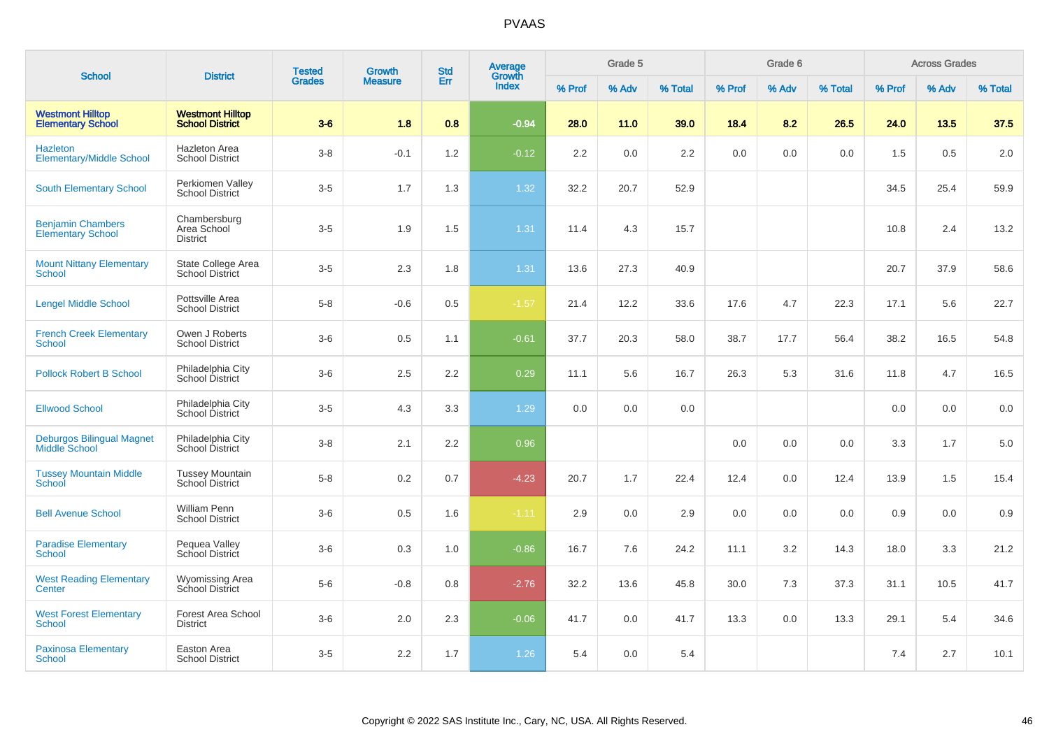# PVAAS

| School | District | Tested Grades | Growth Measure | Std Err | Average Growth Index | Grade 5 | | | Grade 6 | | | Across Grades | | |
|---|---|---|---|---|---|---|---|---|---|---|---|---|---|---|
| | | | | | | % Prof | % Adv | % Total | % Prof | % Adv | % Total | % Prof | % Adv | % Total |
| **Westmont Hilltop Elementary School** | **Westmont Hilltop School District** | **3-6** | **1.8** | **0.8** | **-0.94** | **28.0** | **11.0** | **39.0** | **18.4** | **8.2** | **26.5** | **24.0** | **13.5** | **37.5** |
| Hazleton Elementary/Middle School | Hazleton Area School District | 3-8 | -0.1 | 1.2 | -0.12 | 2.2 | 0.0 | 2.2 | 0.0 | 0.0 | 0.0 | 1.5 | 0.5 | 2.0 |
| South Elementary School | Perkiomen Valley School District | 3-5 | 1.7 | 1.3 | 1.32 | 32.2 | 20.7 | 52.9 | | | | 34.5 | 25.4 | 59.9 |
| Benjamin Chambers Elementary School | Chambersburg Area School District | 3-5 | 1.9 | 1.5 | 1.31 | 11.4 | 4.3 | 15.7 | | | | 10.8 | 2.4 | 13.2 |
| Mount Nittany Elementary School | State College Area School District | 3-5 | 2.3 | 1.8 | 1.31 | 13.6 | 27.3 | 40.9 | | | | 20.7 | 37.9 | 58.6 |
| Lengel Middle School | Pottsville Area School District | 5-8 | -0.6 | 0.5 | -1.57 | 21.4 | 12.2 | 33.6 | 17.6 | 4.7 | 22.3 | 17.1 | 5.6 | 22.7 |
| French Creek Elementary School | Owen J Roberts School District | 3-6 | 0.5 | 1.1 | -0.61 | 37.7 | 20.3 | 58.0 | 38.7 | 17.7 | 56.4 | 38.2 | 16.5 | 54.8 |
| Pollock Robert B School | Philadelphia City School District | 3-6 | 2.5 | 2.2 | 0.29 | 11.1 | 5.6 | 16.7 | 26.3 | 5.3 | 31.6 | 11.8 | 4.7 | 16.5 |
| Ellwood School | Philadelphia City School District | 3-5 | 4.3 | 3.3 | 1.29 | 0.0 | 0.0 | 0.0 | | | | 0.0 | 0.0 | 0.0 |
| Deburgos Bilingual Magnet Middle School | Philadelphia City School District | 3-8 | 2.1 | 2.2 | 0.96 | | | | 0.0 | 0.0 | 0.0 | 3.3 | 1.7 | 5.0 |
| Tussey Mountain Middle School | Tussey Mountain School District | 5-8 | 0.2 | 0.7 | -4.23 | 20.7 | 1.7 | 22.4 | 12.4 | 0.0 | 12.4 | 13.9 | 1.5 | 15.4 |
| Bell Avenue School | William Penn School District | 3-6 | 0.5 | 1.6 | -1.11 | 2.9 | 0.0 | 2.9 | 0.0 | 0.0 | 0.0 | 0.9 | 0.0 | 0.9 |
| Paradise Elementary School | Pequea Valley School District | 3-6 | 0.3 | 1.0 | -0.86 | 16.7 | 7.6 | 24.2 | 11.1 | 3.2 | 14.3 | 18.0 | 3.3 | 21.2 |
| West Reading Elementary Center | Wyomissing Area School District | 5-6 | -0.8 | 0.8 | -2.76 | 32.2 | 13.6 | 45.8 | 30.0 | 7.3 | 37.3 | 31.1 | 10.5 | 41.7 |
| West Forest Elementary School | Forest Area School District | 3-6 | 2.0 | 2.3 | -0.06 | 41.7 | 0.0 | 41.7 | 13.3 | 0.0 | 13.3 | 29.1 | 5.4 | 34.6 |
| Paxinosa Elementary School | Easton Area School District | 3-5 | 2.2 | 1.7 | 1.26 | 5.4 | 0.0 | 5.4 | | | | 7.4 | 2.7 | 10.1 |

Copyright © 2022 SAS Institute Inc., Cary, NC, USA. All Rights Reserved.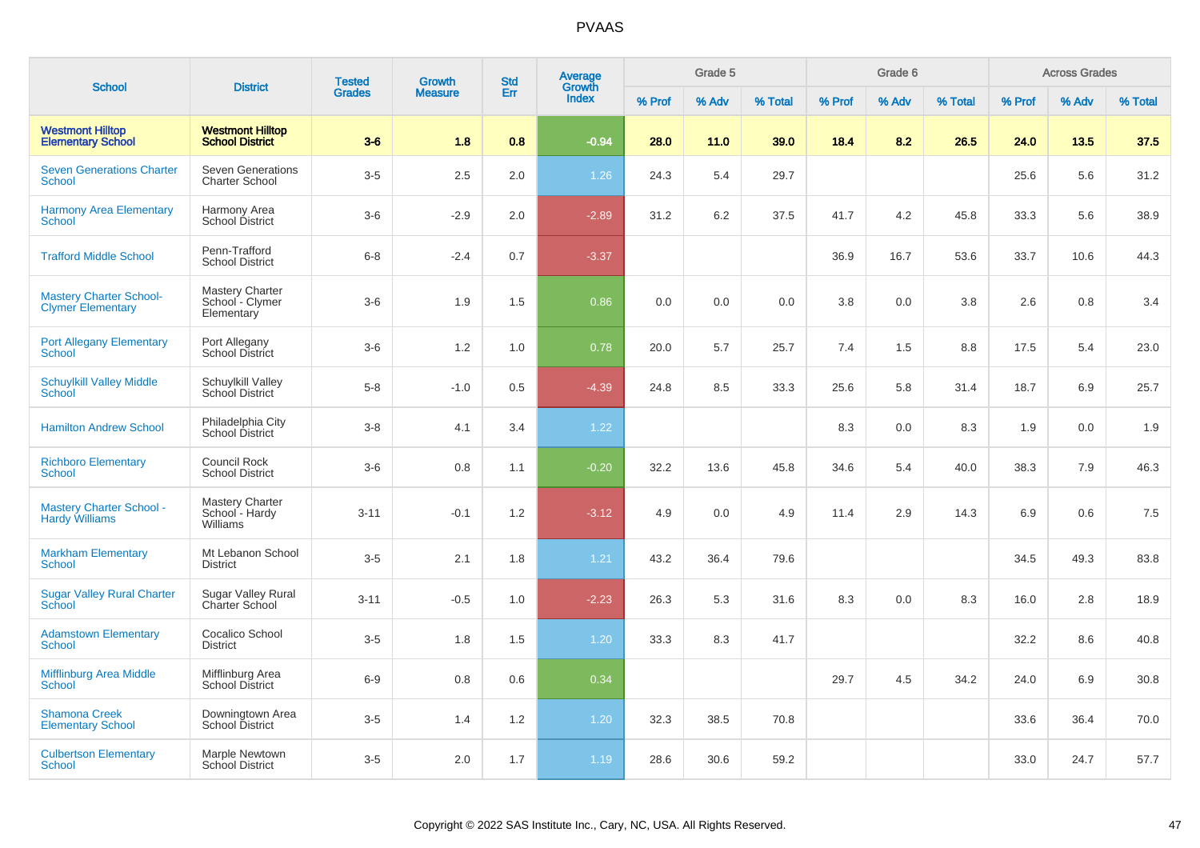# PVAAS

| School | District | Tested Grades | Growth Measure | Std Err | Average Growth Index | Grade 5 | | | Grade 6 | | | Across Grades | | |
|---|---|---|---|---|---|---|---|---|---|---|---|---|---|---|
| | | | | | | % Prof | % Adv | % Total | % Prof | % Adv | % Total | % Prof | % Adv | % Total |
| **Westmont Hilltop Elementary School** | **Westmont Hilltop School District** | **3-6** | **1.8** | **0.8** | **-0.94** | **28.0** | **11.0** | **39.0** | **18.4** | **8.2** | **26.5** | **24.0** | **13.5** | **37.5** |
| Seven Generations Charter School | Seven Generations Charter School | 3-5 | 2.5 | 2.0 | 1.26 | 24.3 | 5.4 | 29.7 | | | | 25.6 | 5.6 | 31.2 |
| Harmony Area Elementary School | Harmony Area School District | 3-6 | -2.9 | 2.0 | -2.89 | 31.2 | 6.2 | 37.5 | 41.7 | 4.2 | 45.8 | 33.3 | 5.6 | 38.9 |
| Trafford Middle School | Penn-Trafford School District | 6-8 | -2.4 | 0.7 | -3.37 | | | | 36.9 | 16.7 | 53.6 | 33.7 | 10.6 | 44.3 |
| Mastery Charter School-Clymer Elementary | Mastery Charter School - Clymer Elementary | 3-6 | 1.9 | 1.5 | 0.86 | 0.0 | 0.0 | 0.0 | 3.8 | 0.0 | 3.8 | 2.6 | 0.8 | 3.4 |
| Port Allegany Elementary School | Port Allegany School District | 3-6 | 1.2 | 1.0 | 0.78 | 20.0 | 5.7 | 25.7 | 7.4 | 1.5 | 8.8 | 17.5 | 5.4 | 23.0 |
| Schuylkill Valley Middle School | Schuylkill Valley School District | 5-8 | -1.0 | 0.5 | -4.39 | 24.8 | 8.5 | 33.3 | 25.6 | 5.8 | 31.4 | 18.7 | 6.9 | 25.7 |
| Hamilton Andrew School | Philadelphia City School District | 3-8 | 4.1 | 3.4 | 1.22 | | | | 8.3 | 0.0 | 8.3 | 1.9 | 0.0 | 1.9 |
| Richboro Elementary School | Council Rock School District | 3-6 | 0.8 | 1.1 | -0.20 | 32.2 | 13.6 | 45.8 | 34.6 | 5.4 | 40.0 | 38.3 | 7.9 | 46.3 |
| Mastery Charter School - Hardy Williams | Mastery Charter School - Hardy Williams | 3-11 | -0.1 | 1.2 | -3.12 | 4.9 | 0.0 | 4.9 | 11.4 | 2.9 | 14.3 | 6.9 | 0.6 | 7.5 |
| Markham Elementary School | Mt Lebanon School District | 3-5 | 2.1 | 1.8 | 1.21 | 43.2 | 36.4 | 79.6 | | | | 34.5 | 49.3 | 83.8 |
| Sugar Valley Rural Charter School | Sugar Valley Rural Charter School | 3-11 | -0.5 | 1.0 | -2.23 | 26.3 | 5.3 | 31.6 | 8.3 | 0.0 | 8.3 | 16.0 | 2.8 | 18.9 |
| Adamstown Elementary School | Cocalico School District | 3-5 | 1.8 | 1.5 | 1.20 | 33.3 | 8.3 | 41.7 | | | | 32.2 | 8.6 | 40.8 |
| Mifflinburg Area Middle School | Mifflinburg Area School District | 6-9 | 0.8 | 0.6 | 0.34 | | | | 29.7 | 4.5 | 34.2 | 24.0 | 6.9 | 30.8 |
| Shamona Creek Elementary School | Downingtown Area School District | 3-5 | 1.4 | 1.2 | 1.20 | 32.3 | 38.5 | 70.8 | | | | 33.6 | 36.4 | 70.0 |
| Culbertson Elementary School | Marple Newtown School District | 3-5 | 2.0 | 1.7 | 1.19 | 28.6 | 30.6 | 59.2 | | | | 33.0 | 24.7 | 57.7 |

Copyright © 2022 SAS Institute Inc., Cary, NC, USA. All Rights Reserved.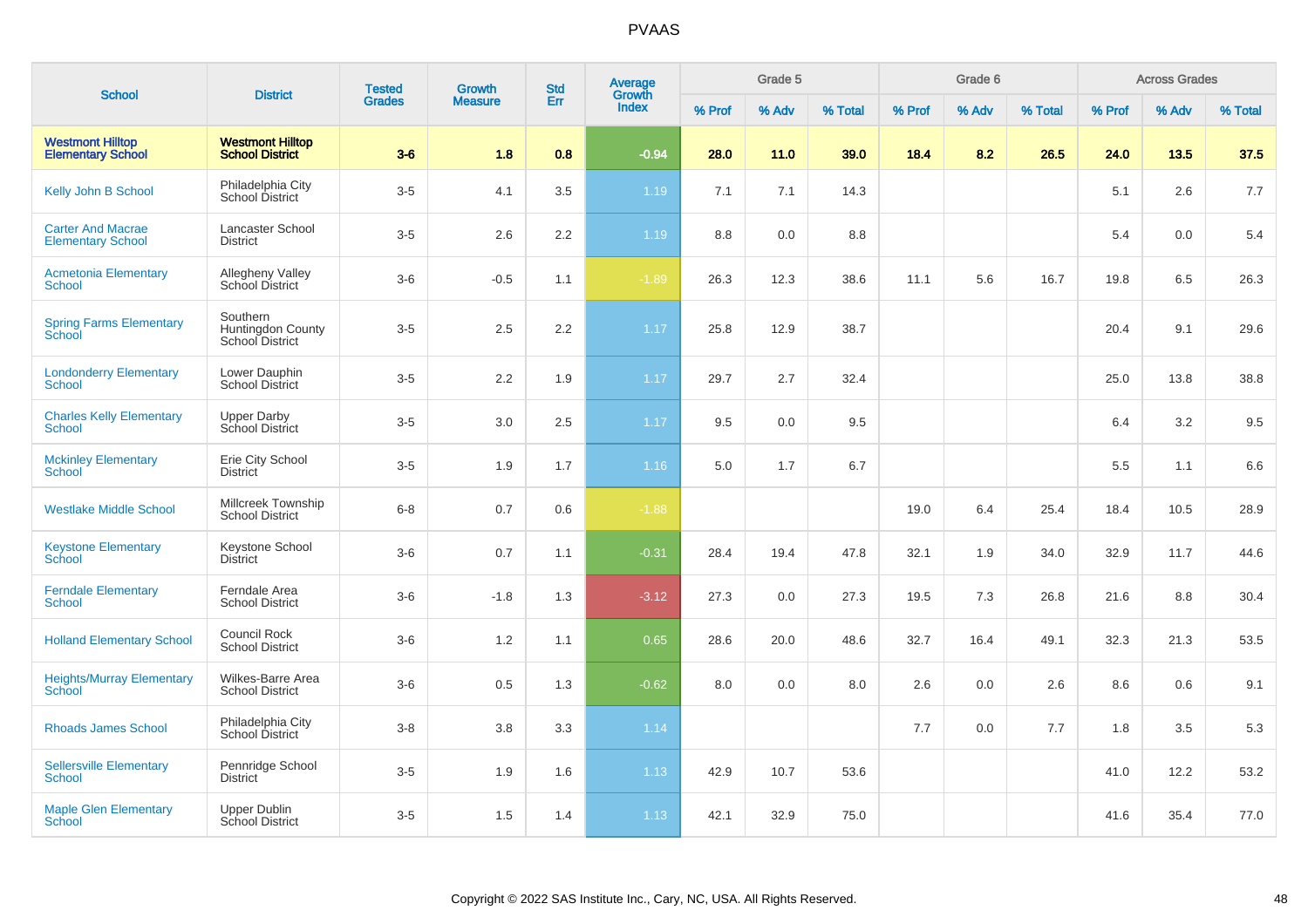# PVAAS

| School | District | Tested Grades | Growth Measure | Std Err | Average Growth Index | Grade 5 | | | Grade 6 | | | Across Grades | | |
|---|---|---|---|---|---|---|---|---|---|---|---|---|---|---|
| | | | | | | % Prof | % Adv | % Total | % Prof | % Adv | % Total | % Prof | % Adv | % Total |
| **Westmont Hilltop Elementary School** | **Westmont Hilltop School District** | **3-6** | **1.8** | **0.8** | **-0.94** | **28.0** | **11.0** | **39.0** | **18.4** | **8.2** | **26.5** | **24.0** | **13.5** | **37.5** |
| Kelly John B School | Philadelphia City School District | 3-5 | 4.1 | 3.5 | 1.19 | 7.1 | 7.1 | 14.3 | | | | 5.1 | 2.6 | 7.7 |
| Carter And Macrae Elementary School | Lancaster School District | 3-5 | 2.6 | 2.2 | 1.19 | 8.8 | 0.0 | 8.8 | | | | 5.4 | 0.0 | 5.4 |
| Acmetonia Elementary School | Allegheny Valley School District | 3-6 | -0.5 | 1.1 | -1.89 | 26.3 | 12.3 | 38.6 | 11.1 | 5.6 | 16.7 | 19.8 | 6.5 | 26.3 |
| Spring Farms Elementary School | Southern Huntingdon County School District | 3-5 | 2.5 | 2.2 | 1.17 | 25.8 | 12.9 | 38.7 | | | | 20.4 | 9.1 | 29.6 |
| Londonderry Elementary School | Lower Dauphin School District | 3-5 | 2.2 | 1.9 | 1.17 | 29.7 | 2.7 | 32.4 | | | | 25.0 | 13.8 | 38.8 |
| Charles Kelly Elementary School | Upper Darby School District | 3-5 | 3.0 | 2.5 | 1.17 | 9.5 | 0.0 | 9.5 | | | | 6.4 | 3.2 | 9.5 |
| Mckinley Elementary School | Erie City School District | 3-5 | 1.9 | 1.7 | 1.16 | 5.0 | 1.7 | 6.7 | | | | 5.5 | 1.1 | 6.6 |
| Westlake Middle School | Millcreek Township School District | 6-8 | 0.7 | 0.6 | -1.88 | | | | 19.0 | 6.4 | 25.4 | 18.4 | 10.5 | 28.9 |
| Keystone Elementary School | Keystone School District | 3-6 | 0.7 | 1.1 | -0.31 | 28.4 | 19.4 | 47.8 | 32.1 | 1.9 | 34.0 | 32.9 | 11.7 | 44.6 |
| Ferndale Elementary School | Ferndale Area School District | 3-6 | -1.8 | 1.3 | -3.12 | 27.3 | 0.0 | 27.3 | 19.5 | 7.3 | 26.8 | 21.6 | 8.8 | 30.4 |
| Holland Elementary School | Council Rock School District | 3-6 | 1.2 | 1.1 | 0.65 | 28.6 | 20.0 | 48.6 | 32.7 | 16.4 | 49.1 | 32.3 | 21.3 | 53.5 |
| Heights/Murray Elementary School | Wilkes-Barre Area School District | 3-6 | 0.5 | 1.3 | -0.62 | 8.0 | 0.0 | 8.0 | 2.6 | 0.0 | 2.6 | 8.6 | 0.6 | 9.1 |
| Rhoads James School | Philadelphia City School District | 3-8 | 3.8 | 3.3 | 1.14 | | | | 7.7 | 0.0 | 7.7 | 1.8 | 3.5 | 5.3 |
| Sellersville Elementary School | Pennridge School District | 3-5 | 1.9 | 1.6 | 1.13 | 42.9 | 10.7 | 53.6 | | | | 41.0 | 12.2 | 53.2 |
| Maple Glen Elementary School | Upper Dublin School District | 3-5 | 1.5 | 1.4 | 1.13 | 42.1 | 32.9 | 75.0 | | | | 41.6 | 35.4 | 77.0 |

Copyright © 2022 SAS Institute Inc., Cary, NC, USA. All Rights Reserved.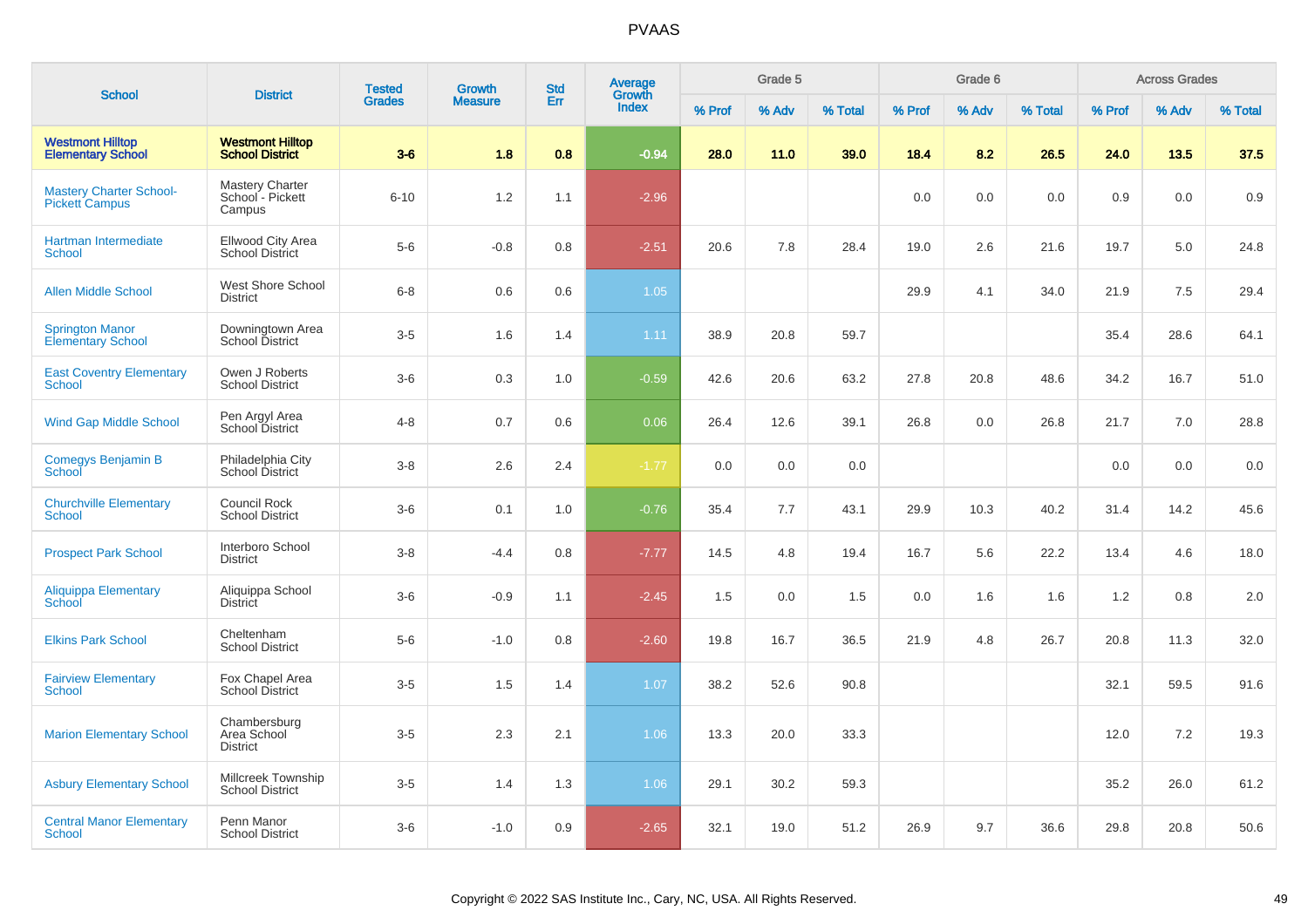# PVAAS

| School | District | Tested Grades | Growth Measure | Std Err | Average Growth Index | Grade 5 | | | Grade 6 | | | Across Grades | | |
|---|---|---|---|---|---|---|---|---|---|---|---|---|---|---|
| | | | | | | % Prof | % Adv | % Total | % Prof | % Adv | % Total | % Prof | % Adv | % Total |
| **Westmont Hilltop Elementary School** | **Westmont Hilltop School District** | **3-6** | **1.8** | **0.8** | **-0.94** | **28.0** | **11.0** | **39.0** | **18.4** | **8.2** | **26.5** | **24.0** | **13.5** | **37.5** |
| Mastery Charter School-Pickett Campus | Mastery Charter School - Pickett Campus | 6-10 | 1.2 | 1.1 | -2.96 | | | | 0.0 | 0.0 | 0.0 | 0.9 | 0.0 | 0.9 |
| Hartman Intermediate School | Ellwood City Area School District | 5-6 | -0.8 | 0.8 | -2.51 | 20.6 | 7.8 | 28.4 | 19.0 | 2.6 | 21.6 | 19.7 | 5.0 | 24.8 |
| Allen Middle School | West Shore School District | 6-8 | 0.6 | 0.6 | 1.05 | | | | 29.9 | 4.1 | 34.0 | 21.9 | 7.5 | 29.4 |
| Springton Manor Elementary School | Downingtown Area School District | 3-5 | 1.6 | 1.4 | 1.11 | 38.9 | 20.8 | 59.7 | | | | 35.4 | 28.6 | 64.1 |
| East Coventry Elementary School | Owen J Roberts School District | 3-6 | 0.3 | 1.0 | -0.59 | 42.6 | 20.6 | 63.2 | 27.8 | 20.8 | 48.6 | 34.2 | 16.7 | 51.0 |
| Wind Gap Middle School | Pen Argyl Area School District | 4-8 | 0.7 | 0.6 | 0.06 | 26.4 | 12.6 | 39.1 | 26.8 | 0.0 | 26.8 | 21.7 | 7.0 | 28.8 |
| Comegys Benjamin B School | Philadelphia City School District | 3-8 | 2.6 | 2.4 | -1.77 | 0.0 | 0.0 | 0.0 | | | | 0.0 | 0.0 | 0.0 |
| Churchville Elementary School | Council Rock School District | 3-6 | 0.1 | 1.0 | -0.76 | 35.4 | 7.7 | 43.1 | 29.9 | 10.3 | 40.2 | 31.4 | 14.2 | 45.6 |
| Prospect Park School | Interboro School District | 3-8 | -4.4 | 0.8 | -7.77 | 14.5 | 4.8 | 19.4 | 16.7 | 5.6 | 22.2 | 13.4 | 4.6 | 18.0 |
| Aliquippa Elementary School | Aliquippa School District | 3-6 | -0.9 | 1.1 | -2.45 | 1.5 | 0.0 | 1.5 | 0.0 | 1.6 | 1.6 | 1.2 | 0.8 | 2.0 |
| Elkins Park School | Cheltenham School District | 5-6 | -1.0 | 0.8 | -2.60 | 19.8 | 16.7 | 36.5 | 21.9 | 4.8 | 26.7 | 20.8 | 11.3 | 32.0 |
| Fairview Elementary School | Fox Chapel Area School District | 3-5 | 1.5 | 1.4 | 1.07 | 38.2 | 52.6 | 90.8 | | | | 32.1 | 59.5 | 91.6 |
| Marion Elementary School | Chambersburg Area School District | 3-5 | 2.3 | 2.1 | 1.06 | 13.3 | 20.0 | 33.3 | | | | 12.0 | 7.2 | 19.3 |
| Asbury Elementary School | Millcreek Township School District | 3-5 | 1.4 | 1.3 | 1.06 | 29.1 | 30.2 | 59.3 | | | | 35.2 | 26.0 | 61.2 |
| Central Manor Elementary School | Penn Manor School District | 3-6 | -1.0 | 0.9 | -2.65 | 32.1 | 19.0 | 51.2 | 26.9 | 9.7 | 36.6 | 29.8 | 20.8 | 50.6 |

Copyright © 2022 SAS Institute Inc., Cary, NC, USA. All Rights Reserved.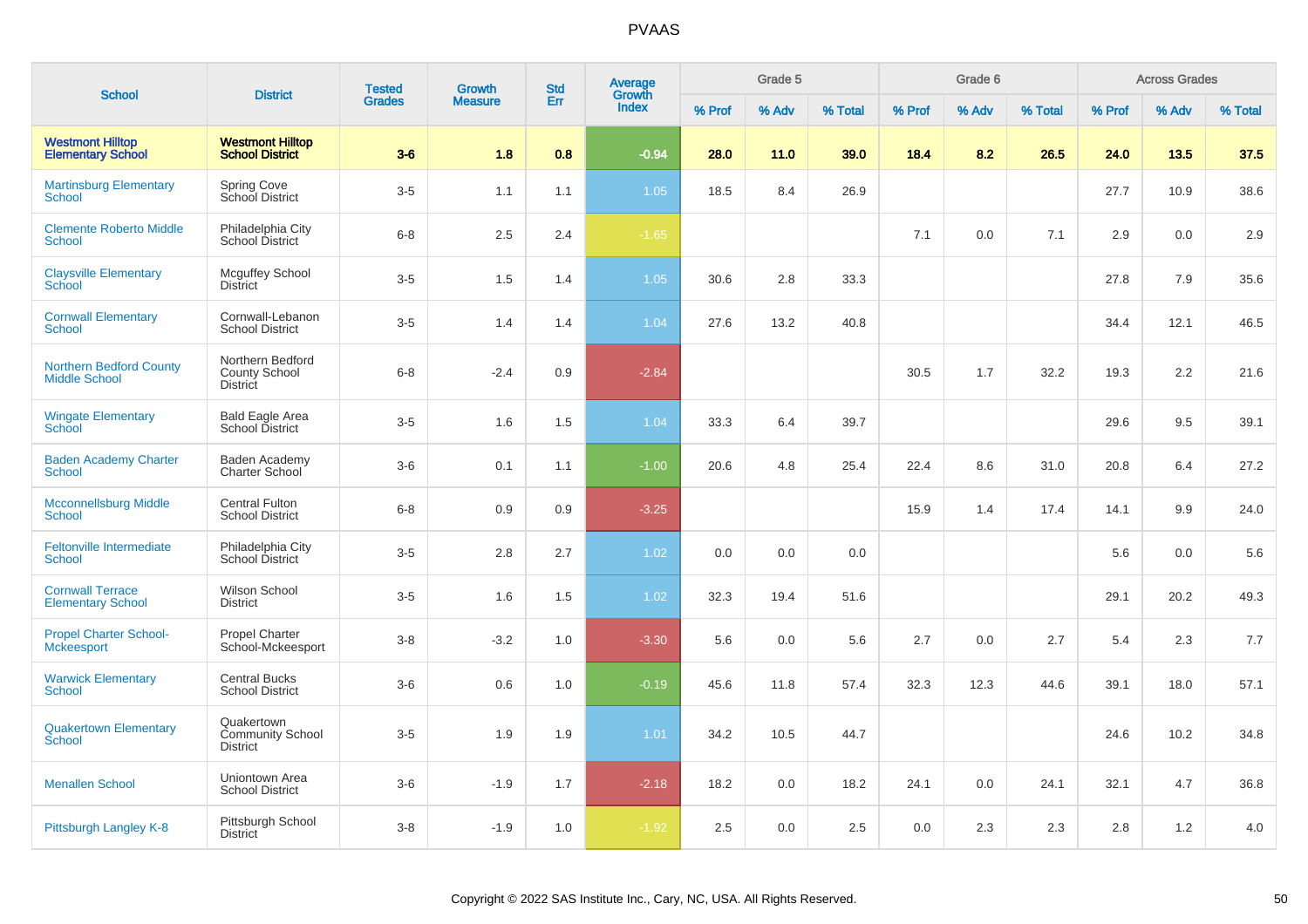# PVAAS

| School | District | Tested Grades | Growth Measure | Std Err | Average Growth Index | Grade 5 | | | Grade 6 | | | Across Grades | | |
|---|---|---|---|---|---|---|---|---|---|---|---|---|---|---|
| | | | | | | % Prof | % Adv | % Total | % Prof | % Adv | % Total | % Prof | % Adv | % Total |
| **Westmont Hilltop Elementary School** | **Westmont Hilltop School District** | **3-6** | **1.8** | **0.8** | **-0.94** | **28.0** | **11.0** | **39.0** | **18.4** | **8.2** | **26.5** | **24.0** | **13.5** | **37.5** |
| Martinsburg Elementary School | Spring Cove School District | 3-5 | 1.1 | 1.1 | 1.05 | 18.5 | 8.4 | 26.9 | | | | 27.7 | 10.9 | 38.6 |
| Clemente Roberto Middle School | Philadelphia City School District | 6-8 | 2.5 | 2.4 | -1.65 | | | | 7.1 | 0.0 | 7.1 | 2.9 | 0.0 | 2.9 |
| Claysville Elementary School | Mcguffey School District | 3-5 | 1.5 | 1.4 | 1.05 | 30.6 | 2.8 | 33.3 | | | | 27.8 | 7.9 | 35.6 |
| Cornwall Elementary School | Cornwall-Lebanon School District | 3-5 | 1.4 | 1.4 | 1.04 | 27.6 | 13.2 | 40.8 | | | | 34.4 | 12.1 | 46.5 |
| Northern Bedford County Middle School | Northern Bedford County School District | 6-8 | -2.4 | 0.9 | -2.84 | | | | 30.5 | 1.7 | 32.2 | 19.3 | 2.2 | 21.6 |
| Wingate Elementary School | Bald Eagle Area School District | 3-5 | 1.6 | 1.5 | 1.04 | 33.3 | 6.4 | 39.7 | | | | 29.6 | 9.5 | 39.1 |
| Baden Academy Charter School | Baden Academy Charter School | 3-6 | 0.1 | 1.1 | -1.00 | 20.6 | 4.8 | 25.4 | 22.4 | 8.6 | 31.0 | 20.8 | 6.4 | 27.2 |
| Mcconnellsburg Middle School | Central Fulton School District | 6-8 | 0.9 | 0.9 | -3.25 | | | | 15.9 | 1.4 | 17.4 | 14.1 | 9.9 | 24.0 |
| Feltonville Intermediate School | Philadelphia City School District | 3-5 | 2.8 | 2.7 | 1.02 | 0.0 | 0.0 | 0.0 | | | | 5.6 | 0.0 | 5.6 |
| Cornwall Terrace Elementary School | Wilson School District | 3-5 | 1.6 | 1.5 | 1.02 | 32.3 | 19.4 | 51.6 | | | | 29.1 | 20.2 | 49.3 |
| Propel Charter School-Mckeesport | Propel Charter School-Mckeesport | 3-8 | -3.2 | 1.0 | -3.30 | 5.6 | 0.0 | 5.6 | 2.7 | 0.0 | 2.7 | 5.4 | 2.3 | 7.7 |
| Warwick Elementary School | Central Bucks School District | 3-6 | 0.6 | 1.0 | -0.19 | 45.6 | 11.8 | 57.4 | 32.3 | 12.3 | 44.6 | 39.1 | 18.0 | 57.1 |
| Quakertown Elementary School | Quakertown Community School District | 3-5 | 1.9 | 1.9 | 1.01 | 34.2 | 10.5 | 44.7 | | | | 24.6 | 10.2 | 34.8 |
| Menallen School | Uniontown Area School District | 3-6 | -1.9 | 1.7 | -2.18 | 18.2 | 0.0 | 18.2 | 24.1 | 0.0 | 24.1 | 32.1 | 4.7 | 36.8 |
| Pittsburgh Langley K-8 | Pittsburgh School District | 3-8 | -1.9 | 1.0 | -1.92 | 2.5 | 0.0 | 2.5 | 0.0 | 2.3 | 2.3 | 2.8 | 1.2 | 4.0 |

Copyright © 2022 SAS Institute Inc., Cary, NC, USA. All Rights Reserved.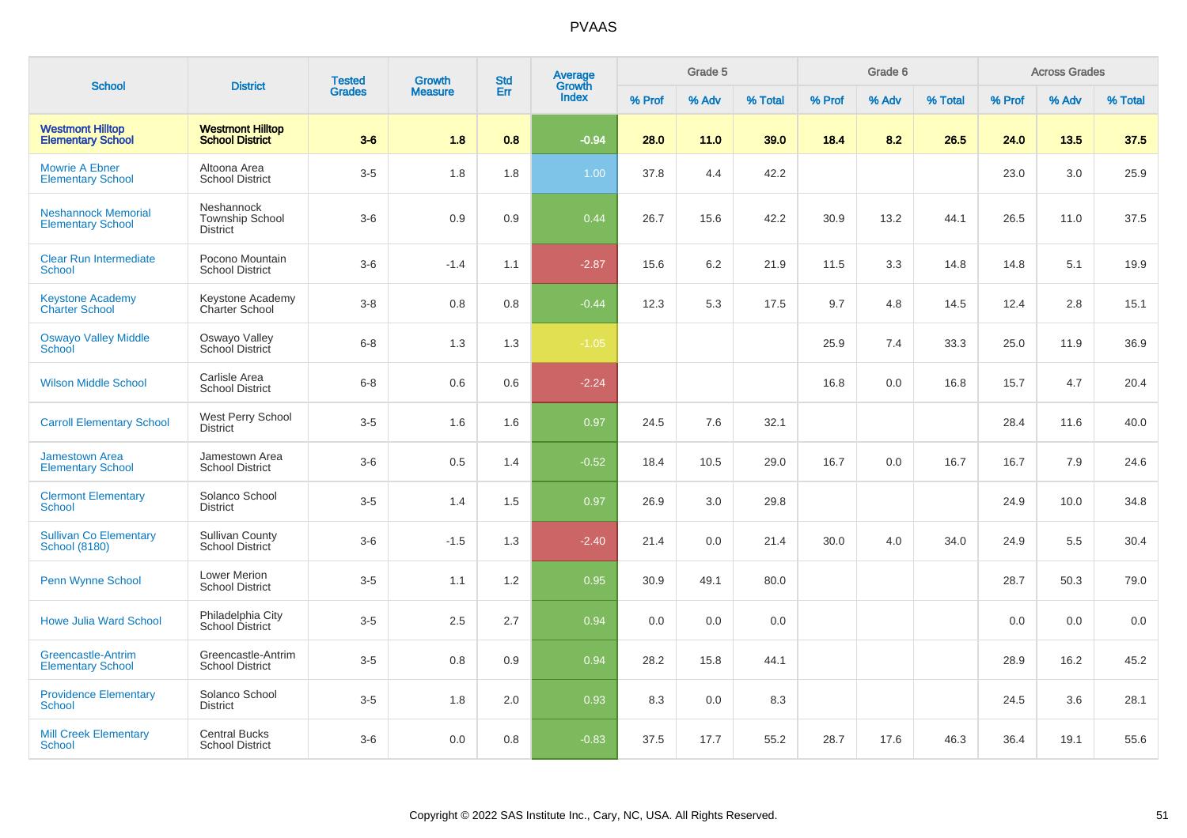# PVAAS

| School | District | Tested Grades | Growth Measure | Std Err | Average Growth Index | Grade 5 | | | Grade 6 | | | Across Grades | | |
|---|---|---|---|---|---|---|---|---|---|---|---|---|---|---|
| | | | | | | % Prof | % Adv | % Total | % Prof | % Adv | % Total | % Prof | % Adv | % Total |
| **Westmont Hilltop Elementary School** | **Westmont Hilltop School District** | **3-6** | **1.8** | **0.8** | **-0.94** | **28.0** | **11.0** | **39.0** | **18.4** | **8.2** | **26.5** | **24.0** | **13.5** | **37.5** |
| Mowrie A Ebner Elementary School | Altoona Area School District | 3-5 | 1.8 | 1.8 | 1.00 | 37.8 | 4.4 | 42.2 | | | | 23.0 | 3.0 | 25.9 |
| Neshannock Memorial Elementary School | Neshannock Township School District | 3-6 | 0.9 | 0.9 | 0.44 | 26.7 | 15.6 | 42.2 | 30.9 | 13.2 | 44.1 | 26.5 | 11.0 | 37.5 |
| Clear Run Intermediate School | Pocono Mountain School District | 3-6 | -1.4 | 1.1 | -2.87 | 15.6 | 6.2 | 21.9 | 11.5 | 3.3 | 14.8 | 14.8 | 5.1 | 19.9 |
| Keystone Academy Charter School | Keystone Academy Charter School | 3-8 | 0.8 | 0.8 | -0.44 | 12.3 | 5.3 | 17.5 | 9.7 | 4.8 | 14.5 | 12.4 | 2.8 | 15.1 |
| Oswayo Valley Middle School | Oswayo Valley School District | 6-8 | 1.3 | 1.3 | -1.05 | | | | 25.9 | 7.4 | 33.3 | 25.0 | 11.9 | 36.9 |
| Wilson Middle School | Carlisle Area School District | 6-8 | 0.6 | 0.6 | -2.24 | | | | 16.8 | 0.0 | 16.8 | 15.7 | 4.7 | 20.4 |
| Carroll Elementary School | West Perry School District | 3-5 | 1.6 | 1.6 | 0.97 | 24.5 | 7.6 | 32.1 | | | | 28.4 | 11.6 | 40.0 |
| Jamestown Area Elementary School | Jamestown Area School District | 3-6 | 0.5 | 1.4 | -0.52 | 18.4 | 10.5 | 29.0 | 16.7 | 0.0 | 16.7 | 16.7 | 7.9 | 24.6 |
| Clermont Elementary School | Solanco School District | 3-5 | 1.4 | 1.5 | 0.97 | 26.9 | 3.0 | 29.8 | | | | 24.9 | 10.0 | 34.8 |
| Sullivan Co Elementary School (8180) | Sullivan County School District | 3-6 | -1.5 | 1.3 | -2.40 | 21.4 | 0.0 | 21.4 | 30.0 | 4.0 | 34.0 | 24.9 | 5.5 | 30.4 |
| Penn Wynne School | Lower Merion School District | 3-5 | 1.1 | 1.2 | 0.95 | 30.9 | 49.1 | 80.0 | | | | 28.7 | 50.3 | 79.0 |
| Howe Julia Ward School | Philadelphia City School District | 3-5 | 2.5 | 2.7 | 0.94 | 0.0 | 0.0 | 0.0 | | | | 0.0 | 0.0 | 0.0 |
| Greencastle-Antrim Elementary School | Greencastle-Antrim School District | 3-5 | 0.8 | 0.9 | 0.94 | 28.2 | 15.8 | 44.1 | | | | 28.9 | 16.2 | 45.2 |
| Providence Elementary School | Solanco School District | 3-5 | 1.8 | 2.0 | 0.93 | 8.3 | 0.0 | 8.3 | | | | 24.5 | 3.6 | 28.1 |
| Mill Creek Elementary School | Central Bucks School District | 3-6 | 0.0 | 0.8 | -0.83 | 37.5 | 17.7 | 55.2 | 28.7 | 17.6 | 46.3 | 36.4 | 19.1 | 55.6 |

Copyright © 2022 SAS Institute Inc., Cary, NC, USA. All Rights Reserved.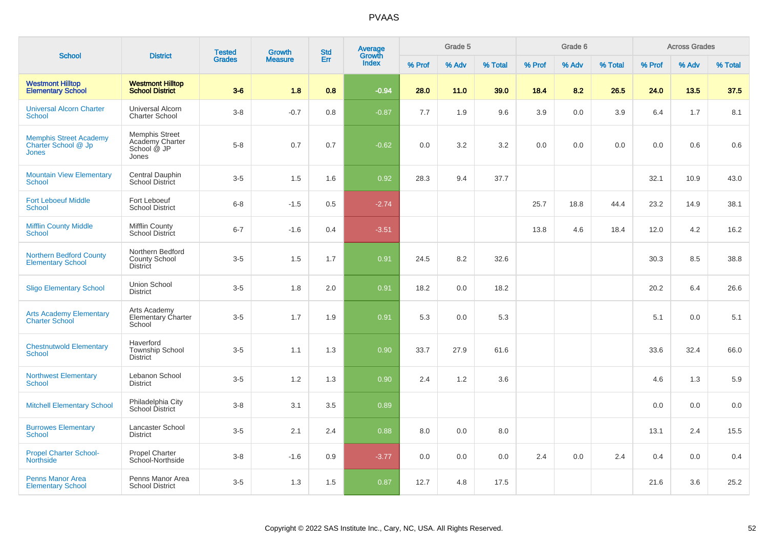# PVAAS

| School | District | Tested Grades | Growth Measure | Std Err | Average Growth Index | Grade 5 | | | Grade 6 | | | Across Grades | | |
|---|---|---|---|---|---|---|---|---|---|---|---|---|---|---|
| | | | | | | % Prof | % Adv | % Total | % Prof | % Adv | % Total | % Prof | % Adv | % Total |
| **Westmont Hilltop Elementary School** | **Westmont Hilltop School District** | **3-6** | **1.8** | **0.8** | **-0.94** | **28.0** | **11.0** | **39.0** | **18.4** | **8.2** | **26.5** | **24.0** | **13.5** | **37.5** |
| Universal Alcorn Charter School | Universal Alcorn Charter School | 3-8 | -0.7 | 0.8 | -0.87 | 7.7 | 1.9 | 9.6 | 3.9 | 0.0 | 3.9 | 6.4 | 1.7 | 8.1 |
| Memphis Street Academy Charter School @ Jp Jones | Memphis Street Academy Charter School @ JP Jones | 5-8 | 0.7 | 0.7 | -0.62 | 0.0 | 3.2 | 3.2 | 0.0 | 0.0 | 0.0 | 0.0 | 0.6 | 0.6 |
| Mountain View Elementary School | Central Dauphin School District | 3-5 | 1.5 | 1.6 | 0.92 | 28.3 | 9.4 | 37.7 | | | | 32.1 | 10.9 | 43.0 |
| Fort Leboeuf Middle School | Fort Leboeuf School District | 6-8 | -1.5 | 0.5 | -2.74 | | | | 25.7 | 18.8 | 44.4 | 23.2 | 14.9 | 38.1 |
| Mifflin County Middle School | Mifflin County School District | 6-7 | -1.6 | 0.4 | -3.51 | | | | 13.8 | 4.6 | 18.4 | 12.0 | 4.2 | 16.2 |
| Northern Bedford County Elementary School | Northern Bedford County School District | 3-5 | 1.5 | 1.7 | 0.91 | 24.5 | 8.2 | 32.6 | | | | 30.3 | 8.5 | 38.8 |
| Sligo Elementary School | Union School District | 3-5 | 1.8 | 2.0 | 0.91 | 18.2 | 0.0 | 18.2 | | | | 20.2 | 6.4 | 26.6 |
| Arts Academy Elementary Charter School | Arts Academy Elementary Charter School | 3-5 | 1.7 | 1.9 | 0.91 | 5.3 | 0.0 | 5.3 | | | | 5.1 | 0.0 | 5.1 |
| Chestnutwold Elementary School | Haverford Township School District | 3-5 | 1.1 | 1.3 | 0.90 | 33.7 | 27.9 | 61.6 | | | | 33.6 | 32.4 | 66.0 |
| Northwest Elementary School | Lebanon School District | 3-5 | 1.2 | 1.3 | 0.90 | 2.4 | 1.2 | 3.6 | | | | 4.6 | 1.3 | 5.9 |
| Mitchell Elementary School | Philadelphia City School District | 3-8 | 3.1 | 3.5 | 0.89 | | | | | | | 0.0 | 0.0 | 0.0 |
| Burrowes Elementary School | Lancaster School District | 3-5 | 2.1 | 2.4 | 0.88 | 8.0 | 0.0 | 8.0 | | | | 13.1 | 2.4 | 15.5 |
| Propel Charter School-Northside | Propel Charter School-Northside | 3-8 | -1.6 | 0.9 | -3.77 | 0.0 | 0.0 | 0.0 | 2.4 | 0.0 | 2.4 | 0.4 | 0.0 | 0.4 |
| Penns Manor Area Elementary School | Penns Manor Area School District | 3-5 | 1.3 | 1.5 | 0.87 | 12.7 | 4.8 | 17.5 | | | | 21.6 | 3.6 | 25.2 |

Copyright © 2022 SAS Institute Inc., Cary, NC, USA. All Rights Reserved.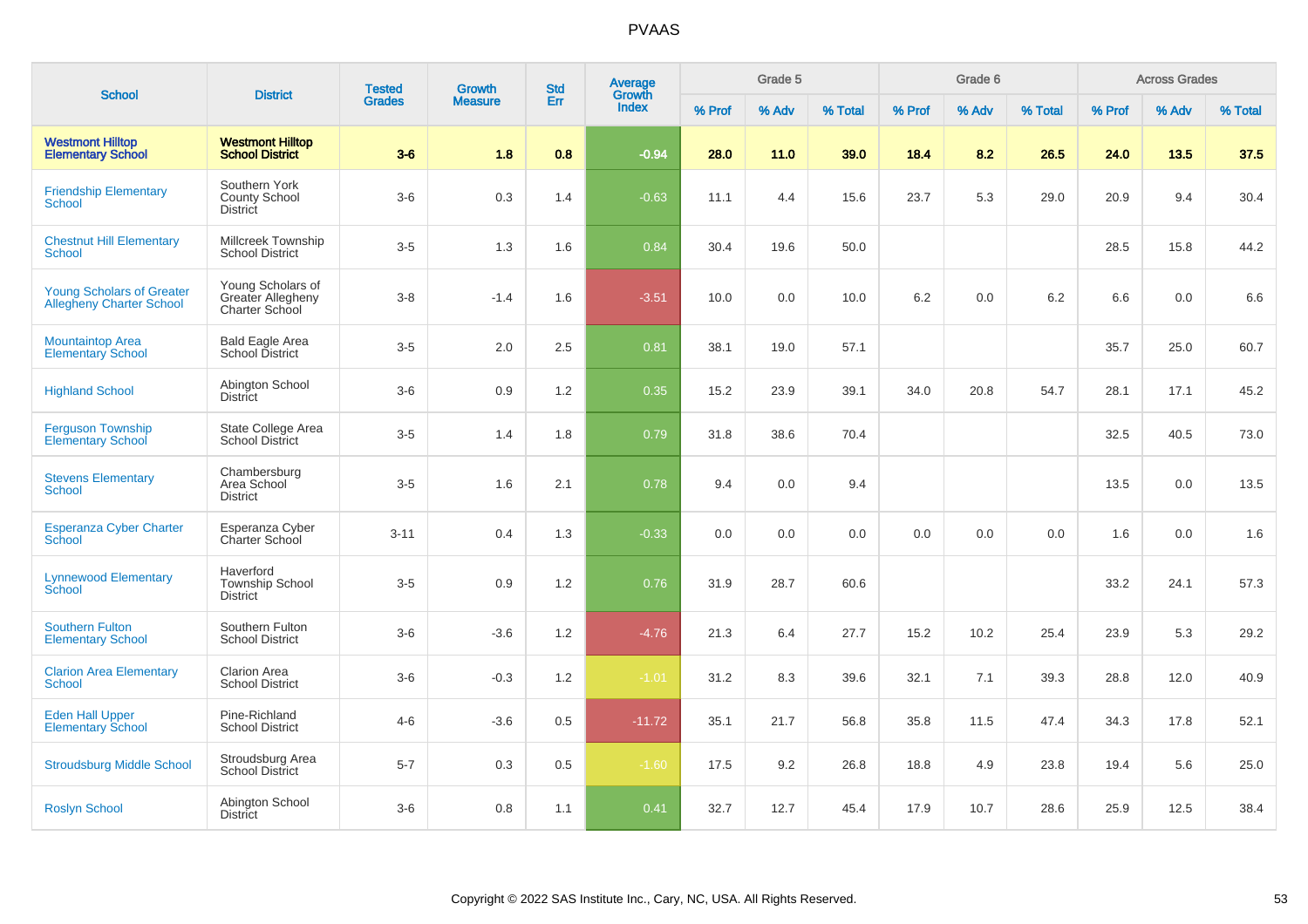# PVAAS

| School | District | Tested Grades | Growth Measure | Std Err | Average Growth Index | Grade 5 | | | Grade 6 | | | Across Grades | | |
|---|---|---|---|---|---|---|---|---|---|---|---|---|---|---|
| | | | | | | % Prof | % Adv | % Total | % Prof | % Adv | % Total | % Prof | % Adv | % Total |
| **Westmont Hilltop Elementary School** | **Westmont Hilltop School District** | **3-6** | **1.8** | **0.8** | **-0.94** | **28.0** | **11.0** | **39.0** | **18.4** | **8.2** | **26.5** | **24.0** | **13.5** | **37.5** |
| Friendship Elementary School | Southern York County School District | 3-6 | 0.3 | 1.4 | -0.63 | 11.1 | 4.4 | 15.6 | 23.7 | 5.3 | 29.0 | 20.9 | 9.4 | 30.4 |
| Chestnut Hill Elementary School | Millcreek Township School District | 3-5 | 1.3 | 1.6 | 0.84 | 30.4 | 19.6 | 50.0 | | | | 28.5 | 15.8 | 44.2 |
| Young Scholars of Greater Allegheny Charter School | Young Scholars of Greater Allegheny Charter School | 3-8 | -1.4 | 1.6 | -3.51 | 10.0 | 0.0 | 10.0 | 6.2 | 0.0 | 6.2 | 6.6 | 0.0 | 6.6 |
| Mountaintop Area Elementary School | Bald Eagle Area School District | 3-5 | 2.0 | 2.5 | 0.81 | 38.1 | 19.0 | 57.1 | | | | 35.7 | 25.0 | 60.7 |
| Highland School | Abington School District | 3-6 | 0.9 | 1.2 | 0.35 | 15.2 | 23.9 | 39.1 | 34.0 | 20.8 | 54.7 | 28.1 | 17.1 | 45.2 |
| Ferguson Township Elementary School | State College Area School District | 3-5 | 1.4 | 1.8 | 0.79 | 31.8 | 38.6 | 70.4 | | | | 32.5 | 40.5 | 73.0 |
| Stevens Elementary School | Chambersburg Area School District | 3-5 | 1.6 | 2.1 | 0.78 | 9.4 | 0.0 | 9.4 | | | | 13.5 | 0.0 | 13.5 |
| Esperanza Cyber Charter School | Esperanza Cyber Charter School | 3-11 | 0.4 | 1.3 | -0.33 | 0.0 | 0.0 | 0.0 | 0.0 | 0.0 | 0.0 | 1.6 | 0.0 | 1.6 |
| Lynnewood Elementary School | Haverford Township School District | 3-5 | 0.9 | 1.2 | 0.76 | 31.9 | 28.7 | 60.6 | | | | 33.2 | 24.1 | 57.3 |
| Southern Fulton Elementary School | Southern Fulton School District | 3-6 | -3.6 | 1.2 | -4.76 | 21.3 | 6.4 | 27.7 | 15.2 | 10.2 | 25.4 | 23.9 | 5.3 | 29.2 |
| Clarion Area Elementary School | Clarion Area School District | 3-6 | -0.3 | 1.2 | -1.01 | 31.2 | 8.3 | 39.6 | 32.1 | 7.1 | 39.3 | 28.8 | 12.0 | 40.9 |
| Eden Hall Upper Elementary School | Pine-Richland School District | 4-6 | -3.6 | 0.5 | -11.72 | 35.1 | 21.7 | 56.8 | 35.8 | 11.5 | 47.4 | 34.3 | 17.8 | 52.1 |
| Stroudsburg Middle School | Stroudsburg Area School District | 5-7 | 0.3 | 0.5 | -1.60 | 17.5 | 9.2 | 26.8 | 18.8 | 4.9 | 23.8 | 19.4 | 5.6 | 25.0 |
| Roslyn School | Abington School District | 3-6 | 0.8 | 1.1 | 0.41 | 32.7 | 12.7 | 45.4 | 17.9 | 10.7 | 28.6 | 25.9 | 12.5 | 38.4 |

Copyright © 2022 SAS Institute Inc., Cary, NC, USA. All Rights Reserved.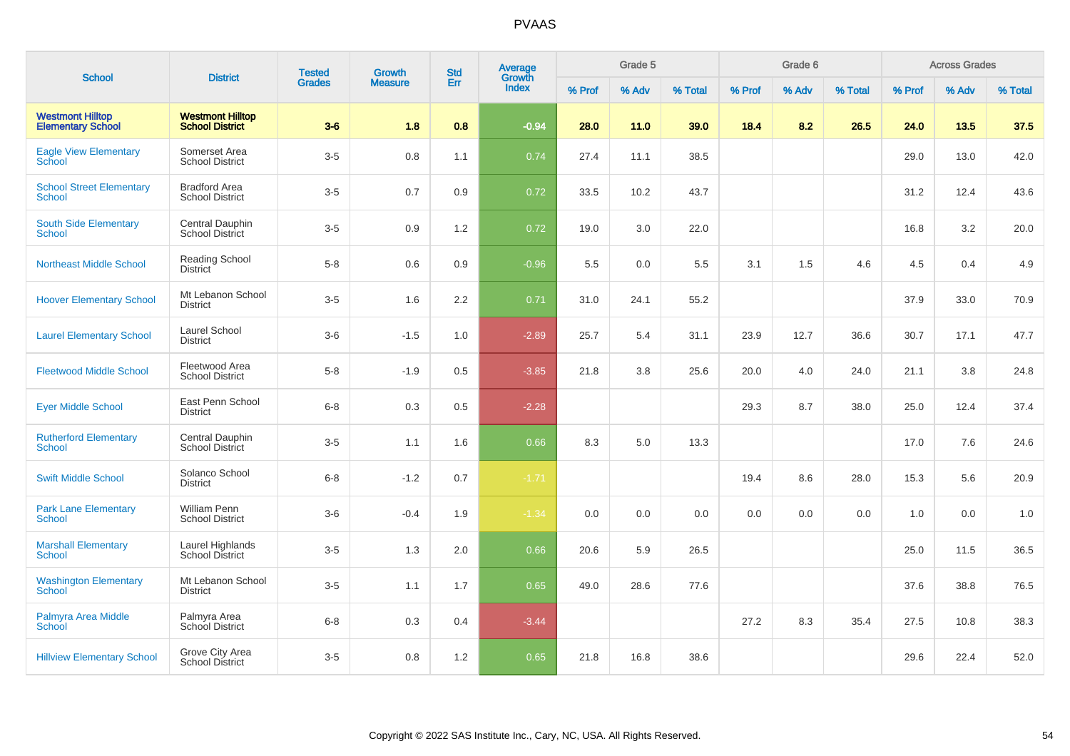# PVAAS

| School | District | Tested Grades | Growth Measure | Std Err | Average Growth Index | Grade 5 | | | Grade 6 | | | Across Grades | | |
|---|---|---|---|---|---|---|---|---|---|---|---|---|---|---|
| | | | | | | % Prof | % Adv | % Total | % Prof | % Adv | % Total | % Prof | % Adv | % Total |
| **Westmont Hilltop Elementary School** | **Westmont Hilltop School District** | **3-6** | **1.8** | **0.8** | **-0.94** | **28.0** | **11.0** | **39.0** | **18.4** | **8.2** | **26.5** | **24.0** | **13.5** | **37.5** |
| Eagle View Elementary School | Somerset Area School District | 3-5 | 0.8 | 1.1 | 0.74 | 27.4 | 11.1 | 38.5 | | | | 29.0 | 13.0 | 42.0 |
| School Street Elementary School | Bradford Area School District | 3-5 | 0.7 | 0.9 | 0.72 | 33.5 | 10.2 | 43.7 | | | | 31.2 | 12.4 | 43.6 |
| South Side Elementary School | Central Dauphin School District | 3-5 | 0.9 | 1.2 | 0.72 | 19.0 | 3.0 | 22.0 | | | | 16.8 | 3.2 | 20.0 |
| Northeast Middle School | Reading School District | 5-8 | 0.6 | 0.9 | -0.96 | 5.5 | 0.0 | 5.5 | 3.1 | 1.5 | 4.6 | 4.5 | 0.4 | 4.9 |
| Hoover Elementary School | Mt Lebanon School District | 3-5 | 1.6 | 2.2 | 0.71 | 31.0 | 24.1 | 55.2 | | | | 37.9 | 33.0 | 70.9 |
| Laurel Elementary School | Laurel School District | 3-6 | -1.5 | 1.0 | -2.89 | 25.7 | 5.4 | 31.1 | 23.9 | 12.7 | 36.6 | 30.7 | 17.1 | 47.7 |
| Fleetwood Middle School | Fleetwood Area School District | 5-8 | -1.9 | 0.5 | -3.85 | 21.8 | 3.8 | 25.6 | 20.0 | 4.0 | 24.0 | 21.1 | 3.8 | 24.8 |
| Eyer Middle School | East Penn School District | 6-8 | 0.3 | 0.5 | -2.28 | | | | 29.3 | 8.7 | 38.0 | 25.0 | 12.4 | 37.4 |
| Rutherford Elementary School | Central Dauphin School District | 3-5 | 1.1 | 1.6 | 0.66 | 8.3 | 5.0 | 13.3 | | | | 17.0 | 7.6 | 24.6 |
| Swift Middle School | Solanco School District | 6-8 | -1.2 | 0.7 | -1.71 | | | | 19.4 | 8.6 | 28.0 | 15.3 | 5.6 | 20.9 |
| Park Lane Elementary School | William Penn School District | 3-6 | -0.4 | 1.9 | -1.34 | 0.0 | 0.0 | 0.0 | 0.0 | 0.0 | 0.0 | 1.0 | 0.0 | 1.0 |
| Marshall Elementary School | Laurel Highlands School District | 3-5 | 1.3 | 2.0 | 0.66 | 20.6 | 5.9 | 26.5 | | | | 25.0 | 11.5 | 36.5 |
| Washington Elementary School | Mt Lebanon School District | 3-5 | 1.1 | 1.7 | 0.65 | 49.0 | 28.6 | 77.6 | | | | 37.6 | 38.8 | 76.5 |
| Palmyra Area Middle School | Palmyra Area School District | 6-8 | 0.3 | 0.4 | -3.44 | | | | 27.2 | 8.3 | 35.4 | 27.5 | 10.8 | 38.3 |
| Hillview Elementary School | Grove City Area School District | 3-5 | 0.8 | 1.2 | 0.65 | 21.8 | 16.8 | 38.6 | | | | 29.6 | 22.4 | 52.0 |

Copyright © 2022 SAS Institute Inc., Cary, NC, USA. All Rights Reserved.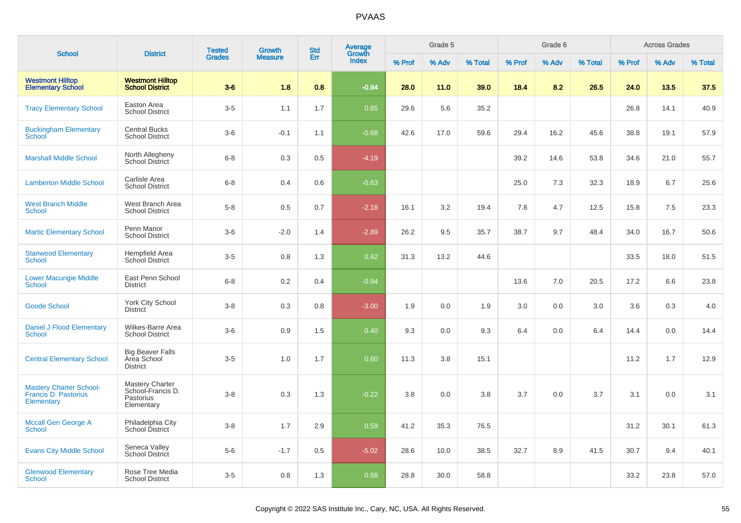# PVAAS

| School | District | Tested Grades | Growth Measure | Std Err | Average Growth Index | Grade 5 | | | Grade 6 | | | Across Grades | | |
|---|---|---|---|---|---|---|---|---|---|---|---|---|---|---|
| | | | | | | % Prof | % Adv | % Total | % Prof | % Adv | % Total | % Prof | % Adv | % Total |
| **Westmont Hilltop Elementary School** | **Westmont Hilltop School District** | **3-6** | **1.8** | **0.8** | **-0.94** | **28.0** | **11.0** | **39.0** | **18.4** | **8.2** | **26.5** | **24.0** | **13.5** | **37.5** |
| Tracy Elementary School | Easton Area School District | 3-5 | 1.1 | 1.7 | 0.65 | 29.6 | 5.6 | 35.2 | | | | 26.8 | 14.1 | 40.9 |
| Buckingham Elementary School | Central Bucks School District | 3-6 | -0.1 | 1.1 | -0.68 | 42.6 | 17.0 | 59.6 | 29.4 | 16.2 | 45.6 | 38.8 | 19.1 | 57.9 |
| Marshall Middle School | North Allegheny School District | 6-8 | 0.3 | 0.5 | -4.19 | | | | 39.2 | 14.6 | 53.8 | 34.6 | 21.0 | 55.7 |
| Lamberton Middle School | Carlisle Area School District | 6-8 | 0.4 | 0.6 | -0.63 | | | | 25.0 | 7.3 | 32.3 | 18.9 | 6.7 | 25.6 |
| West Branch Middle School | West Branch Area School District | 5-8 | 0.5 | 0.7 | -2.18 | 16.1 | 3.2 | 19.4 | 7.8 | 4.7 | 12.5 | 15.8 | 7.5 | 23.3 |
| Martic Elementary School | Penn Manor School District | 3-6 | -2.0 | 1.4 | -2.89 | 26.2 | 9.5 | 35.7 | 38.7 | 9.7 | 48.4 | 34.0 | 16.7 | 50.6 |
| Stanwood Elementary School | Hempfield Area School District | 3-5 | 0.8 | 1.3 | 0.62 | 31.3 | 13.2 | 44.6 | | | | 33.5 | 18.0 | 51.5 |
| Lower Macungie Middle School | East Penn School District | 6-8 | 0.2 | 0.4 | -0.94 | | | | 13.6 | 7.0 | 20.5 | 17.2 | 6.6 | 23.8 |
| Goode School | York City School District | 3-8 | 0.3 | 0.8 | -3.00 | 1.9 | 0.0 | 1.9 | 3.0 | 0.0 | 3.0 | 3.6 | 0.3 | 4.0 |
| Daniel J Flood Elementary School | Wilkes-Barre Area School District | 3-6 | 0.9 | 1.5 | 0.40 | 9.3 | 0.0 | 9.3 | 6.4 | 0.0 | 6.4 | 14.4 | 0.0 | 14.4 |
| Central Elementary School | Big Beaver Falls Area School District | 3-5 | 1.0 | 1.7 | 0.60 | 11.3 | 3.8 | 15.1 | | | | 11.2 | 1.7 | 12.9 |
| Mastery Charter School-Francis D. Pastorius Elementary | Mastery Charter School-Francis D. Pastorius Elementary | 3-8 | 0.3 | 1.3 | -0.22 | 3.8 | 0.0 | 3.8 | 3.7 | 0.0 | 3.7 | 3.1 | 0.0 | 3.1 |
| Mccall Gen George A School | Philadelphia City School District | 3-8 | 1.7 | 2.9 | 0.59 | 41.2 | 35.3 | 76.5 | | | | 31.2 | 30.1 | 61.3 |
| Evans City Middle School | Seneca Valley School District | 5-6 | -1.7 | 0.5 | -5.02 | 28.6 | 10.0 | 38.5 | 32.7 | 8.9 | 41.5 | 30.7 | 9.4 | 40.1 |
| Glenwood Elementary School | Rose Tree Media School District | 3-5 | 0.8 | 1.3 | 0.58 | 28.8 | 30.0 | 58.8 | | | | 33.2 | 23.8 | 57.0 |

Copyright © 2022 SAS Institute Inc., Cary, NC, USA. All Rights Reserved.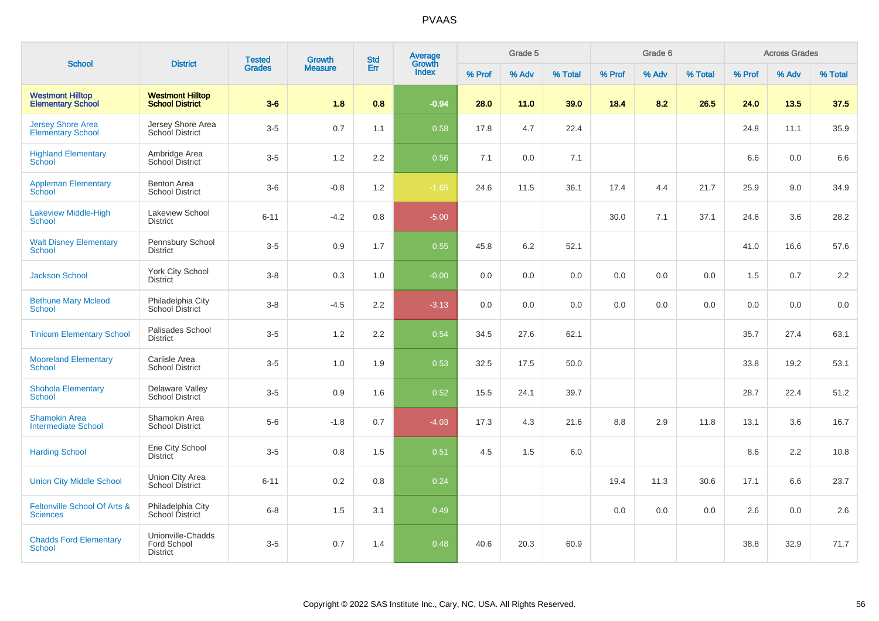# PVAAS

| School | District | Tested Grades | Growth Measure | Std Err | Average Growth Index | Grade 5 | | | Grade 6 | | | Across Grades | | |
|---|---|---|---|---|---|---|---|---|---|---|---|---|---|---|
| | | | | | | % Prof | % Adv | % Total | % Prof | % Adv | % Total | % Prof | % Adv | % Total |
| **Westmont Hilltop Elementary School** | **Westmont Hilltop School District** | **3-6** | **1.8** | **0.8** | **-0.94** | **28.0** | **11.0** | **39.0** | **18.4** | **8.2** | **26.5** | **24.0** | **13.5** | **37.5** |
| Jersey Shore Area Elementary School | Jersey Shore Area School District | 3-5 | 0.7 | 1.1 | 0.58 | 17.8 | 4.7 | 22.4 | | | | 24.8 | 11.1 | 35.9 |
| Highland Elementary School | Ambridge Area School District | 3-5 | 1.2 | 2.2 | 0.56 | 7.1 | 0.0 | 7.1 | | | | 6.6 | 0.0 | 6.6 |
| Appleman Elementary School | Benton Area School District | 3-6 | -0.8 | 1.2 | -1.65 | 24.6 | 11.5 | 36.1 | 17.4 | 4.4 | 21.7 | 25.9 | 9.0 | 34.9 |
| Lakeview Middle-High School | Lakeview School District | 6-11 | -4.2 | 0.8 | -5.00 | | | | 30.0 | 7.1 | 37.1 | 24.6 | 3.6 | 28.2 |
| Walt Disney Elementary School | Pennsbury School District | 3-5 | 0.9 | 1.7 | 0.55 | 45.8 | 6.2 | 52.1 | | | | 41.0 | 16.6 | 57.6 |
| Jackson School | York City School District | 3-8 | 0.3 | 1.0 | -0.00 | 0.0 | 0.0 | 0.0 | 0.0 | 0.0 | 0.0 | 1.5 | 0.7 | 2.2 |
| Bethune Mary Mcleod School | Philadelphia City School District | 3-8 | -4.5 | 2.2 | -3.13 | 0.0 | 0.0 | 0.0 | 0.0 | 0.0 | 0.0 | 0.0 | 0.0 | 0.0 |
| Tinicum Elementary School | Palisades School District | 3-5 | 1.2 | 2.2 | 0.54 | 34.5 | 27.6 | 62.1 | | | | 35.7 | 27.4 | 63.1 |
| Mooreland Elementary School | Carlisle Area School District | 3-5 | 1.0 | 1.9 | 0.53 | 32.5 | 17.5 | 50.0 | | | | 33.8 | 19.2 | 53.1 |
| Shohola Elementary School | Delaware Valley School District | 3-5 | 0.9 | 1.6 | 0.52 | 15.5 | 24.1 | 39.7 | | | | 28.7 | 22.4 | 51.2 |
| Shamokin Area Intermediate School | Shamokin Area School District | 5-6 | -1.8 | 0.7 | -4.03 | 17.3 | 4.3 | 21.6 | 8.8 | 2.9 | 11.8 | 13.1 | 3.6 | 16.7 |
| Harding School | Erie City School District | 3-5 | 0.8 | 1.5 | 0.51 | 4.5 | 1.5 | 6.0 | | | | 8.6 | 2.2 | 10.8 |
| Union City Middle School | Union City Area School District | 6-11 | 0.2 | 0.8 | 0.24 | | | | 19.4 | 11.3 | 30.6 | 17.1 | 6.6 | 23.7 |
| Feltonville School Of Arts & Sciences | Philadelphia City School District | 6-8 | 1.5 | 3.1 | 0.49 | | | | 0.0 | 0.0 | 0.0 | 2.6 | 0.0 | 2.6 |
| Chadds Ford Elementary School | Unionville-Chadds Ford School District | 3-5 | 0.7 | 1.4 | 0.48 | 40.6 | 20.3 | 60.9 | | | | 38.8 | 32.9 | 71.7 |

Copyright © 2022 SAS Institute Inc., Cary, NC, USA. All Rights Reserved.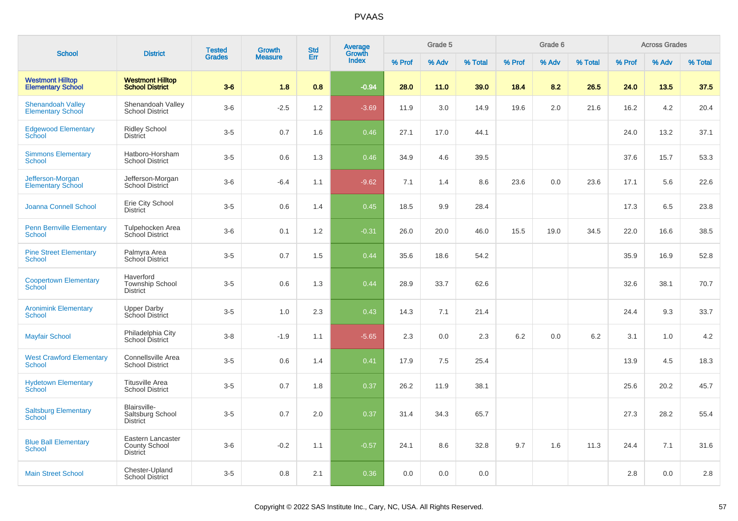# PVAAS

| School | District | Tested Grades | Growth Measure | Std Err | Average Growth Index | Grade 5 | | | Grade 6 | | | Across Grades | | |
|---|---|---|---|---|---|---|---|---|---|---|---|---|---|---|
| | | | | | | % Prof | % Adv | % Total | % Prof | % Adv | % Total | % Prof | % Adv | % Total |
| **Westmont Hilltop Elementary School** | **Westmont Hilltop School District** | **3-6** | **1.8** | **0.8** | **-0.94** | **28.0** | **11.0** | **39.0** | **18.4** | **8.2** | **26.5** | **24.0** | **13.5** | **37.5** |
| Shenandoah Valley Elementary School | Shenandoah Valley School District | 3-6 | -2.5 | 1.2 | -3.69 | 11.9 | 3.0 | 14.9 | 19.6 | 2.0 | 21.6 | 16.2 | 4.2 | 20.4 |
| Edgewood Elementary School | Ridley School District | 3-5 | 0.7 | 1.6 | 0.46 | 27.1 | 17.0 | 44.1 | | | | 24.0 | 13.2 | 37.1 |
| Simmons Elementary School | Hatboro-Horsham School District | 3-5 | 0.6 | 1.3 | 0.46 | 34.9 | 4.6 | 39.5 | | | | 37.6 | 15.7 | 53.3 |
| Jefferson-Morgan Elementary School | Jefferson-Morgan School District | 3-6 | -6.4 | 1.1 | -9.62 | 7.1 | 1.4 | 8.6 | 23.6 | 0.0 | 23.6 | 17.1 | 5.6 | 22.6 |
| Joanna Connell School | Erie City School District | 3-5 | 0.6 | 1.4 | 0.45 | 18.5 | 9.9 | 28.4 | | | | 17.3 | 6.5 | 23.8 |
| Penn Bernville Elementary School | Tulpehocken Area School District | 3-6 | 0.1 | 1.2 | -0.31 | 26.0 | 20.0 | 46.0 | 15.5 | 19.0 | 34.5 | 22.0 | 16.6 | 38.5 |
| Pine Street Elementary School | Palmyra Area School District | 3-5 | 0.7 | 1.5 | 0.44 | 35.6 | 18.6 | 54.2 | | | | 35.9 | 16.9 | 52.8 |
| Coopertown Elementary School | Haverford Township School District | 3-5 | 0.6 | 1.3 | 0.44 | 28.9 | 33.7 | 62.6 | | | | 32.6 | 38.1 | 70.7 |
| Aronimink Elementary School | Upper Darby School District | 3-5 | 1.0 | 2.3 | 0.43 | 14.3 | 7.1 | 21.4 | | | | 24.4 | 9.3 | 33.7 |
| Mayfair School | Philadelphia City School District | 3-8 | -1.9 | 1.1 | -5.65 | 2.3 | 0.0 | 2.3 | 6.2 | 0.0 | 6.2 | 3.1 | 1.0 | 4.2 |
| West Crawford Elementary School | Connellsville Area School District | 3-5 | 0.6 | 1.4 | 0.41 | 17.9 | 7.5 | 25.4 | | | | 13.9 | 4.5 | 18.3 |
| Hydetown Elementary School | Titusville Area School District | 3-5 | 0.7 | 1.8 | 0.37 | 26.2 | 11.9 | 38.1 | | | | 25.6 | 20.2 | 45.7 |
| Saltsburg Elementary School | Blairsville-Saltsburg School District | 3-5 | 0.7 | 2.0 | 0.37 | 31.4 | 34.3 | 65.7 | | | | 27.3 | 28.2 | 55.4 |
| Blue Ball Elementary School | Eastern Lancaster County School District | 3-6 | -0.2 | 1.1 | -0.57 | 24.1 | 8.6 | 32.8 | 9.7 | 1.6 | 11.3 | 24.4 | 7.1 | 31.6 |
| Main Street School | Chester-Upland School District | 3-5 | 0.8 | 2.1 | 0.36 | 0.0 | 0.0 | 0.0 | | | | 2.8 | 0.0 | 2.8 |

Copyright © 2022 SAS Institute Inc., Cary, NC, USA. All Rights Reserved.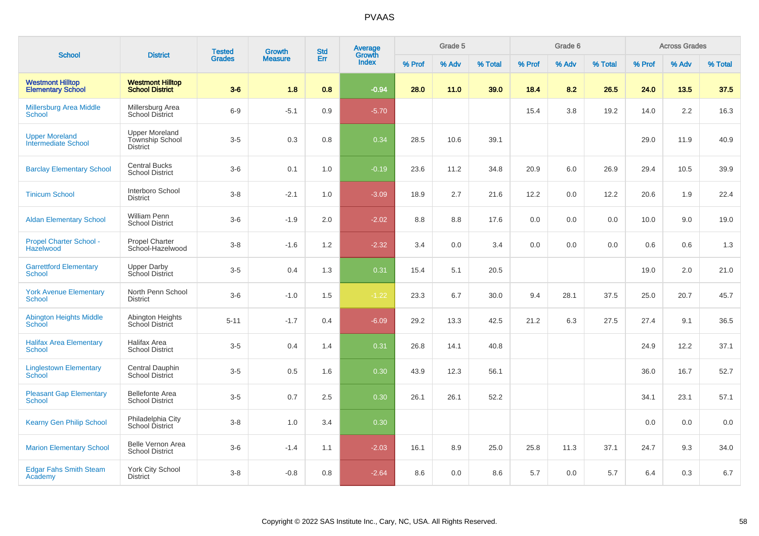# PVAAS

| School | District | Tested Grades | Growth Measure | Std Err | Average Growth Index | Grade 5 | | | Grade 6 | | | Across Grades | | |
|---|---|---|---|---|---|---|---|---|---|---|---|---|---|---|
| | | | | | | % Prof | % Adv | % Total | % Prof | % Adv | % Total | % Prof | % Adv | % Total |
| **Westmont Hilltop Elementary School** | **Westmont Hilltop School District** | **3-6** | **1.8** | **0.8** | **-0.94** | **28.0** | **11.0** | **39.0** | **18.4** | **8.2** | **26.5** | **24.0** | **13.5** | **37.5** |
| Millersburg Area Middle School | Millersburg Area School District | 6-9 | -5.1 | 0.9 | -5.70 | | | | 15.4 | 3.8 | 19.2 | 14.0 | 2.2 | 16.3 |
| Upper Moreland Intermediate School | Upper Moreland Township School District | 3-5 | 0.3 | 0.8 | 0.34 | 28.5 | 10.6 | 39.1 | | | | 29.0 | 11.9 | 40.9 |
| Barclay Elementary School | Central Bucks School District | 3-6 | 0.1 | 1.0 | -0.19 | 23.6 | 11.2 | 34.8 | 20.9 | 6.0 | 26.9 | 29.4 | 10.5 | 39.9 |
| Tinicum School | Interboro School District | 3-8 | -2.1 | 1.0 | -3.09 | 18.9 | 2.7 | 21.6 | 12.2 | 0.0 | 12.2 | 20.6 | 1.9 | 22.4 |
| Aldan Elementary School | William Penn School District | 3-6 | -1.9 | 2.0 | -2.02 | 8.8 | 8.8 | 17.6 | 0.0 | 0.0 | 0.0 | 10.0 | 9.0 | 19.0 |
| Propel Charter School - Hazelwood | Propel Charter School-Hazelwood | 3-8 | -1.6 | 1.2 | -2.32 | 3.4 | 0.0 | 3.4 | 0.0 | 0.0 | 0.0 | 0.6 | 0.6 | 1.3 |
| Garrettford Elementary School | Upper Darby School District | 3-5 | 0.4 | 1.3 | 0.31 | 15.4 | 5.1 | 20.5 | | | | 19.0 | 2.0 | 21.0 |
| York Avenue Elementary School | North Penn School District | 3-6 | -1.0 | 1.5 | -1.22 | 23.3 | 6.7 | 30.0 | 9.4 | 28.1 | 37.5 | 25.0 | 20.7 | 45.7 |
| Abington Heights Middle School | Abington Heights School District | 5-11 | -1.7 | 0.4 | -6.09 | 29.2 | 13.3 | 42.5 | 21.2 | 6.3 | 27.5 | 27.4 | 9.1 | 36.5 |
| Halifax Area Elementary School | Halifax Area School District | 3-5 | 0.4 | 1.4 | 0.31 | 26.8 | 14.1 | 40.8 | | | | 24.9 | 12.2 | 37.1 |
| Linglestown Elementary School | Central Dauphin School District | 3-5 | 0.5 | 1.6 | 0.30 | 43.9 | 12.3 | 56.1 | | | | 36.0 | 16.7 | 52.7 |
| Pleasant Gap Elementary School | Bellefonte Area School District | 3-5 | 0.7 | 2.5 | 0.30 | 26.1 | 26.1 | 52.2 | | | | 34.1 | 23.1 | 57.1 |
| Kearny Gen Philip School | Philadelphia City School District | 3-8 | 1.0 | 3.4 | 0.30 | | | | | | | 0.0 | 0.0 | 0.0 |
| Marion Elementary School | Belle Vernon Area School District | 3-6 | -1.4 | 1.1 | -2.03 | 16.1 | 8.9 | 25.0 | 25.8 | 11.3 | 37.1 | 24.7 | 9.3 | 34.0 |
| Edgar Fahs Smith Steam Academy | York City School District | 3-8 | -0.8 | 0.8 | -2.64 | 8.6 | 0.0 | 8.6 | 5.7 | 0.0 | 5.7 | 6.4 | 0.3 | 6.7 |

Copyright © 2022 SAS Institute Inc., Cary, NC, USA. All Rights Reserved.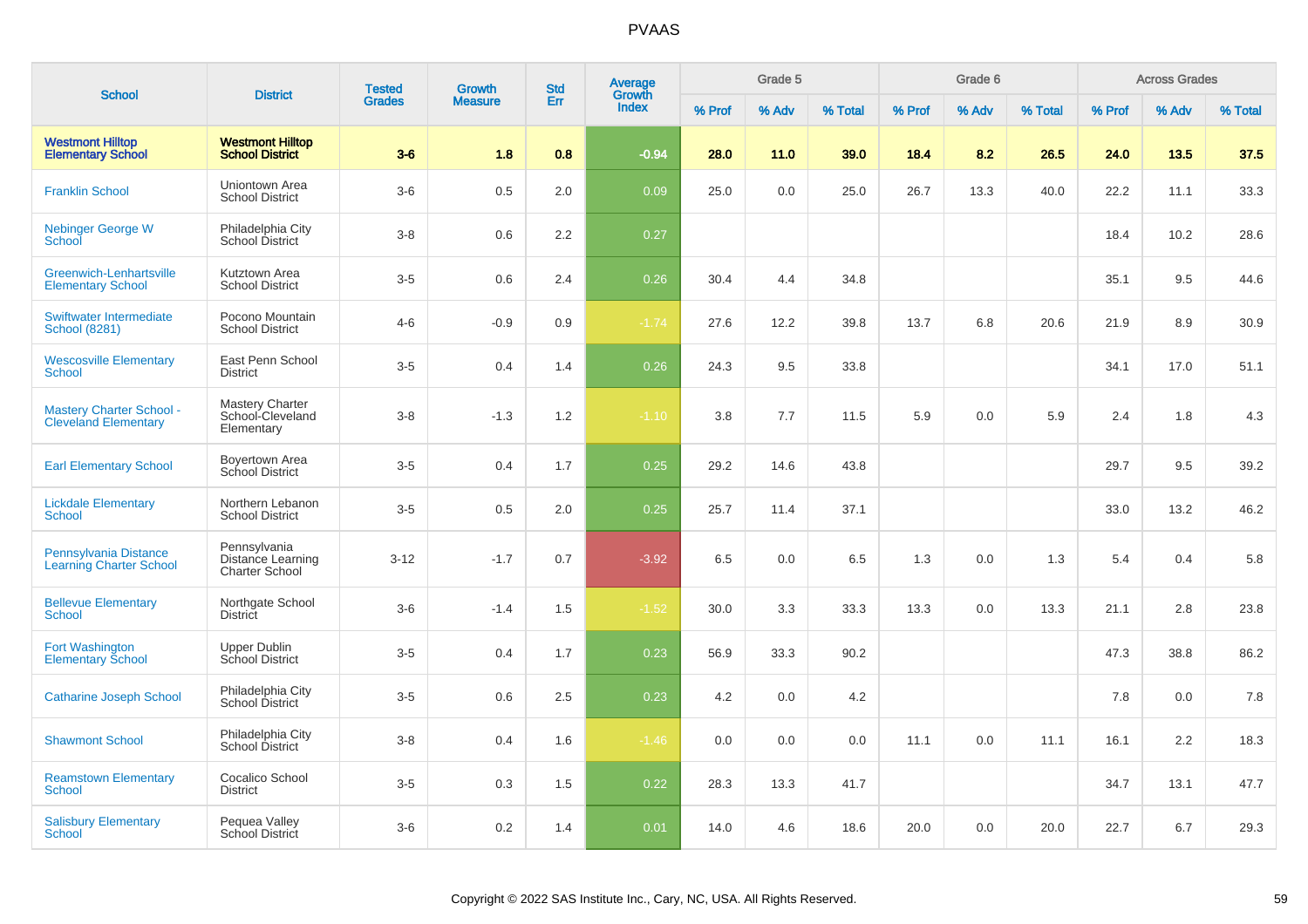# PVAAS

| School | District | Tested Grades | Growth Measure | Std Err | Average Growth Index | Grade 5 | | | Grade 6 | | | Across Grades | | |
|---|---|---|---|---|---|---|---|---|---|---|---|---|---|---|
| | | | | | | % Prof | % Adv | % Total | % Prof | % Adv | % Total | % Prof | % Adv | % Total |
| **Westmont Hilltop Elementary School** | **Westmont Hilltop School District** | **3-6** | **1.8** | **0.8** | **-0.94** | **28.0** | **11.0** | **39.0** | **18.4** | **8.2** | **26.5** | **24.0** | **13.5** | **37.5** |
| Franklin School | Uniontown Area School District | 3-6 | 0.5 | 2.0 | 0.09 | 25.0 | 0.0 | 25.0 | 26.7 | 13.3 | 40.0 | 22.2 | 11.1 | 33.3 |
| Nebinger George W School | Philadelphia City School District | 3-8 | 0.6 | 2.2 | 0.27 | | | | | | | 18.4 | 10.2 | 28.6 |
| Greenwich-Lenhartsville Elementary School | Kutztown Area School District | 3-5 | 0.6 | 2.4 | 0.26 | 30.4 | 4.4 | 34.8 | | | | 35.1 | 9.5 | 44.6 |
| Swiftwater Intermediate School (8281) | Pocono Mountain School District | 4-6 | -0.9 | 0.9 | -1.74 | 27.6 | 12.2 | 39.8 | 13.7 | 6.8 | 20.6 | 21.9 | 8.9 | 30.9 |
| Wescosville Elementary School | East Penn School District | 3-5 | 0.4 | 1.4 | 0.26 | 24.3 | 9.5 | 33.8 | | | | 34.1 | 17.0 | 51.1 |
| Mastery Charter School - Cleveland Elementary | Mastery Charter School-Cleveland Elementary | 3-8 | -1.3 | 1.2 | -1.10 | 3.8 | 7.7 | 11.5 | 5.9 | 0.0 | 5.9 | 2.4 | 1.8 | 4.3 |
| Earl Elementary School | Boyertown Area School District | 3-5 | 0.4 | 1.7 | 0.25 | 29.2 | 14.6 | 43.8 | | | | 29.7 | 9.5 | 39.2 |
| Lickdale Elementary School | Northern Lebanon School District | 3-5 | 0.5 | 2.0 | 0.25 | 25.7 | 11.4 | 37.1 | | | | 33.0 | 13.2 | 46.2 |
| Pennsylvania Distance Learning Charter School | Pennsylvania Distance Learning Charter School | 3-12 | -1.7 | 0.7 | -3.92 | 6.5 | 0.0 | 6.5 | 1.3 | 0.0 | 1.3 | 5.4 | 0.4 | 5.8 |
| Bellevue Elementary School | Northgate School District | 3-6 | -1.4 | 1.5 | -1.52 | 30.0 | 3.3 | 33.3 | 13.3 | 0.0 | 13.3 | 21.1 | 2.8 | 23.8 |
| Fort Washington Elementary School | Upper Dublin School District | 3-5 | 0.4 | 1.7 | 0.23 | 56.9 | 33.3 | 90.2 | | | | 47.3 | 38.8 | 86.2 |
| Catharine Joseph School | Philadelphia City School District | 3-5 | 0.6 | 2.5 | 0.23 | 4.2 | 0.0 | 4.2 | | | | 7.8 | 0.0 | 7.8 |
| Shawmont School | Philadelphia City School District | 3-8 | 0.4 | 1.6 | -1.46 | 0.0 | 0.0 | 0.0 | 11.1 | 0.0 | 11.1 | 16.1 | 2.2 | 18.3 |
| Reamstown Elementary School | Cocalico School District | 3-5 | 0.3 | 1.5 | 0.22 | 28.3 | 13.3 | 41.7 | | | | 34.7 | 13.1 | 47.7 |
| Salisbury Elementary School | Pequea Valley School District | 3-6 | 0.2 | 1.4 | 0.01 | 14.0 | 4.6 | 18.6 | 20.0 | 0.0 | 20.0 | 22.7 | 6.7 | 29.3 |

Copyright © 2022 SAS Institute Inc., Cary, NC, USA. All Rights Reserved.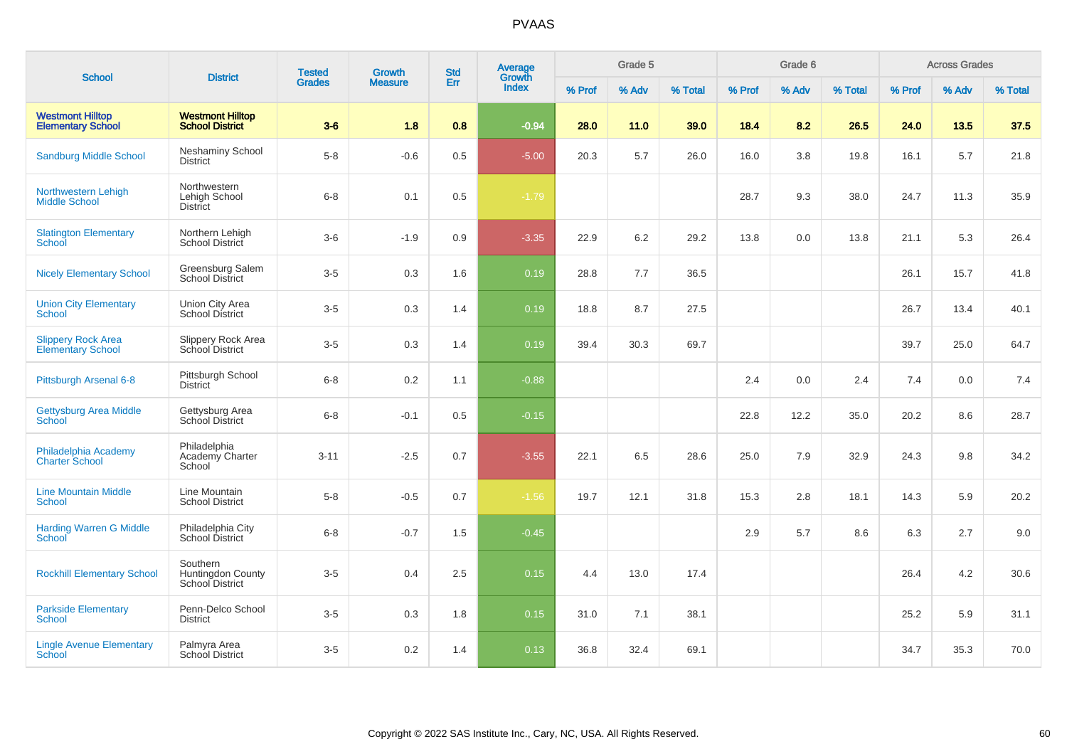# PVAAS

| School | District | Tested Grades | Growth Measure | Std Err | Average Growth Index | Grade 5 | | | Grade 6 | | | Across Grades | | |
|---|---|---|---|---|---|---|---|---|---|---|---|---|---|---|
| | | | | | | % Prof | % Adv | % Total | % Prof | % Adv | % Total | % Prof | % Adv | % Total |
| **Westmont Hilltop Elementary School** | **Westmont Hilltop School District** | **3-6** | **1.8** | **0.8** | **-0.94** | **28.0** | **11.0** | **39.0** | **18.4** | **8.2** | **26.5** | **24.0** | **13.5** | **37.5** |
| Sandburg Middle School | Neshaminy School District | 5-8 | -0.6 | 0.5 | -5.00 | 20.3 | 5.7 | 26.0 | 16.0 | 3.8 | 19.8 | 16.1 | 5.7 | 21.8 |
| Northwestern Lehigh Middle School | Northwestern Lehigh School District | 6-8 | 0.1 | 0.5 | -1.79 | | | | 28.7 | 9.3 | 38.0 | 24.7 | 11.3 | 35.9 |
| Slatington Elementary School | Northern Lehigh School District | 3-6 | -1.9 | 0.9 | -3.35 | 22.9 | 6.2 | 29.2 | 13.8 | 0.0 | 13.8 | 21.1 | 5.3 | 26.4 |
| Nicely Elementary School | Greensburg Salem School District | 3-5 | 0.3 | 1.6 | 0.19 | 28.8 | 7.7 | 36.5 | | | | 26.1 | 15.7 | 41.8 |
| Union City Elementary School | Union City Area School District | 3-5 | 0.3 | 1.4 | 0.19 | 18.8 | 8.7 | 27.5 | | | | 26.7 | 13.4 | 40.1 |
| Slippery Rock Area Elementary School | Slippery Rock Area School District | 3-5 | 0.3 | 1.4 | 0.19 | 39.4 | 30.3 | 69.7 | | | | 39.7 | 25.0 | 64.7 |
| Pittsburgh Arsenal 6-8 | Pittsburgh School District | 6-8 | 0.2 | 1.1 | -0.88 | | | | 2.4 | 0.0 | 2.4 | 7.4 | 0.0 | 7.4 |
| Gettysburg Area Middle School | Gettysburg Area School District | 6-8 | -0.1 | 0.5 | -0.15 | | | | 22.8 | 12.2 | 35.0 | 20.2 | 8.6 | 28.7 |
| Philadelphia Academy Charter School | Philadelphia Academy Charter School | 3-11 | -2.5 | 0.7 | -3.55 | 22.1 | 6.5 | 28.6 | 25.0 | 7.9 | 32.9 | 24.3 | 9.8 | 34.2 |
| Line Mountain Middle School | Line Mountain School District | 5-8 | -0.5 | 0.7 | -1.56 | 19.7 | 12.1 | 31.8 | 15.3 | 2.8 | 18.1 | 14.3 | 5.9 | 20.2 |
| Harding Warren G Middle School | Philadelphia City School District | 6-8 | -0.7 | 1.5 | -0.45 | | | | 2.9 | 5.7 | 8.6 | 6.3 | 2.7 | 9.0 |
| Rockhill Elementary School | Southern Huntingdon County School District | 3-5 | 0.4 | 2.5 | 0.15 | 4.4 | 13.0 | 17.4 | | | | 26.4 | 4.2 | 30.6 |
| Parkside Elementary School | Penn-Delco School District | 3-5 | 0.3 | 1.8 | 0.15 | 31.0 | 7.1 | 38.1 | | | | 25.2 | 5.9 | 31.1 |
| Lingle Avenue Elementary School | Palmyra Area School District | 3-5 | 0.2 | 1.4 | 0.13 | 36.8 | 32.4 | 69.1 | | | | 34.7 | 35.3 | 70.0 |

Copyright © 2022 SAS Institute Inc., Cary, NC, USA. All Rights Reserved.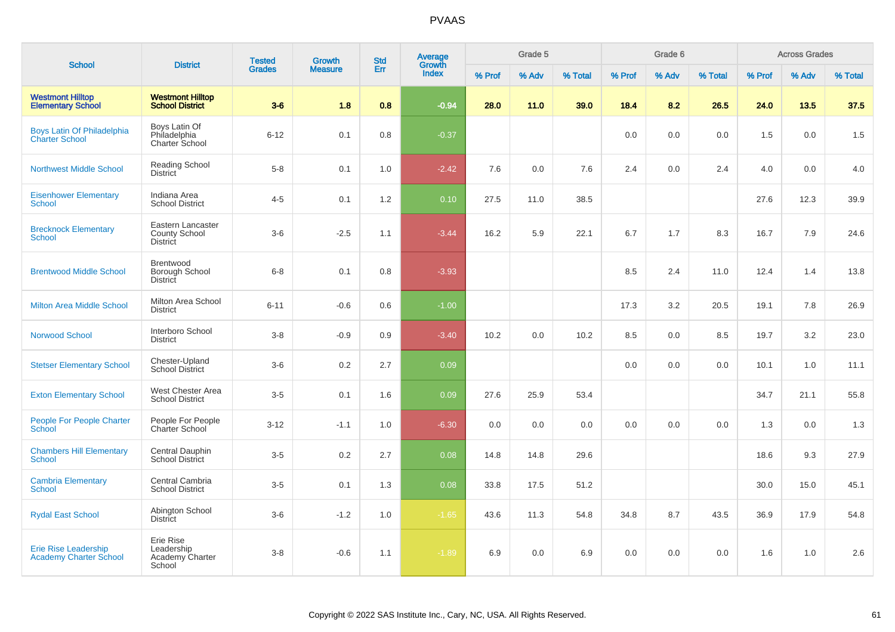# PVAAS

| School | District | Tested Grades | Growth Measure | Std Err | Average Growth Index | Grade 5 | | | Grade 6 | | | Across Grades | | |
|---|---|---|---|---|---|---|---|---|---|---|---|---|---|---|
| | | | | | | % Prof | % Adv | % Total | % Prof | % Adv | % Total | % Prof | % Adv | % Total |
| **Westmont Hilltop Elementary School** | **Westmont Hilltop School District** | **3-6** | **1.8** | **0.8** | **-0.94** | **28.0** | **11.0** | **39.0** | **18.4** | **8.2** | **26.5** | **24.0** | **13.5** | **37.5** |
| Boys Latin Of Philadelphia Charter School | Boys Latin Of Philadelphia Charter School | 6-12 | 0.1 | 0.8 | -0.37 | | | | 0.0 | 0.0 | 0.0 | 1.5 | 0.0 | 1.5 |
| Northwest Middle School | Reading School District | 5-8 | 0.1 | 1.0 | -2.42 | 7.6 | 0.0 | 7.6 | 2.4 | 0.0 | 2.4 | 4.0 | 0.0 | 4.0 |
| Eisenhower Elementary School | Indiana Area School District | 4-5 | 0.1 | 1.2 | 0.10 | 27.5 | 11.0 | 38.5 | | | | 27.6 | 12.3 | 39.9 |
| Brecknock Elementary School | Eastern Lancaster County School District | 3-6 | -2.5 | 1.1 | -3.44 | 16.2 | 5.9 | 22.1 | 6.7 | 1.7 | 8.3 | 16.7 | 7.9 | 24.6 |
| Brentwood Middle School | Brentwood Borough School District | 6-8 | 0.1 | 0.8 | -3.93 | | | | 8.5 | 2.4 | 11.0 | 12.4 | 1.4 | 13.8 |
| Milton Area Middle School | Milton Area School District | 6-11 | -0.6 | 0.6 | -1.00 | | | | 17.3 | 3.2 | 20.5 | 19.1 | 7.8 | 26.9 |
| Norwood School | Interboro School District | 3-8 | -0.9 | 0.9 | -3.40 | 10.2 | 0.0 | 10.2 | 8.5 | 0.0 | 8.5 | 19.7 | 3.2 | 23.0 |
| Stetser Elementary School | Chester-Upland School District | 3-6 | 0.2 | 2.7 | 0.09 | | | | 0.0 | 0.0 | 0.0 | 10.1 | 1.0 | 11.1 |
| Exton Elementary School | West Chester Area School District | 3-5 | 0.1 | 1.6 | 0.09 | 27.6 | 25.9 | 53.4 | | | | 34.7 | 21.1 | 55.8 |
| People For People Charter School | People For People Charter School | 3-12 | -1.1 | 1.0 | -6.30 | 0.0 | 0.0 | 0.0 | 0.0 | 0.0 | 0.0 | 1.3 | 0.0 | 1.3 |
| Chambers Hill Elementary School | Central Dauphin School District | 3-5 | 0.2 | 2.7 | 0.08 | 14.8 | 14.8 | 29.6 | | | | 18.6 | 9.3 | 27.9 |
| Cambria Elementary School | Central Cambria School District | 3-5 | 0.1 | 1.3 | 0.08 | 33.8 | 17.5 | 51.2 | | | | 30.0 | 15.0 | 45.1 |
| Rydal East School | Abington School District | 3-6 | -1.2 | 1.0 | -1.65 | 43.6 | 11.3 | 54.8 | 34.8 | 8.7 | 43.5 | 36.9 | 17.9 | 54.8 |
| Erie Rise Leadership Academy Charter School | Erie Rise Leadership Academy Charter School | 3-8 | -0.6 | 1.1 | -1.89 | 6.9 | 0.0 | 6.9 | 0.0 | 0.0 | 0.0 | 1.6 | 1.0 | 2.6 |

Copyright © 2022 SAS Institute Inc., Cary, NC, USA. All Rights Reserved.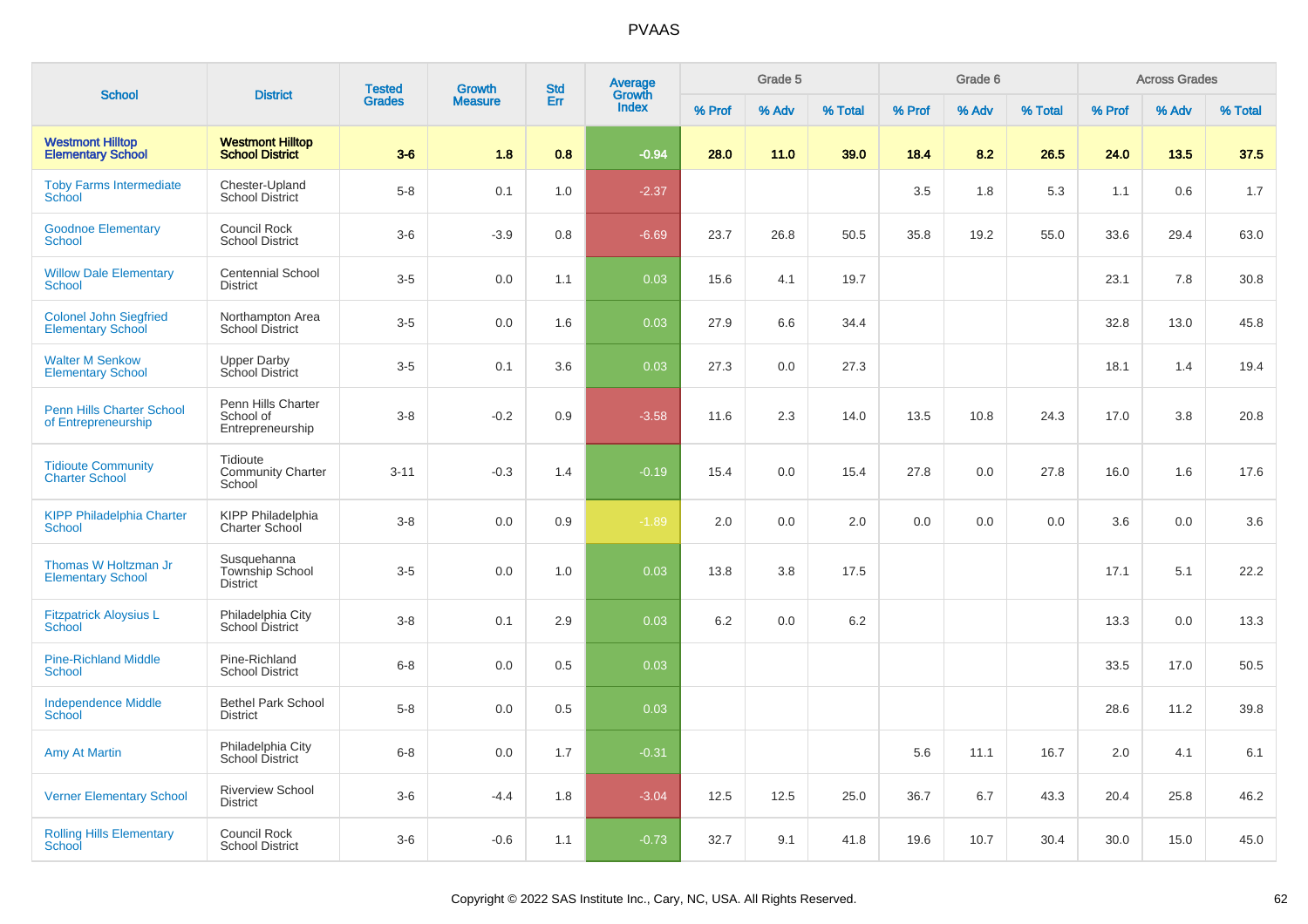# PVAAS

| School | District | Tested Grades | Growth Measure | Std Err | Average Growth Index | Grade 5 | | | Grade 6 | | | Across Grades | | |
|---|---|---|---|---|---|---|---|---|---|---|---|---|---|---|
| | | | | | | % Prof | % Adv | % Total | % Prof | % Adv | % Total | % Prof | % Adv | % Total |
| **Westmont Hilltop Elementary School** | **Westmont Hilltop School District** | **3-6** | **1.8** | **0.8** | **-0.94** | **28.0** | **11.0** | **39.0** | **18.4** | **8.2** | **26.5** | **24.0** | **13.5** | **37.5** |
| Toby Farms Intermediate School | Chester-Upland School District | 5-8 | 0.1 | 1.0 | -2.37 | | | | 3.5 | 1.8 | 5.3 | 1.1 | 0.6 | 1.7 |
| Goodnoe Elementary School | Council Rock School District | 3-6 | -3.9 | 0.8 | -6.69 | 23.7 | 26.8 | 50.5 | 35.8 | 19.2 | 55.0 | 33.6 | 29.4 | 63.0 |
| Willow Dale Elementary School | Centennial School District | 3-5 | 0.0 | 1.1 | 0.03 | 15.6 | 4.1 | 19.7 | | | | 23.1 | 7.8 | 30.8 |
| Colonel John Siegfried Elementary School | Northampton Area School District | 3-5 | 0.0 | 1.6 | 0.03 | 27.9 | 6.6 | 34.4 | | | | 32.8 | 13.0 | 45.8 |
| Walter M Senkow Elementary School | Upper Darby School District | 3-5 | 0.1 | 3.6 | 0.03 | 27.3 | 0.0 | 27.3 | | | | 18.1 | 1.4 | 19.4 |
| Penn Hills Charter School of Entrepreneurship | Penn Hills Charter School of Entrepreneurship | 3-8 | -0.2 | 0.9 | -3.58 | 11.6 | 2.3 | 14.0 | 13.5 | 10.8 | 24.3 | 17.0 | 3.8 | 20.8 |
| Tidioute Community Charter School | Tidioute Community Charter School | 3-11 | -0.3 | 1.4 | -0.19 | 15.4 | 0.0 | 15.4 | 27.8 | 0.0 | 27.8 | 16.0 | 1.6 | 17.6 |
| KIPP Philadelphia Charter School | KIPP Philadelphia Charter School | 3-8 | 0.0 | 0.9 | -1.89 | 2.0 | 0.0 | 2.0 | 0.0 | 0.0 | 0.0 | 3.6 | 0.0 | 3.6 |
| Thomas W Holtzman Jr Elementary School | Susquehanna Township School District | 3-5 | 0.0 | 1.0 | 0.03 | 13.8 | 3.8 | 17.5 | | | | 17.1 | 5.1 | 22.2 |
| Fitzpatrick Aloysius L School | Philadelphia City School District | 3-8 | 0.1 | 2.9 | 0.03 | 6.2 | 0.0 | 6.2 | | | | 13.3 | 0.0 | 13.3 |
| Pine-Richland Middle School | Pine-Richland School District | 6-8 | 0.0 | 0.5 | 0.03 | | | | | | | 33.5 | 17.0 | 50.5 |
| Independence Middle School | Bethel Park School District | 5-8 | 0.0 | 0.5 | 0.03 | | | | | | | 28.6 | 11.2 | 39.8 |
| Amy At Martin | Philadelphia City School District | 6-8 | 0.0 | 1.7 | -0.31 | | | | 5.6 | 11.1 | 16.7 | 2.0 | 4.1 | 6.1 |
| Verner Elementary School | Riverview School District | 3-6 | -4.4 | 1.8 | -3.04 | 12.5 | 12.5 | 25.0 | 36.7 | 6.7 | 43.3 | 20.4 | 25.8 | 46.2 |
| Rolling Hills Elementary School | Council Rock School District | 3-6 | -0.6 | 1.1 | -0.73 | 32.7 | 9.1 | 41.8 | 19.6 | 10.7 | 30.4 | 30.0 | 15.0 | 45.0 |

Copyright © 2022 SAS Institute Inc., Cary, NC, USA. All Rights Reserved.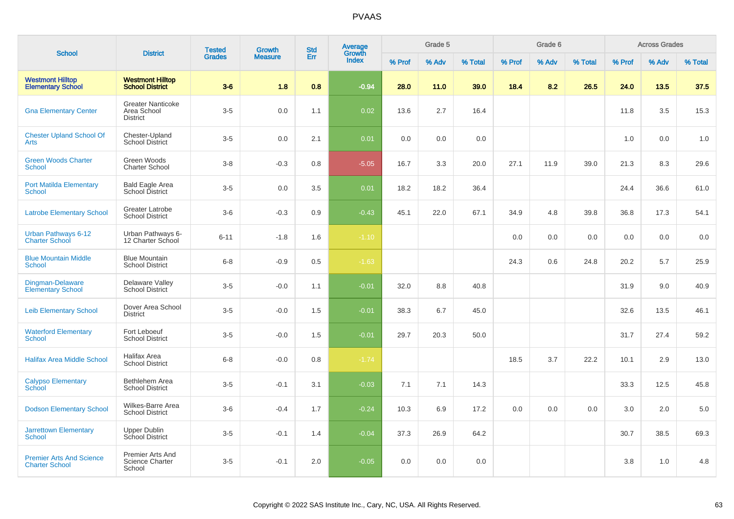# PVAAS

| School | District | Tested Grades | Growth Measure | Std Err | Average Growth Index | Grade 5 | | | Grade 6 | | | Across Grades | | |
|---|---|---|---|---|---|---|---|---|---|---|---|---|---|---|
| | | | | | | % Prof | % Adv | % Total | % Prof | % Adv | % Total | % Prof | % Adv | % Total |
| **Westmont Hilltop Elementary School** | **Westmont Hilltop School District** | **3-6** | **1.8** | **0.8** | **-0.94** | **28.0** | **11.0** | **39.0** | **18.4** | **8.2** | **26.5** | **24.0** | **13.5** | **37.5** |
| Gna Elementary Center | Greater Nanticoke Area School District | 3-5 | 0.0 | 1.1 | 0.02 | 13.6 | 2.7 | 16.4 | | | | 11.8 | 3.5 | 15.3 |
| Chester Upland School Of Arts | Chester-Upland School District | 3-5 | 0.0 | 2.1 | 0.01 | 0.0 | 0.0 | 0.0 | | | | 1.0 | 0.0 | 1.0 |
| Green Woods Charter School | Green Woods Charter School | 3-8 | -0.3 | 0.8 | -5.05 | 16.7 | 3.3 | 20.0 | 27.1 | 11.9 | 39.0 | 21.3 | 8.3 | 29.6 |
| Port Matilda Elementary School | Bald Eagle Area School District | 3-5 | 0.0 | 3.5 | 0.01 | 18.2 | 18.2 | 36.4 | | | | 24.4 | 36.6 | 61.0 |
| Latrobe Elementary School | Greater Latrobe School District | 3-6 | -0.3 | 0.9 | -0.43 | 45.1 | 22.0 | 67.1 | 34.9 | 4.8 | 39.8 | 36.8 | 17.3 | 54.1 |
| Urban Pathways 6-12 Charter School | Urban Pathways 6-12 Charter School | 6-11 | -1.8 | 1.6 | -1.10 | | | | 0.0 | 0.0 | 0.0 | 0.0 | 0.0 | 0.0 |
| Blue Mountain Middle School | Blue Mountain School District | 6-8 | -0.9 | 0.5 | -1.63 | | | | 24.3 | 0.6 | 24.8 | 20.2 | 5.7 | 25.9 |
| Dingman-Delaware Elementary School | Delaware Valley School District | 3-5 | -0.0 | 1.1 | -0.01 | 32.0 | 8.8 | 40.8 | | | | 31.9 | 9.0 | 40.9 |
| Leib Elementary School | Dover Area School District | 3-5 | -0.0 | 1.5 | -0.01 | 38.3 | 6.7 | 45.0 | | | | 32.6 | 13.5 | 46.1 |
| Waterford Elementary School | Fort Leboeuf School District | 3-5 | -0.0 | 1.5 | -0.01 | 29.7 | 20.3 | 50.0 | | | | 31.7 | 27.4 | 59.2 |
| Halifax Area Middle School | Halifax Area School District | 6-8 | -0.0 | 0.8 | -1.74 | | | | 18.5 | 3.7 | 22.2 | 10.1 | 2.9 | 13.0 |
| Calypso Elementary School | Bethlehem Area School District | 3-5 | -0.1 | 3.1 | -0.03 | 7.1 | 7.1 | 14.3 | | | | 33.3 | 12.5 | 45.8 |
| Dodson Elementary School | Wilkes-Barre Area School District | 3-6 | -0.4 | 1.7 | -0.24 | 10.3 | 6.9 | 17.2 | 0.0 | 0.0 | 0.0 | 3.0 | 2.0 | 5.0 |
| Jarrettown Elementary School | Upper Dublin School District | 3-5 | -0.1 | 1.4 | -0.04 | 37.3 | 26.9 | 64.2 | | | | 30.7 | 38.5 | 69.3 |
| Premier Arts And Science Charter School | Premier Arts And Science Charter School | 3-5 | -0.1 | 2.0 | -0.05 | 0.0 | 0.0 | 0.0 | | | | 3.8 | 1.0 | 4.8 |

Copyright © 2022 SAS Institute Inc., Cary, NC, USA. All Rights Reserved.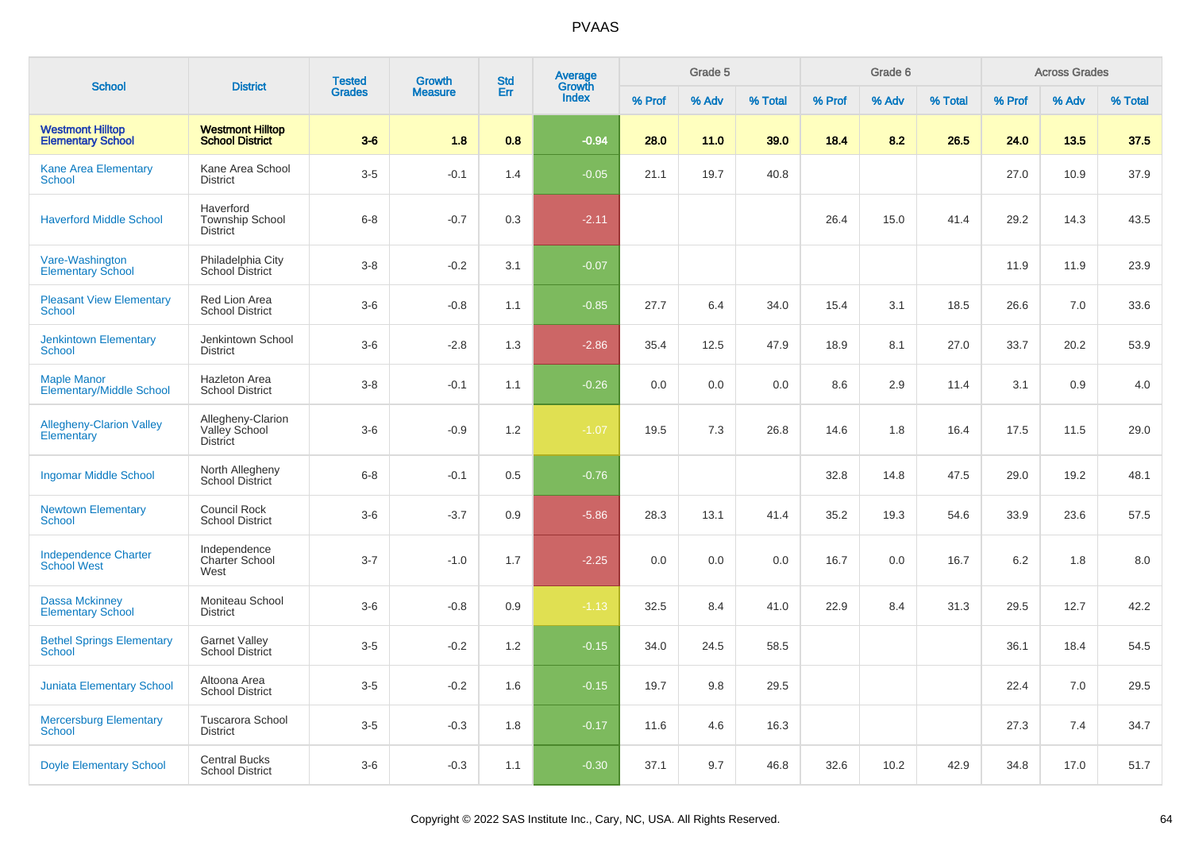# PVAAS

| School | District | Tested Grades | Growth Measure | Std Err | Average Growth Index | Grade 5 | | | Grade 6 | | | Across Grades | | |
|---|---|---|---|---|---|---|---|---|---|---|---|---|---|---|
| | | | | | | % Prof | % Adv | % Total | % Prof | % Adv | % Total | % Prof | % Adv | % Total |
| **Westmont Hilltop Elementary School** | **Westmont Hilltop School District** | **3-6** | **1.8** | **0.8** | **-0.94** | **28.0** | **11.0** | **39.0** | **18.4** | **8.2** | **26.5** | **24.0** | **13.5** | **37.5** |
| Kane Area Elementary School | Kane Area School District | 3-5 | -0.1 | 1.4 | -0.05 | 21.1 | 19.7 | 40.8 | | | | 27.0 | 10.9 | 37.9 |
| Haverford Middle School | Haverford Township School District | 6-8 | -0.7 | 0.3 | -2.11 | | | | 26.4 | 15.0 | 41.4 | 29.2 | 14.3 | 43.5 |
| Vare-Washington Elementary School | Philadelphia City School District | 3-8 | -0.2 | 3.1 | -0.07 | | | | | | | 11.9 | 11.9 | 23.9 |
| Pleasant View Elementary School | Red Lion Area School District | 3-6 | -0.8 | 1.1 | -0.85 | 27.7 | 6.4 | 34.0 | 15.4 | 3.1 | 18.5 | 26.6 | 7.0 | 33.6 |
| Jenkintown Elementary School | Jenkintown School District | 3-6 | -2.8 | 1.3 | -2.86 | 35.4 | 12.5 | 47.9 | 18.9 | 8.1 | 27.0 | 33.7 | 20.2 | 53.9 |
| Maple Manor Elementary/Middle School | Hazleton Area School District | 3-8 | -0.1 | 1.1 | -0.26 | 0.0 | 0.0 | 0.0 | 8.6 | 2.9 | 11.4 | 3.1 | 0.9 | 4.0 |
| Allegheny-Clarion Valley Elementary | Allegheny-Clarion Valley School District | 3-6 | -0.9 | 1.2 | -1.07 | 19.5 | 7.3 | 26.8 | 14.6 | 1.8 | 16.4 | 17.5 | 11.5 | 29.0 |
| Ingomar Middle School | North Allegheny School District | 6-8 | -0.1 | 0.5 | -0.76 | | | | 32.8 | 14.8 | 47.5 | 29.0 | 19.2 | 48.1 |
| Newtown Elementary School | Council Rock School District | 3-6 | -3.7 | 0.9 | -5.86 | 28.3 | 13.1 | 41.4 | 35.2 | 19.3 | 54.6 | 33.9 | 23.6 | 57.5 |
| Independence Charter School West | Independence Charter School West | 3-7 | -1.0 | 1.7 | -2.25 | 0.0 | 0.0 | 0.0 | 16.7 | 0.0 | 16.7 | 6.2 | 1.8 | 8.0 |
| Dassa Mckinney Elementary School | Moniteau School District | 3-6 | -0.8 | 0.9 | -1.13 | 32.5 | 8.4 | 41.0 | 22.9 | 8.4 | 31.3 | 29.5 | 12.7 | 42.2 |
| Bethel Springs Elementary School | Garnet Valley School District | 3-5 | -0.2 | 1.2 | -0.15 | 34.0 | 24.5 | 58.5 | | | | 36.1 | 18.4 | 54.5 |
| Juniata Elementary School | Altoona Area School District | 3-5 | -0.2 | 1.6 | -0.15 | 19.7 | 9.8 | 29.5 | | | | 22.4 | 7.0 | 29.5 |
| Mercersburg Elementary School | Tuscarora School District | 3-5 | -0.3 | 1.8 | -0.17 | 11.6 | 4.6 | 16.3 | | | | 27.3 | 7.4 | 34.7 |
| Doyle Elementary School | Central Bucks School District | 3-6 | -0.3 | 1.1 | -0.30 | 37.1 | 9.7 | 46.8 | 32.6 | 10.2 | 42.9 | 34.8 | 17.0 | 51.7 |

Copyright © 2022 SAS Institute Inc., Cary, NC, USA. All Rights Reserved.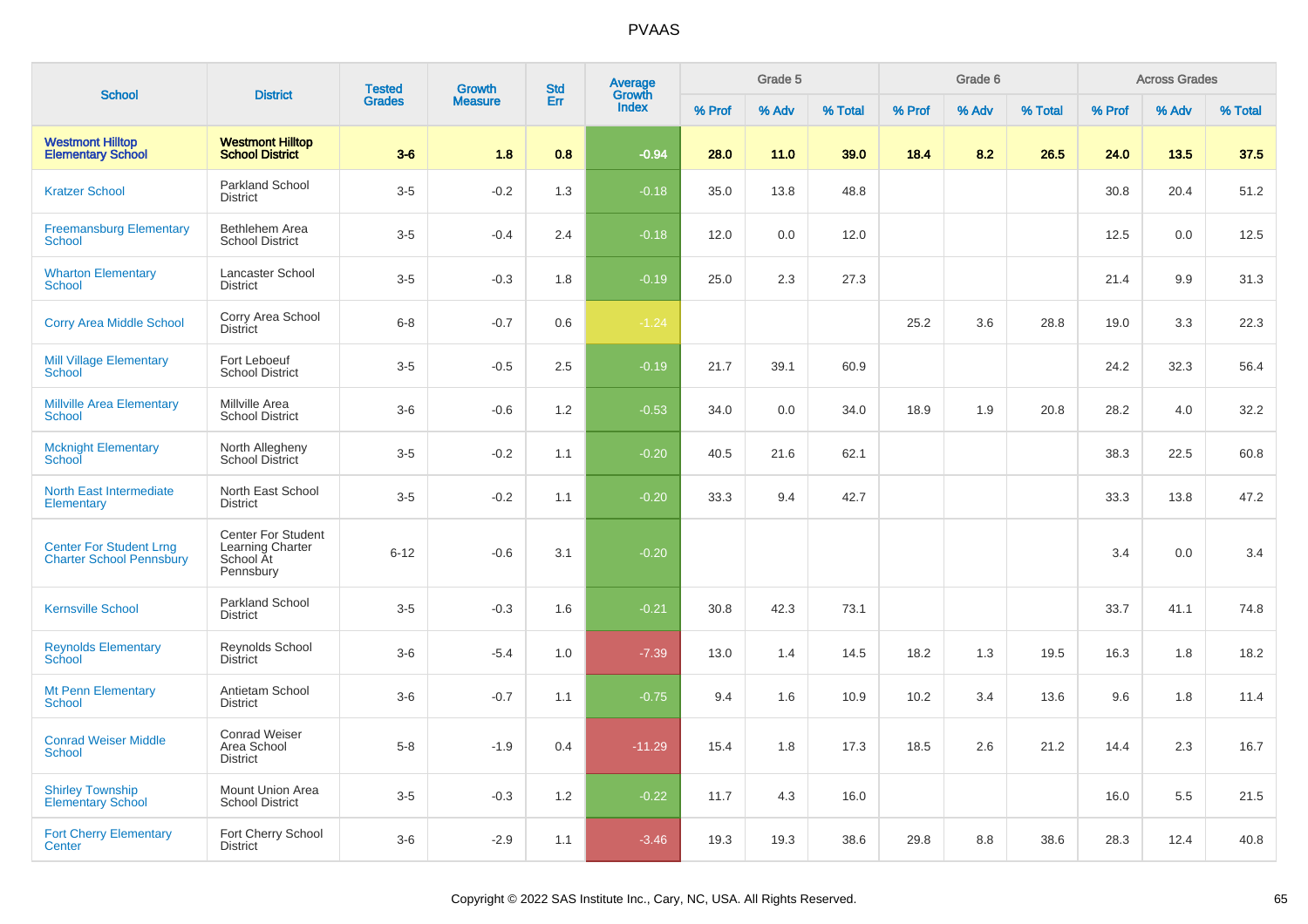# PVAAS

| School | District | Tested Grades | Growth Measure | Std Err | Average Growth Index | Grade 5 | | | Grade 6 | | | Across Grades | | |
|---|---|---|---|---|---|---|---|---|---|---|---|---|---|---|
| | | | | | | % Prof | % Adv | % Total | % Prof | % Adv | % Total | % Prof | % Adv | % Total |
| **Westmont Hilltop Elementary School** | **Westmont Hilltop School District** | **3-6** | **1.8** | **0.8** | **-0.94** | **28.0** | **11.0** | **39.0** | **18.4** | **8.2** | **26.5** | **24.0** | **13.5** | **37.5** |
| Kratzer School | Parkland School District | 3-5 | -0.2 | 1.3 | -0.18 | 35.0 | 13.8 | 48.8 | | | | 30.8 | 20.4 | 51.2 |
| Freemansburg Elementary School | Bethlehem Area School District | 3-5 | -0.4 | 2.4 | -0.18 | 12.0 | 0.0 | 12.0 | | | | 12.5 | 0.0 | 12.5 |
| Wharton Elementary School | Lancaster School District | 3-5 | -0.3 | 1.8 | -0.19 | 25.0 | 2.3 | 27.3 | | | | 21.4 | 9.9 | 31.3 |
| Corry Area Middle School | Corry Area School District | 6-8 | -0.7 | 0.6 | -1.24 | | | | 25.2 | 3.6 | 28.8 | 19.0 | 3.3 | 22.3 |
| Mill Village Elementary School | Fort Leboeuf School District | 3-5 | -0.5 | 2.5 | -0.19 | 21.7 | 39.1 | 60.9 | | | | 24.2 | 32.3 | 56.4 |
| Millville Area Elementary School | Millville Area School District | 3-6 | -0.6 | 1.2 | -0.53 | 34.0 | 0.0 | 34.0 | 18.9 | 1.9 | 20.8 | 28.2 | 4.0 | 32.2 |
| Mcknight Elementary School | North Allegheny School District | 3-5 | -0.2 | 1.1 | -0.20 | 40.5 | 21.6 | 62.1 | | | | 38.3 | 22.5 | 60.8 |
| North East Intermediate Elementary | North East School District | 3-5 | -0.2 | 1.1 | -0.20 | 33.3 | 9.4 | 42.7 | | | | 33.3 | 13.8 | 47.2 |
| Center For Student Lrng Charter School Pennsbury | Center For Student Learning Charter School At Pennsbury | 6-12 | -0.6 | 3.1 | -0.20 | | | | | | | 3.4 | 0.0 | 3.4 |
| Kernsville School | Parkland School District | 3-5 | -0.3 | 1.6 | -0.21 | 30.8 | 42.3 | 73.1 | | | | 33.7 | 41.1 | 74.8 |
| Reynolds Elementary School | Reynolds School District | 3-6 | -5.4 | 1.0 | -7.39 | 13.0 | 1.4 | 14.5 | 18.2 | 1.3 | 19.5 | 16.3 | 1.8 | 18.2 |
| Mt Penn Elementary School | Antietam School District | 3-6 | -0.7 | 1.1 | -0.75 | 9.4 | 1.6 | 10.9 | 10.2 | 3.4 | 13.6 | 9.6 | 1.8 | 11.4 |
| Conrad Weiser Middle School | Conrad Weiser Area School District | 5-8 | -1.9 | 0.4 | -11.29 | 15.4 | 1.8 | 17.3 | 18.5 | 2.6 | 21.2 | 14.4 | 2.3 | 16.7 |
| Shirley Township Elementary School | Mount Union Area School District | 3-5 | -0.3 | 1.2 | -0.22 | 11.7 | 4.3 | 16.0 | | | | 16.0 | 5.5 | 21.5 |
| Fort Cherry Elementary Center | Fort Cherry School District | 3-6 | -2.9 | 1.1 | -3.46 | 19.3 | 19.3 | 38.6 | 29.8 | 8.8 | 38.6 | 28.3 | 12.4 | 40.8 |

Copyright © 2022 SAS Institute Inc., Cary, NC, USA. All Rights Reserved.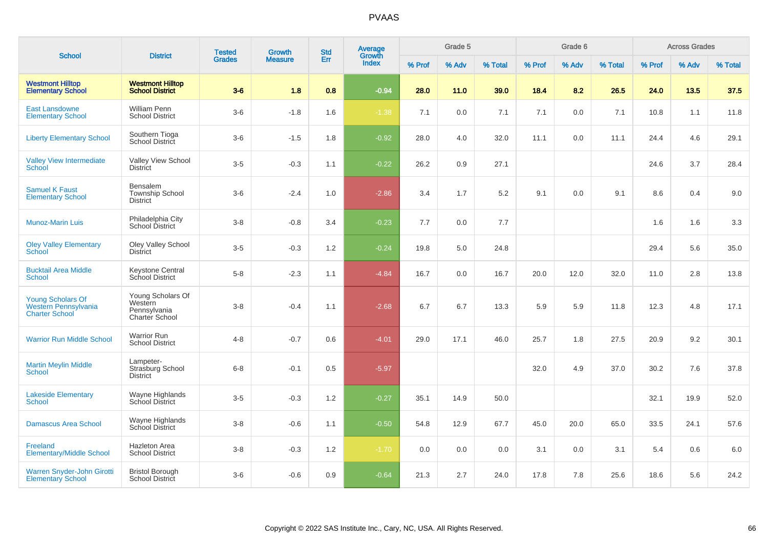# PVAAS

| School | District | Tested Grades | Growth Measure | Std Err | Average Growth Index | Grade 5 | | | Grade 6 | | | Across Grades | | |
|---|---|---|---|---|---|---|---|---|---|---|---|---|---|---|
| | | | | | | % Prof | % Adv | % Total | % Prof | % Adv | % Total | % Prof | % Adv | % Total |
| **Westmont Hilltop Elementary School** | **Westmont Hilltop School District** | **3-6** | **1.8** | **0.8** | **-0.94** | **28.0** | **11.0** | **39.0** | **18.4** | **8.2** | **26.5** | **24.0** | **13.5** | **37.5** |
| East Lansdowne Elementary School | William Penn School District | 3-6 | -1.8 | 1.6 | -1.38 | 7.1 | 0.0 | 7.1 | 7.1 | 0.0 | 7.1 | 10.8 | 1.1 | 11.8 |
| Liberty Elementary School | Southern Tioga School District | 3-6 | -1.5 | 1.8 | -0.92 | 28.0 | 4.0 | 32.0 | 11.1 | 0.0 | 11.1 | 24.4 | 4.6 | 29.1 |
| Valley View Intermediate School | Valley View School District | 3-5 | -0.3 | 1.1 | -0.22 | 26.2 | 0.9 | 27.1 | | | | 24.6 | 3.7 | 28.4 |
| Samuel K Faust Elementary School | Bensalem Township School District | 3-6 | -2.4 | 1.0 | -2.86 | 3.4 | 1.7 | 5.2 | 9.1 | 0.0 | 9.1 | 8.6 | 0.4 | 9.0 |
| Munoz-Marin Luis | Philadelphia City School District | 3-8 | -0.8 | 3.4 | -0.23 | 7.7 | 0.0 | 7.7 | | | | 1.6 | 1.6 | 3.3 |
| Oley Valley Elementary School | Oley Valley School District | 3-5 | -0.3 | 1.2 | -0.24 | 19.8 | 5.0 | 24.8 | | | | 29.4 | 5.6 | 35.0 |
| Bucktail Area Middle School | Keystone Central School District | 5-8 | -2.3 | 1.1 | -4.84 | 16.7 | 0.0 | 16.7 | 20.0 | 12.0 | 32.0 | 11.0 | 2.8 | 13.8 |
| Young Scholars Of Western Pennsylvania Charter School | Young Scholars Of Western Pennsylvania Charter School | 3-8 | -0.4 | 1.1 | -2.68 | 6.7 | 6.7 | 13.3 | 5.9 | 5.9 | 11.8 | 12.3 | 4.8 | 17.1 |
| Warrior Run Middle School | Warrior Run School District | 4-8 | -0.7 | 0.6 | -4.01 | 29.0 | 17.1 | 46.0 | 25.7 | 1.8 | 27.5 | 20.9 | 9.2 | 30.1 |
| Martin Meylin Middle School | Lampeter-Strasburg School District | 6-8 | -0.1 | 0.5 | -5.97 | | | | 32.0 | 4.9 | 37.0 | 30.2 | 7.6 | 37.8 |
| Lakeside Elementary School | Wayne Highlands School District | 3-5 | -0.3 | 1.2 | -0.27 | 35.1 | 14.9 | 50.0 | | | | 32.1 | 19.9 | 52.0 |
| Damascus Area School | Wayne Highlands School District | 3-8 | -0.6 | 1.1 | -0.50 | 54.8 | 12.9 | 67.7 | 45.0 | 20.0 | 65.0 | 33.5 | 24.1 | 57.6 |
| Freeland Elementary/Middle School | Hazleton Area School District | 3-8 | -0.3 | 1.2 | -1.70 | 0.0 | 0.0 | 0.0 | 3.1 | 0.0 | 3.1 | 5.4 | 0.6 | 6.0 |
| Warren Snyder-John Girotti Elementary School | Bristol Borough School District | 3-6 | -0.6 | 0.9 | -0.64 | 21.3 | 2.7 | 24.0 | 17.8 | 7.8 | 25.6 | 18.6 | 5.6 | 24.2 |

Copyright © 2022 SAS Institute Inc., Cary, NC, USA. All Rights Reserved.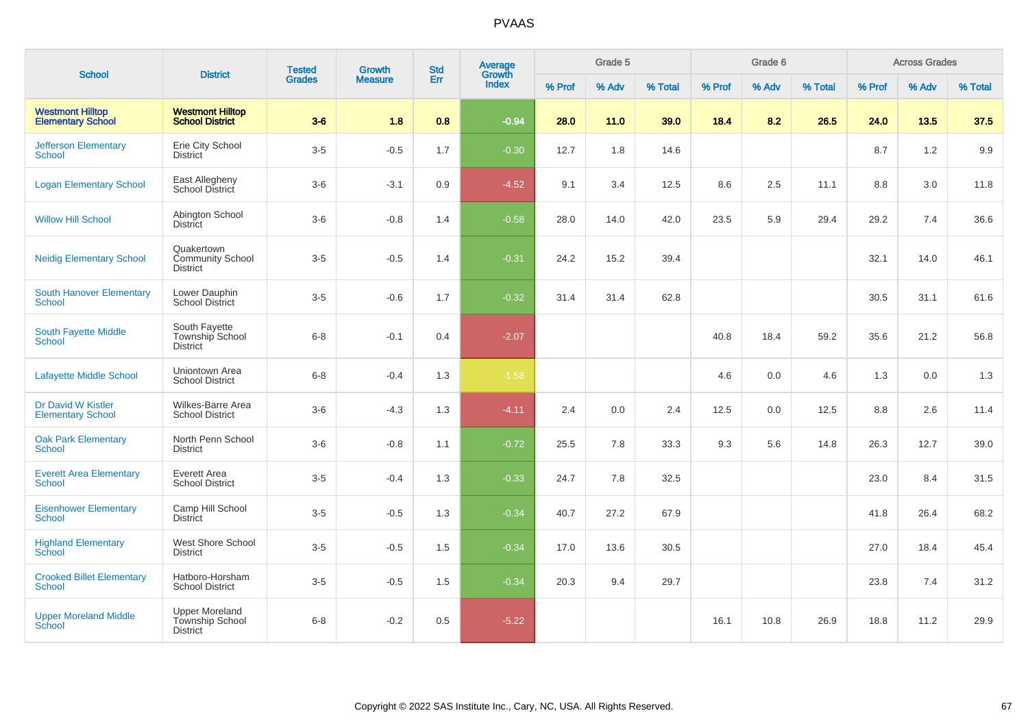# PVAAS

| School | District | Tested Grades | Growth Measure | Std Err | Average Growth Index | Grade 5 | | | Grade 6 | | | Across Grades | | |
|---|---|---|---|---|---|---|---|---|---|---|---|---|---|---|
| | | | | | | % Prof | % Adv | % Total | % Prof | % Adv | % Total | % Prof | % Adv | % Total |
| **Westmont Hilltop Elementary School** | **Westmont Hilltop School District** | **3-6** | **1.8** | **0.8** | **-0.94** | **28.0** | **11.0** | **39.0** | **18.4** | **8.2** | **26.5** | **24.0** | **13.5** | **37.5** |
| Jefferson Elementary School | Erie City School District | 3-5 | -0.5 | 1.7 | -0.30 | 12.7 | 1.8 | 14.6 | | | | 8.7 | 1.2 | 9.9 |
| Logan Elementary School | East Allegheny School District | 3-6 | -3.1 | 0.9 | -4.52 | 9.1 | 3.4 | 12.5 | 8.6 | 2.5 | 11.1 | 8.8 | 3.0 | 11.8 |
| Willow Hill School | Abington School District | 3-6 | -0.8 | 1.4 | -0.58 | 28.0 | 14.0 | 42.0 | 23.5 | 5.9 | 29.4 | 29.2 | 7.4 | 36.6 |
| Neidig Elementary School | Quakertown Community School District | 3-5 | -0.5 | 1.4 | -0.31 | 24.2 | 15.2 | 39.4 | | | | 32.1 | 14.0 | 46.1 |
| South Hanover Elementary School | Lower Dauphin School District | 3-5 | -0.6 | 1.7 | -0.32 | 31.4 | 31.4 | 62.8 | | | | 30.5 | 31.1 | 61.6 |
| South Fayette Middle School | South Fayette Township School District | 6-8 | -0.1 | 0.4 | -2.07 | | | | 40.8 | 18.4 | 59.2 | 35.6 | 21.2 | 56.8 |
| Lafayette Middle School | Uniontown Area School District | 6-8 | -0.4 | 1.3 | -1.58 | | | | 4.6 | 0.0 | 4.6 | 1.3 | 0.0 | 1.3 |
| Dr David W Kistler Elementary School | Wilkes-Barre Area School District | 3-6 | -4.3 | 1.3 | -4.11 | 2.4 | 0.0 | 2.4 | 12.5 | 0.0 | 12.5 | 8.8 | 2.6 | 11.4 |
| Oak Park Elementary School | North Penn School District | 3-6 | -0.8 | 1.1 | -0.72 | 25.5 | 7.8 | 33.3 | 9.3 | 5.6 | 14.8 | 26.3 | 12.7 | 39.0 |
| Everett Area Elementary School | Everett Area School District | 3-5 | -0.4 | 1.3 | -0.33 | 24.7 | 7.8 | 32.5 | | | | 23.0 | 8.4 | 31.5 |
| Eisenhower Elementary School | Camp Hill School District | 3-5 | -0.5 | 1.3 | -0.34 | 40.7 | 27.2 | 67.9 | | | | 41.8 | 26.4 | 68.2 |
| Highland Elementary School | West Shore School District | 3-5 | -0.5 | 1.5 | -0.34 | 17.0 | 13.6 | 30.5 | | | | 27.0 | 18.4 | 45.4 |
| Crooked Billet Elementary School | Hatboro-Horsham School District | 3-5 | -0.5 | 1.5 | -0.34 | 20.3 | 9.4 | 29.7 | | | | 23.8 | 7.4 | 31.2 |
| Upper Moreland Middle School | Upper Moreland Township School District | 6-8 | -0.2 | 0.5 | -5.22 | | | | 16.1 | 10.8 | 26.9 | 18.8 | 11.2 | 29.9 |

Copyright © 2022 SAS Institute Inc., Cary, NC, USA. All Rights Reserved.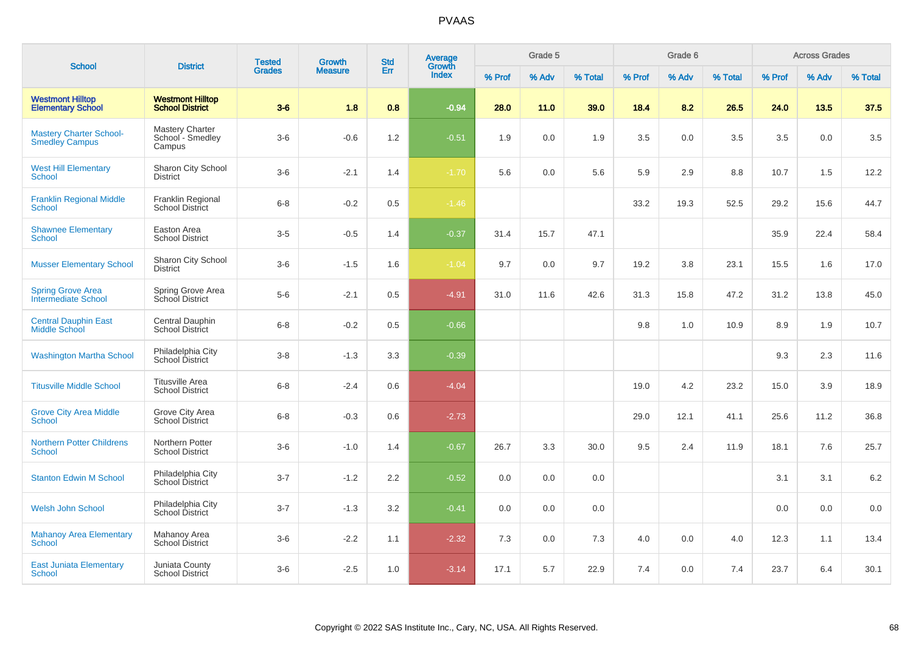# PVAAS

| School | District | Tested Grades | Growth Measure | Std Err | Average Growth Index | Grade 5 | | | Grade 6 | | | Across Grades | | |
|---|---|---|---|---|---|---|---|---|---|---|---|---|---|---|
| | | | | | | % Prof | % Adv | % Total | % Prof | % Adv | % Total | % Prof | % Adv | % Total |
| **Westmont Hilltop Elementary School** | **Westmont Hilltop School District** | **3-6** | **1.8** | **0.8** | **-0.94** | **28.0** | **11.0** | **39.0** | **18.4** | **8.2** | **26.5** | **24.0** | **13.5** | **37.5** |
| Mastery Charter School-Smedley Campus | Mastery Charter School - Smedley Campus | 3-6 | -0.6 | 1.2 | -0.51 | 1.9 | 0.0 | 1.9 | 3.5 | 0.0 | 3.5 | 3.5 | 0.0 | 3.5 |
| West Hill Elementary School | Sharon City School District | 3-6 | -2.1 | 1.4 | -1.70 | 5.6 | 0.0 | 5.6 | 5.9 | 2.9 | 8.8 | 10.7 | 1.5 | 12.2 |
| Franklin Regional Middle School | Franklin Regional School District | 6-8 | -0.2 | 0.5 | -1.46 | | | | 33.2 | 19.3 | 52.5 | 29.2 | 15.6 | 44.7 |
| Shawnee Elementary School | Easton Area School District | 3-5 | -0.5 | 1.4 | -0.37 | 31.4 | 15.7 | 47.1 | | | | 35.9 | 22.4 | 58.4 |
| Musser Elementary School | Sharon City School District | 3-6 | -1.5 | 1.6 | -1.04 | 9.7 | 0.0 | 9.7 | 19.2 | 3.8 | 23.1 | 15.5 | 1.6 | 17.0 |
| Spring Grove Area Intermediate School | Spring Grove Area School District | 5-6 | -2.1 | 0.5 | -4.91 | 31.0 | 11.6 | 42.6 | 31.3 | 15.8 | 47.2 | 31.2 | 13.8 | 45.0 |
| Central Dauphin East Middle School | Central Dauphin School District | 6-8 | -0.2 | 0.5 | -0.66 | | | | 9.8 | 1.0 | 10.9 | 8.9 | 1.9 | 10.7 |
| Washington Martha School | Philadelphia City School District | 3-8 | -1.3 | 3.3 | -0.39 | | | | | | | 9.3 | 2.3 | 11.6 |
| Titusville Middle School | Titusville Area School District | 6-8 | -2.4 | 0.6 | -4.04 | | | | 19.0 | 4.2 | 23.2 | 15.0 | 3.9 | 18.9 |
| Grove City Area Middle School | Grove City Area School District | 6-8 | -0.3 | 0.6 | -2.73 | | | | 29.0 | 12.1 | 41.1 | 25.6 | 11.2 | 36.8 |
| Northern Potter Childrens School | Northern Potter School District | 3-6 | -1.0 | 1.4 | -0.67 | 26.7 | 3.3 | 30.0 | 9.5 | 2.4 | 11.9 | 18.1 | 7.6 | 25.7 |
| Stanton Edwin M School | Philadelphia City School District | 3-7 | -1.2 | 2.2 | -0.52 | 0.0 | 0.0 | 0.0 | | | | 3.1 | 3.1 | 6.2 |
| Welsh John School | Philadelphia City School District | 3-7 | -1.3 | 3.2 | -0.41 | 0.0 | 0.0 | 0.0 | | | | 0.0 | 0.0 | 0.0 |
| Mahanoy Area Elementary School | Mahanoy Area School District | 3-6 | -2.2 | 1.1 | -2.32 | 7.3 | 0.0 | 7.3 | 4.0 | 0.0 | 4.0 | 12.3 | 1.1 | 13.4 |
| East Juniata Elementary School | Juniata County School District | 3-6 | -2.5 | 1.0 | -3.14 | 17.1 | 5.7 | 22.9 | 7.4 | 0.0 | 7.4 | 23.7 | 6.4 | 30.1 |

Copyright © 2022 SAS Institute Inc., Cary, NC, USA. All Rights Reserved.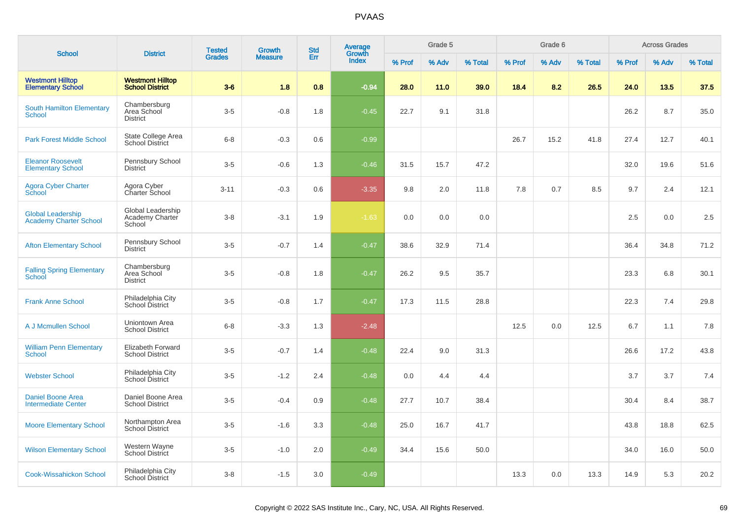# PVAAS

| School | District | Tested Grades | Growth Measure | Std Err | Average Growth Index | Grade 5 | | | Grade 6 | | | Across Grades | | |
|---|---|---|---|---|---|---|---|---|---|---|---|---|---|---|
| | | | | | | % Prof | % Adv | % Total | % Prof | % Adv | % Total | % Prof | % Adv | % Total |
| **Westmont Hilltop Elementary School** | **Westmont Hilltop School District** | **3-6** | **1.8** | **0.8** | **-0.94** | **28.0** | **11.0** | **39.0** | **18.4** | **8.2** | **26.5** | **24.0** | **13.5** | **37.5** |
| South Hamilton Elementary School | Chambersburg Area School District | 3-5 | -0.8 | 1.8 | -0.45 | 22.7 | 9.1 | 31.8 | | | | 26.2 | 8.7 | 35.0 |
| Park Forest Middle School | State College Area School District | 6-8 | -0.3 | 0.6 | -0.99 | | | | 26.7 | 15.2 | 41.8 | 27.4 | 12.7 | 40.1 |
| Eleanor Roosevelt Elementary School | Pennsbury School District | 3-5 | -0.6 | 1.3 | -0.46 | 31.5 | 15.7 | 47.2 | | | | 32.0 | 19.6 | 51.6 |
| Agora Cyber Charter School | Agora Cyber Charter School | 3-11 | -0.3 | 0.6 | -3.35 | 9.8 | 2.0 | 11.8 | 7.8 | 0.7 | 8.5 | 9.7 | 2.4 | 12.1 |
| Global Leadership Academy Charter School | Global Leadership Academy Charter School | 3-8 | -3.1 | 1.9 | -1.63 | 0.0 | 0.0 | 0.0 | | | | 2.5 | 0.0 | 2.5 |
| Afton Elementary School | Pennsbury School District | 3-5 | -0.7 | 1.4 | -0.47 | 38.6 | 32.9 | 71.4 | | | | 36.4 | 34.8 | 71.2 |
| Falling Spring Elementary School | Chambersburg Area School District | 3-5 | -0.8 | 1.8 | -0.47 | 26.2 | 9.5 | 35.7 | | | | 23.3 | 6.8 | 30.1 |
| Frank Anne School | Philadelphia City School District | 3-5 | -0.8 | 1.7 | -0.47 | 17.3 | 11.5 | 28.8 | | | | 22.3 | 7.4 | 29.8 |
| A J Mcmullen School | Uniontown Area School District | 6-8 | -3.3 | 1.3 | -2.48 | | | | 12.5 | 0.0 | 12.5 | 6.7 | 1.1 | 7.8 |
| William Penn Elementary School | Elizabeth Forward School District | 3-5 | -0.7 | 1.4 | -0.48 | 22.4 | 9.0 | 31.3 | | | | 26.6 | 17.2 | 43.8 |
| Webster School | Philadelphia City School District | 3-5 | -1.2 | 2.4 | -0.48 | 0.0 | 4.4 | 4.4 | | | | 3.7 | 3.7 | 7.4 |
| Daniel Boone Area Intermediate Center | Daniel Boone Area School District | 3-5 | -0.4 | 0.9 | -0.48 | 27.7 | 10.7 | 38.4 | | | | 30.4 | 8.4 | 38.7 |
| Moore Elementary School | Northampton Area School District | 3-5 | -1.6 | 3.3 | -0.48 | 25.0 | 16.7 | 41.7 | | | | 43.8 | 18.8 | 62.5 |
| Wilson Elementary School | Western Wayne School District | 3-5 | -1.0 | 2.0 | -0.49 | 34.4 | 15.6 | 50.0 | | | | 34.0 | 16.0 | 50.0 |
| Cook-Wissahickon School | Philadelphia City School District | 3-8 | -1.5 | 3.0 | -0.49 | | | | 13.3 | 0.0 | 13.3 | 14.9 | 5.3 | 20.2 |

Copyright © 2022 SAS Institute Inc., Cary, NC, USA. All Rights Reserved.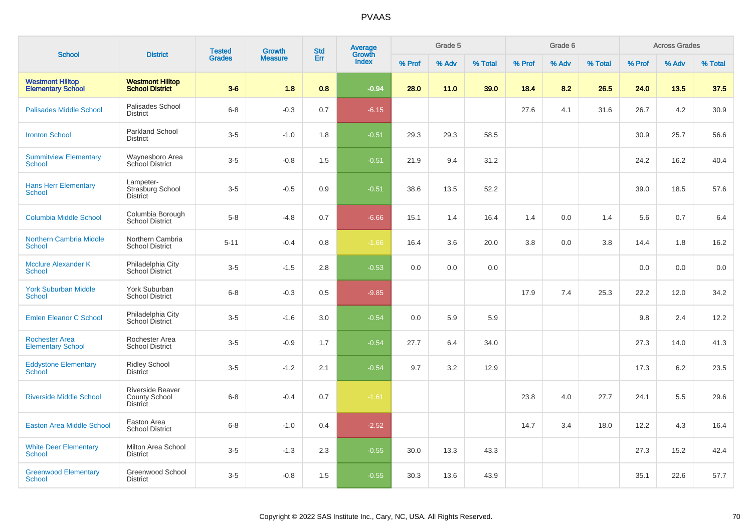# PVAAS

| School | District | Tested Grades | Growth Measure | Std Err | Average Growth Index | Grade 5 | | | Grade 6 | | | Across Grades | | |
|---|---|---|---|---|---|---|---|---|---|---|---|---|---|---|
| | | | | | | % Prof | % Adv | % Total | % Prof | % Adv | % Total | % Prof | % Adv | % Total |
| **Westmont Hilltop Elementary School** | **Westmont Hilltop School District** | **3-6** | **1.8** | **0.8** | **-0.94** | **28.0** | **11.0** | **39.0** | **18.4** | **8.2** | **26.5** | **24.0** | **13.5** | **37.5** |
| Palisades Middle School | Palisades School District | 6-8 | -0.3 | 0.7 | -6.15 | | | | 27.6 | 4.1 | 31.6 | 26.7 | 4.2 | 30.9 |
| Ironton School | Parkland School District | 3-5 | -1.0 | 1.8 | -0.51 | 29.3 | 29.3 | 58.5 | | | | 30.9 | 25.7 | 56.6 |
| Summitview Elementary School | Waynesboro Area School District | 3-5 | -0.8 | 1.5 | -0.51 | 21.9 | 9.4 | 31.2 | | | | 24.2 | 16.2 | 40.4 |
| Hans Herr Elementary School | Lampeter-Strasburg School District | 3-5 | -0.5 | 0.9 | -0.51 | 38.6 | 13.5 | 52.2 | | | | 39.0 | 18.5 | 57.6 |
| Columbia Middle School | Columbia Borough School District | 5-8 | -4.8 | 0.7 | -6.66 | 15.1 | 1.4 | 16.4 | 1.4 | 0.0 | 1.4 | 5.6 | 0.7 | 6.4 |
| Northern Cambria Middle School | Northern Cambria School District | 5-11 | -0.4 | 0.8 | -1.66 | 16.4 | 3.6 | 20.0 | 3.8 | 0.0 | 3.8 | 14.4 | 1.8 | 16.2 |
| Mcclure Alexander K School | Philadelphia City School District | 3-5 | -1.5 | 2.8 | -0.53 | 0.0 | 0.0 | 0.0 | | | | 0.0 | 0.0 | 0.0 |
| York Suburban Middle School | York Suburban School District | 6-8 | -0.3 | 0.5 | -9.85 | | | | 17.9 | 7.4 | 25.3 | 22.2 | 12.0 | 34.2 |
| Emlen Eleanor C School | Philadelphia City School District | 3-5 | -1.6 | 3.0 | -0.54 | 0.0 | 5.9 | 5.9 | | | | 9.8 | 2.4 | 12.2 |
| Rochester Area Elementary School | Rochester Area School District | 3-5 | -0.9 | 1.7 | -0.54 | 27.7 | 6.4 | 34.0 | | | | 27.3 | 14.0 | 41.3 |
| Eddystone Elementary School | Ridley School District | 3-5 | -1.2 | 2.1 | -0.54 | 9.7 | 3.2 | 12.9 | | | | 17.3 | 6.2 | 23.5 |
| Riverside Middle School | Riverside Beaver County School District | 6-8 | -0.4 | 0.7 | -1.61 | | | | 23.8 | 4.0 | 27.7 | 24.1 | 5.5 | 29.6 |
| Easton Area Middle School | Easton Area School District | 6-8 | -1.0 | 0.4 | -2.52 | | | | 14.7 | 3.4 | 18.0 | 12.2 | 4.3 | 16.4 |
| White Deer Elementary School | Milton Area School District | 3-5 | -1.3 | 2.3 | -0.55 | 30.0 | 13.3 | 43.3 | | | | 27.3 | 15.2 | 42.4 |
| Greenwood Elementary School | Greenwood School District | 3-5 | -0.8 | 1.5 | -0.55 | 30.3 | 13.6 | 43.9 | | | | 35.1 | 22.6 | 57.7 |

Copyright © 2022 SAS Institute Inc., Cary, NC, USA. All Rights Reserved.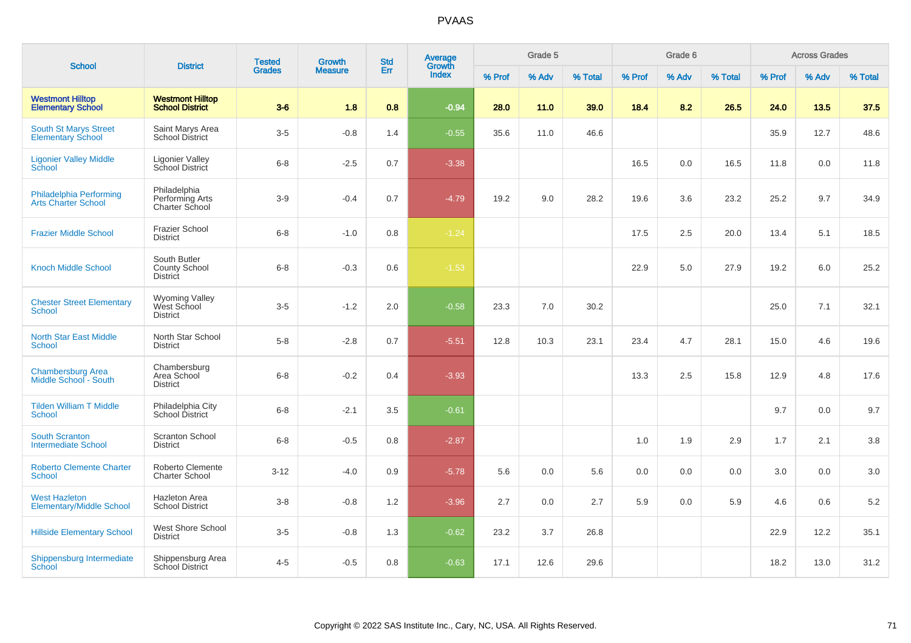| School | District | Tested Grades | Growth Measure | Std Err | Average Growth Index | Grade 5 | | | Grade 6 | | | Across Grades | | |
|---|---|---|---|---|---|---|---|---|---|---|---|---|---|---|
| | | | | | | % Prof | % Adv | % Total | % Prof | % Adv | % Total | % Prof | % Adv | % Total |
| **Westmont Hilltop Elementary School** | **Westmont Hilltop School District** | **3-6** | **1.8** | **0.8** | **-0.94** | **28.0** | **11.0** | **39.0** | **18.4** | **8.2** | **26.5** | **24.0** | **13.5** | **37.5** |
| South St Marys Street Elementary School | Saint Marys Area School District | 3-5 | -0.8 | 1.4 | -0.55 | 35.6 | 11.0 | 46.6 | | | | 35.9 | 12.7 | 48.6 |
| Ligonier Valley Middle School | Ligonier Valley School District | 6-8 | -2.5 | 0.7 | -3.38 | | | | 16.5 | 0.0 | 16.5 | 11.8 | 0.0 | 11.8 |
| Philadelphia Performing Arts Charter School | Philadelphia Performing Arts Charter School | 3-9 | -0.4 | 0.7 | -4.79 | 19.2 | 9.0 | 28.2 | 19.6 | 3.6 | 23.2 | 25.2 | 9.7 | 34.9 |
| Frazier Middle School | Frazier School District | 6-8 | -1.0 | 0.8 | -1.24 | | | | 17.5 | 2.5 | 20.0 | 13.4 | 5.1 | 18.5 |
| Knoch Middle School | South Butler County School District | 6-8 | -0.3 | 0.6 | -1.53 | | | | 22.9 | 5.0 | 27.9 | 19.2 | 6.0 | 25.2 |
| Chester Street Elementary School | Wyoming Valley West School District | 3-5 | -1.2 | 2.0 | -0.58 | 23.3 | 7.0 | 30.2 | | | | 25.0 | 7.1 | 32.1 |
| North Star East Middle School | North Star School District | 5-8 | -2.8 | 0.7 | -5.51 | 12.8 | 10.3 | 23.1 | 23.4 | 4.7 | 28.1 | 15.0 | 4.6 | 19.6 |
| Chambersburg Area Middle School - South | Chambersburg Area School District | 6-8 | -0.2 | 0.4 | -3.93 | | | | 13.3 | 2.5 | 15.8 | 12.9 | 4.8 | 17.6 |
| Tilden William T Middle School | Philadelphia City School District | 6-8 | -2.1 | 3.5 | -0.61 | | | | | | | 9.7 | 0.0 | 9.7 |
| South Scranton Intermediate School | Scranton School District | 6-8 | -0.5 | 0.8 | -2.87 | | | | 1.0 | 1.9 | 2.9 | 1.7 | 2.1 | 3.8 |
| Roberto Clemente Charter School | Roberto Clemente Charter School | 3-12 | -4.0 | 0.9 | -5.78 | 5.6 | 0.0 | 5.6 | 0.0 | 0.0 | 0.0 | 3.0 | 0.0 | 3.0 |
| West Hazleton Elementary/Middle School | Hazleton Area School District | 3-8 | -0.8 | 1.2 | -3.96 | 2.7 | 0.0 | 2.7 | 5.9 | 0.0 | 5.9 | 4.6 | 0.6 | 5.2 |
| Hillside Elementary School | West Shore School District | 3-5 | -0.8 | 1.3 | -0.62 | 23.2 | 3.7 | 26.8 | | | | 22.9 | 12.2 | 35.1 |
| Shippensburg Intermediate School | Shippensburg Area School District | 4-5 | -0.5 | 0.8 | -0.63 | 17.1 | 12.6 | 29.6 | | | | 18.2 | 13.0 | 31.2 |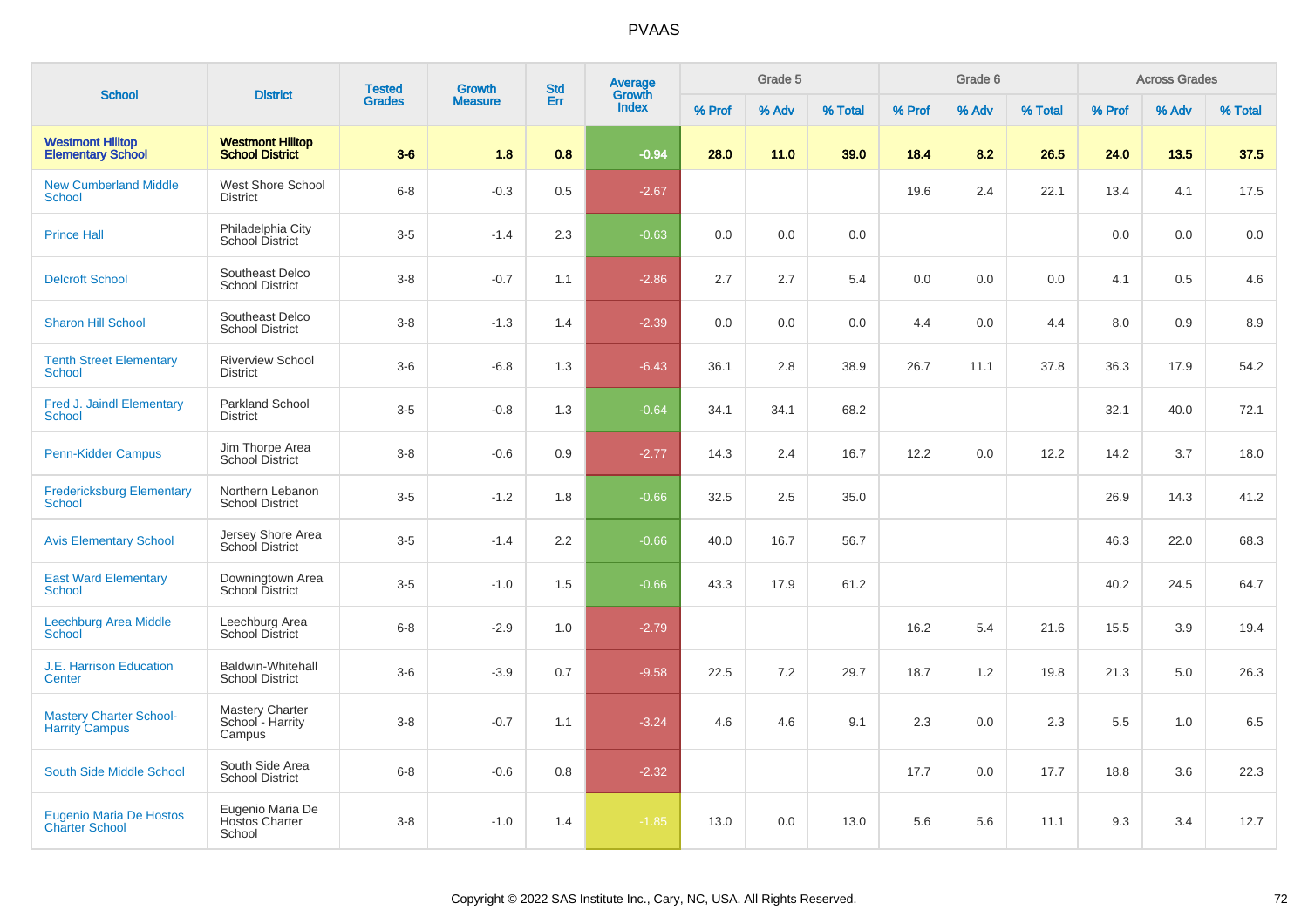# PVAAS

| School | District | Tested Grades | Growth Measure | Std Err | Average Growth Index | Grade 5 | | | Grade 6 | | | Across Grades | | |
|---|---|---|---|---|---|---|---|---|---|---|---|---|---|---|
| | | | | | | % Prof | % Adv | % Total | % Prof | % Adv | % Total | % Prof | % Adv | % Total |
| **Westmont Hilltop Elementary School** | **Westmont Hilltop School District** | **3-6** | **1.8** | **0.8** | **-0.94** | **28.0** | **11.0** | **39.0** | **18.4** | **8.2** | **26.5** | **24.0** | **13.5** | **37.5** |
| New Cumberland Middle School | West Shore School District | 6-8 | -0.3 | 0.5 | -2.67 | | | | 19.6 | 2.4 | 22.1 | 13.4 | 4.1 | 17.5 |
| Prince Hall | Philadelphia City School District | 3-5 | -1.4 | 2.3 | -0.63 | 0.0 | 0.0 | 0.0 | | | | 0.0 | 0.0 | 0.0 |
| Delcroft School | Southeast Delco School District | 3-8 | -0.7 | 1.1 | -2.86 | 2.7 | 2.7 | 5.4 | 0.0 | 0.0 | 0.0 | 4.1 | 0.5 | 4.6 |
| Sharon Hill School | Southeast Delco School District | 3-8 | -1.3 | 1.4 | -2.39 | 0.0 | 0.0 | 0.0 | 4.4 | 0.0 | 4.4 | 8.0 | 0.9 | 8.9 |
| Tenth Street Elementary School | Riverview School District | 3-6 | -6.8 | 1.3 | -6.43 | 36.1 | 2.8 | 38.9 | 26.7 | 11.1 | 37.8 | 36.3 | 17.9 | 54.2 |
| Fred J. Jaindl Elementary School | Parkland School District | 3-5 | -0.8 | 1.3 | -0.64 | 34.1 | 34.1 | 68.2 | | | | 32.1 | 40.0 | 72.1 |
| Penn-Kidder Campus | Jim Thorpe Area School District | 3-8 | -0.6 | 0.9 | -2.77 | 14.3 | 2.4 | 16.7 | 12.2 | 0.0 | 12.2 | 14.2 | 3.7 | 18.0 |
| Fredericksburg Elementary School | Northern Lebanon School District | 3-5 | -1.2 | 1.8 | -0.66 | 32.5 | 2.5 | 35.0 | | | | 26.9 | 14.3 | 41.2 |
| Avis Elementary School | Jersey Shore Area School District | 3-5 | -1.4 | 2.2 | -0.66 | 40.0 | 16.7 | 56.7 | | | | 46.3 | 22.0 | 68.3 |
| East Ward Elementary School | Downingtown Area School District | 3-5 | -1.0 | 1.5 | -0.66 | 43.3 | 17.9 | 61.2 | | | | 40.2 | 24.5 | 64.7 |
| Leechburg Area Middle School | Leechburg Area School District | 6-8 | -2.9 | 1.0 | -2.79 | | | | 16.2 | 5.4 | 21.6 | 15.5 | 3.9 | 19.4 |
| J.E. Harrison Education Center | Baldwin-Whitehall School District | 3-6 | -3.9 | 0.7 | -9.58 | 22.5 | 7.2 | 29.7 | 18.7 | 1.2 | 19.8 | 21.3 | 5.0 | 26.3 |
| Mastery Charter School-Harrity Campus | Mastery Charter School - Harrity Campus | 3-8 | -0.7 | 1.1 | -3.24 | 4.6 | 4.6 | 9.1 | 2.3 | 0.0 | 2.3 | 5.5 | 1.0 | 6.5 |
| South Side Middle School | South Side Area School District | 6-8 | -0.6 | 0.8 | -2.32 | | | | 17.7 | 0.0 | 17.7 | 18.8 | 3.6 | 22.3 |
| Eugenio Maria De Hostos Charter School | Eugenio Maria De Hostos Charter School | 3-8 | -1.0 | 1.4 | -1.85 | 13.0 | 0.0 | 13.0 | 5.6 | 5.6 | 11.1 | 9.3 | 3.4 | 12.7 |

Copyright © 2022 SAS Institute Inc., Cary, NC, USA. All Rights Reserved.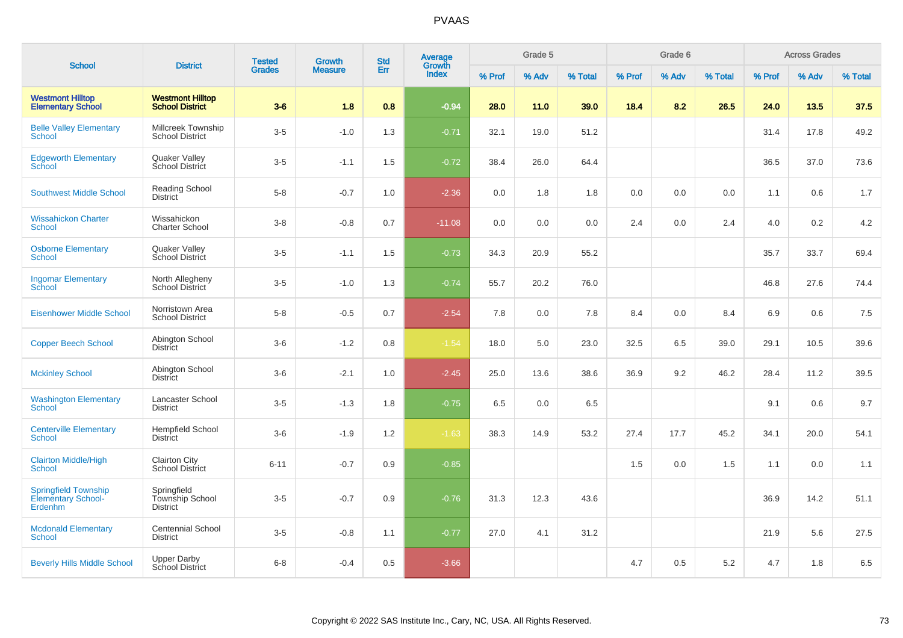# PVAAS

| School | District | Tested Grades | Growth Measure | Std Err | Average Growth Index | Grade 5 | | | Grade 6 | | | Across Grades | | |
|---|---|---|---|---|---|---|---|---|---|---|---|---|---|---|
| | | | | | | % Prof | % Adv | % Total | % Prof | % Adv | % Total | % Prof | % Adv | % Total |
| **Westmont Hilltop Elementary School** | **Westmont Hilltop School District** | **3-6** | **1.8** | **0.8** | **-0.94** | **28.0** | **11.0** | **39.0** | **18.4** | **8.2** | **26.5** | **24.0** | **13.5** | **37.5** |
| Belle Valley Elementary School | Millcreek Township School District | 3-5 | -1.0 | 1.3 | -0.71 | 32.1 | 19.0 | 51.2 | | | | 31.4 | 17.8 | 49.2 |
| Edgeworth Elementary School | Quaker Valley School District | 3-5 | -1.1 | 1.5 | -0.72 | 38.4 | 26.0 | 64.4 | | | | 36.5 | 37.0 | 73.6 |
| Southwest Middle School | Reading School District | 5-8 | -0.7 | 1.0 | -2.36 | 0.0 | 1.8 | 1.8 | 0.0 | 0.0 | 0.0 | 1.1 | 0.6 | 1.7 |
| Wissahickon Charter School | Wissahickon Charter School | 3-8 | -0.8 | 0.7 | -11.08 | 0.0 | 0.0 | 0.0 | 2.4 | 0.0 | 2.4 | 4.0 | 0.2 | 4.2 |
| Osborne Elementary School | Quaker Valley School District | 3-5 | -1.1 | 1.5 | -0.73 | 34.3 | 20.9 | 55.2 | | | | 35.7 | 33.7 | 69.4 |
| Ingomar Elementary School | North Allegheny School District | 3-5 | -1.0 | 1.3 | -0.74 | 55.7 | 20.2 | 76.0 | | | | 46.8 | 27.6 | 74.4 |
| Eisenhower Middle School | Norristown Area School District | 5-8 | -0.5 | 0.7 | -2.54 | 7.8 | 0.0 | 7.8 | 8.4 | 0.0 | 8.4 | 6.9 | 0.6 | 7.5 |
| Copper Beech School | Abington School District | 3-6 | -1.2 | 0.8 | -1.54 | 18.0 | 5.0 | 23.0 | 32.5 | 6.5 | 39.0 | 29.1 | 10.5 | 39.6 |
| Mckinley School | Abington School District | 3-6 | -2.1 | 1.0 | -2.45 | 25.0 | 13.6 | 38.6 | 36.9 | 9.2 | 46.2 | 28.4 | 11.2 | 39.5 |
| Washington Elementary School | Lancaster School District | 3-5 | -1.3 | 1.8 | -0.75 | 6.5 | 0.0 | 6.5 | | | | 9.1 | 0.6 | 9.7 |
| Centerville Elementary School | Hempfield School District | 3-6 | -1.9 | 1.2 | -1.63 | 38.3 | 14.9 | 53.2 | 27.4 | 17.7 | 45.2 | 34.1 | 20.0 | 54.1 |
| Clairton Middle/High School | Clairton City School District | 6-11 | -0.7 | 0.9 | -0.85 | | | | 1.5 | 0.0 | 1.5 | 1.1 | 0.0 | 1.1 |
| Springfield Township Elementary School-Erdenhm | Springfield Township School District | 3-5 | -0.7 | 0.9 | -0.76 | 31.3 | 12.3 | 43.6 | | | | 36.9 | 14.2 | 51.1 |
| Mcdonald Elementary School | Centennial School District | 3-5 | -0.8 | 1.1 | -0.77 | 27.0 | 4.1 | 31.2 | | | | 21.9 | 5.6 | 27.5 |
| Beverly Hills Middle School | Upper Darby School District | 6-8 | -0.4 | 0.5 | -3.66 | | | | 4.7 | 0.5 | 5.2 | 4.7 | 1.8 | 6.5 |

Copyright © 2022 SAS Institute Inc., Cary, NC, USA. All Rights Reserved.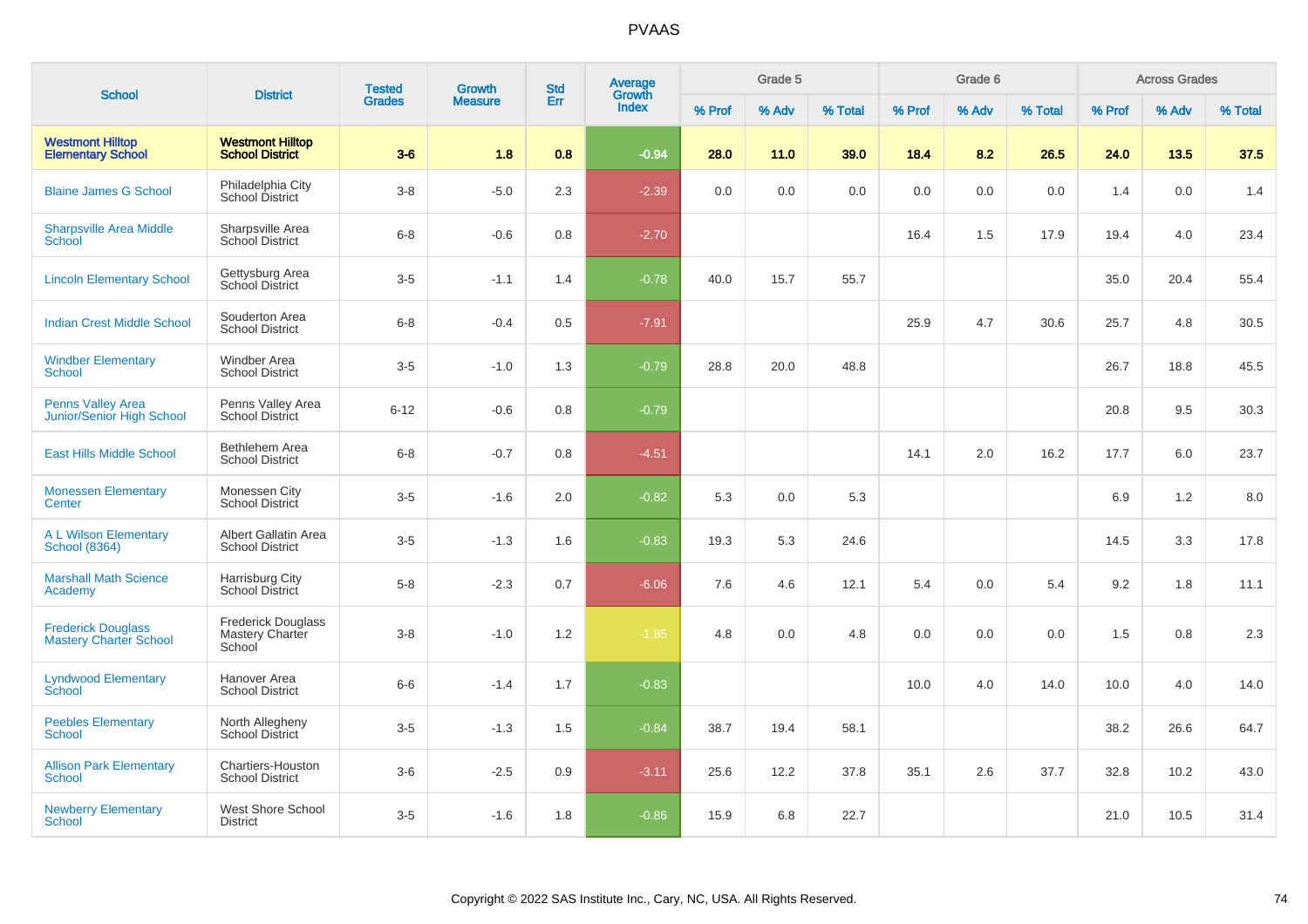# PVAAS

| School | District | Tested Grades | Growth Measure | Std Err | Average Growth Index | Grade 5 | | | Grade 6 | | | Across Grades | | |
|---|---|---|---|---|---|---|---|---|---|---|---|---|---|---|
| | | | | | | % Prof | % Adv | % Total | % Prof | % Adv | % Total | % Prof | % Adv | % Total |
| **Westmont Hilltop Elementary School** | **Westmont Hilltop School District** | **3-6** | **1.8** | **0.8** | **-0.94** | **28.0** | **11.0** | **39.0** | **18.4** | **8.2** | **26.5** | **24.0** | **13.5** | **37.5** |
| Blaine James G School | Philadelphia City School District | 3-8 | -5.0 | 2.3 | -2.39 | 0.0 | 0.0 | 0.0 | 0.0 | 0.0 | 0.0 | 1.4 | 0.0 | 1.4 |
| Sharpsville Area Middle School | Sharpsville Area School District | 6-8 | -0.6 | 0.8 | -2.70 | | | | 16.4 | 1.5 | 17.9 | 19.4 | 4.0 | 23.4 |
| Lincoln Elementary School | Gettysburg Area School District | 3-5 | -1.1 | 1.4 | -0.78 | 40.0 | 15.7 | 55.7 | | | | 35.0 | 20.4 | 55.4 |
| Indian Crest Middle School | Souderton Area School District | 6-8 | -0.4 | 0.5 | -7.91 | | | | 25.9 | 4.7 | 30.6 | 25.7 | 4.8 | 30.5 |
| Windber Elementary School | Windber Area School District | 3-5 | -1.0 | 1.3 | -0.79 | 28.8 | 20.0 | 48.8 | | | | 26.7 | 18.8 | 45.5 |
| Penns Valley Area Junior/Senior High School | Penns Valley Area School District | 6-12 | -0.6 | 0.8 | -0.79 | | | | | | | 20.8 | 9.5 | 30.3 |
| East Hills Middle School | Bethlehem Area School District | 6-8 | -0.7 | 0.8 | -4.51 | | | | 14.1 | 2.0 | 16.2 | 17.7 | 6.0 | 23.7 |
| Monessen Elementary Center | Monessen City School District | 3-5 | -1.6 | 2.0 | -0.82 | 5.3 | 0.0 | 5.3 | | | | 6.9 | 1.2 | 8.0 |
| A L Wilson Elementary School (8364) | Albert Gallatin Area School District | 3-5 | -1.3 | 1.6 | -0.83 | 19.3 | 5.3 | 24.6 | | | | 14.5 | 3.3 | 17.8 |
| Marshall Math Science Academy | Harrisburg City School District | 5-8 | -2.3 | 0.7 | -6.06 | 7.6 | 4.6 | 12.1 | 5.4 | 0.0 | 5.4 | 9.2 | 1.8 | 11.1 |
| Frederick Douglass Mastery Charter School | Frederick Douglass Mastery Charter School | 3-8 | -1.0 | 1.2 | -1.85 | 4.8 | 0.0 | 4.8 | 0.0 | 0.0 | 0.0 | 1.5 | 0.8 | 2.3 |
| Lyndwood Elementary School | Hanover Area School District | 6-6 | -1.4 | 1.7 | -0.83 | | | | 10.0 | 4.0 | 14.0 | 10.0 | 4.0 | 14.0 |
| Peebles Elementary School | North Allegheny School District | 3-5 | -1.3 | 1.5 | -0.84 | 38.7 | 19.4 | 58.1 | | | | 38.2 | 26.6 | 64.7 |
| Allison Park Elementary School | Chartiers-Houston School District | 3-6 | -2.5 | 0.9 | -3.11 | 25.6 | 12.2 | 37.8 | 35.1 | 2.6 | 37.7 | 32.8 | 10.2 | 43.0 |
| Newberry Elementary School | West Shore School District | 3-5 | -1.6 | 1.8 | -0.86 | 15.9 | 6.8 | 22.7 | | | | 21.0 | 10.5 | 31.4 |

Copyright © 2022 SAS Institute Inc., Cary, NC, USA. All Rights Reserved.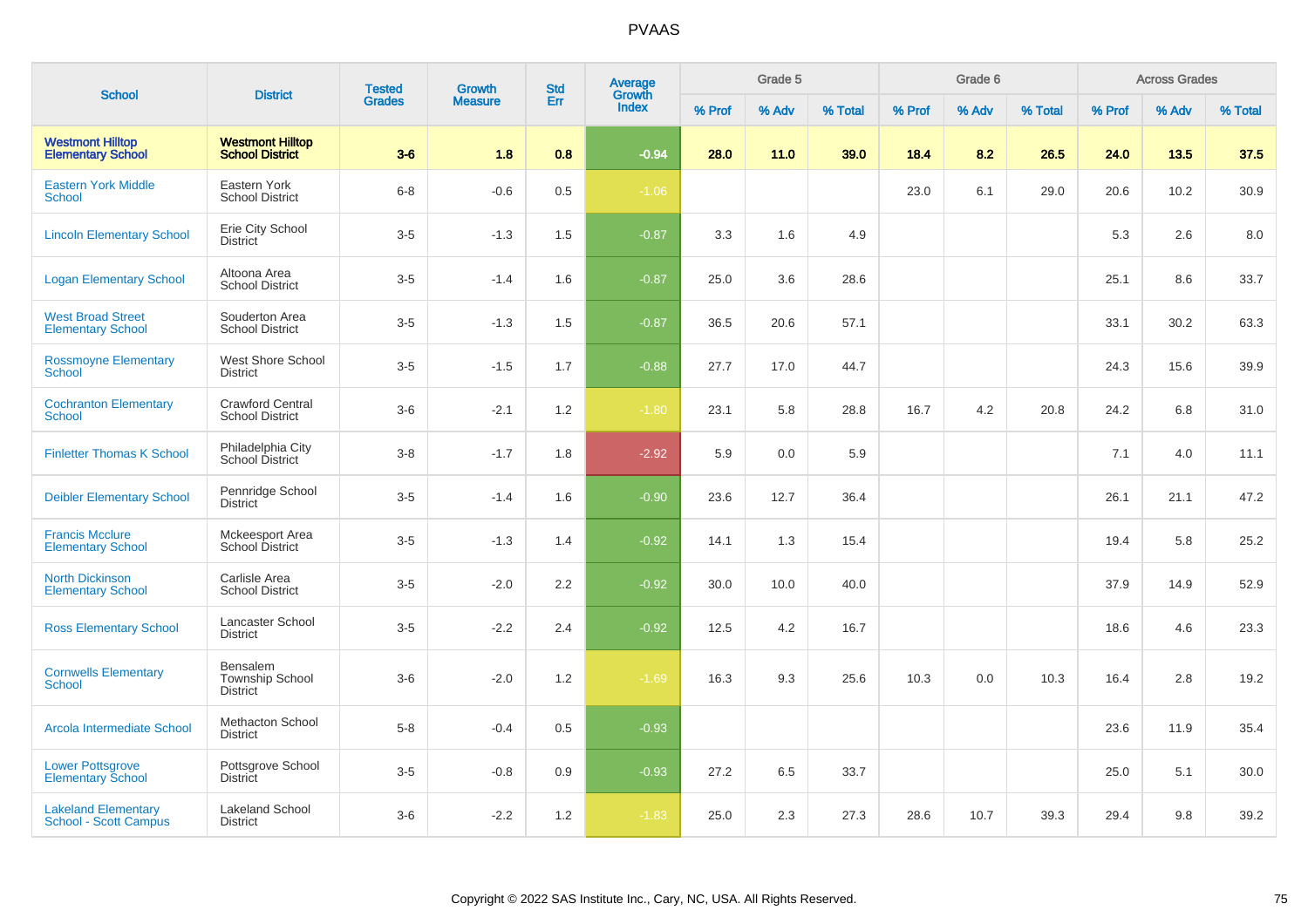# PVAAS

| School | District | Tested Grades | Growth Measure | Std Err | Average Growth Index | Grade 5 | | | Grade 6 | | | Across Grades | | |
|---|---|---|---|---|---|---|---|---|---|---|---|---|---|---|
| | | | | | | % Prof | % Adv | % Total | % Prof | % Adv | % Total | % Prof | % Adv | % Total |
| **Westmont Hilltop Elementary School** | **Westmont Hilltop School District** | **3-6** | **1.8** | **0.8** | **-0.94** | **28.0** | **11.0** | **39.0** | **18.4** | **8.2** | **26.5** | **24.0** | **13.5** | **37.5** |
| Eastern York Middle School | Eastern York School District | 6-8 | -0.6 | 0.5 | -1.06 | | | | 23.0 | 6.1 | 29.0 | 20.6 | 10.2 | 30.9 |
| Lincoln Elementary School | Erie City School District | 3-5 | -1.3 | 1.5 | -0.87 | 3.3 | 1.6 | 4.9 | | | | 5.3 | 2.6 | 8.0 |
| Logan Elementary School | Altoona Area School District | 3-5 | -1.4 | 1.6 | -0.87 | 25.0 | 3.6 | 28.6 | | | | 25.1 | 8.6 | 33.7 |
| West Broad Street Elementary School | Souderton Area School District | 3-5 | -1.3 | 1.5 | -0.87 | 36.5 | 20.6 | 57.1 | | | | 33.1 | 30.2 | 63.3 |
| Rossmoyne Elementary School | West Shore School District | 3-5 | -1.5 | 1.7 | -0.88 | 27.7 | 17.0 | 44.7 | | | | 24.3 | 15.6 | 39.9 |
| Cochranton Elementary School | Crawford Central School District | 3-6 | -2.1 | 1.2 | -1.80 | 23.1 | 5.8 | 28.8 | 16.7 | 4.2 | 20.8 | 24.2 | 6.8 | 31.0 |
| Finletter Thomas K School | Philadelphia City School District | 3-8 | -1.7 | 1.8 | -2.92 | 5.9 | 0.0 | 5.9 | | | | 7.1 | 4.0 | 11.1 |
| Deibler Elementary School | Pennridge School District | 3-5 | -1.4 | 1.6 | -0.90 | 23.6 | 12.7 | 36.4 | | | | 26.1 | 21.1 | 47.2 |
| Francis Mcclure Elementary School | Mckeesport Area School District | 3-5 | -1.3 | 1.4 | -0.92 | 14.1 | 1.3 | 15.4 | | | | 19.4 | 5.8 | 25.2 |
| North Dickinson Elementary School | Carlisle Area School District | 3-5 | -2.0 | 2.2 | -0.92 | 30.0 | 10.0 | 40.0 | | | | 37.9 | 14.9 | 52.9 |
| Ross Elementary School | Lancaster School District | 3-5 | -2.2 | 2.4 | -0.92 | 12.5 | 4.2 | 16.7 | | | | 18.6 | 4.6 | 23.3 |
| Cornwells Elementary School | Bensalem Township School District | 3-6 | -2.0 | 1.2 | -1.69 | 16.3 | 9.3 | 25.6 | 10.3 | 0.0 | 10.3 | 16.4 | 2.8 | 19.2 |
| Arcola Intermediate School | Methacton School District | 5-8 | -0.4 | 0.5 | -0.93 | | | | | | | 23.6 | 11.9 | 35.4 |
| Lower Pottsgrove Elementary School | Pottsgrove School District | 3-5 | -0.8 | 0.9 | -0.93 | 27.2 | 6.5 | 33.7 | | | | 25.0 | 5.1 | 30.0 |
| Lakeland Elementary School - Scott Campus | Lakeland School District | 3-6 | -2.2 | 1.2 | -1.83 | 25.0 | 2.3 | 27.3 | 28.6 | 10.7 | 39.3 | 29.4 | 9.8 | 39.2 |

Copyright © 2022 SAS Institute Inc., Cary, NC, USA. All Rights Reserved.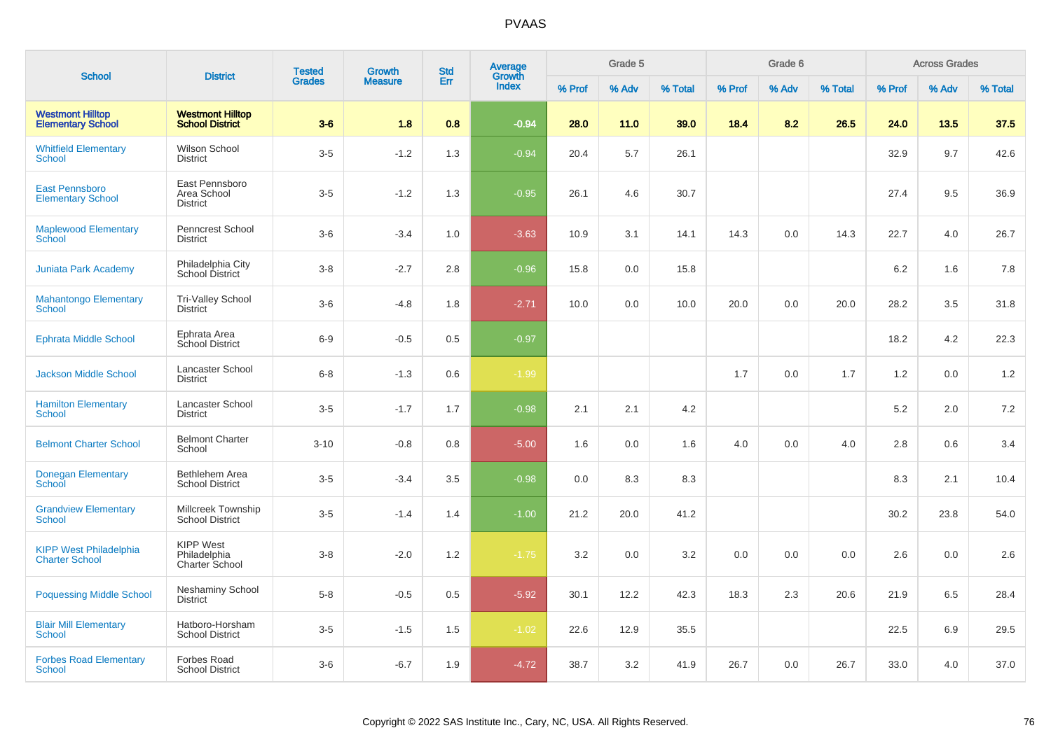# PVAAS

| School | District | Tested Grades | Growth Measure | Std Err | Average Growth Index | Grade 5 | | | Grade 6 | | | Across Grades | | |
|---|---|---|---|---|---|---|---|---|---|---|---|---|---|---|
| | | | | | | % Prof | % Adv | % Total | % Prof | % Adv | % Total | % Prof | % Adv | % Total |
| **Westmont Hilltop Elementary School** | **Westmont Hilltop School District** | **3-6** | **1.8** | **0.8** | **-0.94** | **28.0** | **11.0** | **39.0** | **18.4** | **8.2** | **26.5** | **24.0** | **13.5** | **37.5** |
| Whitfield Elementary School | Wilson School District | 3-5 | -1.2 | 1.3 | -0.94 | 20.4 | 5.7 | 26.1 | | | | 32.9 | 9.7 | 42.6 |
| East Pennsboro Elementary School | East Pennsboro Area School District | 3-5 | -1.2 | 1.3 | -0.95 | 26.1 | 4.6 | 30.7 | | | | 27.4 | 9.5 | 36.9 |
| Maplewood Elementary School | Penncrest School District | 3-6 | -3.4 | 1.0 | -3.63 | 10.9 | 3.1 | 14.1 | 14.3 | 0.0 | 14.3 | 22.7 | 4.0 | 26.7 |
| Juniata Park Academy | Philadelphia City School District | 3-8 | -2.7 | 2.8 | -0.96 | 15.8 | 0.0 | 15.8 | | | | 6.2 | 1.6 | 7.8 |
| Mahantongo Elementary School | Tri-Valley School District | 3-6 | -4.8 | 1.8 | -2.71 | 10.0 | 0.0 | 10.0 | 20.0 | 0.0 | 20.0 | 28.2 | 3.5 | 31.8 |
| Ephrata Middle School | Ephrata Area School District | 6-9 | -0.5 | 0.5 | -0.97 | | | | | | | 18.2 | 4.2 | 22.3 |
| Jackson Middle School | Lancaster School District | 6-8 | -1.3 | 0.6 | -1.99 | | | | 1.7 | 0.0 | 1.7 | 1.2 | 0.0 | 1.2 |
| Hamilton Elementary School | Lancaster School District | 3-5 | -1.7 | 1.7 | -0.98 | 2.1 | 2.1 | 4.2 | | | | 5.2 | 2.0 | 7.2 |
| Belmont Charter School | Belmont Charter School | 3-10 | -0.8 | 0.8 | -5.00 | 1.6 | 0.0 | 1.6 | 4.0 | 0.0 | 4.0 | 2.8 | 0.6 | 3.4 |
| Donegan Elementary School | Bethlehem Area School District | 3-5 | -3.4 | 3.5 | -0.98 | 0.0 | 8.3 | 8.3 | | | | 8.3 | 2.1 | 10.4 |
| Grandview Elementary School | Millcreek Township School District | 3-5 | -1.4 | 1.4 | -1.00 | 21.2 | 20.0 | 41.2 | | | | 30.2 | 23.8 | 54.0 |
| KIPP West Philadelphia Charter School | KIPP West Philadelphia Charter School | 3-8 | -2.0 | 1.2 | -1.75 | 3.2 | 0.0 | 3.2 | 0.0 | 0.0 | 0.0 | 2.6 | 0.0 | 2.6 |
| Poquessing Middle School | Neshaminy School District | 5-8 | -0.5 | 0.5 | -5.92 | 30.1 | 12.2 | 42.3 | 18.3 | 2.3 | 20.6 | 21.9 | 6.5 | 28.4 |
| Blair Mill Elementary School | Hatboro-Horsham School District | 3-5 | -1.5 | 1.5 | -1.02 | 22.6 | 12.9 | 35.5 | | | | 22.5 | 6.9 | 29.5 |
| Forbes Road Elementary School | Forbes Road School District | 3-6 | -6.7 | 1.9 | -4.72 | 38.7 | 3.2 | 41.9 | 26.7 | 0.0 | 26.7 | 33.0 | 4.0 | 37.0 |

Copyright © 2022 SAS Institute Inc., Cary, NC, USA. All Rights Reserved.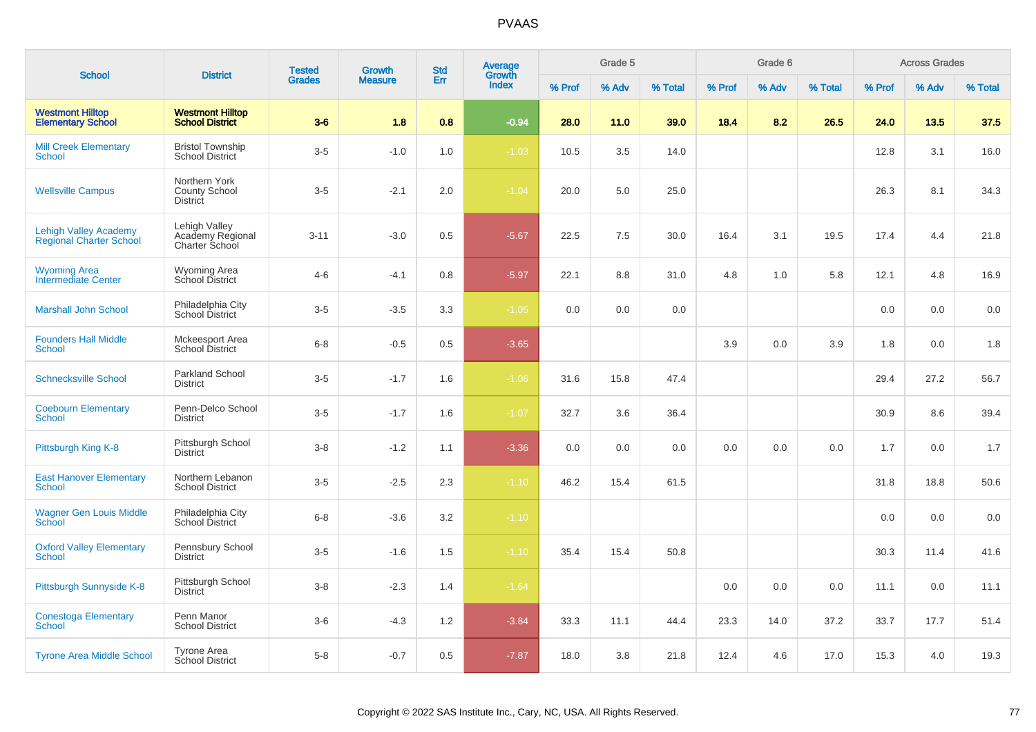# PVAAS

| School | District | Tested Grades | Growth Measure | Std Err | Average Growth Index | Grade 5 | | | Grade 6 | | | Across Grades | | |
|---|---|---|---|---|---|---|---|---|---|---|---|---|---|---|
| | | | | | | % Prof | % Adv | % Total | % Prof | % Adv | % Total | % Prof | % Adv | % Total |
| **Westmont Hilltop Elementary School** | **Westmont Hilltop School District** | **3-6** | **1.8** | **0.8** | **-0.94** | **28.0** | **11.0** | **39.0** | **18.4** | **8.2** | **26.5** | **24.0** | **13.5** | **37.5** |
| Mill Creek Elementary School | Bristol Township School District | 3-5 | -1.0 | 1.0 | -1.03 | 10.5 | 3.5 | 14.0 | | | | 12.8 | 3.1 | 16.0 |
| Wellsville Campus | Northern York County School District | 3-5 | -2.1 | 2.0 | -1.04 | 20.0 | 5.0 | 25.0 | | | | 26.3 | 8.1 | 34.3 |
| Lehigh Valley Academy Regional Charter School | Lehigh Valley Academy Regional Charter School | 3-11 | -3.0 | 0.5 | -5.67 | 22.5 | 7.5 | 30.0 | 16.4 | 3.1 | 19.5 | 17.4 | 4.4 | 21.8 |
| Wyoming Area Intermediate Center | Wyoming Area School District | 4-6 | -4.1 | 0.8 | -5.97 | 22.1 | 8.8 | 31.0 | 4.8 | 1.0 | 5.8 | 12.1 | 4.8 | 16.9 |
| Marshall John School | Philadelphia City School District | 3-5 | -3.5 | 3.3 | -1.05 | 0.0 | 0.0 | 0.0 | | | | 0.0 | 0.0 | 0.0 |
| Founders Hall Middle School | Mckeesport Area School District | 6-8 | -0.5 | 0.5 | -3.65 | | | | 3.9 | 0.0 | 3.9 | 1.8 | 0.0 | 1.8 |
| Schnecksville School | Parkland School District | 3-5 | -1.7 | 1.6 | -1.06 | 31.6 | 15.8 | 47.4 | | | | 29.4 | 27.2 | 56.7 |
| Coebourn Elementary School | Penn-Delco School District | 3-5 | -1.7 | 1.6 | -1.07 | 32.7 | 3.6 | 36.4 | | | | 30.9 | 8.6 | 39.4 |
| Pittsburgh King K-8 | Pittsburgh School District | 3-8 | -1.2 | 1.1 | -3.36 | 0.0 | 0.0 | 0.0 | 0.0 | 0.0 | 0.0 | 1.7 | 0.0 | 1.7 |
| East Hanover Elementary School | Northern Lebanon School District | 3-5 | -2.5 | 2.3 | -1.10 | 46.2 | 15.4 | 61.5 | | | | 31.8 | 18.8 | 50.6 |
| Wagner Gen Louis Middle School | Philadelphia City School District | 6-8 | -3.6 | 3.2 | -1.10 | | | | | | | 0.0 | 0.0 | 0.0 |
| Oxford Valley Elementary School | Pennsbury School District | 3-5 | -1.6 | 1.5 | -1.10 | 35.4 | 15.4 | 50.8 | | | | 30.3 | 11.4 | 41.6 |
| Pittsburgh Sunnyside K-8 | Pittsburgh School District | 3-8 | -2.3 | 1.4 | -1.64 | | | | 0.0 | 0.0 | 0.0 | 11.1 | 0.0 | 11.1 |
| Conestoga Elementary School | Penn Manor School District | 3-6 | -4.3 | 1.2 | -3.84 | 33.3 | 11.1 | 44.4 | 23.3 | 14.0 | 37.2 | 33.7 | 17.7 | 51.4 |
| Tyrone Area Middle School | Tyrone Area School District | 5-8 | -0.7 | 0.5 | -7.87 | 18.0 | 3.8 | 21.8 | 12.4 | 4.6 | 17.0 | 15.3 | 4.0 | 19.3 |

Copyright © 2022 SAS Institute Inc., Cary, NC, USA. All Rights Reserved.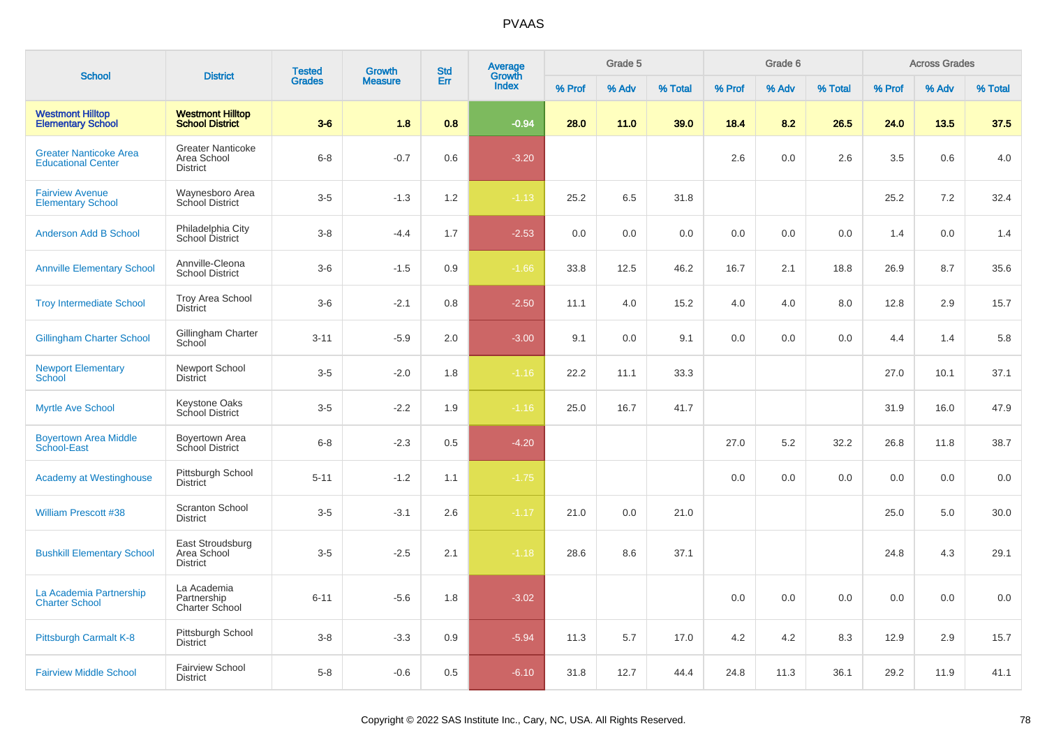# PVAAS

| School | District | Tested Grades | Growth Measure | Std Err | Average Growth Index | Grade 5 | | | Grade 6 | | | Across Grades | | |
|---|---|---|---|---|---|---|---|---|---|---|---|---|---|---|
| | | | | | | % Prof | % Adv | % Total | % Prof | % Adv | % Total | % Prof | % Adv | % Total |
| **Westmont Hilltop Elementary School** | **Westmont Hilltop School District** | **3-6** | **1.8** | **0.8** | **-0.94** | **28.0** | **11.0** | **39.0** | **18.4** | **8.2** | **26.5** | **24.0** | **13.5** | **37.5** |
| Greater Nanticoke Area Educational Center | Greater Nanticoke Area School District | 6-8 | -0.7 | 0.6 | -3.20 | | | | 2.6 | 0.0 | 2.6 | 3.5 | 0.6 | 4.0 |
| Fairview Avenue Elementary School | Waynesboro Area School District | 3-5 | -1.3 | 1.2 | -1.13 | 25.2 | 6.5 | 31.8 | | | | 25.2 | 7.2 | 32.4 |
| Anderson Add B School | Philadelphia City School District | 3-8 | -4.4 | 1.7 | -2.53 | 0.0 | 0.0 | 0.0 | 0.0 | 0.0 | 0.0 | 1.4 | 0.0 | 1.4 |
| Annville Elementary School | Annville-Cleona School District | 3-6 | -1.5 | 0.9 | -1.66 | 33.8 | 12.5 | 46.2 | 16.7 | 2.1 | 18.8 | 26.9 | 8.7 | 35.6 |
| Troy Intermediate School | Troy Area School District | 3-6 | -2.1 | 0.8 | -2.50 | 11.1 | 4.0 | 15.2 | 4.0 | 4.0 | 8.0 | 12.8 | 2.9 | 15.7 |
| Gillingham Charter School | Gillingham Charter School | 3-11 | -5.9 | 2.0 | -3.00 | 9.1 | 0.0 | 9.1 | 0.0 | 0.0 | 0.0 | 4.4 | 1.4 | 5.8 |
| Newport Elementary School | Newport School District | 3-5 | -2.0 | 1.8 | -1.16 | 22.2 | 11.1 | 33.3 | | | | 27.0 | 10.1 | 37.1 |
| Myrtle Ave School | Keystone Oaks School District | 3-5 | -2.2 | 1.9 | -1.16 | 25.0 | 16.7 | 41.7 | | | | 31.9 | 16.0 | 47.9 |
| Boyertown Area Middle School-East | Boyertown Area School District | 6-8 | -2.3 | 0.5 | -4.20 | | | | 27.0 | 5.2 | 32.2 | 26.8 | 11.8 | 38.7 |
| Academy at Westinghouse | Pittsburgh School District | 5-11 | -1.2 | 1.1 | -1.75 | | | | 0.0 | 0.0 | 0.0 | 0.0 | 0.0 | 0.0 |
| William Prescott #38 | Scranton School District | 3-5 | -3.1 | 2.6 | -1.17 | 21.0 | 0.0 | 21.0 | | | | 25.0 | 5.0 | 30.0 |
| Bushkill Elementary School | East Stroudsburg Area School District | 3-5 | -2.5 | 2.1 | -1.18 | 28.6 | 8.6 | 37.1 | | | | 24.8 | 4.3 | 29.1 |
| La Academia Partnership Charter School | La Academia Partnership Charter School | 6-11 | -5.6 | 1.8 | -3.02 | | | | 0.0 | 0.0 | 0.0 | 0.0 | 0.0 | 0.0 |
| Pittsburgh Carmalt K-8 | Pittsburgh School District | 3-8 | -3.3 | 0.9 | -5.94 | 11.3 | 5.7 | 17.0 | 4.2 | 4.2 | 8.3 | 12.9 | 2.9 | 15.7 |
| Fairview Middle School | Fairview School District | 5-8 | -0.6 | 0.5 | -6.10 | 31.8 | 12.7 | 44.4 | 24.8 | 11.3 | 36.1 | 29.2 | 11.9 | 41.1 |

Copyright © 2022 SAS Institute Inc., Cary, NC, USA. All Rights Reserved.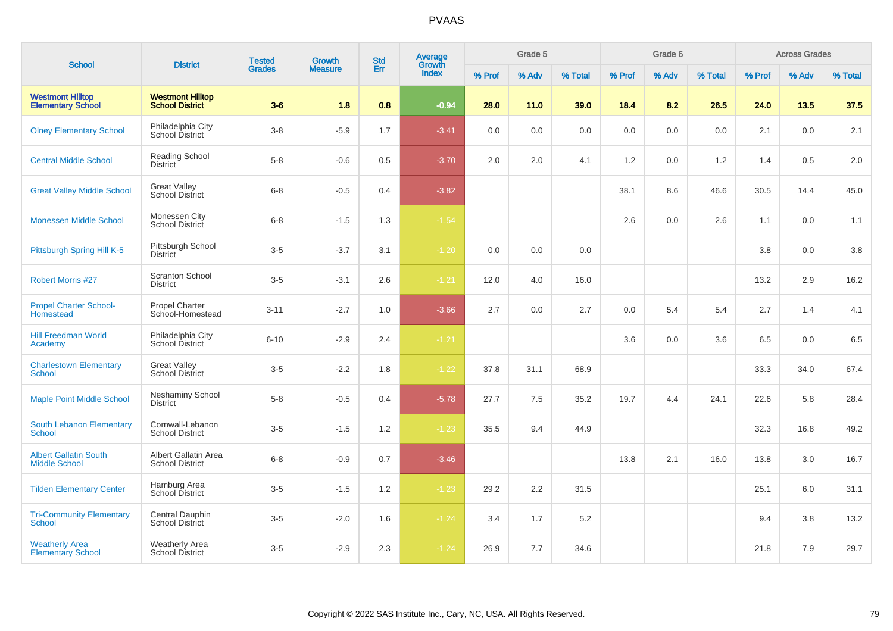# PVAAS

| School | District | Tested Grades | Growth Measure | Std Err | Average Growth Index | Grade 5 | | | Grade 6 | | | Across Grades | | |
|---|---|---|---|---|---|---|---|---|---|---|---|---|---|---|
| | | | | | | % Prof | % Adv | % Total | % Prof | % Adv | % Total | % Prof | % Adv | % Total |
| **Westmont Hilltop Elementary School** | **Westmont Hilltop School District** | **3-6** | **1.8** | **0.8** | **-0.94** | **28.0** | **11.0** | **39.0** | **18.4** | **8.2** | **26.5** | **24.0** | **13.5** | **37.5** |
| Olney Elementary School | Philadelphia City School District | 3-8 | -5.9 | 1.7 | -3.41 | 0.0 | 0.0 | 0.0 | 0.0 | 0.0 | 0.0 | 2.1 | 0.0 | 2.1 |
| Central Middle School | Reading School District | 5-8 | -0.6 | 0.5 | -3.70 | 2.0 | 2.0 | 4.1 | 1.2 | 0.0 | 1.2 | 1.4 | 0.5 | 2.0 |
| Great Valley Middle School | Great Valley School District | 6-8 | -0.5 | 0.4 | -3.82 | | | | 38.1 | 8.6 | 46.6 | 30.5 | 14.4 | 45.0 |
| Monessen Middle School | Monessen City School District | 6-8 | -1.5 | 1.3 | -1.54 | | | | 2.6 | 0.0 | 2.6 | 1.1 | 0.0 | 1.1 |
| Pittsburgh Spring Hill K-5 | Pittsburgh School District | 3-5 | -3.7 | 3.1 | -1.20 | 0.0 | 0.0 | 0.0 | | | | 3.8 | 0.0 | 3.8 |
| Robert Morris #27 | Scranton School District | 3-5 | -3.1 | 2.6 | -1.21 | 12.0 | 4.0 | 16.0 | | | | 13.2 | 2.9 | 16.2 |
| Propel Charter School-Homestead | Propel Charter School-Homestead | 3-11 | -2.7 | 1.0 | -3.66 | 2.7 | 0.0 | 2.7 | 0.0 | 5.4 | 5.4 | 2.7 | 1.4 | 4.1 |
| Hill Freedman World Academy | Philadelphia City School District | 6-10 | -2.9 | 2.4 | -1.21 | | | | 3.6 | 0.0 | 3.6 | 6.5 | 0.0 | 6.5 |
| Charlestown Elementary School | Great Valley School District | 3-5 | -2.2 | 1.8 | -1.22 | 37.8 | 31.1 | 68.9 | | | | 33.3 | 34.0 | 67.4 |
| Maple Point Middle School | Neshaminy School District | 5-8 | -0.5 | 0.4 | -5.78 | 27.7 | 7.5 | 35.2 | 19.7 | 4.4 | 24.1 | 22.6 | 5.8 | 28.4 |
| South Lebanon Elementary School | Cornwall-Lebanon School District | 3-5 | -1.5 | 1.2 | -1.23 | 35.5 | 9.4 | 44.9 | | | | 32.3 | 16.8 | 49.2 |
| Albert Gallatin South Middle School | Albert Gallatin Area School District | 6-8 | -0.9 | 0.7 | -3.46 | | | | 13.8 | 2.1 | 16.0 | 13.8 | 3.0 | 16.7 |
| Tilden Elementary Center | Hamburg Area School District | 3-5 | -1.5 | 1.2 | -1.23 | 29.2 | 2.2 | 31.5 | | | | 25.1 | 6.0 | 31.1 |
| Tri-Community Elementary School | Central Dauphin School District | 3-5 | -2.0 | 1.6 | -1.24 | 3.4 | 1.7 | 5.2 | | | | 9.4 | 3.8 | 13.2 |
| Weatherly Area Elementary School | Weatherly Area School District | 3-5 | -2.9 | 2.3 | -1.24 | 26.9 | 7.7 | 34.6 | | | | 21.8 | 7.9 | 29.7 |

Copyright © 2022 SAS Institute Inc., Cary, NC, USA. All Rights Reserved.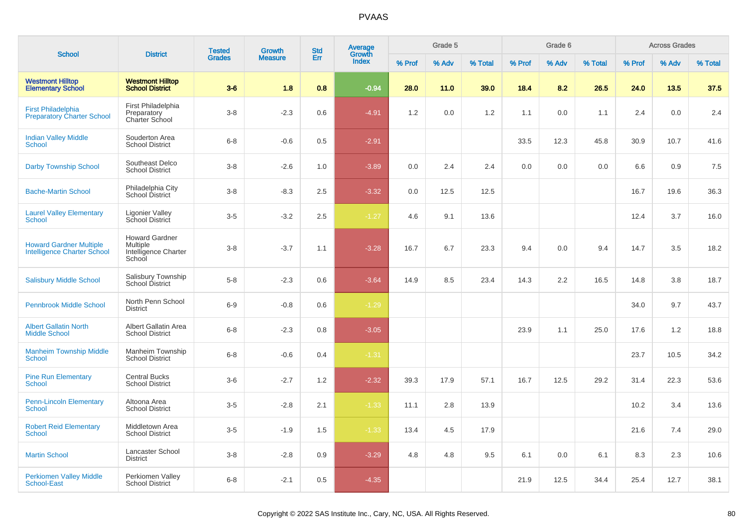# PVAAS

| School | District | Tested Grades | Growth Measure | Std Err | Average Growth Index | Grade 5 | | | Grade 6 | | | Across Grades | | |
|---|---|---|---|---|---|---|---|---|---|---|---|---|---|---|
| | | | | | | % Prof | % Adv | % Total | % Prof | % Adv | % Total | % Prof | % Adv | % Total |
| **Westmont Hilltop Elementary School** | **Westmont Hilltop School District** | **3-6** | **1.8** | **0.8** | **-0.94** | **28.0** | **11.0** | **39.0** | **18.4** | **8.2** | **26.5** | **24.0** | **13.5** | **37.5** |
| First Philadelphia Preparatory Charter School | First Philadelphia Preparatory Charter School | 3-8 | -2.3 | 0.6 | -4.91 | 1.2 | 0.0 | 1.2 | 1.1 | 0.0 | 1.1 | 2.4 | 0.0 | 2.4 |
| Indian Valley Middle School | Souderton Area School District | 6-8 | -0.6 | 0.5 | -2.91 | | | | 33.5 | 12.3 | 45.8 | 30.9 | 10.7 | 41.6 |
| Darby Township School | Southeast Delco School District | 3-8 | -2.6 | 1.0 | -3.89 | 0.0 | 2.4 | 2.4 | 0.0 | 0.0 | 0.0 | 6.6 | 0.9 | 7.5 |
| Bache-Martin School | Philadelphia City School District | 3-8 | -8.3 | 2.5 | -3.32 | 0.0 | 12.5 | 12.5 | | | | 16.7 | 19.6 | 36.3 |
| Laurel Valley Elementary School | Ligonier Valley School District | 3-5 | -3.2 | 2.5 | -1.27 | 4.6 | 9.1 | 13.6 | | | | 12.4 | 3.7 | 16.0 |
| Howard Gardner Multiple Intelligence Charter School | Howard Gardner Multiple Intelligence Charter School | 3-8 | -3.7 | 1.1 | -3.28 | 16.7 | 6.7 | 23.3 | 9.4 | 0.0 | 9.4 | 14.7 | 3.5 | 18.2 |
| Salisbury Middle School | Salisbury Township School District | 5-8 | -2.3 | 0.6 | -3.64 | 14.9 | 8.5 | 23.4 | 14.3 | 2.2 | 16.5 | 14.8 | 3.8 | 18.7 |
| Pennbrook Middle School | North Penn School District | 6-9 | -0.8 | 0.6 | -1.29 | | | | | | | 34.0 | 9.7 | 43.7 |
| Albert Gallatin North Middle School | Albert Gallatin Area School District | 6-8 | -2.3 | 0.8 | -3.05 | | | | 23.9 | 1.1 | 25.0 | 17.6 | 1.2 | 18.8 |
| Manheim Township Middle School | Manheim Township School District | 6-8 | -0.6 | 0.4 | -1.31 | | | | | | | 23.7 | 10.5 | 34.2 |
| Pine Run Elementary School | Central Bucks School District | 3-6 | -2.7 | 1.2 | -2.32 | 39.3 | 17.9 | 57.1 | 16.7 | 12.5 | 29.2 | 31.4 | 22.3 | 53.6 |
| Penn-Lincoln Elementary School | Altoona Area School District | 3-5 | -2.8 | 2.1 | -1.33 | 11.1 | 2.8 | 13.9 | | | | 10.2 | 3.4 | 13.6 |
| Robert Reid Elementary School | Middletown Area School District | 3-5 | -1.9 | 1.5 | -1.33 | 13.4 | 4.5 | 17.9 | | | | 21.6 | 7.4 | 29.0 |
| Martin School | Lancaster School District | 3-8 | -2.8 | 0.9 | -3.29 | 4.8 | 4.8 | 9.5 | 6.1 | 0.0 | 6.1 | 8.3 | 2.3 | 10.6 |
| Perkiomen Valley Middle School-East | Perkiomen Valley School District | 6-8 | -2.1 | 0.5 | -4.35 | | | | 21.9 | 12.5 | 34.4 | 25.4 | 12.7 | 38.1 |

Copyright © 2022 SAS Institute Inc., Cary, NC, USA. All Rights Reserved.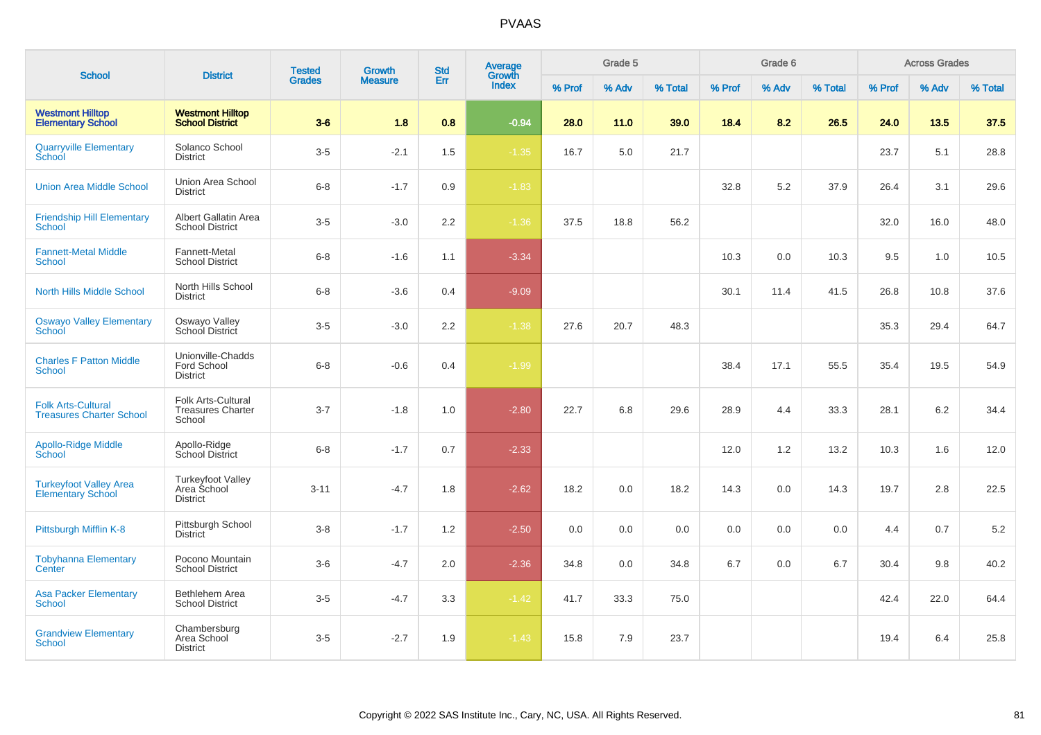# PVAAS

| School | District | Tested Grades | Growth Measure | Std Err | Average Growth Index | Grade 5 | | | Grade 6 | | | Across Grades | | |
|---|---|---|---|---|---|---|---|---|---|---|---|---|---|---|
| | | | | | | % Prof | % Adv | % Total | % Prof | % Adv | % Total | % Prof | % Adv | % Total |
| **Westmont Hilltop Elementary School** | **Westmont Hilltop School District** | **3-6** | **1.8** | **0.8** | **-0.94** | **28.0** | **11.0** | **39.0** | **18.4** | **8.2** | **26.5** | **24.0** | **13.5** | **37.5** |
| Quarryville Elementary School | Solanco School District | 3-5 | -2.1 | 1.5 | -1.35 | 16.7 | 5.0 | 21.7 | | | | 23.7 | 5.1 | 28.8 |
| Union Area Middle School | Union Area School District | 6-8 | -1.7 | 0.9 | -1.83 | | | | 32.8 | 5.2 | 37.9 | 26.4 | 3.1 | 29.6 |
| Friendship Hill Elementary School | Albert Gallatin Area School District | 3-5 | -3.0 | 2.2 | -1.36 | 37.5 | 18.8 | 56.2 | | | | 32.0 | 16.0 | 48.0 |
| Fannett-Metal Middle School | Fannett-Metal School District | 6-8 | -1.6 | 1.1 | -3.34 | | | | 10.3 | 0.0 | 10.3 | 9.5 | 1.0 | 10.5 |
| North Hills Middle School | North Hills School District | 6-8 | -3.6 | 0.4 | -9.09 | | | | 30.1 | 11.4 | 41.5 | 26.8 | 10.8 | 37.6 |
| Oswayo Valley Elementary School | Oswayo Valley School District | 3-5 | -3.0 | 2.2 | -1.38 | 27.6 | 20.7 | 48.3 | | | | 35.3 | 29.4 | 64.7 |
| Charles F Patton Middle School | Unionville-Chadds Ford School District | 6-8 | -0.6 | 0.4 | -1.99 | | | | 38.4 | 17.1 | 55.5 | 35.4 | 19.5 | 54.9 |
| Folk Arts-Cultural Treasures Charter School | Folk Arts-Cultural Treasures Charter School | 3-7 | -1.8 | 1.0 | -2.80 | 22.7 | 6.8 | 29.6 | 28.9 | 4.4 | 33.3 | 28.1 | 6.2 | 34.4 |
| Apollo-Ridge Middle School | Apollo-Ridge School District | 6-8 | -1.7 | 0.7 | -2.33 | | | | 12.0 | 1.2 | 13.2 | 10.3 | 1.6 | 12.0 |
| Turkeyfoot Valley Area Elementary School | Turkeyfoot Valley Area School District | 3-11 | -4.7 | 1.8 | -2.62 | 18.2 | 0.0 | 18.2 | 14.3 | 0.0 | 14.3 | 19.7 | 2.8 | 22.5 |
| Pittsburgh Mifflin K-8 | Pittsburgh School District | 3-8 | -1.7 | 1.2 | -2.50 | 0.0 | 0.0 | 0.0 | 0.0 | 0.0 | 0.0 | 4.4 | 0.7 | 5.2 |
| Tobyhanna Elementary Center | Pocono Mountain School District | 3-6 | -4.7 | 2.0 | -2.36 | 34.8 | 0.0 | 34.8 | 6.7 | 0.0 | 6.7 | 30.4 | 9.8 | 40.2 |
| Asa Packer Elementary School | Bethlehem Area School District | 3-5 | -4.7 | 3.3 | -1.42 | 41.7 | 33.3 | 75.0 | | | | 42.4 | 22.0 | 64.4 |
| Grandview Elementary School | Chambersburg Area School District | 3-5 | -2.7 | 1.9 | -1.43 | 15.8 | 7.9 | 23.7 | | | | 19.4 | 6.4 | 25.8 |

Copyright © 2022 SAS Institute Inc., Cary, NC, USA. All Rights Reserved.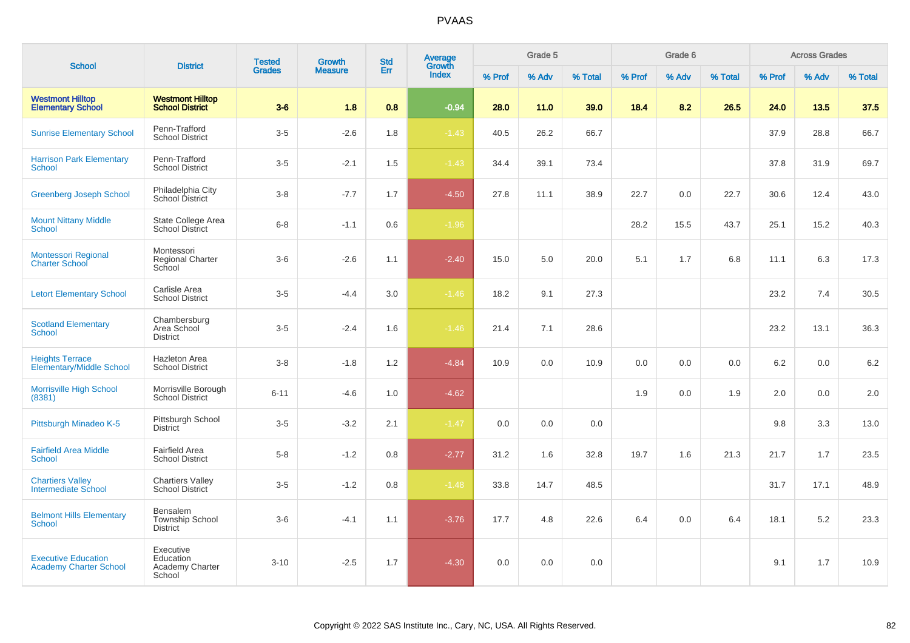# PVAAS

| School | District | Tested Grades | Growth Measure | Std Err | Average Growth Index | Grade 5 | | | Grade 6 | | | Across Grades | | |
|---|---|---|---|---|---|---|---|---|---|---|---|---|---|---|
| | | | | | | % Prof | % Adv | % Total | % Prof | % Adv | % Total | % Prof | % Adv | % Total |
| **Westmont Hilltop Elementary School** | **Westmont Hilltop School District** | **3-6** | **1.8** | **0.8** | **-0.94** | **28.0** | **11.0** | **39.0** | **18.4** | **8.2** | **26.5** | **24.0** | **13.5** | **37.5** |
| Sunrise Elementary School | Penn-Trafford School District | 3-5 | -2.6 | 1.8 | -1.43 | 40.5 | 26.2 | 66.7 | | | | 37.9 | 28.8 | 66.7 |
| Harrison Park Elementary School | Penn-Trafford School District | 3-5 | -2.1 | 1.5 | -1.43 | 34.4 | 39.1 | 73.4 | | | | 37.8 | 31.9 | 69.7 |
| Greenberg Joseph School | Philadelphia City School District | 3-8 | -7.7 | 1.7 | -4.50 | 27.8 | 11.1 | 38.9 | 22.7 | 0.0 | 22.7 | 30.6 | 12.4 | 43.0 |
| Mount Nittany Middle School | State College Area School District | 6-8 | -1.1 | 0.6 | -1.96 | | | | 28.2 | 15.5 | 43.7 | 25.1 | 15.2 | 40.3 |
| Montessori Regional Charter School | Montessori Regional Charter School | 3-6 | -2.6 | 1.1 | -2.40 | 15.0 | 5.0 | 20.0 | 5.1 | 1.7 | 6.8 | 11.1 | 6.3 | 17.3 |
| Letort Elementary School | Carlisle Area School District | 3-5 | -4.4 | 3.0 | -1.46 | 18.2 | 9.1 | 27.3 | | | | 23.2 | 7.4 | 30.5 |
| Scotland Elementary School | Chambersburg Area School District | 3-5 | -2.4 | 1.6 | -1.46 | 21.4 | 7.1 | 28.6 | | | | 23.2 | 13.1 | 36.3 |
| Heights Terrace Elementary/Middle School | Hazleton Area School District | 3-8 | -1.8 | 1.2 | -4.84 | 10.9 | 0.0 | 10.9 | 0.0 | 0.0 | 0.0 | 6.2 | 0.0 | 6.2 |
| Morrisville High School (8381) | Morrisville Borough School District | 6-11 | -4.6 | 1.0 | -4.62 | | | | 1.9 | 0.0 | 1.9 | 2.0 | 0.0 | 2.0 |
| Pittsburgh Minadeo K-5 | Pittsburgh School District | 3-5 | -3.2 | 2.1 | -1.47 | 0.0 | 0.0 | 0.0 | | | | 9.8 | 3.3 | 13.0 |
| Fairfield Area Middle School | Fairfield Area School District | 5-8 | -1.2 | 0.8 | -2.77 | 31.2 | 1.6 | 32.8 | 19.7 | 1.6 | 21.3 | 21.7 | 1.7 | 23.5 |
| Chartiers Valley Intermediate School | Chartiers Valley School District | 3-5 | -1.2 | 0.8 | -1.48 | 33.8 | 14.7 | 48.5 | | | | 31.7 | 17.1 | 48.9 |
| Belmont Hills Elementary School | Bensalem Township School District | 3-6 | -4.1 | 1.1 | -3.76 | 17.7 | 4.8 | 22.6 | 6.4 | 0.0 | 6.4 | 18.1 | 5.2 | 23.3 |
| Executive Education Academy Charter School | Executive Education Academy Charter School | 3-10 | -2.5 | 1.7 | -4.30 | 0.0 | 0.0 | 0.0 | | | | 9.1 | 1.7 | 10.9 |

Copyright © 2022 SAS Institute Inc., Cary, NC, USA. All Rights Reserved.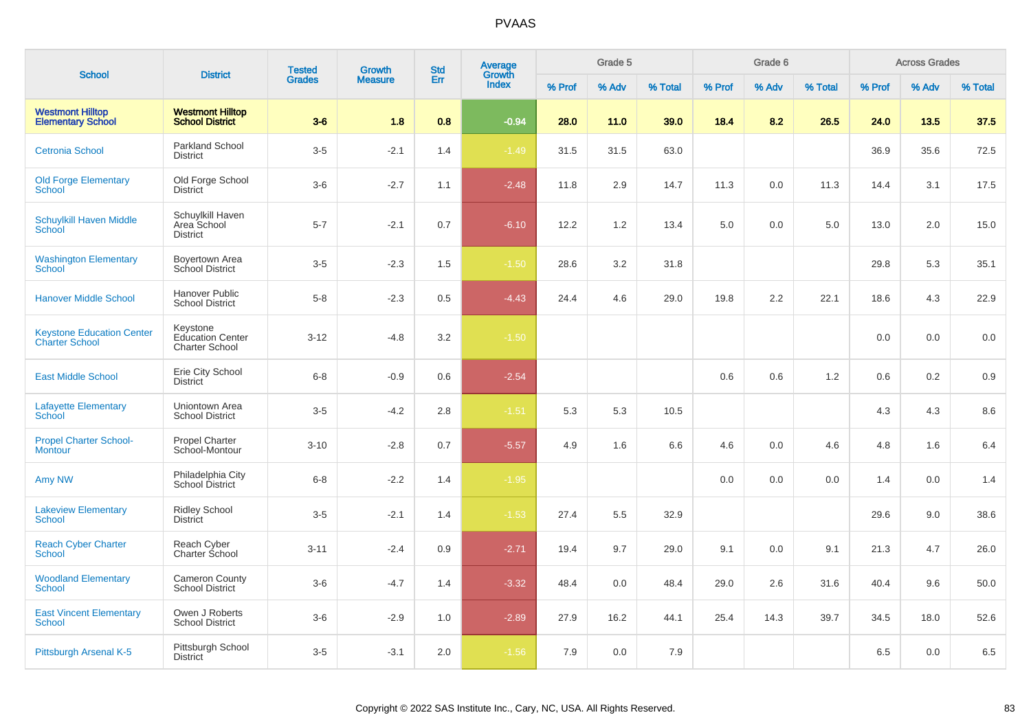# PVAAS

| School | District | Tested Grades | Growth Measure | Std Err | Average Growth Index | Grade 5 | | | Grade 6 | | | Across Grades | | |
|---|---|---|---|---|---|---|---|---|---|---|---|---|---|---|
| | | | | | | % Prof | % Adv | % Total | % Prof | % Adv | % Total | % Prof | % Adv | % Total |
| **Westmont Hilltop Elementary School** | **Westmont Hilltop School District** | **3-6** | **1.8** | **0.8** | **-0.94** | **28.0** | **11.0** | **39.0** | **18.4** | **8.2** | **26.5** | **24.0** | **13.5** | **37.5** |
| Cetronia School | Parkland School District | 3-5 | -2.1 | 1.4 | -1.49 | 31.5 | 31.5 | 63.0 | | | | 36.9 | 35.6 | 72.5 |
| Old Forge Elementary School | Old Forge School District | 3-6 | -2.7 | 1.1 | -2.48 | 11.8 | 2.9 | 14.7 | 11.3 | 0.0 | 11.3 | 14.4 | 3.1 | 17.5 |
| Schuylkill Haven Middle School | Schuylkill Haven Area School District | 5-7 | -2.1 | 0.7 | -6.10 | 12.2 | 1.2 | 13.4 | 5.0 | 0.0 | 5.0 | 13.0 | 2.0 | 15.0 |
| Washington Elementary School | Boyertown Area School District | 3-5 | -2.3 | 1.5 | -1.50 | 28.6 | 3.2 | 31.8 | | | | 29.8 | 5.3 | 35.1 |
| Hanover Middle School | Hanover Public School District | 5-8 | -2.3 | 0.5 | -4.43 | 24.4 | 4.6 | 29.0 | 19.8 | 2.2 | 22.1 | 18.6 | 4.3 | 22.9 |
| Keystone Education Center Charter School | Keystone Education Center Charter School | 3-12 | -4.8 | 3.2 | -1.50 | | | | | | | 0.0 | 0.0 | 0.0 |
| East Middle School | Erie City School District | 6-8 | -0.9 | 0.6 | -2.54 | | | | 0.6 | 0.6 | 1.2 | 0.6 | 0.2 | 0.9 |
| Lafayette Elementary School | Uniontown Area School District | 3-5 | -4.2 | 2.8 | -1.51 | 5.3 | 5.3 | 10.5 | | | | 4.3 | 4.3 | 8.6 |
| Propel Charter School-Montour | Propel Charter School-Montour | 3-10 | -2.8 | 0.7 | -5.57 | 4.9 | 1.6 | 6.6 | 4.6 | 0.0 | 4.6 | 4.8 | 1.6 | 6.4 |
| Amy NW | Philadelphia City School District | 6-8 | -2.2 | 1.4 | -1.95 | | | | 0.0 | 0.0 | 0.0 | 1.4 | 0.0 | 1.4 |
| Lakeview Elementary School | Ridley School District | 3-5 | -2.1 | 1.4 | -1.53 | 27.4 | 5.5 | 32.9 | | | | 29.6 | 9.0 | 38.6 |
| Reach Cyber Charter School | Reach Cyber Charter School | 3-11 | -2.4 | 0.9 | -2.71 | 19.4 | 9.7 | 29.0 | 9.1 | 0.0 | 9.1 | 21.3 | 4.7 | 26.0 |
| Woodland Elementary School | Cameron County School District | 3-6 | -4.7 | 1.4 | -3.32 | 48.4 | 0.0 | 48.4 | 29.0 | 2.6 | 31.6 | 40.4 | 9.6 | 50.0 |
| East Vincent Elementary School | Owen J Roberts School District | 3-6 | -2.9 | 1.0 | -2.89 | 27.9 | 16.2 | 44.1 | 25.4 | 14.3 | 39.7 | 34.5 | 18.0 | 52.6 |
| Pittsburgh Arsenal K-5 | Pittsburgh School District | 3-5 | -3.1 | 2.0 | -1.56 | 7.9 | 0.0 | 7.9 | | | | 6.5 | 0.0 | 6.5 |

Copyright © 2022 SAS Institute Inc., Cary, NC, USA. All Rights Reserved.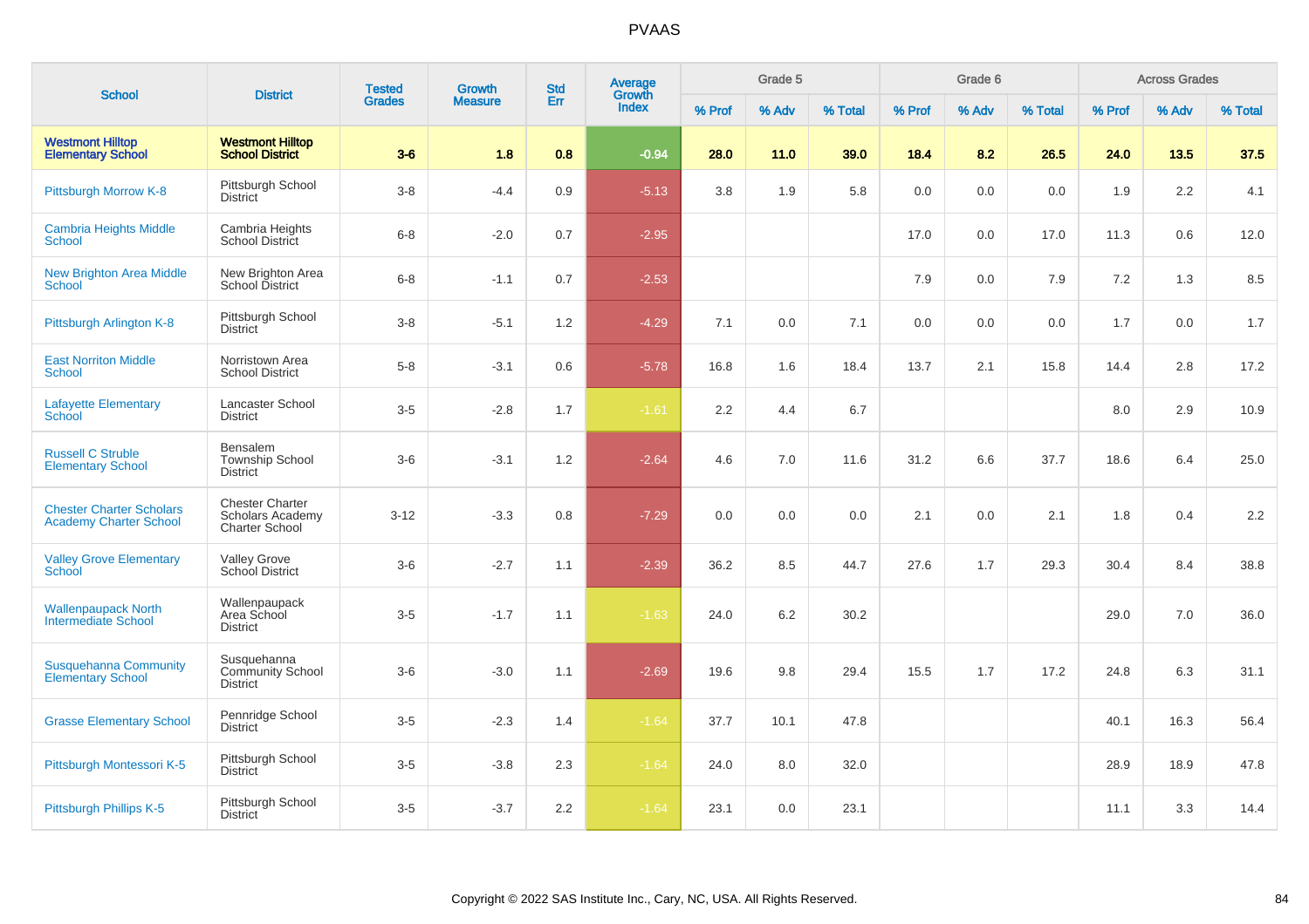# PVAAS

| School | District | Tested Grades | Growth Measure | Std Err | Average Growth Index | Grade 5 | | | Grade 6 | | | Across Grades | | |
|---|---|---|---|---|---|---|---|---|---|---|---|---|---|---|
| | | | | | | % Prof | % Adv | % Total | % Prof | % Adv | % Total | % Prof | % Adv | % Total |
| **Westmont Hilltop Elementary School** | **Westmont Hilltop School District** | **3-6** | **1.8** | **0.8** | **-0.94** | **28.0** | **11.0** | **39.0** | **18.4** | **8.2** | **26.5** | **24.0** | **13.5** | **37.5** |
| Pittsburgh Morrow K-8 | Pittsburgh School District | 3-8 | -4.4 | 0.9 | -5.13 | 3.8 | 1.9 | 5.8 | 0.0 | 0.0 | 0.0 | 1.9 | 2.2 | 4.1 |
| Cambria Heights Middle School | Cambria Heights School District | 6-8 | -2.0 | 0.7 | -2.95 | | | | 17.0 | 0.0 | 17.0 | 11.3 | 0.6 | 12.0 |
| New Brighton Area Middle School | New Brighton Area School District | 6-8 | -1.1 | 0.7 | -2.53 | | | | 7.9 | 0.0 | 7.9 | 7.2 | 1.3 | 8.5 |
| Pittsburgh Arlington K-8 | Pittsburgh School District | 3-8 | -5.1 | 1.2 | -4.29 | 7.1 | 0.0 | 7.1 | 0.0 | 0.0 | 0.0 | 1.7 | 0.0 | 1.7 |
| East Norriton Middle School | Norristown Area School District | 5-8 | -3.1 | 0.6 | -5.78 | 16.8 | 1.6 | 18.4 | 13.7 | 2.1 | 15.8 | 14.4 | 2.8 | 17.2 |
| Lafayette Elementary School | Lancaster School District | 3-5 | -2.8 | 1.7 | -1.61 | 2.2 | 4.4 | 6.7 | | | | 8.0 | 2.9 | 10.9 |
| Russell C Struble Elementary School | Bensalem Township School District | 3-6 | -3.1 | 1.2 | -2.64 | 4.6 | 7.0 | 11.6 | 31.2 | 6.6 | 37.7 | 18.6 | 6.4 | 25.0 |
| Chester Charter Scholars Academy Charter School | Chester Charter Scholars Academy Charter School | 3-12 | -3.3 | 0.8 | -7.29 | 0.0 | 0.0 | 0.0 | 2.1 | 0.0 | 2.1 | 1.8 | 0.4 | 2.2 |
| Valley Grove Elementary School | Valley Grove School District | 3-6 | -2.7 | 1.1 | -2.39 | 36.2 | 8.5 | 44.7 | 27.6 | 1.7 | 29.3 | 30.4 | 8.4 | 38.8 |
| Wallenpaupack North Intermediate School | Wallenpaupack Area School District | 3-5 | -1.7 | 1.1 | -1.63 | 24.0 | 6.2 | 30.2 | | | | 29.0 | 7.0 | 36.0 |
| Susquehanna Community Elementary School | Susquehanna Community School District | 3-6 | -3.0 | 1.1 | -2.69 | 19.6 | 9.8 | 29.4 | 15.5 | 1.7 | 17.2 | 24.8 | 6.3 | 31.1 |
| Grasse Elementary School | Pennridge School District | 3-5 | -2.3 | 1.4 | -1.64 | 37.7 | 10.1 | 47.8 | | | | 40.1 | 16.3 | 56.4 |
| Pittsburgh Montessori K-5 | Pittsburgh School District | 3-5 | -3.8 | 2.3 | -1.64 | 24.0 | 8.0 | 32.0 | | | | 28.9 | 18.9 | 47.8 |
| Pittsburgh Phillips K-5 | Pittsburgh School District | 3-5 | -3.7 | 2.2 | -1.64 | 23.1 | 0.0 | 23.1 | | | | 11.1 | 3.3 | 14.4 |

Copyright © 2022 SAS Institute Inc., Cary, NC, USA. All Rights Reserved.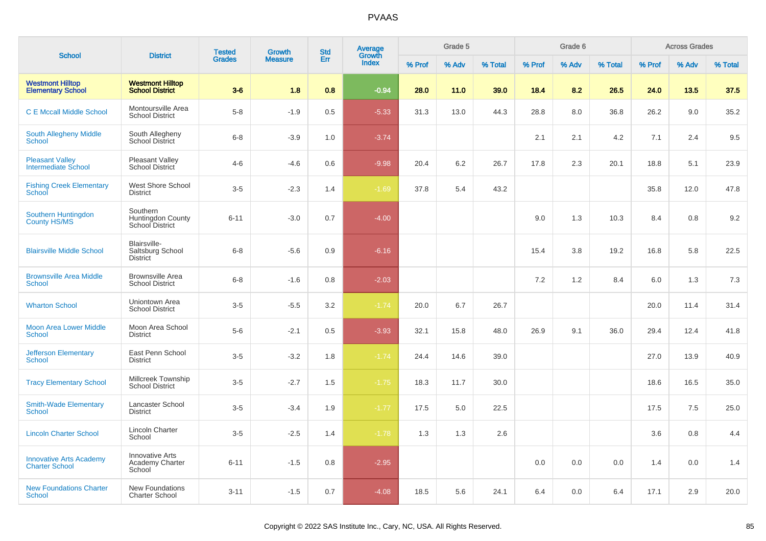# PVAAS

| School | District | Tested Grades | Growth Measure | Std Err | Average Growth Index | Grade 5 | | | Grade 6 | | | Across Grades | | |
|---|---|---|---|---|---|---|---|---|---|---|---|---|---|---|
| | | | | | | % Prof | % Adv | % Total | % Prof | % Adv | % Total | % Prof | % Adv | % Total |
| **Westmont Hilltop Elementary School** | **Westmont Hilltop School District** | **3-6** | **1.8** | **0.8** | **-0.94** | **28.0** | **11.0** | **39.0** | **18.4** | **8.2** | **26.5** | **24.0** | **13.5** | **37.5** |
| C E Mccall Middle School | Montoursville Area School District | 5-8 | -1.9 | 0.5 | -5.33 | 31.3 | 13.0 | 44.3 | 28.8 | 8.0 | 36.8 | 26.2 | 9.0 | 35.2 |
| South Allegheny Middle School | South Allegheny School District | 6-8 | -3.9 | 1.0 | -3.74 | | | | 2.1 | 2.1 | 4.2 | 7.1 | 2.4 | 9.5 |
| Pleasant Valley Intermediate School | Pleasant Valley School District | 4-6 | -4.6 | 0.6 | -9.98 | 20.4 | 6.2 | 26.7 | 17.8 | 2.3 | 20.1 | 18.8 | 5.1 | 23.9 |
| Fishing Creek Elementary School | West Shore School District | 3-5 | -2.3 | 1.4 | -1.69 | 37.8 | 5.4 | 43.2 | | | | 35.8 | 12.0 | 47.8 |
| Southern Huntingdon County HS/MS | Southern Huntingdon County School District | 6-11 | -3.0 | 0.7 | -4.00 | | | | 9.0 | 1.3 | 10.3 | 8.4 | 0.8 | 9.2 |
| Blairsville Middle School | Blairsville-Saltsburg School District | 6-8 | -5.6 | 0.9 | -6.16 | | | | 15.4 | 3.8 | 19.2 | 16.8 | 5.8 | 22.5 |
| Brownsville Area Middle School | Brownsville Area School District | 6-8 | -1.6 | 0.8 | -2.03 | | | | 7.2 | 1.2 | 8.4 | 6.0 | 1.3 | 7.3 |
| Wharton School | Uniontown Area School District | 3-5 | -5.5 | 3.2 | -1.74 | 20.0 | 6.7 | 26.7 | | | | 20.0 | 11.4 | 31.4 |
| Moon Area Lower Middle School | Moon Area School District | 5-6 | -2.1 | 0.5 | -3.93 | 32.1 | 15.8 | 48.0 | 26.9 | 9.1 | 36.0 | 29.4 | 12.4 | 41.8 |
| Jefferson Elementary School | East Penn School District | 3-5 | -3.2 | 1.8 | -1.74 | 24.4 | 14.6 | 39.0 | | | | 27.0 | 13.9 | 40.9 |
| Tracy Elementary School | Millcreek Township School District | 3-5 | -2.7 | 1.5 | -1.75 | 18.3 | 11.7 | 30.0 | | | | 18.6 | 16.5 | 35.0 |
| Smith-Wade Elementary School | Lancaster School District | 3-5 | -3.4 | 1.9 | -1.77 | 17.5 | 5.0 | 22.5 | | | | 17.5 | 7.5 | 25.0 |
| Lincoln Charter School | Lincoln Charter School | 3-5 | -2.5 | 1.4 | -1.78 | 1.3 | 1.3 | 2.6 | | | | 3.6 | 0.8 | 4.4 |
| Innovative Arts Academy Charter School | Innovative Arts Academy Charter School | 6-11 | -1.5 | 0.8 | -2.95 | | | | 0.0 | 0.0 | 0.0 | 1.4 | 0.0 | 1.4 |
| New Foundations Charter School | New Foundations Charter School | 3-11 | -1.5 | 0.7 | -4.08 | 18.5 | 5.6 | 24.1 | 6.4 | 0.0 | 6.4 | 17.1 | 2.9 | 20.0 |

Copyright © 2022 SAS Institute Inc., Cary, NC, USA. All Rights Reserved.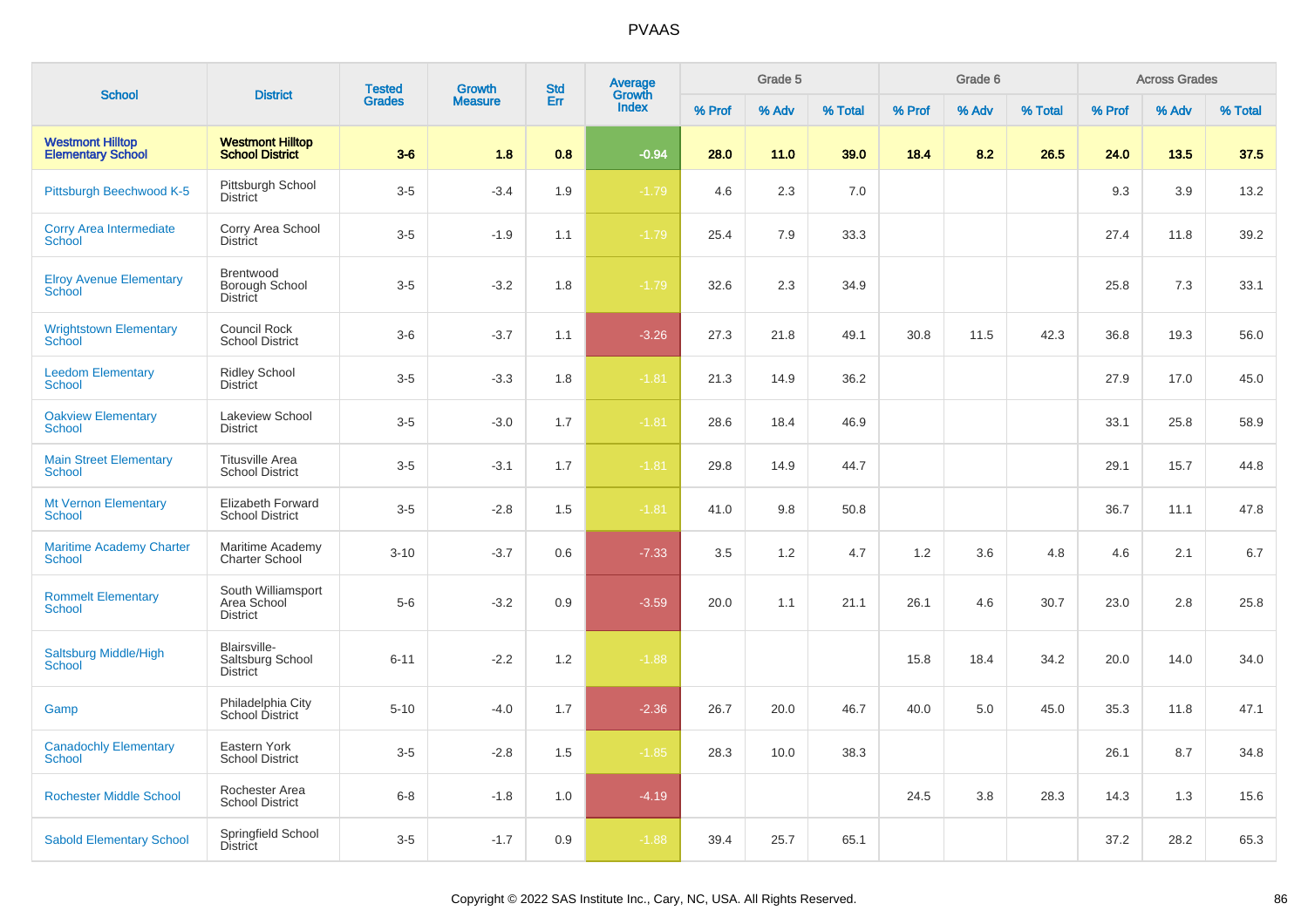# PVAAS

| School | District | Tested Grades | Growth Measure | Std Err | Average Growth Index | Grade 5 | | | Grade 6 | | | Across Grades | | |
|---|---|---|---|---|---|---|---|---|---|---|---|---|---|---|
| | | | | | | % Prof | % Adv | % Total | % Prof | % Adv | % Total | % Prof | % Adv | % Total |
| **Westmont Hilltop Elementary School** | **Westmont Hilltop School District** | **3-6** | **1.8** | **0.8** | **-0.94** | **28.0** | **11.0** | **39.0** | **18.4** | **8.2** | **26.5** | **24.0** | **13.5** | **37.5** |
| Pittsburgh Beechwood K-5 | Pittsburgh School District | 3-5 | -3.4 | 1.9 | -1.79 | 4.6 | 2.3 | 7.0 | | | | 9.3 | 3.9 | 13.2 |
| Corry Area Intermediate School | Corry Area School District | 3-5 | -1.9 | 1.1 | -1.79 | 25.4 | 7.9 | 33.3 | | | | 27.4 | 11.8 | 39.2 |
| Elroy Avenue Elementary School | Brentwood Borough School District | 3-5 | -3.2 | 1.8 | -1.79 | 32.6 | 2.3 | 34.9 | | | | 25.8 | 7.3 | 33.1 |
| Wrightstown Elementary School | Council Rock School District | 3-6 | -3.7 | 1.1 | -3.26 | 27.3 | 21.8 | 49.1 | 30.8 | 11.5 | 42.3 | 36.8 | 19.3 | 56.0 |
| Leedom Elementary School | Ridley School District | 3-5 | -3.3 | 1.8 | -1.81 | 21.3 | 14.9 | 36.2 | | | | 27.9 | 17.0 | 45.0 |
| Oakview Elementary School | Lakeview School District | 3-5 | -3.0 | 1.7 | -1.81 | 28.6 | 18.4 | 46.9 | | | | 33.1 | 25.8 | 58.9 |
| Main Street Elementary School | Titusville Area School District | 3-5 | -3.1 | 1.7 | -1.81 | 29.8 | 14.9 | 44.7 | | | | 29.1 | 15.7 | 44.8 |
| Mt Vernon Elementary School | Elizabeth Forward School District | 3-5 | -2.8 | 1.5 | -1.81 | 41.0 | 9.8 | 50.8 | | | | 36.7 | 11.1 | 47.8 |
| Maritime Academy Charter School | Maritime Academy Charter School | 3-10 | -3.7 | 0.6 | -7.33 | 3.5 | 1.2 | 4.7 | 1.2 | 3.6 | 4.8 | 4.6 | 2.1 | 6.7 |
| Rommelt Elementary School | South Williamsport Area School District | 5-6 | -3.2 | 0.9 | -3.59 | 20.0 | 1.1 | 21.1 | 26.1 | 4.6 | 30.7 | 23.0 | 2.8 | 25.8 |
| Saltsburg Middle/High School | Blairsville-Saltsburg School District | 6-11 | -2.2 | 1.2 | -1.88 | | | | 15.8 | 18.4 | 34.2 | 20.0 | 14.0 | 34.0 |
| Gamp | Philadelphia City School District | 5-10 | -4.0 | 1.7 | -2.36 | 26.7 | 20.0 | 46.7 | 40.0 | 5.0 | 45.0 | 35.3 | 11.8 | 47.1 |
| Canadochly Elementary School | Eastern York School District | 3-5 | -2.8 | 1.5 | -1.85 | 28.3 | 10.0 | 38.3 | | | | 26.1 | 8.7 | 34.8 |
| Rochester Middle School | Rochester Area School District | 6-8 | -1.8 | 1.0 | -4.19 | | | | 24.5 | 3.8 | 28.3 | 14.3 | 1.3 | 15.6 |
| Sabold Elementary School | Springfield School District | 3-5 | -1.7 | 0.9 | -1.88 | 39.4 | 25.7 | 65.1 | | | | 37.2 | 28.2 | 65.3 |

Copyright © 2022 SAS Institute Inc., Cary, NC, USA. All Rights Reserved.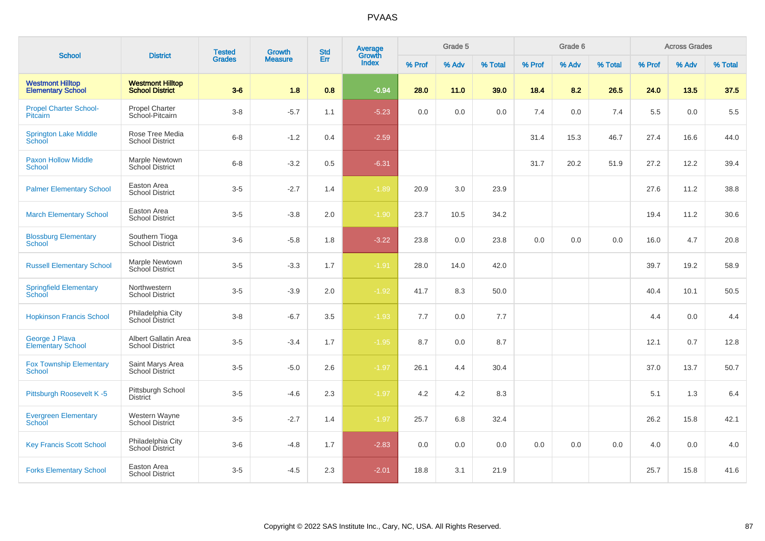## PVAAS

| School | District | Tested Grades | Growth Measure | Std Err | Average Growth Index | Grade 5 | | | Grade 6 | | | Across Grades | | |
|---|---|---|---|---|---|---|---|---|---|---|---|---|---|---|
| | | | | | | % Prof | % Adv | % Total | % Prof | % Adv | % Total | % Prof | % Adv | % Total |
| **Westmont Hilltop Elementary School** | **Westmont Hilltop School District** | **3-6** | **1.8** | **0.8** | **-0.94** | **28.0** | **11.0** | **39.0** | **18.4** | **8.2** | **26.5** | **24.0** | **13.5** | **37.5** |
| Propel Charter School-Pitcairn | Propel Charter School-Pitcairn | 3-8 | -5.7 | 1.1 | -5.23 | 0.0 | 0.0 | 0.0 | 7.4 | 0.0 | 7.4 | 5.5 | 0.0 | 5.5 |
| Springton Lake Middle School | Rose Tree Media School District | 6-8 | -1.2 | 0.4 | -2.59 | | | | 31.4 | 15.3 | 46.7 | 27.4 | 16.6 | 44.0 |
| Paxon Hollow Middle School | Marple Newtown School District | 6-8 | -3.2 | 0.5 | -6.31 | | | | 31.7 | 20.2 | 51.9 | 27.2 | 12.2 | 39.4 |
| Palmer Elementary School | Easton Area School District | 3-5 | -2.7 | 1.4 | -1.89 | 20.9 | 3.0 | 23.9 | | | | 27.6 | 11.2 | 38.8 |
| March Elementary School | Easton Area School District | 3-5 | -3.8 | 2.0 | -1.90 | 23.7 | 10.5 | 34.2 | | | | 19.4 | 11.2 | 30.6 |
| Blossburg Elementary School | Southern Tioga School District | 3-6 | -5.8 | 1.8 | -3.22 | 23.8 | 0.0 | 23.8 | 0.0 | 0.0 | 0.0 | 16.0 | 4.7 | 20.8 |
| Russell Elementary School | Marple Newtown School District | 3-5 | -3.3 | 1.7 | -1.91 | 28.0 | 14.0 | 42.0 | | | | 39.7 | 19.2 | 58.9 |
| Springfield Elementary School | Northwestern School District | 3-5 | -3.9 | 2.0 | -1.92 | 41.7 | 8.3 | 50.0 | | | | 40.4 | 10.1 | 50.5 |
| Hopkinson Francis School | Philadelphia City School District | 3-8 | -6.7 | 3.5 | -1.93 | 7.7 | 0.0 | 7.7 | | | | 4.4 | 0.0 | 4.4 |
| George J Plava Elementary School | Albert Gallatin Area School District | 3-5 | -3.4 | 1.7 | -1.95 | 8.7 | 0.0 | 8.7 | | | | 12.1 | 0.7 | 12.8 |
| Fox Township Elementary School | Saint Marys Area School District | 3-5 | -5.0 | 2.6 | -1.97 | 26.1 | 4.4 | 30.4 | | | | 37.0 | 13.7 | 50.7 |
| Pittsburgh Roosevelt K -5 | Pittsburgh School District | 3-5 | -4.6 | 2.3 | -1.97 | 4.2 | 4.2 | 8.3 | | | | 5.1 | 1.3 | 6.4 |
| Evergreen Elementary School | Western Wayne School District | 3-5 | -2.7 | 1.4 | -1.97 | 25.7 | 6.8 | 32.4 | | | | 26.2 | 15.8 | 42.1 |
| Key Francis Scott School | Philadelphia City School District | 3-6 | -4.8 | 1.7 | -2.83 | 0.0 | 0.0 | 0.0 | 0.0 | 0.0 | 0.0 | 4.0 | 0.0 | 4.0 |
| Forks Elementary School | Easton Area School District | 3-5 | -4.5 | 2.3 | -2.01 | 18.8 | 3.1 | 21.9 | | | | 25.7 | 15.8 | 41.6 |

Copyright © 2022 SAS Institute Inc., Cary, NC, USA. All Rights Reserved.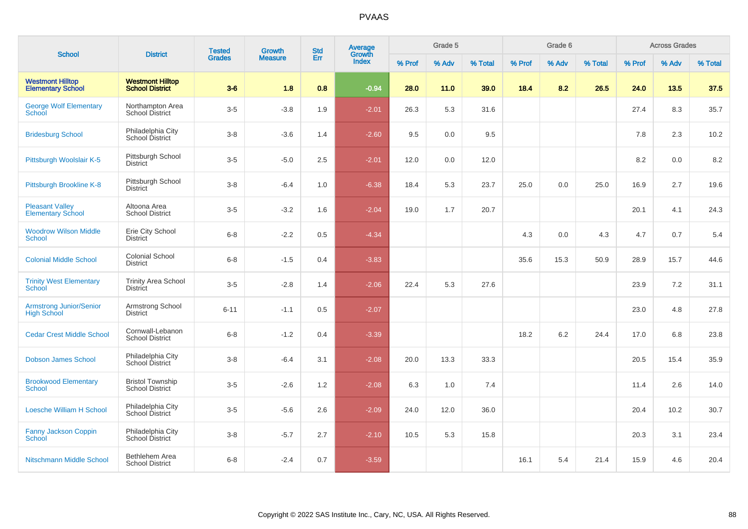# PVAAS

| School | District | Tested Grades | Growth Measure | Std Err | Average Growth Index | Grade 5 | | | Grade 6 | | | Across Grades | | |
|---|---|---|---|---|---|---|---|---|---|---|---|---|---|---|
| | | | | | | % Prof | % Adv | % Total | % Prof | % Adv | % Total | % Prof | % Adv | % Total |
| **Westmont Hilltop Elementary School** | **Westmont Hilltop School District** | **3-6** | **1.8** | **0.8** | **-0.94** | **28.0** | **11.0** | **39.0** | **18.4** | **8.2** | **26.5** | **24.0** | **13.5** | **37.5** |
| George Wolf Elementary School | Northampton Area School District | 3-5 | -3.8 | 1.9 | -2.01 | 26.3 | 5.3 | 31.6 | | | | 27.4 | 8.3 | 35.7 |
| Bridesburg School | Philadelphia City School District | 3-8 | -3.6 | 1.4 | -2.60 | 9.5 | 0.0 | 9.5 | | | | 7.8 | 2.3 | 10.2 |
| Pittsburgh Woolslair K-5 | Pittsburgh School District | 3-5 | -5.0 | 2.5 | -2.01 | 12.0 | 0.0 | 12.0 | | | | 8.2 | 0.0 | 8.2 |
| Pittsburgh Brookline K-8 | Pittsburgh School District | 3-8 | -6.4 | 1.0 | -6.38 | 18.4 | 5.3 | 23.7 | 25.0 | 0.0 | 25.0 | 16.9 | 2.7 | 19.6 |
| Pleasant Valley Elementary School | Altoona Area School District | 3-5 | -3.2 | 1.6 | -2.04 | 19.0 | 1.7 | 20.7 | | | | 20.1 | 4.1 | 24.3 |
| Woodrow Wilson Middle School | Erie City School District | 6-8 | -2.2 | 0.5 | -4.34 | | | | 4.3 | 0.0 | 4.3 | 4.7 | 0.7 | 5.4 |
| Colonial Middle School | Colonial School District | 6-8 | -1.5 | 0.4 | -3.83 | | | | 35.6 | 15.3 | 50.9 | 28.9 | 15.7 | 44.6 |
| Trinity West Elementary School | Trinity Area School District | 3-5 | -2.8 | 1.4 | -2.06 | 22.4 | 5.3 | 27.6 | | | | 23.9 | 7.2 | 31.1 |
| Armstrong Junior/Senior High School | Armstrong School District | 6-11 | -1.1 | 0.5 | -2.07 | | | | | | | 23.0 | 4.8 | 27.8 |
| Cedar Crest Middle School | Cornwall-Lebanon School District | 6-8 | -1.2 | 0.4 | -3.39 | | | | 18.2 | 6.2 | 24.4 | 17.0 | 6.8 | 23.8 |
| Dobson James School | Philadelphia City School District | 3-8 | -6.4 | 3.1 | -2.08 | 20.0 | 13.3 | 33.3 | | | | 20.5 | 15.4 | 35.9 |
| Brookwood Elementary School | Bristol Township School District | 3-5 | -2.6 | 1.2 | -2.08 | 6.3 | 1.0 | 7.4 | | | | 11.4 | 2.6 | 14.0 |
| Loesche William H School | Philadelphia City School District | 3-5 | -5.6 | 2.6 | -2.09 | 24.0 | 12.0 | 36.0 | | | | 20.4 | 10.2 | 30.7 |
| Fanny Jackson Coppin School | Philadelphia City School District | 3-8 | -5.7 | 2.7 | -2.10 | 10.5 | 5.3 | 15.8 | | | | 20.3 | 3.1 | 23.4 |
| Nitschmann Middle School | Bethlehem Area School District | 6-8 | -2.4 | 0.7 | -3.59 | | | | 16.1 | 5.4 | 21.4 | 15.9 | 4.6 | 20.4 |

Copyright © 2022 SAS Institute Inc., Cary, NC, USA. All Rights Reserved.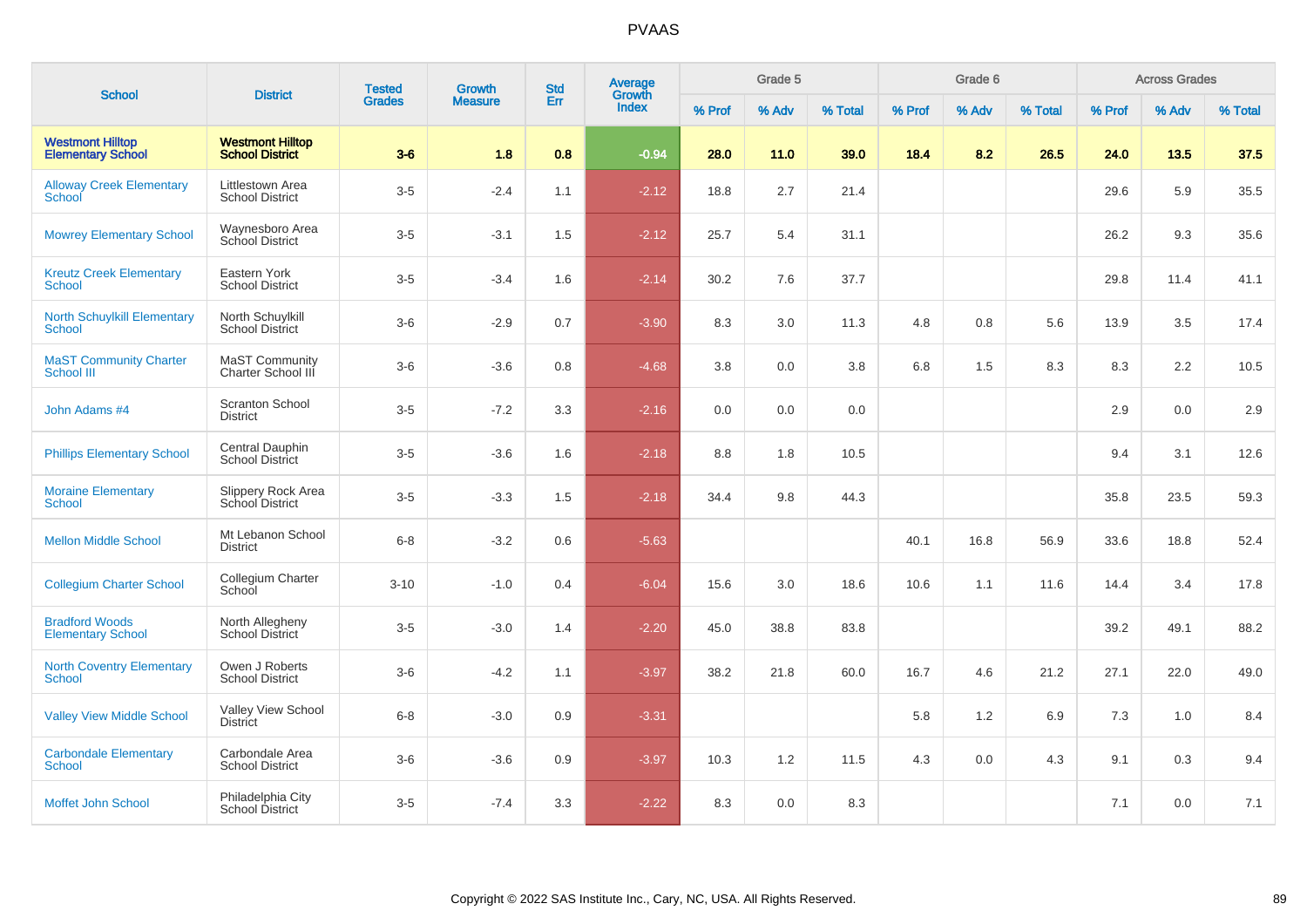# PVAAS

| School | District | Tested Grades | Growth Measure | Std Err | Average Growth Index | Grade 5 | | | Grade 6 | | | Across Grades | | |
|---|---|---|---|---|---|---|---|---|---|---|---|---|---|---|
| | | | | | | % Prof | % Adv | % Total | % Prof | % Adv | % Total | % Prof | % Adv | % Total |
| **Westmont Hilltop Elementary School** | **Westmont Hilltop School District** | **3-6** | **1.8** | **0.8** | **-0.94** | **28.0** | **11.0** | **39.0** | **18.4** | **8.2** | **26.5** | **24.0** | **13.5** | **37.5** |
| Alloway Creek Elementary School | Littlestown Area School District | 3-5 | -2.4 | 1.1 | -2.12 | 18.8 | 2.7 | 21.4 | | | | 29.6 | 5.9 | 35.5 |
| Mowrey Elementary School | Waynesboro Area School District | 3-5 | -3.1 | 1.5 | -2.12 | 25.7 | 5.4 | 31.1 | | | | 26.2 | 9.3 | 35.6 |
| Kreutz Creek Elementary School | Eastern York School District | 3-5 | -3.4 | 1.6 | -2.14 | 30.2 | 7.6 | 37.7 | | | | 29.8 | 11.4 | 41.1 |
| North Schuylkill Elementary School | North Schuylkill School District | 3-6 | -2.9 | 0.7 | -3.90 | 8.3 | 3.0 | 11.3 | 4.8 | 0.8 | 5.6 | 13.9 | 3.5 | 17.4 |
| MaST Community Charter School III | MaST Community Charter School III | 3-6 | -3.6 | 0.8 | -4.68 | 3.8 | 0.0 | 3.8 | 6.8 | 1.5 | 8.3 | 8.3 | 2.2 | 10.5 |
| John Adams #4 | Scranton School District | 3-5 | -7.2 | 3.3 | -2.16 | 0.0 | 0.0 | 0.0 | | | | 2.9 | 0.0 | 2.9 |
| Phillips Elementary School | Central Dauphin School District | 3-5 | -3.6 | 1.6 | -2.18 | 8.8 | 1.8 | 10.5 | | | | 9.4 | 3.1 | 12.6 |
| Moraine Elementary School | Slippery Rock Area School District | 3-5 | -3.3 | 1.5 | -2.18 | 34.4 | 9.8 | 44.3 | | | | 35.8 | 23.5 | 59.3 |
| Mellon Middle School | Mt Lebanon School District | 6-8 | -3.2 | 0.6 | -5.63 | | | | 40.1 | 16.8 | 56.9 | 33.6 | 18.8 | 52.4 |
| Collegium Charter School | Collegium Charter School | 3-10 | -1.0 | 0.4 | -6.04 | 15.6 | 3.0 | 18.6 | 10.6 | 1.1 | 11.6 | 14.4 | 3.4 | 17.8 |
| Bradford Woods Elementary School | North Allegheny School District | 3-5 | -3.0 | 1.4 | -2.20 | 45.0 | 38.8 | 83.8 | | | | 39.2 | 49.1 | 88.2 |
| North Coventry Elementary School | Owen J Roberts School District | 3-6 | -4.2 | 1.1 | -3.97 | 38.2 | 21.8 | 60.0 | 16.7 | 4.6 | 21.2 | 27.1 | 22.0 | 49.0 |
| Valley View Middle School | Valley View School District | 6-8 | -3.0 | 0.9 | -3.31 | | | | 5.8 | 1.2 | 6.9 | 7.3 | 1.0 | 8.4 |
| Carbondale Elementary School | Carbondale Area School District | 3-6 | -3.6 | 0.9 | -3.97 | 10.3 | 1.2 | 11.5 | 4.3 | 0.0 | 4.3 | 9.1 | 0.3 | 9.4 |
| Moffet John School | Philadelphia City School District | 3-5 | -7.4 | 3.3 | -2.22 | 8.3 | 0.0 | 8.3 | | | | 7.1 | 0.0 | 7.1 |

Copyright © 2022 SAS Institute Inc., Cary, NC, USA. All Rights Reserved.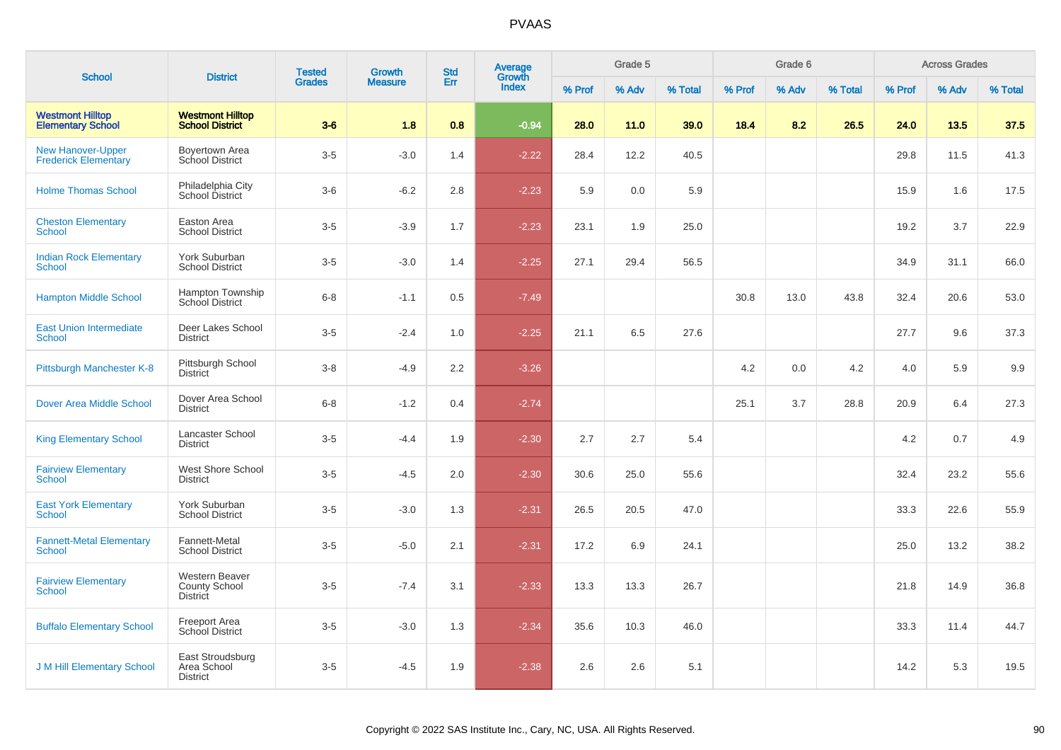# PVAAS

| School | District | Tested Grades | Growth Measure | Std Err | Average Growth Index | Grade 5 | | | Grade 6 | | | Across Grades | | |
|---|---|---|---|---|---|---|---|---|---|---|---|---|---|---|
| | | | | | | % Prof | % Adv | % Total | % Prof | % Adv | % Total | % Prof | % Adv | % Total |
| **Westmont Hilltop Elementary School** | **Westmont Hilltop School District** | **3-6** | **1.8** | **0.8** | **-0.94** | **28.0** | **11.0** | **39.0** | **18.4** | **8.2** | **26.5** | **24.0** | **13.5** | **37.5** |
| New Hanover-Upper Frederick Elementary | Boyertown Area School District | 3-5 | -3.0 | 1.4 | -2.22 | 28.4 | 12.2 | 40.5 | | | | 29.8 | 11.5 | 41.3 |
| Holme Thomas School | Philadelphia City School District | 3-6 | -6.2 | 2.8 | -2.23 | 5.9 | 0.0 | 5.9 | | | | 15.9 | 1.6 | 17.5 |
| Cheston Elementary School | Easton Area School District | 3-5 | -3.9 | 1.7 | -2.23 | 23.1 | 1.9 | 25.0 | | | | 19.2 | 3.7 | 22.9 |
| Indian Rock Elementary School | York Suburban School District | 3-5 | -3.0 | 1.4 | -2.25 | 27.1 | 29.4 | 56.5 | | | | 34.9 | 31.1 | 66.0 |
| Hampton Middle School | Hampton Township School District | 6-8 | -1.1 | 0.5 | -7.49 | | | | 30.8 | 13.0 | 43.8 | 32.4 | 20.6 | 53.0 |
| East Union Intermediate School | Deer Lakes School District | 3-5 | -2.4 | 1.0 | -2.25 | 21.1 | 6.5 | 27.6 | | | | 27.7 | 9.6 | 37.3 |
| Pittsburgh Manchester K-8 | Pittsburgh School District | 3-8 | -4.9 | 2.2 | -3.26 | | | | 4.2 | 0.0 | 4.2 | 4.0 | 5.9 | 9.9 |
| Dover Area Middle School | Dover Area School District | 6-8 | -1.2 | 0.4 | -2.74 | | | | 25.1 | 3.7 | 28.8 | 20.9 | 6.4 | 27.3 |
| King Elementary School | Lancaster School District | 3-5 | -4.4 | 1.9 | -2.30 | 2.7 | 2.7 | 5.4 | | | | 4.2 | 0.7 | 4.9 |
| Fairview Elementary School | West Shore School District | 3-5 | -4.5 | 2.0 | -2.30 | 30.6 | 25.0 | 55.6 | | | | 32.4 | 23.2 | 55.6 |
| East York Elementary School | York Suburban School District | 3-5 | -3.0 | 1.3 | -2.31 | 26.5 | 20.5 | 47.0 | | | | 33.3 | 22.6 | 55.9 |
| Fannett-Metal Elementary School | Fannett-Metal School District | 3-5 | -5.0 | 2.1 | -2.31 | 17.2 | 6.9 | 24.1 | | | | 25.0 | 13.2 | 38.2 |
| Fairview Elementary School | Western Beaver County School District | 3-5 | -7.4 | 3.1 | -2.33 | 13.3 | 13.3 | 26.7 | | | | 21.8 | 14.9 | 36.8 |
| Buffalo Elementary School | Freeport Area School District | 3-5 | -3.0 | 1.3 | -2.34 | 35.6 | 10.3 | 46.0 | | | | 33.3 | 11.4 | 44.7 |
| J M Hill Elementary School | East Stroudsburg Area School District | 3-5 | -4.5 | 1.9 | -2.38 | 2.6 | 2.6 | 5.1 | | | | 14.2 | 5.3 | 19.5 |

Copyright © 2022 SAS Institute Inc., Cary, NC, USA. All Rights Reserved.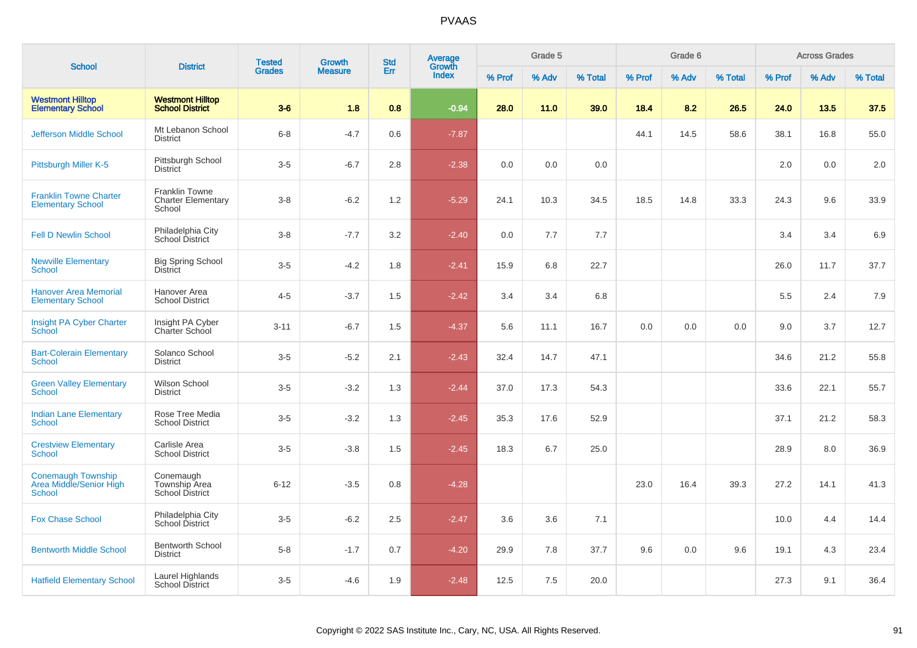# PVAAS

| School | District | Tested Grades | Growth Measure | Std Err | Average Growth Index | Grade 5 | | | Grade 6 | | | Across Grades | | |
|---|---|---|---|---|---|---|---|---|---|---|---|---|---|---|
| | | | | | | % Prof | % Adv | % Total | % Prof | % Adv | % Total | % Prof | % Adv | % Total |
| **Westmont Hilltop Elementary School** | **Westmont Hilltop School District** | **3-6** | **1.8** | **0.8** | **-0.94** | **28.0** | **11.0** | **39.0** | **18.4** | **8.2** | **26.5** | **24.0** | **13.5** | **37.5** |
| Jefferson Middle School | Mt Lebanon School District | 6-8 | -4.7 | 0.6 | -7.87 | | | | 44.1 | 14.5 | 58.6 | 38.1 | 16.8 | 55.0 |
| Pittsburgh Miller K-5 | Pittsburgh School District | 3-5 | -6.7 | 2.8 | -2.38 | 0.0 | 0.0 | 0.0 | | | | 2.0 | 0.0 | 2.0 |
| Franklin Towne Charter Elementary School | Franklin Towne Charter Elementary School | 3-8 | -6.2 | 1.2 | -5.29 | 24.1 | 10.3 | 34.5 | 18.5 | 14.8 | 33.3 | 24.3 | 9.6 | 33.9 |
| Fell D Newlin School | Philadelphia City School District | 3-8 | -7.7 | 3.2 | -2.40 | 0.0 | 7.7 | 7.7 | | | | 3.4 | 3.4 | 6.9 |
| Newville Elementary School | Big Spring School District | 3-5 | -4.2 | 1.8 | -2.41 | 15.9 | 6.8 | 22.7 | | | | 26.0 | 11.7 | 37.7 |
| Hanover Area Memorial Elementary School | Hanover Area School District | 4-5 | -3.7 | 1.5 | -2.42 | 3.4 | 3.4 | 6.8 | | | | 5.5 | 2.4 | 7.9 |
| Insight PA Cyber Charter School | Insight PA Cyber Charter School | 3-11 | -6.7 | 1.5 | -4.37 | 5.6 | 11.1 | 16.7 | 0.0 | 0.0 | 0.0 | 9.0 | 3.7 | 12.7 |
| Bart-Colerain Elementary School | Solanco School District | 3-5 | -5.2 | 2.1 | -2.43 | 32.4 | 14.7 | 47.1 | | | | 34.6 | 21.2 | 55.8 |
| Green Valley Elementary School | Wilson School District | 3-5 | -3.2 | 1.3 | -2.44 | 37.0 | 17.3 | 54.3 | | | | 33.6 | 22.1 | 55.7 |
| Indian Lane Elementary School | Rose Tree Media School District | 3-5 | -3.2 | 1.3 | -2.45 | 35.3 | 17.6 | 52.9 | | | | 37.1 | 21.2 | 58.3 |
| Crestview Elementary School | Carlisle Area School District | 3-5 | -3.8 | 1.5 | -2.45 | 18.3 | 6.7 | 25.0 | | | | 28.9 | 8.0 | 36.9 |
| Conemaugh Township Area Middle/Senior High School | Conemaugh Township Area School District | 6-12 | -3.5 | 0.8 | -4.28 | | | | 23.0 | 16.4 | 39.3 | 27.2 | 14.1 | 41.3 |
| Fox Chase School | Philadelphia City School District | 3-5 | -6.2 | 2.5 | -2.47 | 3.6 | 3.6 | 7.1 | | | | 10.0 | 4.4 | 14.4 |
| Bentworth Middle School | Bentworth School District | 5-8 | -1.7 | 0.7 | -4.20 | 29.9 | 7.8 | 37.7 | 9.6 | 0.0 | 9.6 | 19.1 | 4.3 | 23.4 |
| Hatfield Elementary School | Laurel Highlands School District | 3-5 | -4.6 | 1.9 | -2.48 | 12.5 | 7.5 | 20.0 | | | | 27.3 | 9.1 | 36.4 |

Copyright © 2022 SAS Institute Inc., Cary, NC, USA. All Rights Reserved.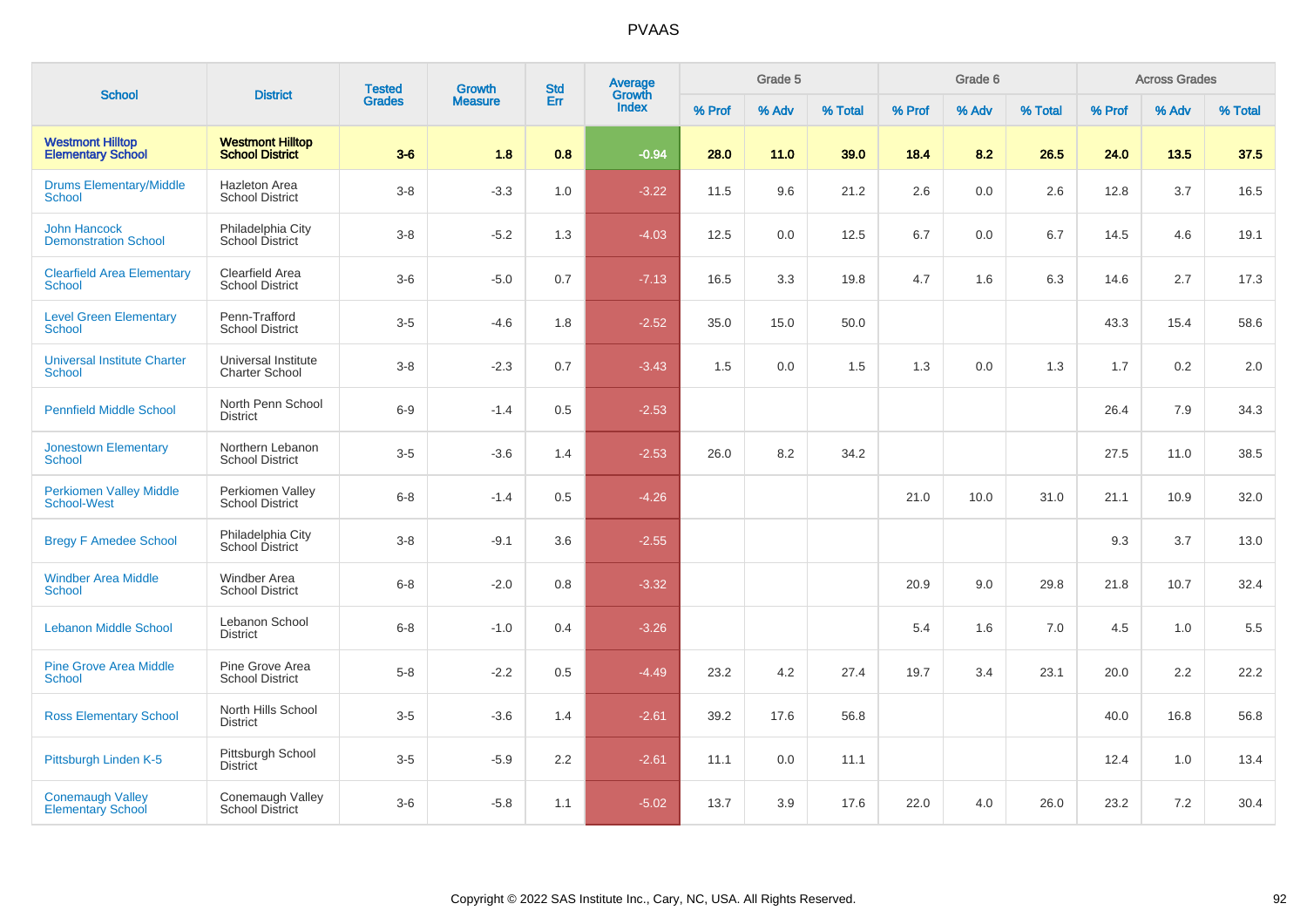# PVAAS

| School | District | Tested Grades | Growth Measure | Std Err | Average Growth Index | Grade 5 | | | Grade 6 | | | Across Grades | | |
|---|---|---|---|---|---|---|---|---|---|---|---|---|---|---|
| | | | | | | % Prof | % Adv | % Total | % Prof | % Adv | % Total | % Prof | % Adv | % Total |
| **Westmont Hilltop Elementary School** | **Westmont Hilltop School District** | **3-6** | **1.8** | **0.8** | **-0.94** | **28.0** | **11.0** | **39.0** | **18.4** | **8.2** | **26.5** | **24.0** | **13.5** | **37.5** |
| Drums Elementary/Middle School | Hazleton Area School District | 3-8 | -3.3 | 1.0 | -3.22 | 11.5 | 9.6 | 21.2 | 2.6 | 0.0 | 2.6 | 12.8 | 3.7 | 16.5 |
| John Hancock Demonstration School | Philadelphia City School District | 3-8 | -5.2 | 1.3 | -4.03 | 12.5 | 0.0 | 12.5 | 6.7 | 0.0 | 6.7 | 14.5 | 4.6 | 19.1 |
| Clearfield Area Elementary School | Clearfield Area School District | 3-6 | -5.0 | 0.7 | -7.13 | 16.5 | 3.3 | 19.8 | 4.7 | 1.6 | 6.3 | 14.6 | 2.7 | 17.3 |
| Level Green Elementary School | Penn-Trafford School District | 3-5 | -4.6 | 1.8 | -2.52 | 35.0 | 15.0 | 50.0 | | | | 43.3 | 15.4 | 58.6 |
| Universal Institute Charter School | Universal Institute Charter School | 3-8 | -2.3 | 0.7 | -3.43 | 1.5 | 0.0 | 1.5 | 1.3 | 0.0 | 1.3 | 1.7 | 0.2 | 2.0 |
| Pennfield Middle School | North Penn School District | 6-9 | -1.4 | 0.5 | -2.53 | | | | | | | 26.4 | 7.9 | 34.3 |
| Jonestown Elementary School | Northern Lebanon School District | 3-5 | -3.6 | 1.4 | -2.53 | 26.0 | 8.2 | 34.2 | | | | 27.5 | 11.0 | 38.5 |
| Perkiomen Valley Middle School-West | Perkiomen Valley School District | 6-8 | -1.4 | 0.5 | -4.26 | | | | 21.0 | 10.0 | 31.0 | 21.1 | 10.9 | 32.0 |
| Bregy F Amedee School | Philadelphia City School District | 3-8 | -9.1 | 3.6 | -2.55 | | | | | | | 9.3 | 3.7 | 13.0 |
| Windber Area Middle School | Windber Area School District | 6-8 | -2.0 | 0.8 | -3.32 | | | | 20.9 | 9.0 | 29.8 | 21.8 | 10.7 | 32.4 |
| Lebanon Middle School | Lebanon School District | 6-8 | -1.0 | 0.4 | -3.26 | | | | 5.4 | 1.6 | 7.0 | 4.5 | 1.0 | 5.5 |
| Pine Grove Area Middle School | Pine Grove Area School District | 5-8 | -2.2 | 0.5 | -4.49 | 23.2 | 4.2 | 27.4 | 19.7 | 3.4 | 23.1 | 20.0 | 2.2 | 22.2 |
| Ross Elementary School | North Hills School District | 3-5 | -3.6 | 1.4 | -2.61 | 39.2 | 17.6 | 56.8 | | | | 40.0 | 16.8 | 56.8 |
| Pittsburgh Linden K-5 | Pittsburgh School District | 3-5 | -5.9 | 2.2 | -2.61 | 11.1 | 0.0 | 11.1 | | | | 12.4 | 1.0 | 13.4 |
| Conemaugh Valley Elementary School | Conemaugh Valley School District | 3-6 | -5.8 | 1.1 | -5.02 | 13.7 | 3.9 | 17.6 | 22.0 | 4.0 | 26.0 | 23.2 | 7.2 | 30.4 |

Copyright © 2022 SAS Institute Inc., Cary, NC, USA. All Rights Reserved.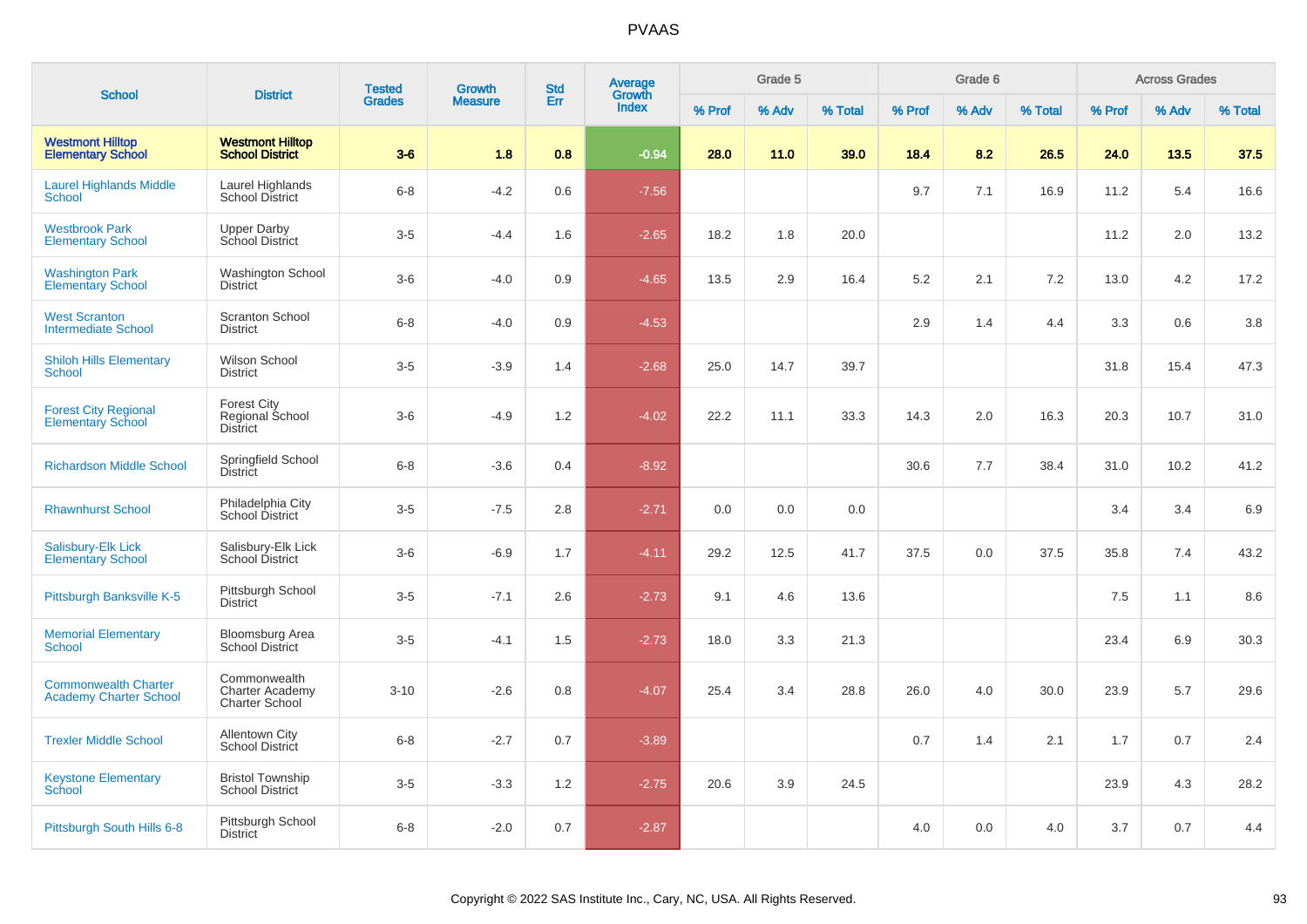# PVAAS

| School | District | Tested Grades | Growth Measure | Std Err | Average Growth Index | Grade 5 | | | Grade 6 | | | Across Grades | | |
|---|---|---|---|---|---|---|---|---|---|---|---|---|---|---|
| | | | | | | % Prof | % Adv | % Total | % Prof | % Adv | % Total | % Prof | % Adv | % Total |
| **Westmont Hilltop Elementary School** | **Westmont Hilltop School District** | **3-6** | **1.8** | **0.8** | **-0.94** | **28.0** | **11.0** | **39.0** | **18.4** | **8.2** | **26.5** | **24.0** | **13.5** | **37.5** |
| Laurel Highlands Middle School | Laurel Highlands School District | 6-8 | -4.2 | 0.6 | -7.56 | | | | 9.7 | 7.1 | 16.9 | 11.2 | 5.4 | 16.6 |
| Westbrook Park Elementary School | Upper Darby School District | 3-5 | -4.4 | 1.6 | -2.65 | 18.2 | 1.8 | 20.0 | | | | 11.2 | 2.0 | 13.2 |
| Washington Park Elementary School | Washington School District | 3-6 | -4.0 | 0.9 | -4.65 | 13.5 | 2.9 | 16.4 | 5.2 | 2.1 | 7.2 | 13.0 | 4.2 | 17.2 |
| West Scranton Intermediate School | Scranton School District | 6-8 | -4.0 | 0.9 | -4.53 | | | | 2.9 | 1.4 | 4.4 | 3.3 | 0.6 | 3.8 |
| Shiloh Hills Elementary School | Wilson School District | 3-5 | -3.9 | 1.4 | -2.68 | 25.0 | 14.7 | 39.7 | | | | 31.8 | 15.4 | 47.3 |
| Forest City Regional Elementary School | Forest City Regional School District | 3-6 | -4.9 | 1.2 | -4.02 | 22.2 | 11.1 | 33.3 | 14.3 | 2.0 | 16.3 | 20.3 | 10.7 | 31.0 |
| Richardson Middle School | Springfield School District | 6-8 | -3.6 | 0.4 | -8.92 | | | | 30.6 | 7.7 | 38.4 | 31.0 | 10.2 | 41.2 |
| Rhawnhurst School | Philadelphia City School District | 3-5 | -7.5 | 2.8 | -2.71 | 0.0 | 0.0 | 0.0 | | | | 3.4 | 3.4 | 6.9 |
| Salisbury-Elk Lick Elementary School | Salisbury-Elk Lick School District | 3-6 | -6.9 | 1.7 | -4.11 | 29.2 | 12.5 | 41.7 | 37.5 | 0.0 | 37.5 | 35.8 | 7.4 | 43.2 |
| Pittsburgh Banksville K-5 | Pittsburgh School District | 3-5 | -7.1 | 2.6 | -2.73 | 9.1 | 4.6 | 13.6 | | | | 7.5 | 1.1 | 8.6 |
| Memorial Elementary School | Bloomsburg Area School District | 3-5 | -4.1 | 1.5 | -2.73 | 18.0 | 3.3 | 21.3 | | | | 23.4 | 6.9 | 30.3 |
| Commonwealth Charter Academy Charter School | Commonwealth Charter Academy Charter School | 3-10 | -2.6 | 0.8 | -4.07 | 25.4 | 3.4 | 28.8 | 26.0 | 4.0 | 30.0 | 23.9 | 5.7 | 29.6 |
| Trexler Middle School | Allentown City School District | 6-8 | -2.7 | 0.7 | -3.89 | | | | 0.7 | 1.4 | 2.1 | 1.7 | 0.7 | 2.4 |
| Keystone Elementary School | Bristol Township School District | 3-5 | -3.3 | 1.2 | -2.75 | 20.6 | 3.9 | 24.5 | | | | 23.9 | 4.3 | 28.2 |
| Pittsburgh South Hills 6-8 | Pittsburgh School District | 6-8 | -2.0 | 0.7 | -2.87 | | | | 4.0 | 0.0 | 4.0 | 3.7 | 0.7 | 4.4 |

Copyright © 2022 SAS Institute Inc., Cary, NC, USA. All Rights Reserved.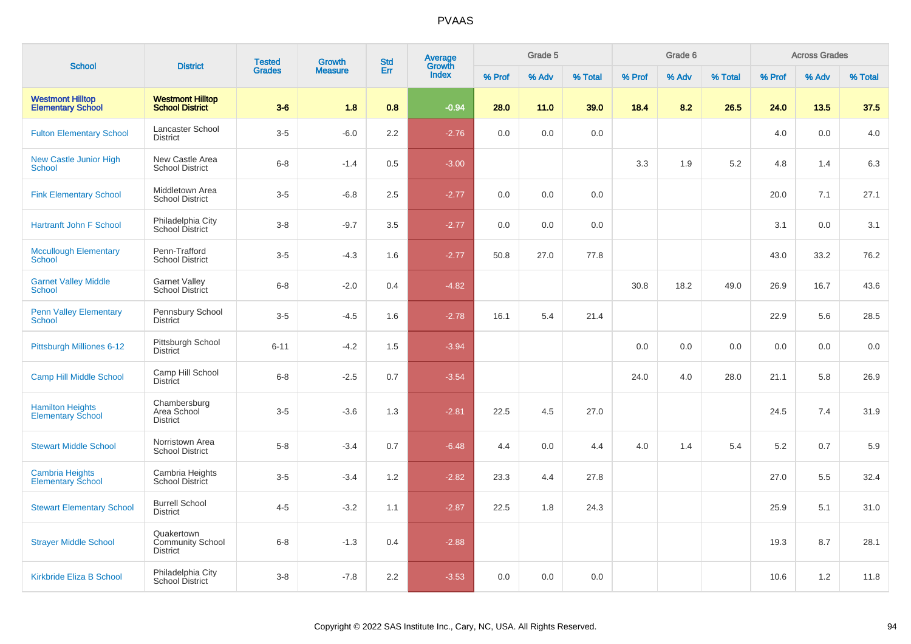# PVAAS

| School | District | Tested Grades | Growth Measure | Std Err | Average Growth Index | Grade 5 | | | Grade 6 | | | Across Grades | | |
|---|---|---|---|---|---|---|---|---|---|---|---|---|---|---|
| | | | | | | % Prof | % Adv | % Total | % Prof | % Adv | % Total | % Prof | % Adv | % Total |
| **Westmont Hilltop Elementary School** | **Westmont Hilltop School District** | **3-6** | **1.8** | **0.8** | **-0.94** | **28.0** | **11.0** | **39.0** | **18.4** | **8.2** | **26.5** | **24.0** | **13.5** | **37.5** |
| Fulton Elementary School | Lancaster School District | 3-5 | -6.0 | 2.2 | -2.76 | 0.0 | 0.0 | 0.0 | | | | 4.0 | 0.0 | 4.0 |
| New Castle Junior High School | New Castle Area School District | 6-8 | -1.4 | 0.5 | -3.00 | | | | 3.3 | 1.9 | 5.2 | 4.8 | 1.4 | 6.3 |
| Fink Elementary School | Middletown Area School District | 3-5 | -6.8 | 2.5 | -2.77 | 0.0 | 0.0 | 0.0 | | | | 20.0 | 7.1 | 27.1 |
| Hartranft John F School | Philadelphia City School District | 3-8 | -9.7 | 3.5 | -2.77 | 0.0 | 0.0 | 0.0 | | | | 3.1 | 0.0 | 3.1 |
| Mccullough Elementary School | Penn-Trafford School District | 3-5 | -4.3 | 1.6 | -2.77 | 50.8 | 27.0 | 77.8 | | | | 43.0 | 33.2 | 76.2 |
| Garnet Valley Middle School | Garnet Valley School District | 6-8 | -2.0 | 0.4 | -4.82 | | | | 30.8 | 18.2 | 49.0 | 26.9 | 16.7 | 43.6 |
| Penn Valley Elementary School | Pennsbury School District | 3-5 | -4.5 | 1.6 | -2.78 | 16.1 | 5.4 | 21.4 | | | | 22.9 | 5.6 | 28.5 |
| Pittsburgh Milliones 6-12 | Pittsburgh School District | 6-11 | -4.2 | 1.5 | -3.94 | | | | 0.0 | 0.0 | 0.0 | 0.0 | 0.0 | 0.0 |
| Camp Hill Middle School | Camp Hill School District | 6-8 | -2.5 | 0.7 | -3.54 | | | | 24.0 | 4.0 | 28.0 | 21.1 | 5.8 | 26.9 |
| Hamilton Heights Elementary School | Chambersburg Area School District | 3-5 | -3.6 | 1.3 | -2.81 | 22.5 | 4.5 | 27.0 | | | | 24.5 | 7.4 | 31.9 |
| Stewart Middle School | Norristown Area School District | 5-8 | -3.4 | 0.7 | -6.48 | 4.4 | 0.0 | 4.4 | 4.0 | 1.4 | 5.4 | 5.2 | 0.7 | 5.9 |
| Cambria Heights Elementary School | Cambria Heights School District | 3-5 | -3.4 | 1.2 | -2.82 | 23.3 | 4.4 | 27.8 | | | | 27.0 | 5.5 | 32.4 |
| Stewart Elementary School | Burrell School District | 4-5 | -3.2 | 1.1 | -2.87 | 22.5 | 1.8 | 24.3 | | | | 25.9 | 5.1 | 31.0 |
| Strayer Middle School | Quakertown Community School District | 6-8 | -1.3 | 0.4 | -2.88 | | | | | | | 19.3 | 8.7 | 28.1 |
| Kirkbride Eliza B School | Philadelphia City School District | 3-8 | -7.8 | 2.2 | -3.53 | 0.0 | 0.0 | 0.0 | | | | 10.6 | 1.2 | 11.8 |

Copyright © 2022 SAS Institute Inc., Cary, NC, USA. All Rights Reserved.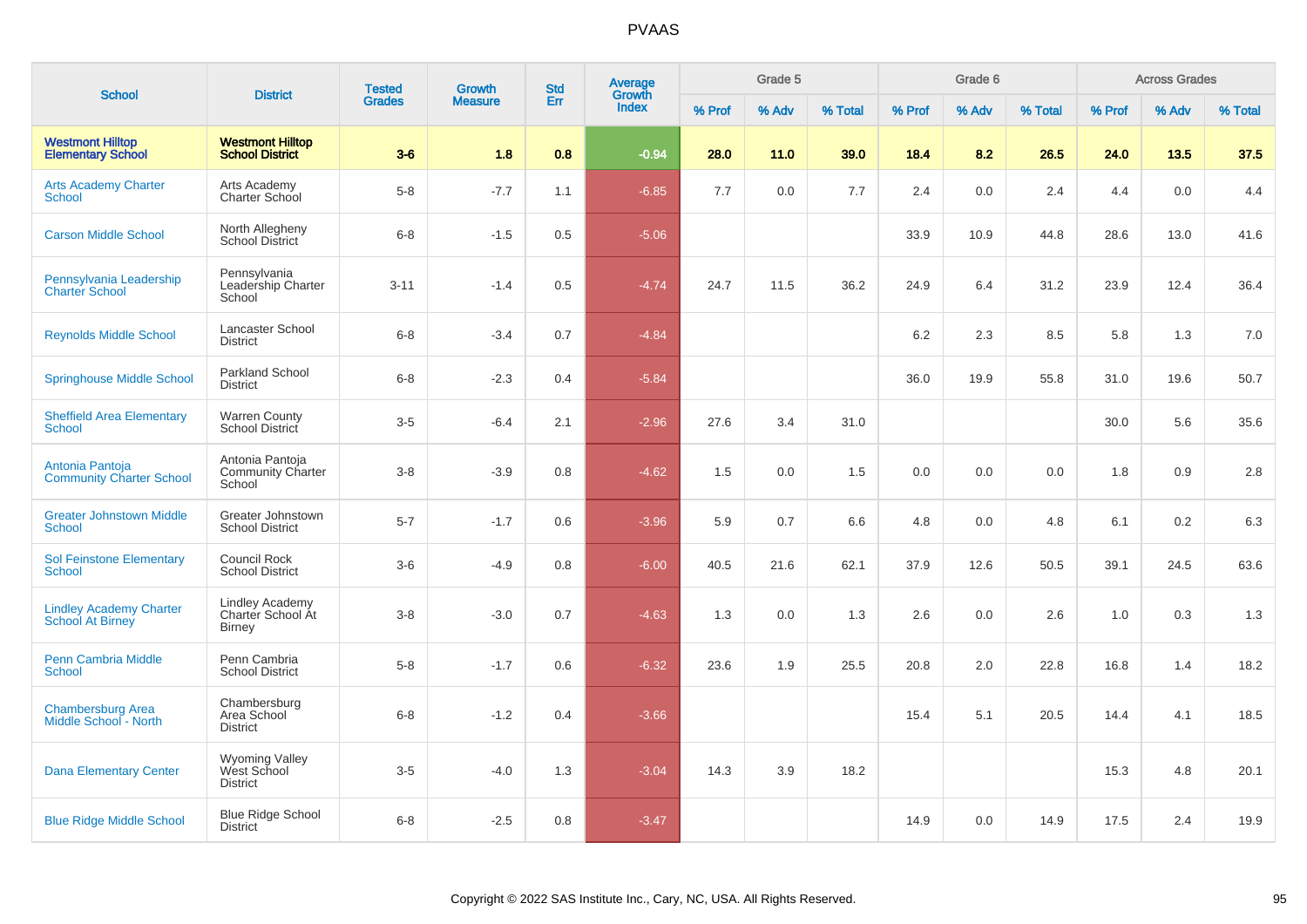# PVAAS

| School | District | Tested Grades | Growth Measure | Std Err | Average Growth Index | Grade 5 | | | Grade 6 | | | Across Grades | | |
|---|---|---|---|---|---|---|---|---|---|---|---|---|---|---|
| | | | | | | % Prof | % Adv | % Total | % Prof | % Adv | % Total | % Prof | % Adv | % Total |
| **Westmont Hilltop Elementary School** | **Westmont Hilltop School District** | **3-6** | **1.8** | **0.8** | **-0.94** | **28.0** | **11.0** | **39.0** | **18.4** | **8.2** | **26.5** | **24.0** | **13.5** | **37.5** |
| Arts Academy Charter School | Arts Academy Charter School | 5-8 | -7.7 | 1.1 | -6.85 | 7.7 | 0.0 | 7.7 | 2.4 | 0.0 | 2.4 | 4.4 | 0.0 | 4.4 |
| Carson Middle School | North Allegheny School District | 6-8 | -1.5 | 0.5 | -5.06 | | | | 33.9 | 10.9 | 44.8 | 28.6 | 13.0 | 41.6 |
| Pennsylvania Leadership Charter School | Pennsylvania Leadership Charter School | 3-11 | -1.4 | 0.5 | -4.74 | 24.7 | 11.5 | 36.2 | 24.9 | 6.4 | 31.2 | 23.9 | 12.4 | 36.4 |
| Reynolds Middle School | Lancaster School District | 6-8 | -3.4 | 0.7 | -4.84 | | | | 6.2 | 2.3 | 8.5 | 5.8 | 1.3 | 7.0 |
| Springhouse Middle School | Parkland School District | 6-8 | -2.3 | 0.4 | -5.84 | | | | 36.0 | 19.9 | 55.8 | 31.0 | 19.6 | 50.7 |
| Sheffield Area Elementary School | Warren County School District | 3-5 | -6.4 | 2.1 | -2.96 | 27.6 | 3.4 | 31.0 | | | | 30.0 | 5.6 | 35.6 |
| Antonia Pantoja Community Charter School | Antonia Pantoja Community Charter School | 3-8 | -3.9 | 0.8 | -4.62 | 1.5 | 0.0 | 1.5 | 0.0 | 0.0 | 0.0 | 1.8 | 0.9 | 2.8 |
| Greater Johnstown Middle School | Greater Johnstown School District | 5-7 | -1.7 | 0.6 | -3.96 | 5.9 | 0.7 | 6.6 | 4.8 | 0.0 | 4.8 | 6.1 | 0.2 | 6.3 |
| Sol Feinstone Elementary School | Council Rock School District | 3-6 | -4.9 | 0.8 | -6.00 | 40.5 | 21.6 | 62.1 | 37.9 | 12.6 | 50.5 | 39.1 | 24.5 | 63.6 |
| Lindley Academy Charter School At Birney | Lindley Academy Charter School At Birney | 3-8 | -3.0 | 0.7 | -4.63 | 1.3 | 0.0 | 1.3 | 2.6 | 0.0 | 2.6 | 1.0 | 0.3 | 1.3 |
| Penn Cambria Middle School | Penn Cambria School District | 5-8 | -1.7 | 0.6 | -6.32 | 23.6 | 1.9 | 25.5 | 20.8 | 2.0 | 22.8 | 16.8 | 1.4 | 18.2 |
| Chambersburg Area Middle School - North | Chambersburg Area School District | 6-8 | -1.2 | 0.4 | -3.66 | | | | 15.4 | 5.1 | 20.5 | 14.4 | 4.1 | 18.5 |
| Dana Elementary Center | Wyoming Valley West School District | 3-5 | -4.0 | 1.3 | -3.04 | 14.3 | 3.9 | 18.2 | | | | 15.3 | 4.8 | 20.1 |
| Blue Ridge Middle School | Blue Ridge School District | 6-8 | -2.5 | 0.8 | -3.47 | | | | 14.9 | 0.0 | 14.9 | 17.5 | 2.4 | 19.9 |

Copyright © 2022 SAS Institute Inc., Cary, NC, USA. All Rights Reserved.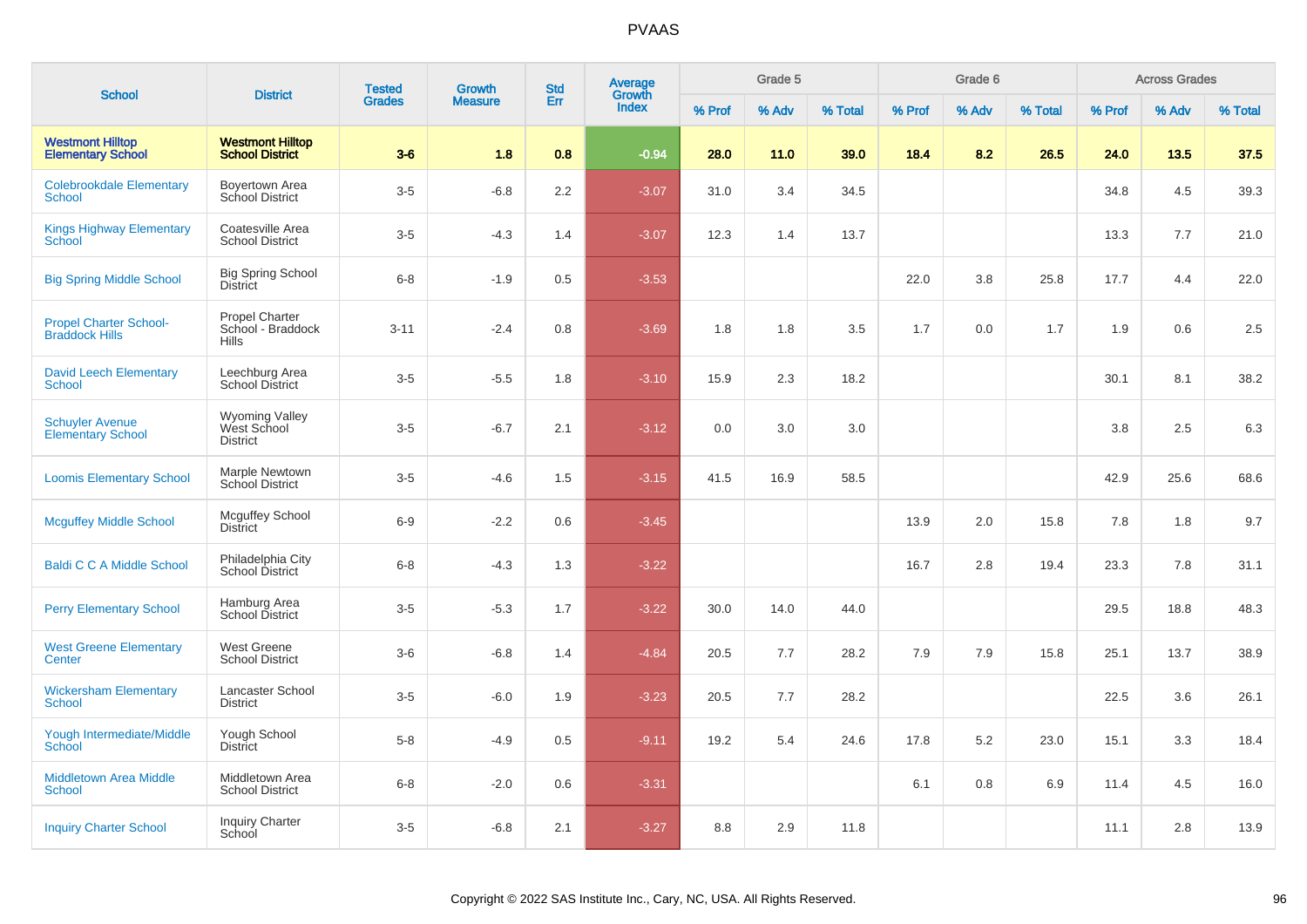# PVAAS

| School | District | Tested Grades | Growth Measure | Std Err | Average Growth Index | Grade 5 | | | Grade 6 | | | Across Grades | | |
|---|---|---|---|---|---|---|---|---|---|---|---|---|---|---|
| | | | | | | % Prof | % Adv | % Total | % Prof | % Adv | % Total | % Prof | % Adv | % Total |
| **Westmont Hilltop Elementary School** | **Westmont Hilltop School District** | **3-6** | **1.8** | **0.8** | **-0.94** | **28.0** | **11.0** | **39.0** | **18.4** | **8.2** | **26.5** | **24.0** | **13.5** | **37.5** |
| Colebrookdale Elementary School | Boyertown Area School District | 3-5 | -6.8 | 2.2 | -3.07 | 31.0 | 3.4 | 34.5 | | | | 34.8 | 4.5 | 39.3 |
| Kings Highway Elementary School | Coatesville Area School District | 3-5 | -4.3 | 1.4 | -3.07 | 12.3 | 1.4 | 13.7 | | | | 13.3 | 7.7 | 21.0 |
| Big Spring Middle School | Big Spring School District | 6-8 | -1.9 | 0.5 | -3.53 | | | | 22.0 | 3.8 | 25.8 | 17.7 | 4.4 | 22.0 |
| Propel Charter School-Braddock Hills | Propel Charter School - Braddock Hills | 3-11 | -2.4 | 0.8 | -3.69 | 1.8 | 1.8 | 3.5 | 1.7 | 0.0 | 1.7 | 1.9 | 0.6 | 2.5 |
| David Leech Elementary School | Leechburg Area School District | 3-5 | -5.5 | 1.8 | -3.10 | 15.9 | 2.3 | 18.2 | | | | 30.1 | 8.1 | 38.2 |
| Schuyler Avenue Elementary School | Wyoming Valley West School District | 3-5 | -6.7 | 2.1 | -3.12 | 0.0 | 3.0 | 3.0 | | | | 3.8 | 2.5 | 6.3 |
| Loomis Elementary School | Marple Newtown School District | 3-5 | -4.6 | 1.5 | -3.15 | 41.5 | 16.9 | 58.5 | | | | 42.9 | 25.6 | 68.6 |
| Mcguffey Middle School | Mcguffey School District | 6-9 | -2.2 | 0.6 | -3.45 | | | | 13.9 | 2.0 | 15.8 | 7.8 | 1.8 | 9.7 |
| Baldi C C A Middle School | Philadelphia City School District | 6-8 | -4.3 | 1.3 | -3.22 | | | | 16.7 | 2.8 | 19.4 | 23.3 | 7.8 | 31.1 |
| Perry Elementary School | Hamburg Area School District | 3-5 | -5.3 | 1.7 | -3.22 | 30.0 | 14.0 | 44.0 | | | | 29.5 | 18.8 | 48.3 |
| West Greene Elementary Center | West Greene School District | 3-6 | -6.8 | 1.4 | -4.84 | 20.5 | 7.7 | 28.2 | 7.9 | 7.9 | 15.8 | 25.1 | 13.7 | 38.9 |
| Wickersham Elementary School | Lancaster School District | 3-5 | -6.0 | 1.9 | -3.23 | 20.5 | 7.7 | 28.2 | | | | 22.5 | 3.6 | 26.1 |
| Yough Intermediate/Middle School | Yough School District | 5-8 | -4.9 | 0.5 | -9.11 | 19.2 | 5.4 | 24.6 | 17.8 | 5.2 | 23.0 | 15.1 | 3.3 | 18.4 |
| Middletown Area Middle School | Middletown Area School District | 6-8 | -2.0 | 0.6 | -3.31 | | | | 6.1 | 0.8 | 6.9 | 11.4 | 4.5 | 16.0 |
| Inquiry Charter School | Inquiry Charter School | 3-5 | -6.8 | 2.1 | -3.27 | 8.8 | 2.9 | 11.8 | | | | 11.1 | 2.8 | 13.9 |

Copyright © 2022 SAS Institute Inc., Cary, NC, USA. All Rights Reserved.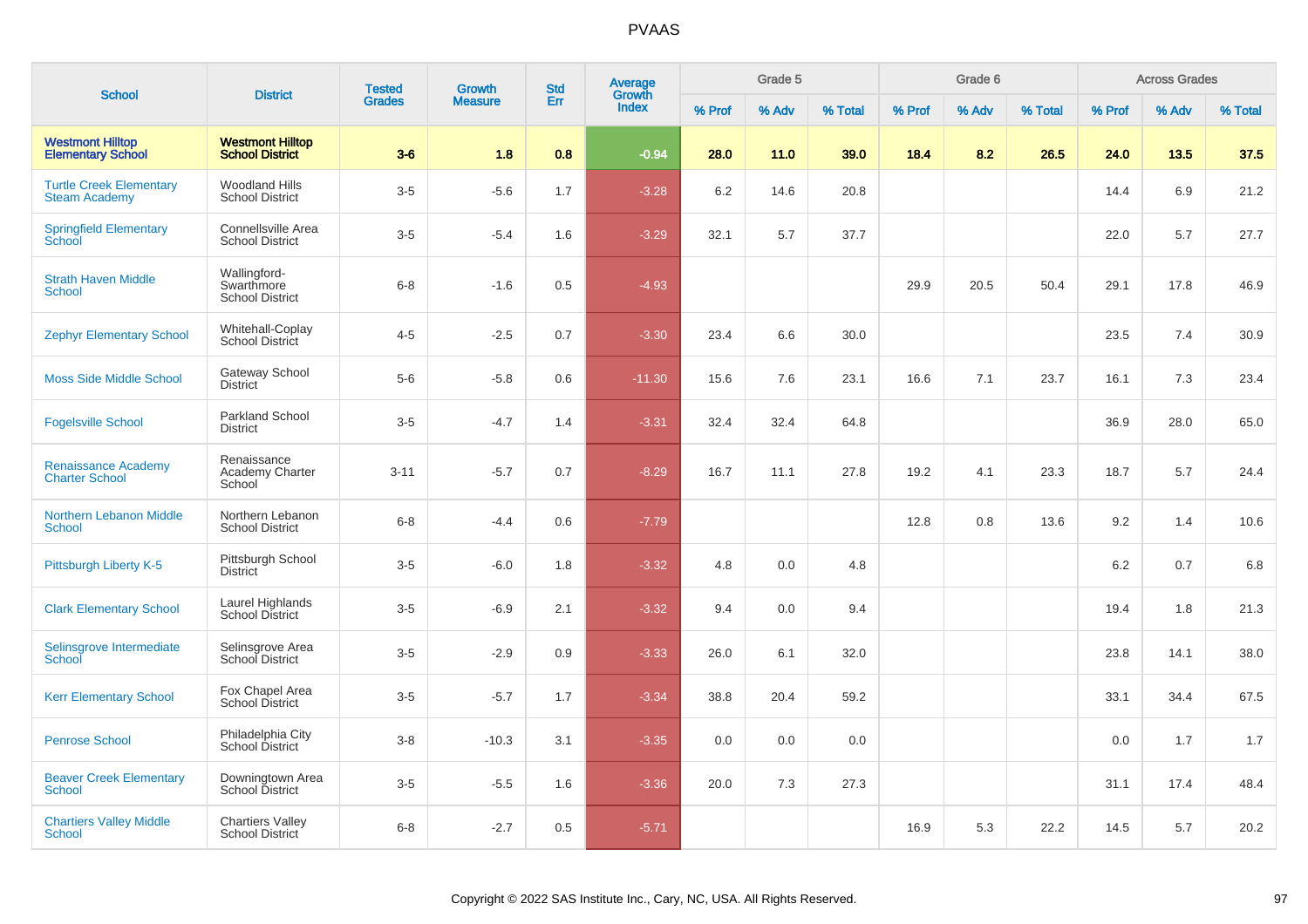# PVAAS

| School | District | Tested Grades | Growth Measure | Std Err | Average Growth Index | Grade 5 | | | Grade 6 | | | Across Grades | | |
|---|---|---|---|---|---|---|---|---|---|---|---|---|---|---|
| | | | | | | % Prof | % Adv | % Total | % Prof | % Adv | % Total | % Prof | % Adv | % Total |
| **Westmont Hilltop Elementary School** | **Westmont Hilltop School District** | **3-6** | **1.8** | **0.8** | **-0.94** | **28.0** | **11.0** | **39.0** | **18.4** | **8.2** | **26.5** | **24.0** | **13.5** | **37.5** |
| Turtle Creek Elementary Steam Academy | Woodland Hills School District | 3-5 | -5.6 | 1.7 | -3.28 | 6.2 | 14.6 | 20.8 | | | | 14.4 | 6.9 | 21.2 |
| Springfield Elementary School | Connellsville Area School District | 3-5 | -5.4 | 1.6 | -3.29 | 32.1 | 5.7 | 37.7 | | | | 22.0 | 5.7 | 27.7 |
| Strath Haven Middle School | Wallingford-Swarthmore School District | 6-8 | -1.6 | 0.5 | -4.93 | | | | 29.9 | 20.5 | 50.4 | 29.1 | 17.8 | 46.9 |
| Zephyr Elementary School | Whitehall-Coplay School District | 4-5 | -2.5 | 0.7 | -3.30 | 23.4 | 6.6 | 30.0 | | | | 23.5 | 7.4 | 30.9 |
| Moss Side Middle School | Gateway School District | 5-6 | -5.8 | 0.6 | -11.30 | 15.6 | 7.6 | 23.1 | 16.6 | 7.1 | 23.7 | 16.1 | 7.3 | 23.4 |
| Fogelsville School | Parkland School District | 3-5 | -4.7 | 1.4 | -3.31 | 32.4 | 32.4 | 64.8 | | | | 36.9 | 28.0 | 65.0 |
| Renaissance Academy Charter School | Renaissance Academy Charter School | 3-11 | -5.7 | 0.7 | -8.29 | 16.7 | 11.1 | 27.8 | 19.2 | 4.1 | 23.3 | 18.7 | 5.7 | 24.4 |
| Northern Lebanon Middle School | Northern Lebanon School District | 6-8 | -4.4 | 0.6 | -7.79 | | | | 12.8 | 0.8 | 13.6 | 9.2 | 1.4 | 10.6 |
| Pittsburgh Liberty K-5 | Pittsburgh School District | 3-5 | -6.0 | 1.8 | -3.32 | 4.8 | 0.0 | 4.8 | | | | 6.2 | 0.7 | 6.8 |
| Clark Elementary School | Laurel Highlands School District | 3-5 | -6.9 | 2.1 | -3.32 | 9.4 | 0.0 | 9.4 | | | | 19.4 | 1.8 | 21.3 |
| Selinsgrove Intermediate School | Selinsgrove Area School District | 3-5 | -2.9 | 0.9 | -3.33 | 26.0 | 6.1 | 32.0 | | | | 23.8 | 14.1 | 38.0 |
| Kerr Elementary School | Fox Chapel Area School District | 3-5 | -5.7 | 1.7 | -3.34 | 38.8 | 20.4 | 59.2 | | | | 33.1 | 34.4 | 67.5 |
| Penrose School | Philadelphia City School District | 3-8 | -10.3 | 3.1 | -3.35 | 0.0 | 0.0 | 0.0 | | | | 0.0 | 1.7 | 1.7 |
| Beaver Creek Elementary School | Downingtown Area School District | 3-5 | -5.5 | 1.6 | -3.36 | 20.0 | 7.3 | 27.3 | | | | 31.1 | 17.4 | 48.4 |
| Chartiers Valley Middle School | Chartiers Valley School District | 6-8 | -2.7 | 0.5 | -5.71 | | | | 16.9 | 5.3 | 22.2 | 14.5 | 5.7 | 20.2 |

Copyright © 2022 SAS Institute Inc., Cary, NC, USA. All Rights Reserved.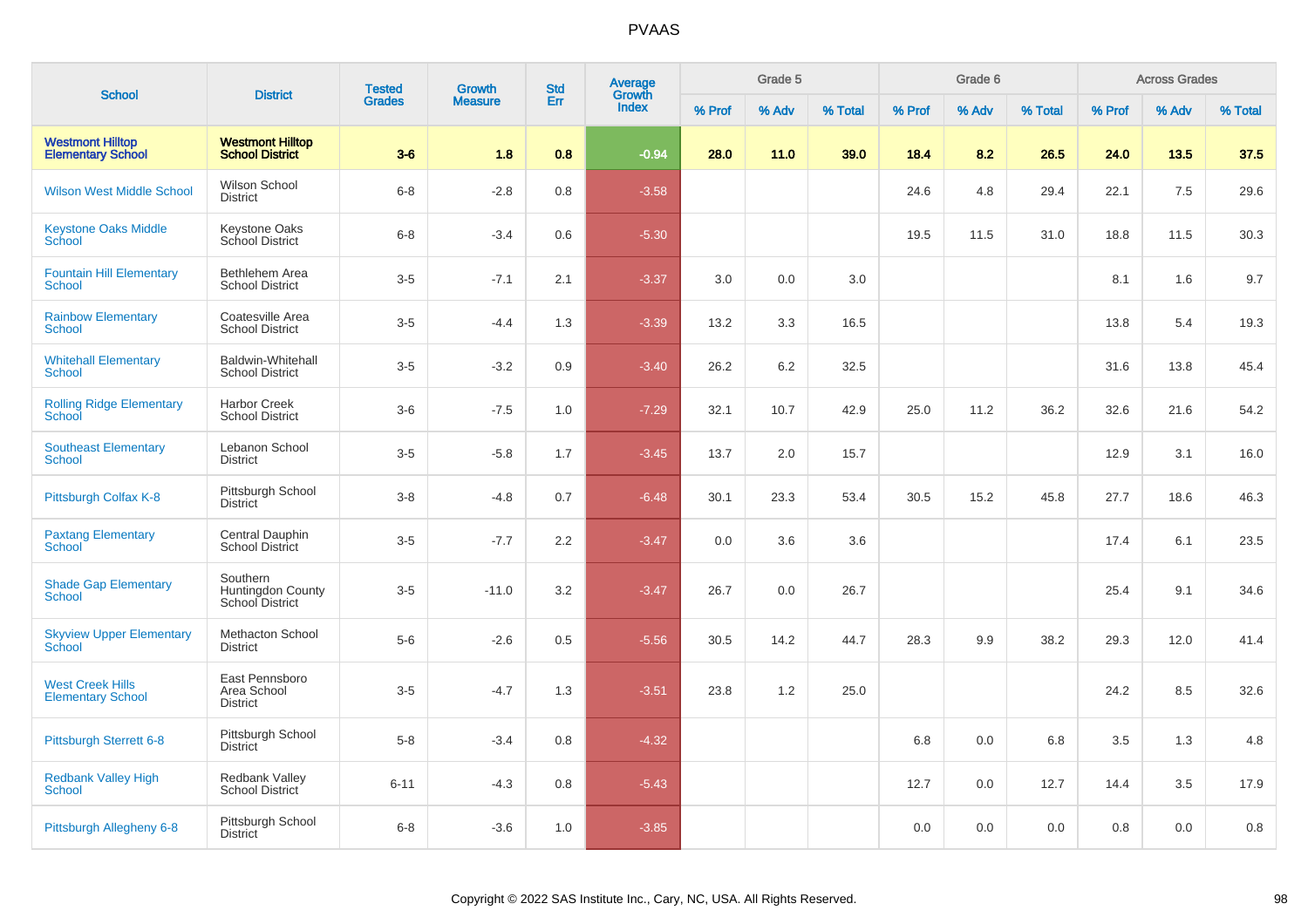# PVAAS

| School | District | Tested Grades | Growth Measure | Std Err | Average Growth Index | Grade 5 | | | Grade 6 | | | Across Grades | | |
|---|---|---|---|---|---|---|---|---|---|---|---|---|---|---|
| | | | | | | % Prof | % Adv | % Total | % Prof | % Adv | % Total | % Prof | % Adv | % Total |
| **Westmont Hilltop Elementary School** | **Westmont Hilltop School District** | **3-6** | **1.8** | **0.8** | **-0.94** | **28.0** | **11.0** | **39.0** | **18.4** | **8.2** | **26.5** | **24.0** | **13.5** | **37.5** |
| Wilson West Middle School | Wilson School District | 6-8 | -2.8 | 0.8 | -3.58 | | | | 24.6 | 4.8 | 29.4 | 22.1 | 7.5 | 29.6 |
| Keystone Oaks Middle School | Keystone Oaks School District | 6-8 | -3.4 | 0.6 | -5.30 | | | | 19.5 | 11.5 | 31.0 | 18.8 | 11.5 | 30.3 |
| Fountain Hill Elementary School | Bethlehem Area School District | 3-5 | -7.1 | 2.1 | -3.37 | 3.0 | 0.0 | 3.0 | | | | 8.1 | 1.6 | 9.7 |
| Rainbow Elementary School | Coatesville Area School District | 3-5 | -4.4 | 1.3 | -3.39 | 13.2 | 3.3 | 16.5 | | | | 13.8 | 5.4 | 19.3 |
| Whitehall Elementary School | Baldwin-Whitehall School District | 3-5 | -3.2 | 0.9 | -3.40 | 26.2 | 6.2 | 32.5 | | | | 31.6 | 13.8 | 45.4 |
| Rolling Ridge Elementary School | Harbor Creek School District | 3-6 | -7.5 | 1.0 | -7.29 | 32.1 | 10.7 | 42.9 | 25.0 | 11.2 | 36.2 | 32.6 | 21.6 | 54.2 |
| Southeast Elementary School | Lebanon School District | 3-5 | -5.8 | 1.7 | -3.45 | 13.7 | 2.0 | 15.7 | | | | 12.9 | 3.1 | 16.0 |
| Pittsburgh Colfax K-8 | Pittsburgh School District | 3-8 | -4.8 | 0.7 | -6.48 | 30.1 | 23.3 | 53.4 | 30.5 | 15.2 | 45.8 | 27.7 | 18.6 | 46.3 |
| Paxtang Elementary School | Central Dauphin School District | 3-5 | -7.7 | 2.2 | -3.47 | 0.0 | 3.6 | 3.6 | | | | 17.4 | 6.1 | 23.5 |
| Shade Gap Elementary School | Southern Huntingdon County School District | 3-5 | -11.0 | 3.2 | -3.47 | 26.7 | 0.0 | 26.7 | | | | 25.4 | 9.1 | 34.6 |
| Skyview Upper Elementary School | Methacton School District | 5-6 | -2.6 | 0.5 | -5.56 | 30.5 | 14.2 | 44.7 | 28.3 | 9.9 | 38.2 | 29.3 | 12.0 | 41.4 |
| West Creek Hills Elementary School | East Pennsboro Area School District | 3-5 | -4.7 | 1.3 | -3.51 | 23.8 | 1.2 | 25.0 | | | | 24.2 | 8.5 | 32.6 |
| Pittsburgh Sterrett 6-8 | Pittsburgh School District | 5-8 | -3.4 | 0.8 | -4.32 | | | | 6.8 | 0.0 | 6.8 | 3.5 | 1.3 | 4.8 |
| Redbank Valley High School | Redbank Valley School District | 6-11 | -4.3 | 0.8 | -5.43 | | | | 12.7 | 0.0 | 12.7 | 14.4 | 3.5 | 17.9 |
| Pittsburgh Allegheny 6-8 | Pittsburgh School District | 6-8 | -3.6 | 1.0 | -3.85 | | | | 0.0 | 0.0 | 0.0 | 0.8 | 0.0 | 0.8 |

Copyright © 2022 SAS Institute Inc., Cary, NC, USA. All Rights Reserved.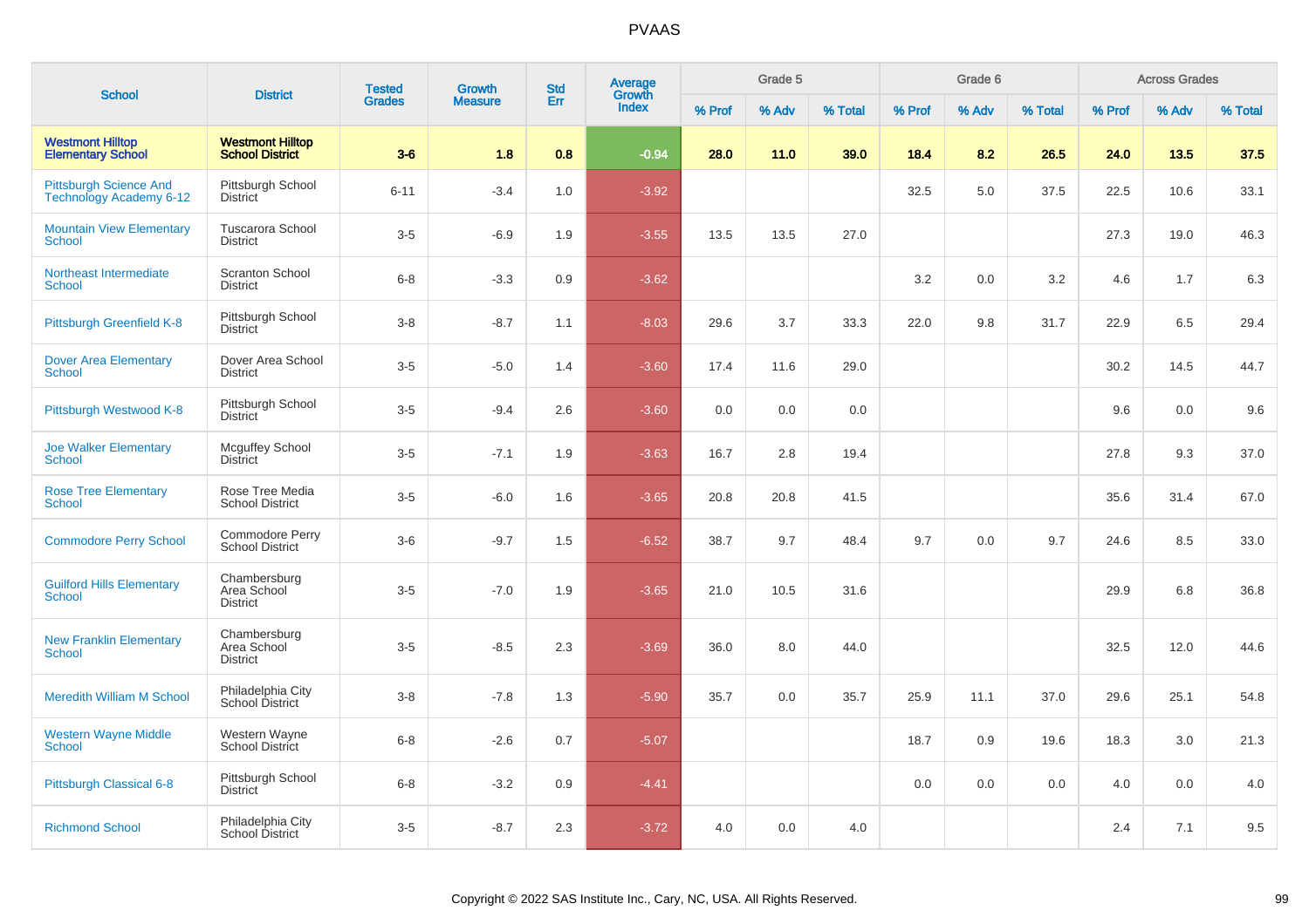# PVAAS

| School | District | Tested Grades | Growth Measure | Std Err | Average Growth Index | Grade 5 | | | Grade 6 | | | Across Grades | | |
|---|---|---|---|---|---|---|---|---|---|---|---|---|---|---|
| | | | | | | % Prof | % Adv | % Total | % Prof | % Adv | % Total | % Prof | % Adv | % Total |
| **Westmont Hilltop Elementary School** | **Westmont Hilltop School District** | **3-6** | **1.8** | **0.8** | **-0.94** | **28.0** | **11.0** | **39.0** | **18.4** | **8.2** | **26.5** | **24.0** | **13.5** | **37.5** |
| Pittsburgh Science And Technology Academy 6-12 | Pittsburgh School District | 6-11 | -3.4 | 1.0 | -3.92 | | | | 32.5 | 5.0 | 37.5 | 22.5 | 10.6 | 33.1 |
| Mountain View Elementary School | Tuscarora School District | 3-5 | -6.9 | 1.9 | -3.55 | 13.5 | 13.5 | 27.0 | | | | 27.3 | 19.0 | 46.3 |
| Northeast Intermediate School | Scranton School District | 6-8 | -3.3 | 0.9 | -3.62 | | | | 3.2 | 0.0 | 3.2 | 4.6 | 1.7 | 6.3 |
| Pittsburgh Greenfield K-8 | Pittsburgh School District | 3-8 | -8.7 | 1.1 | -8.03 | 29.6 | 3.7 | 33.3 | 22.0 | 9.8 | 31.7 | 22.9 | 6.5 | 29.4 |
| Dover Area Elementary School | Dover Area School District | 3-5 | -5.0 | 1.4 | -3.60 | 17.4 | 11.6 | 29.0 | | | | 30.2 | 14.5 | 44.7 |
| Pittsburgh Westwood K-8 | Pittsburgh School District | 3-5 | -9.4 | 2.6 | -3.60 | 0.0 | 0.0 | 0.0 | | | | 9.6 | 0.0 | 9.6 |
| Joe Walker Elementary School | Mcguffey School District | 3-5 | -7.1 | 1.9 | -3.63 | 16.7 | 2.8 | 19.4 | | | | 27.8 | 9.3 | 37.0 |
| Rose Tree Elementary School | Rose Tree Media School District | 3-5 | -6.0 | 1.6 | -3.65 | 20.8 | 20.8 | 41.5 | | | | 35.6 | 31.4 | 67.0 |
| Commodore Perry School | Commodore Perry School District | 3-6 | -9.7 | 1.5 | -6.52 | 38.7 | 9.7 | 48.4 | 9.7 | 0.0 | 9.7 | 24.6 | 8.5 | 33.0 |
| Guilford Hills Elementary School | Chambersburg Area School District | 3-5 | -7.0 | 1.9 | -3.65 | 21.0 | 10.5 | 31.6 | | | | 29.9 | 6.8 | 36.8 |
| New Franklin Elementary School | Chambersburg Area School District | 3-5 | -8.5 | 2.3 | -3.69 | 36.0 | 8.0 | 44.0 | | | | 32.5 | 12.0 | 44.6 |
| Meredith William M School | Philadelphia City School District | 3-8 | -7.8 | 1.3 | -5.90 | 35.7 | 0.0 | 35.7 | 25.9 | 11.1 | 37.0 | 29.6 | 25.1 | 54.8 |
| Western Wayne Middle School | Western Wayne School District | 6-8 | -2.6 | 0.7 | -5.07 | | | | 18.7 | 0.9 | 19.6 | 18.3 | 3.0 | 21.3 |
| Pittsburgh Classical 6-8 | Pittsburgh School District | 6-8 | -3.2 | 0.9 | -4.41 | | | | 0.0 | 0.0 | 0.0 | 4.0 | 0.0 | 4.0 |
| Richmond School | Philadelphia City School District | 3-5 | -8.7 | 2.3 | -3.72 | 4.0 | 0.0 | 4.0 | | | | 2.4 | 7.1 | 9.5 |

Copyright © 2022 SAS Institute Inc., Cary, NC, USA. All Rights Reserved.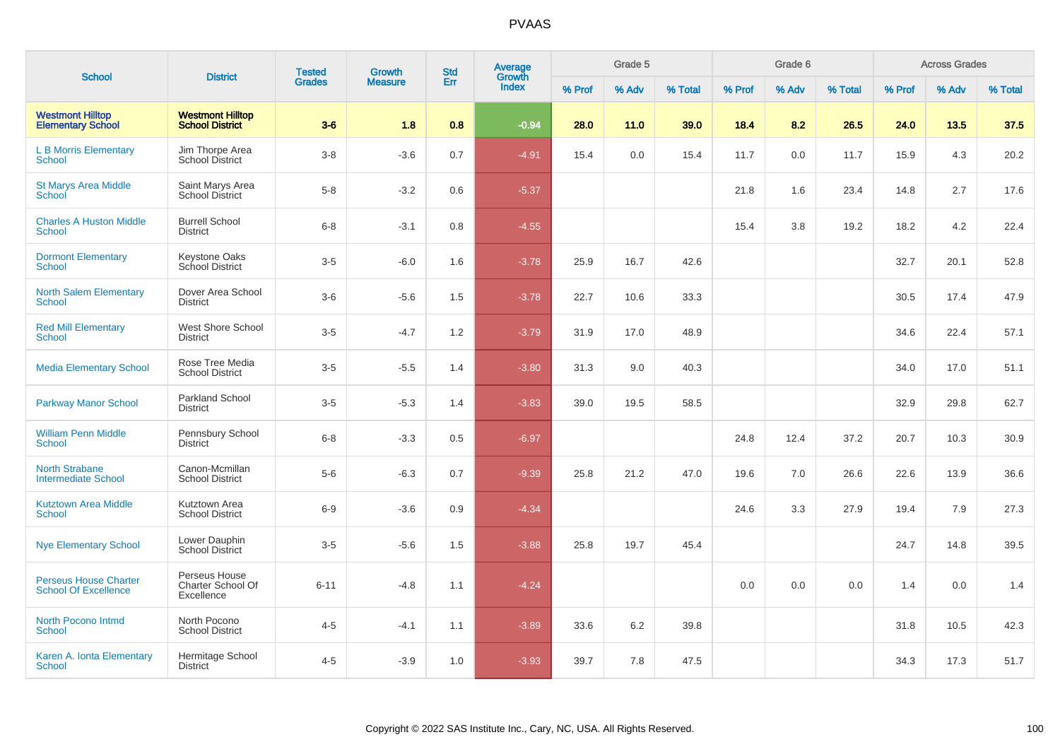# PVAAS

| School | District | Tested Grades | Growth Measure | Std Err | Average Growth Index | Grade 5 | | | Grade 6 | | | Across Grades | | |
|---|---|---|---|---|---|---|---|---|---|---|---|---|---|---|
| | | | | | | % Prof | % Adv | % Total | % Prof | % Adv | % Total | % Prof | % Adv | % Total |
| **Westmont Hilltop Elementary School** | **Westmont Hilltop School District** | **3-6** | **1.8** | **0.8** | **-0.94** | **28.0** | **11.0** | **39.0** | **18.4** | **8.2** | **26.5** | **24.0** | **13.5** | **37.5** |
| L B Morris Elementary School | Jim Thorpe Area School District | 3-8 | -3.6 | 0.7 | -4.91 | 15.4 | 0.0 | 15.4 | 11.7 | 0.0 | 11.7 | 15.9 | 4.3 | 20.2 |
| St Marys Area Middle School | Saint Marys Area School District | 5-8 | -3.2 | 0.6 | -5.37 | | | | 21.8 | 1.6 | 23.4 | 14.8 | 2.7 | 17.6 |
| Charles A Huston Middle School | Burrell School District | 6-8 | -3.1 | 0.8 | -4.55 | | | | 15.4 | 3.8 | 19.2 | 18.2 | 4.2 | 22.4 |
| Dormont Elementary School | Keystone Oaks School District | 3-5 | -6.0 | 1.6 | -3.78 | 25.9 | 16.7 | 42.6 | | | | 32.7 | 20.1 | 52.8 |
| North Salem Elementary School | Dover Area School District | 3-6 | -5.6 | 1.5 | -3.78 | 22.7 | 10.6 | 33.3 | | | | 30.5 | 17.4 | 47.9 |
| Red Mill Elementary School | West Shore School District | 3-5 | -4.7 | 1.2 | -3.79 | 31.9 | 17.0 | 48.9 | | | | 34.6 | 22.4 | 57.1 |
| Media Elementary School | Rose Tree Media School District | 3-5 | -5.5 | 1.4 | -3.80 | 31.3 | 9.0 | 40.3 | | | | 34.0 | 17.0 | 51.1 |
| Parkway Manor School | Parkland School District | 3-5 | -5.3 | 1.4 | -3.83 | 39.0 | 19.5 | 58.5 | | | | 32.9 | 29.8 | 62.7 |
| William Penn Middle School | Pennsbury School District | 6-8 | -3.3 | 0.5 | -6.97 | | | | 24.8 | 12.4 | 37.2 | 20.7 | 10.3 | 30.9 |
| North Strabane Intermediate School | Canon-Mcmillan School District | 5-6 | -6.3 | 0.7 | -9.39 | 25.8 | 21.2 | 47.0 | 19.6 | 7.0 | 26.6 | 22.6 | 13.9 | 36.6 |
| Kutztown Area Middle School | Kutztown Area School District | 6-9 | -3.6 | 0.9 | -4.34 | | | | 24.6 | 3.3 | 27.9 | 19.4 | 7.9 | 27.3 |
| Nye Elementary School | Lower Dauphin School District | 3-5 | -5.6 | 1.5 | -3.88 | 25.8 | 19.7 | 45.4 | | | | 24.7 | 14.8 | 39.5 |
| Perseus House Charter School Of Excellence | Perseus House Charter School Of Excellence | 6-11 | -4.8 | 1.1 | -4.24 | | | | 0.0 | 0.0 | 0.0 | 1.4 | 0.0 | 1.4 |
| North Pocono Intmd School | North Pocono School District | 4-5 | -4.1 | 1.1 | -3.89 | 33.6 | 6.2 | 39.8 | | | | 31.8 | 10.5 | 42.3 |
| Karen A. Ionta Elementary School | Hermitage School District | 4-5 | -3.9 | 1.0 | -3.93 | 39.7 | 7.8 | 47.5 | | | | 34.3 | 17.3 | 51.7 |

Copyright © 2022 SAS Institute Inc., Cary, NC, USA. All Rights Reserved.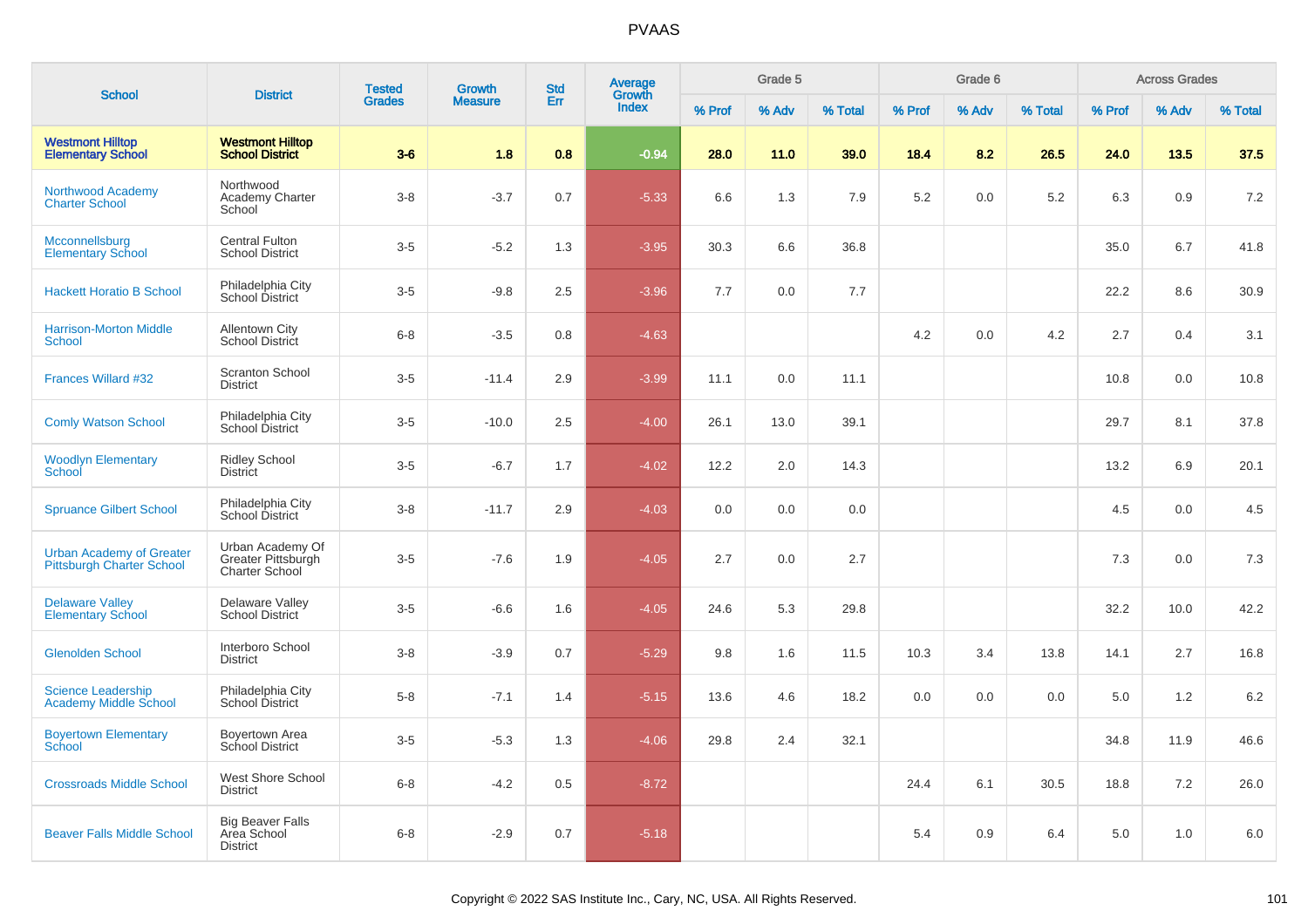# PVAAS

| School | District | Tested Grades | Growth Measure | Std Err | Average Growth Index | Grade 5 | | | Grade 6 | | | Across Grades | | |
|---|---|---|---|---|---|---|---|---|---|---|---|---|---|---|
| | | | | | | % Prof | % Adv | % Total | % Prof | % Adv | % Total | % Prof | % Adv | % Total |
| **Westmont Hilltop Elementary School** | **Westmont Hilltop School District** | **3-6** | **1.8** | **0.8** | **-0.94** | **28.0** | **11.0** | **39.0** | **18.4** | **8.2** | **26.5** | **24.0** | **13.5** | **37.5** |
| Northwood Academy Charter School | Northwood Academy Charter School | 3-8 | -3.7 | 0.7 | -5.33 | 6.6 | 1.3 | 7.9 | 5.2 | 0.0 | 5.2 | 6.3 | 0.9 | 7.2 |
| Mcconnellsburg Elementary School | Central Fulton School District | 3-5 | -5.2 | 1.3 | -3.95 | 30.3 | 6.6 | 36.8 | | | | 35.0 | 6.7 | 41.8 |
| Hackett Horatio B School | Philadelphia City School District | 3-5 | -9.8 | 2.5 | -3.96 | 7.7 | 0.0 | 7.7 | | | | 22.2 | 8.6 | 30.9 |
| Harrison-Morton Middle School | Allentown City School District | 6-8 | -3.5 | 0.8 | -4.63 | | | | 4.2 | 0.0 | 4.2 | 2.7 | 0.4 | 3.1 |
| Frances Willard #32 | Scranton School District | 3-5 | -11.4 | 2.9 | -3.99 | 11.1 | 0.0 | 11.1 | | | | 10.8 | 0.0 | 10.8 |
| Comly Watson School | Philadelphia City School District | 3-5 | -10.0 | 2.5 | -4.00 | 26.1 | 13.0 | 39.1 | | | | 29.7 | 8.1 | 37.8 |
| Woodlyn Elementary School | Ridley School District | 3-5 | -6.7 | 1.7 | -4.02 | 12.2 | 2.0 | 14.3 | | | | 13.2 | 6.9 | 20.1 |
| Spruance Gilbert School | Philadelphia City School District | 3-8 | -11.7 | 2.9 | -4.03 | 0.0 | 0.0 | 0.0 | | | | 4.5 | 0.0 | 4.5 |
| Urban Academy of Greater Pittsburgh Charter School | Urban Academy Of Greater Pittsburgh Charter School | 3-5 | -7.6 | 1.9 | -4.05 | 2.7 | 0.0 | 2.7 | | | | 7.3 | 0.0 | 7.3 |
| Delaware Valley Elementary School | Delaware Valley School District | 3-5 | -6.6 | 1.6 | -4.05 | 24.6 | 5.3 | 29.8 | | | | 32.2 | 10.0 | 42.2 |
| Glenolden School | Interboro School District | 3-8 | -3.9 | 0.7 | -5.29 | 9.8 | 1.6 | 11.5 | 10.3 | 3.4 | 13.8 | 14.1 | 2.7 | 16.8 |
| Science Leadership Academy Middle School | Philadelphia City School District | 5-8 | -7.1 | 1.4 | -5.15 | 13.6 | 4.6 | 18.2 | 0.0 | 0.0 | 0.0 | 5.0 | 1.2 | 6.2 |
| Boyertown Elementary School | Boyertown Area School District | 3-5 | -5.3 | 1.3 | -4.06 | 29.8 | 2.4 | 32.1 | | | | 34.8 | 11.9 | 46.6 |
| Crossroads Middle School | West Shore School District | 6-8 | -4.2 | 0.5 | -8.72 | | | | 24.4 | 6.1 | 30.5 | 18.8 | 7.2 | 26.0 |
| Beaver Falls Middle School | Big Beaver Falls Area School District | 6-8 | -2.9 | 0.7 | -5.18 | | | | 5.4 | 0.9 | 6.4 | 5.0 | 1.0 | 6.0 |

Copyright © 2022 SAS Institute Inc., Cary, NC, USA. All Rights Reserved.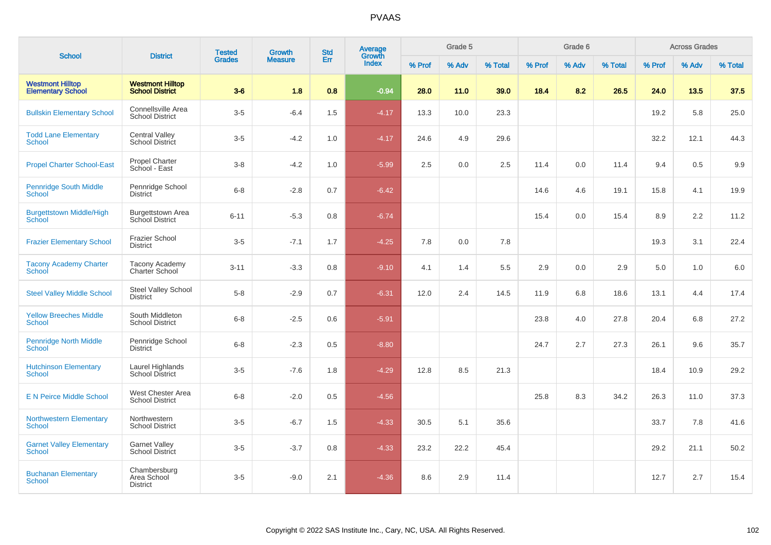# PVAAS

| School | District | Tested Grades | Growth Measure | Std Err | Average Growth Index | Grade 5 | | | Grade 6 | | | Across Grades | | |
|---|---|---|---|---|---|---|---|---|---|---|---|---|---|---|
| | | | | | | % Prof | % Adv | % Total | % Prof | % Adv | % Total | % Prof | % Adv | % Total |
| **Westmont Hilltop Elementary School** | **Westmont Hilltop School District** | **3-6** | **1.8** | **0.8** | **-0.94** | **28.0** | **11.0** | **39.0** | **18.4** | **8.2** | **26.5** | **24.0** | **13.5** | **37.5** |
| Bullskin Elementary School | Connellsville Area School District | 3-5 | -6.4 | 1.5 | -4.17 | 13.3 | 10.0 | 23.3 | | | | 19.2 | 5.8 | 25.0 |
| Todd Lane Elementary School | Central Valley School District | 3-5 | -4.2 | 1.0 | -4.17 | 24.6 | 4.9 | 29.6 | | | | 32.2 | 12.1 | 44.3 |
| Propel Charter School-East | Propel Charter School - East | 3-8 | -4.2 | 1.0 | -5.99 | 2.5 | 0.0 | 2.5 | 11.4 | 0.0 | 11.4 | 9.4 | 0.5 | 9.9 |
| Pennridge South Middle School | Pennridge School District | 6-8 | -2.8 | 0.7 | -6.42 | | | | 14.6 | 4.6 | 19.1 | 15.8 | 4.1 | 19.9 |
| Burgettstown Middle/High School | Burgettstown Area School District | 6-11 | -5.3 | 0.8 | -6.74 | | | | 15.4 | 0.0 | 15.4 | 8.9 | 2.2 | 11.2 |
| Frazier Elementary School | Frazier School District | 3-5 | -7.1 | 1.7 | -4.25 | 7.8 | 0.0 | 7.8 | | | | 19.3 | 3.1 | 22.4 |
| Tacony Academy Charter School | Tacony Academy Charter School | 3-11 | -3.3 | 0.8 | -9.10 | 4.1 | 1.4 | 5.5 | 2.9 | 0.0 | 2.9 | 5.0 | 1.0 | 6.0 |
| Steel Valley Middle School | Steel Valley School District | 5-8 | -2.9 | 0.7 | -6.31 | 12.0 | 2.4 | 14.5 | 11.9 | 6.8 | 18.6 | 13.1 | 4.4 | 17.4 |
| Yellow Breeches Middle School | South Middleton School District | 6-8 | -2.5 | 0.6 | -5.91 | | | | 23.8 | 4.0 | 27.8 | 20.4 | 6.8 | 27.2 |
| Pennridge North Middle School | Pennridge School District | 6-8 | -2.3 | 0.5 | -8.80 | | | | 24.7 | 2.7 | 27.3 | 26.1 | 9.6 | 35.7 |
| Hutchinson Elementary School | Laurel Highlands School District | 3-5 | -7.6 | 1.8 | -4.29 | 12.8 | 8.5 | 21.3 | | | | 18.4 | 10.9 | 29.2 |
| E N Peirce Middle School | West Chester Area School District | 6-8 | -2.0 | 0.5 | -4.56 | | | | 25.8 | 8.3 | 34.2 | 26.3 | 11.0 | 37.3 |
| Northwestern Elementary School | Northwestern School District | 3-5 | -6.7 | 1.5 | -4.33 | 30.5 | 5.1 | 35.6 | | | | 33.7 | 7.8 | 41.6 |
| Garnet Valley Elementary School | Garnet Valley School District | 3-5 | -3.7 | 0.8 | -4.33 | 23.2 | 22.2 | 45.4 | | | | 29.2 | 21.1 | 50.2 |
| Buchanan Elementary School | Chambersburg Area School District | 3-5 | -9.0 | 2.1 | -4.36 | 8.6 | 2.9 | 11.4 | | | | 12.7 | 2.7 | 15.4 |

Copyright © 2022 SAS Institute Inc., Cary, NC, USA. All Rights Reserved.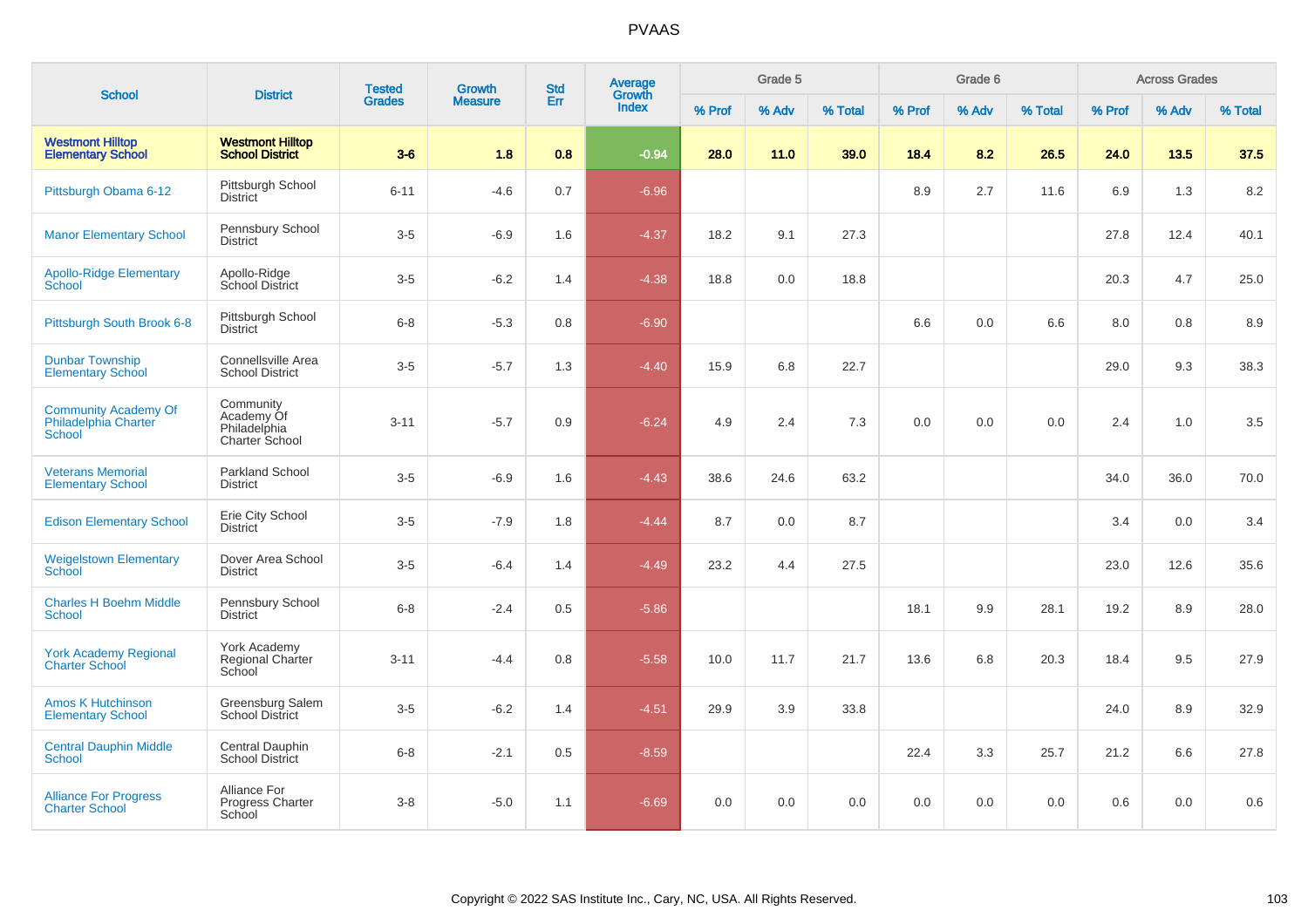# PVAAS

| School | District | Tested Grades | Growth Measure | Std Err | Average Growth Index | Grade 5 | | | Grade 6 | | | Across Grades | | |
|---|---|---|---|---|---|---|---|---|---|---|---|---|---|---|
| | | | | | | % Prof | % Adv | % Total | % Prof | % Adv | % Total | % Prof | % Adv | % Total |
| **Westmont Hilltop Elementary School** | **Westmont Hilltop School District** | **3-6** | **1.8** | **0.8** | **-0.94** | **28.0** | **11.0** | **39.0** | **18.4** | **8.2** | **26.5** | **24.0** | **13.5** | **37.5** |
| Pittsburgh Obama 6-12 | Pittsburgh School District | 6-11 | -4.6 | 0.7 | -6.96 | | | | 8.9 | 2.7 | 11.6 | 6.9 | 1.3 | 8.2 |
| Manor Elementary School | Pennsbury School District | 3-5 | -6.9 | 1.6 | -4.37 | 18.2 | 9.1 | 27.3 | | | | 27.8 | 12.4 | 40.1 |
| Apollo-Ridge Elementary School | Apollo-Ridge School District | 3-5 | -6.2 | 1.4 | -4.38 | 18.8 | 0.0 | 18.8 | | | | 20.3 | 4.7 | 25.0 |
| Pittsburgh South Brook 6-8 | Pittsburgh School District | 6-8 | -5.3 | 0.8 | -6.90 | | | | 6.6 | 0.0 | 6.6 | 8.0 | 0.8 | 8.9 |
| Dunbar Township Elementary School | Connellsville Area School District | 3-5 | -5.7 | 1.3 | -4.40 | 15.9 | 6.8 | 22.7 | | | | 29.0 | 9.3 | 38.3 |
| Community Academy Of Philadelphia Charter School | Community Academy Of Philadelphia Charter School | 3-11 | -5.7 | 0.9 | -6.24 | 4.9 | 2.4 | 7.3 | 0.0 | 0.0 | 0.0 | 2.4 | 1.0 | 3.5 |
| Veterans Memorial Elementary School | Parkland School District | 3-5 | -6.9 | 1.6 | -4.43 | 38.6 | 24.6 | 63.2 | | | | 34.0 | 36.0 | 70.0 |
| Edison Elementary School | Erie City School District | 3-5 | -7.9 | 1.8 | -4.44 | 8.7 | 0.0 | 8.7 | | | | 3.4 | 0.0 | 3.4 |
| Weigelstown Elementary School | Dover Area School District | 3-5 | -6.4 | 1.4 | -4.49 | 23.2 | 4.4 | 27.5 | | | | 23.0 | 12.6 | 35.6 |
| Charles H Boehm Middle School | Pennsbury School District | 6-8 | -2.4 | 0.5 | -5.86 | | | | 18.1 | 9.9 | 28.1 | 19.2 | 8.9 | 28.0 |
| York Academy Regional Charter School | York Academy Regional Charter School | 3-11 | -4.4 | 0.8 | -5.58 | 10.0 | 11.7 | 21.7 | 13.6 | 6.8 | 20.3 | 18.4 | 9.5 | 27.9 |
| Amos K Hutchinson Elementary School | Greensburg Salem School District | 3-5 | -6.2 | 1.4 | -4.51 | 29.9 | 3.9 | 33.8 | | | | 24.0 | 8.9 | 32.9 |
| Central Dauphin Middle School | Central Dauphin School District | 6-8 | -2.1 | 0.5 | -8.59 | | | | 22.4 | 3.3 | 25.7 | 21.2 | 6.6 | 27.8 |
| Alliance For Progress Charter School | Alliance For Progress Charter School | 3-8 | -5.0 | 1.1 | -6.69 | 0.0 | 0.0 | 0.0 | 0.0 | 0.0 | 0.0 | 0.6 | 0.0 | 0.6 |

Copyright © 2022 SAS Institute Inc., Cary, NC, USA. All Rights Reserved.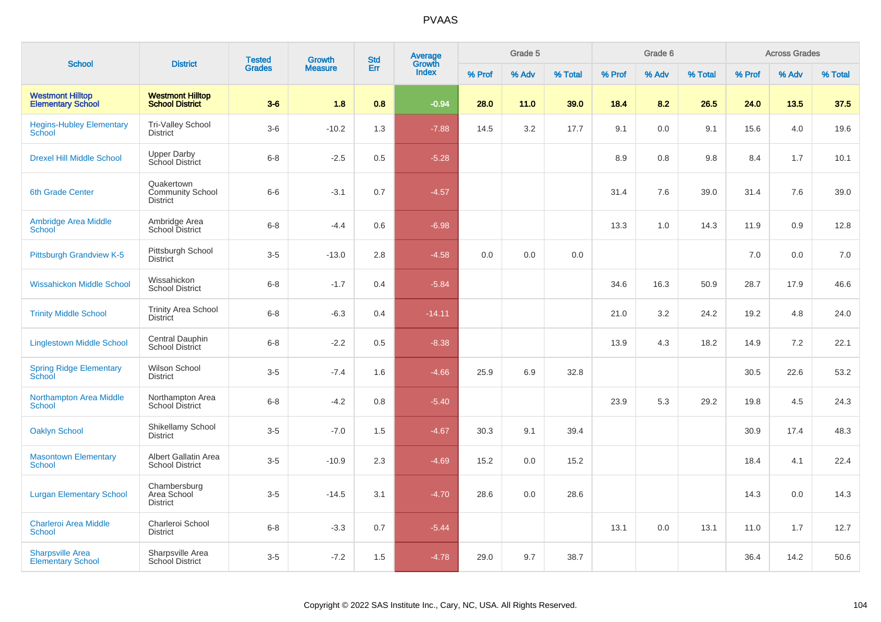# PVAAS

| School | District | Tested Grades | Growth Measure | Std Err | Average Growth Index | Grade 5 | | | Grade 6 | | | Across Grades | | |
|---|---|---|---|---|---|---|---|---|---|---|---|---|---|---|
| | | | | | | % Prof | % Adv | % Total | % Prof | % Adv | % Total | % Prof | % Adv | % Total |
| **Westmont Hilltop Elementary School** | **Westmont Hilltop School District** | **3-6** | **1.8** | **0.8** | **-0.94** | **28.0** | **11.0** | **39.0** | **18.4** | **8.2** | **26.5** | **24.0** | **13.5** | **37.5** |
| Hegins-Hubley Elementary School | Tri-Valley School District | 3-6 | -10.2 | 1.3 | -7.88 | 14.5 | 3.2 | 17.7 | 9.1 | 0.0 | 9.1 | 15.6 | 4.0 | 19.6 |
| Drexel Hill Middle School | Upper Darby School District | 6-8 | -2.5 | 0.5 | -5.28 | | | | 8.9 | 0.8 | 9.8 | 8.4 | 1.7 | 10.1 |
| 6th Grade Center | Quakertown Community School District | 6-6 | -3.1 | 0.7 | -4.57 | | | | 31.4 | 7.6 | 39.0 | 31.4 | 7.6 | 39.0 |
| Ambridge Area Middle School | Ambridge Area School District | 6-8 | -4.4 | 0.6 | -6.98 | | | | 13.3 | 1.0 | 14.3 | 11.9 | 0.9 | 12.8 |
| Pittsburgh Grandview K-5 | Pittsburgh School District | 3-5 | -13.0 | 2.8 | -4.58 | 0.0 | 0.0 | 0.0 | | | | 7.0 | 0.0 | 7.0 |
| Wissahickon Middle School | Wissahickon School District | 6-8 | -1.7 | 0.4 | -5.84 | | | | 34.6 | 16.3 | 50.9 | 28.7 | 17.9 | 46.6 |
| Trinity Middle School | Trinity Area School District | 6-8 | -6.3 | 0.4 | -14.11 | | | | 21.0 | 3.2 | 24.2 | 19.2 | 4.8 | 24.0 |
| Linglestown Middle School | Central Dauphin School District | 6-8 | -2.2 | 0.5 | -8.38 | | | | 13.9 | 4.3 | 18.2 | 14.9 | 7.2 | 22.1 |
| Spring Ridge Elementary School | Wilson School District | 3-5 | -7.4 | 1.6 | -4.66 | 25.9 | 6.9 | 32.8 | | | | 30.5 | 22.6 | 53.2 |
| Northampton Area Middle School | Northampton Area School District | 6-8 | -4.2 | 0.8 | -5.40 | | | | 23.9 | 5.3 | 29.2 | 19.8 | 4.5 | 24.3 |
| Oaklyn School | Shikellamy School District | 3-5 | -7.0 | 1.5 | -4.67 | 30.3 | 9.1 | 39.4 | | | | 30.9 | 17.4 | 48.3 |
| Masontown Elementary School | Albert Gallatin Area School District | 3-5 | -10.9 | 2.3 | -4.69 | 15.2 | 0.0 | 15.2 | | | | 18.4 | 4.1 | 22.4 |
| Lurgan Elementary School | Chambersburg Area School District | 3-5 | -14.5 | 3.1 | -4.70 | 28.6 | 0.0 | 28.6 | | | | 14.3 | 0.0 | 14.3 |
| Charleroi Area Middle School | Charleroi School District | 6-8 | -3.3 | 0.7 | -5.44 | | | | 13.1 | 0.0 | 13.1 | 11.0 | 1.7 | 12.7 |
| Sharpsville Area Elementary School | Sharpsville Area School District | 3-5 | -7.2 | 1.5 | -4.78 | 29.0 | 9.7 | 38.7 | | | | 36.4 | 14.2 | 50.6 |

Copyright © 2022 SAS Institute Inc., Cary, NC, USA. All Rights Reserved.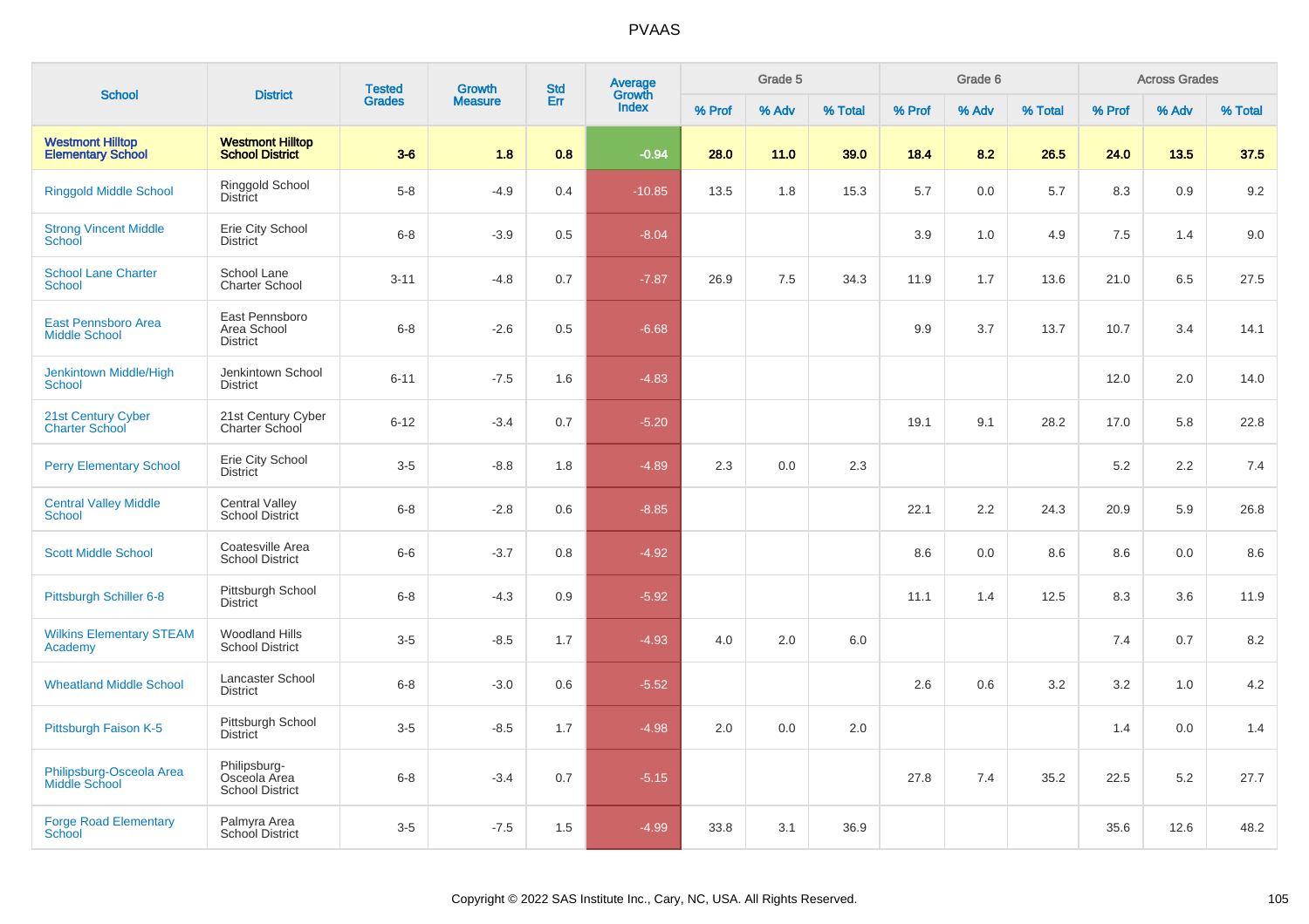# PVAAS

| School | District | Tested Grades | Growth Measure | Std Err | Average Growth Index | Grade 5 | | | Grade 6 | | | Across Grades | | |
|---|---|---|---|---|---|---|---|---|---|---|---|---|---|---|
| | | | | | | % Prof | % Adv | % Total | % Prof | % Adv | % Total | % Prof | % Adv | % Total |
| **Westmont Hilltop Elementary School** | **Westmont Hilltop School District** | **3-6** | **1.8** | **0.8** | **-0.94** | **28.0** | **11.0** | **39.0** | **18.4** | **8.2** | **26.5** | **24.0** | **13.5** | **37.5** |
| Ringgold Middle School | Ringgold School District | 5-8 | -4.9 | 0.4 | -10.85 | 13.5 | 1.8 | 15.3 | 5.7 | 0.0 | 5.7 | 8.3 | 0.9 | 9.2 |
| Strong Vincent Middle School | Erie City School District | 6-8 | -3.9 | 0.5 | -8.04 | | | | 3.9 | 1.0 | 4.9 | 7.5 | 1.4 | 9.0 |
| School Lane Charter School | School Lane Charter School | 3-11 | -4.8 | 0.7 | -7.87 | 26.9 | 7.5 | 34.3 | 11.9 | 1.7 | 13.6 | 21.0 | 6.5 | 27.5 |
| East Pennsboro Area Middle School | East Pennsboro Area School District | 6-8 | -2.6 | 0.5 | -6.68 | | | | 9.9 | 3.7 | 13.7 | 10.7 | 3.4 | 14.1 |
| Jenkintown Middle/High School | Jenkintown School District | 6-11 | -7.5 | 1.6 | -4.83 | | | | | | | 12.0 | 2.0 | 14.0 |
| 21st Century Cyber Charter School | 21st Century Cyber Charter School | 6-12 | -3.4 | 0.7 | -5.20 | | | | 19.1 | 9.1 | 28.2 | 17.0 | 5.8 | 22.8 |
| Perry Elementary School | Erie City School District | 3-5 | -8.8 | 1.8 | -4.89 | 2.3 | 0.0 | 2.3 | | | | 5.2 | 2.2 | 7.4 |
| Central Valley Middle School | Central Valley School District | 6-8 | -2.8 | 0.6 | -8.85 | | | | 22.1 | 2.2 | 24.3 | 20.9 | 5.9 | 26.8 |
| Scott Middle School | Coatesville Area School District | 6-6 | -3.7 | 0.8 | -4.92 | | | | 8.6 | 0.0 | 8.6 | 8.6 | 0.0 | 8.6 |
| Pittsburgh Schiller 6-8 | Pittsburgh School District | 6-8 | -4.3 | 0.9 | -5.92 | | | | 11.1 | 1.4 | 12.5 | 8.3 | 3.6 | 11.9 |
| Wilkins Elementary STEAM Academy | Woodland Hills School District | 3-5 | -8.5 | 1.7 | -4.93 | 4.0 | 2.0 | 6.0 | | | | 7.4 | 0.7 | 8.2 |
| Wheatland Middle School | Lancaster School District | 6-8 | -3.0 | 0.6 | -5.52 | | | | 2.6 | 0.6 | 3.2 | 3.2 | 1.0 | 4.2 |
| Pittsburgh Faison K-5 | Pittsburgh School District | 3-5 | -8.5 | 1.7 | -4.98 | 2.0 | 0.0 | 2.0 | | | | 1.4 | 0.0 | 1.4 |
| Philipsburg-Osceola Area Middle School | Philipsburg-Osceola Area School District | 6-8 | -3.4 | 0.7 | -5.15 | | | | 27.8 | 7.4 | 35.2 | 22.5 | 5.2 | 27.7 |
| Forge Road Elementary School | Palmyra Area School District | 3-5 | -7.5 | 1.5 | -4.99 | 33.8 | 3.1 | 36.9 | | | | 35.6 | 12.6 | 48.2 |

Copyright © 2022 SAS Institute Inc., Cary, NC, USA. All Rights Reserved.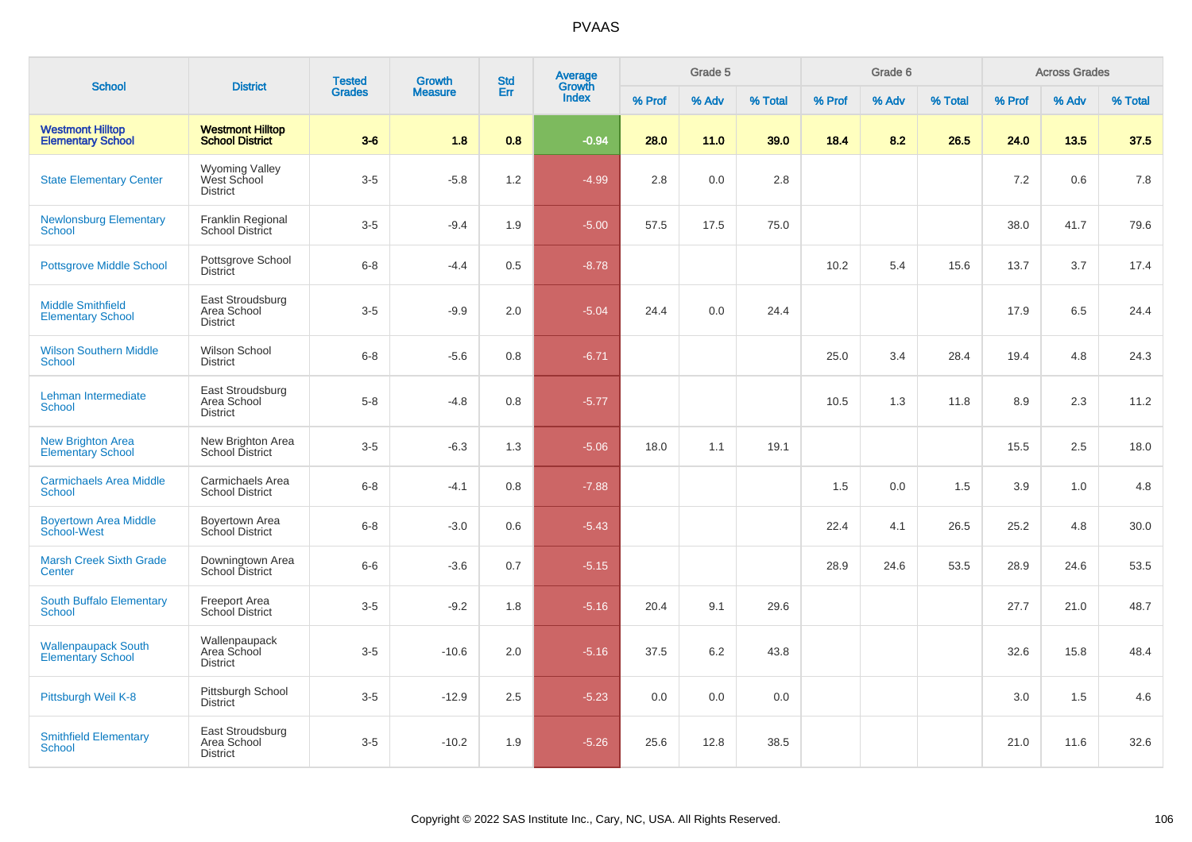PVAAS

| School | District | Tested Grades | Growth Measure | Std Err | Average Growth Index | Grade 5 | | | Grade 6 | | | Across Grades | | |
|---|---|---|---|---|---|---|---|---|---|---|---|---|---|---|
| | | | | | | % Prof | % Adv | % Total | % Prof | % Adv | % Total | % Prof | % Adv | % Total |
| **Westmont Hilltop Elementary School** | **Westmont Hilltop School District** | **3-6** | **1.8** | **0.8** | **-0.94** | **28.0** | **11.0** | **39.0** | **18.4** | **8.2** | **26.5** | **24.0** | **13.5** | **37.5** |
| State Elementary Center | Wyoming Valley West School District | 3-5 | -5.8 | 1.2 | -4.99 | 2.8 | 0.0 | 2.8 | | | | 7.2 | 0.6 | 7.8 |
| Newlonsburg Elementary School | Franklin Regional School District | 3-5 | -9.4 | 1.9 | -5.00 | 57.5 | 17.5 | 75.0 | | | | 38.0 | 41.7 | 79.6 |
| Pottsgrove Middle School | Pottsgrove School District | 6-8 | -4.4 | 0.5 | -8.78 | | | | 10.2 | 5.4 | 15.6 | 13.7 | 3.7 | 17.4 |
| Middle Smithfield Elementary School | East Stroudsburg Area School District | 3-5 | -9.9 | 2.0 | -5.04 | 24.4 | 0.0 | 24.4 | | | | 17.9 | 6.5 | 24.4 |
| Wilson Southern Middle School | Wilson School District | 6-8 | -5.6 | 0.8 | -6.71 | | | | 25.0 | 3.4 | 28.4 | 19.4 | 4.8 | 24.3 |
| Lehman Intermediate School | East Stroudsburg Area School District | 5-8 | -4.8 | 0.8 | -5.77 | | | | 10.5 | 1.3 | 11.8 | 8.9 | 2.3 | 11.2 |
| New Brighton Area Elementary School | New Brighton Area School District | 3-5 | -6.3 | 1.3 | -5.06 | 18.0 | 1.1 | 19.1 | | | | 15.5 | 2.5 | 18.0 |
| Carmichaels Area Middle School | Carmichaels Area School District | 6-8 | -4.1 | 0.8 | -7.88 | | | | 1.5 | 0.0 | 1.5 | 3.9 | 1.0 | 4.8 |
| Boyertown Area Middle School-West | Boyertown Area School District | 6-8 | -3.0 | 0.6 | -5.43 | | | | 22.4 | 4.1 | 26.5 | 25.2 | 4.8 | 30.0 |
| Marsh Creek Sixth Grade Center | Downingtown Area School District | 6-6 | -3.6 | 0.7 | -5.15 | | | | 28.9 | 24.6 | 53.5 | 28.9 | 24.6 | 53.5 |
| South Buffalo Elementary School | Freeport Area School District | 3-5 | -9.2 | 1.8 | -5.16 | 20.4 | 9.1 | 29.6 | | | | 27.7 | 21.0 | 48.7 |
| Wallenpaupack South Elementary School | Wallenpaupack Area School District | 3-5 | -10.6 | 2.0 | -5.16 | 37.5 | 6.2 | 43.8 | | | | 32.6 | 15.8 | 48.4 |
| Pittsburgh Weil K-8 | Pittsburgh School District | 3-5 | -12.9 | 2.5 | -5.23 | 0.0 | 0.0 | 0.0 | | | | 3.0 | 1.5 | 4.6 |
| Smithfield Elementary School | East Stroudsburg Area School District | 3-5 | -10.2 | 1.9 | -5.26 | 25.6 | 12.8 | 38.5 | | | | 21.0 | 11.6 | 32.6 |

Copyright © 2022 SAS Institute Inc., Cary, NC, USA. All Rights Reserved.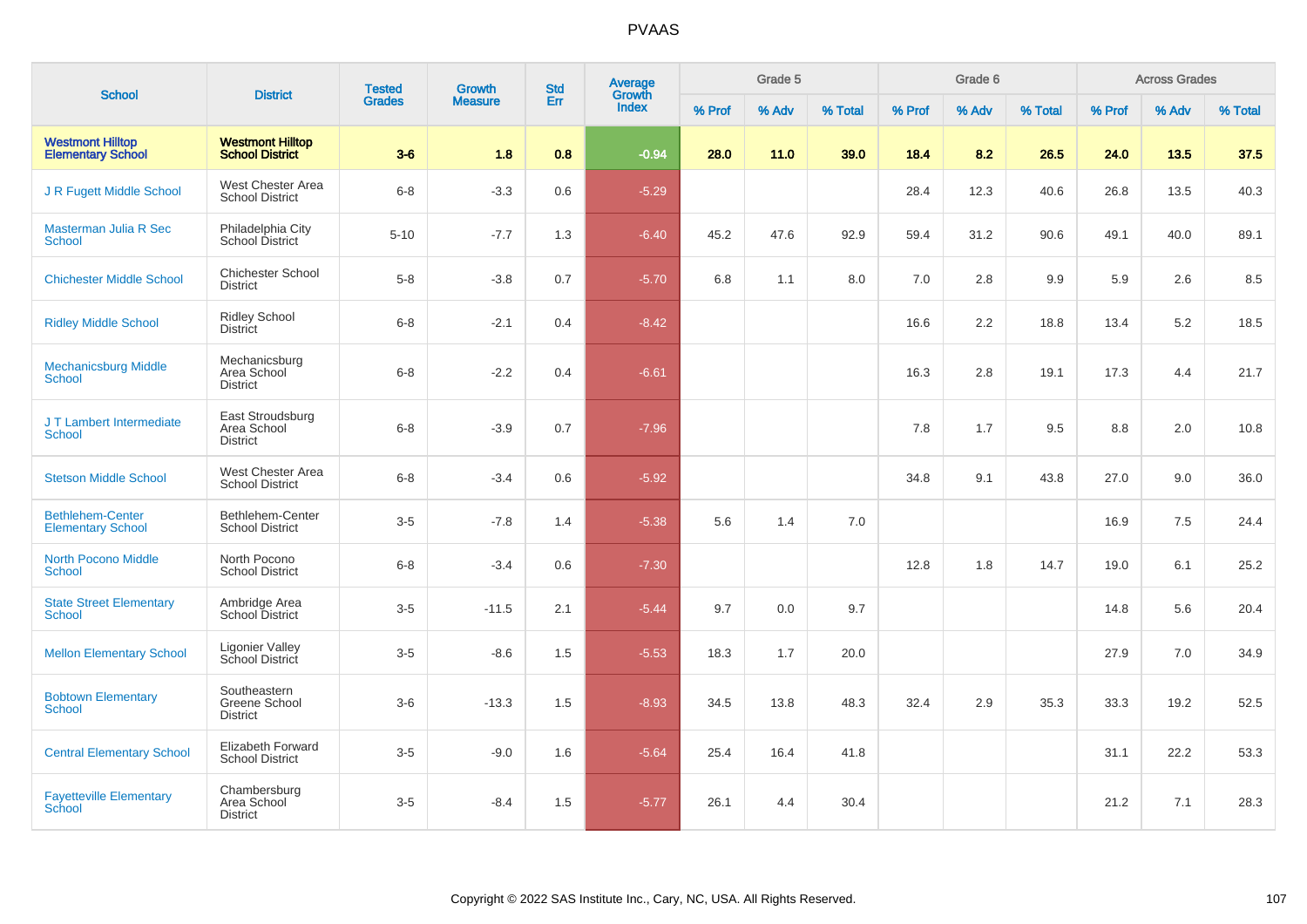# PVAAS

| School | District | Tested Grades | Growth Measure | Std Err | Average Growth Index | Grade 5 | | | Grade 6 | | | Across Grades | | |
|---|---|---|---|---|---|---|---|---|---|---|---|---|---|---|
| | | | | | | % Prof | % Adv | % Total | % Prof | % Adv | % Total | % Prof | % Adv | % Total |
| **Westmont Hilltop Elementary School** | **Westmont Hilltop School District** | **3-6** | **1.8** | **0.8** | **-0.94** | **28.0** | **11.0** | **39.0** | **18.4** | **8.2** | **26.5** | **24.0** | **13.5** | **37.5** |
| J R Fugett Middle School | West Chester Area School District | 6-8 | -3.3 | 0.6 | -5.29 | | | | 28.4 | 12.3 | 40.6 | 26.8 | 13.5 | 40.3 |
| Masterman Julia R Sec School | Philadelphia City School District | 5-10 | -7.7 | 1.3 | -6.40 | 45.2 | 47.6 | 92.9 | 59.4 | 31.2 | 90.6 | 49.1 | 40.0 | 89.1 |
| Chichester Middle School | Chichester School District | 5-8 | -3.8 | 0.7 | -5.70 | 6.8 | 1.1 | 8.0 | 7.0 | 2.8 | 9.9 | 5.9 | 2.6 | 8.5 |
| Ridley Middle School | Ridley School District | 6-8 | -2.1 | 0.4 | -8.42 | | | | 16.6 | 2.2 | 18.8 | 13.4 | 5.2 | 18.5 |
| Mechanicsburg Middle School | Mechanicsburg Area School District | 6-8 | -2.2 | 0.4 | -6.61 | | | | 16.3 | 2.8 | 19.1 | 17.3 | 4.4 | 21.7 |
| J T Lambert Intermediate School | East Stroudsburg Area School District | 6-8 | -3.9 | 0.7 | -7.96 | | | | 7.8 | 1.7 | 9.5 | 8.8 | 2.0 | 10.8 |
| Stetson Middle School | West Chester Area School District | 6-8 | -3.4 | 0.6 | -5.92 | | | | 34.8 | 9.1 | 43.8 | 27.0 | 9.0 | 36.0 |
| Bethlehem-Center Elementary School | Bethlehem-Center School District | 3-5 | -7.8 | 1.4 | -5.38 | 5.6 | 1.4 | 7.0 | | | | 16.9 | 7.5 | 24.4 |
| North Pocono Middle School | North Pocono School District | 6-8 | -3.4 | 0.6 | -7.30 | | | | 12.8 | 1.8 | 14.7 | 19.0 | 6.1 | 25.2 |
| State Street Elementary School | Ambridge Area School District | 3-5 | -11.5 | 2.1 | -5.44 | 9.7 | 0.0 | 9.7 | | | | 14.8 | 5.6 | 20.4 |
| Mellon Elementary School | Ligonier Valley School District | 3-5 | -8.6 | 1.5 | -5.53 | 18.3 | 1.7 | 20.0 | | | | 27.9 | 7.0 | 34.9 |
| Bobtown Elementary School | Southeastern Greene School District | 3-6 | -13.3 | 1.5 | -8.93 | 34.5 | 13.8 | 48.3 | 32.4 | 2.9 | 35.3 | 33.3 | 19.2 | 52.5 |
| Central Elementary School | Elizabeth Forward School District | 3-5 | -9.0 | 1.6 | -5.64 | 25.4 | 16.4 | 41.8 | | | | 31.1 | 22.2 | 53.3 |
| Fayetteville Elementary School | Chambersburg Area School District | 3-5 | -8.4 | 1.5 | -5.77 | 26.1 | 4.4 | 30.4 | | | | 21.2 | 7.1 | 28.3 |

Copyright © 2022 SAS Institute Inc., Cary, NC, USA. All Rights Reserved.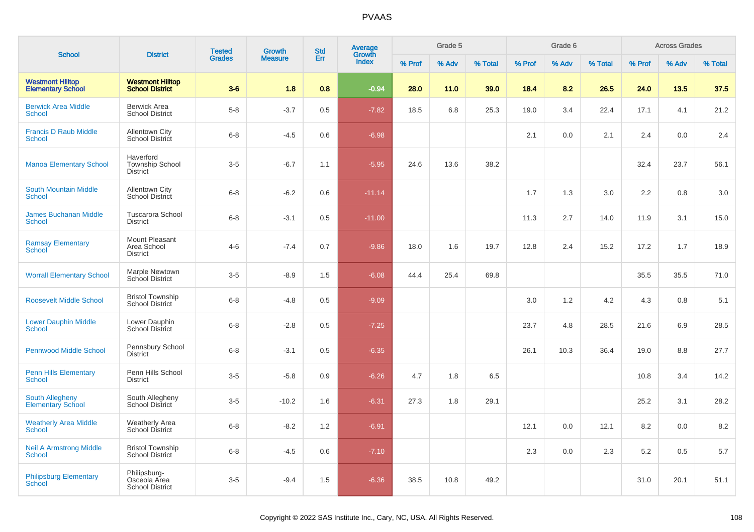# PVAAS

| School | District | Tested Grades | Growth Measure | Std Err | Average Growth Index | Grade 5 | | | Grade 6 | | | Across Grades | | |
|---|---|---|---|---|---|---|---|---|---|---|---|---|---|---|
| | | | | | | % Prof | % Adv | % Total | % Prof | % Adv | % Total | % Prof | % Adv | % Total |
| **Westmont Hilltop Elementary School** | **Westmont Hilltop School District** | **3-6** | **1.8** | **0.8** | **-0.94** | **28.0** | **11.0** | **39.0** | **18.4** | **8.2** | **26.5** | **24.0** | **13.5** | **37.5** |
| Berwick Area Middle School | Berwick Area School District | 5-8 | -3.7 | 0.5 | -7.82 | 18.5 | 6.8 | 25.3 | 19.0 | 3.4 | 22.4 | 17.1 | 4.1 | 21.2 |
| Francis D Raub Middle School | Allentown City School District | 6-8 | -4.5 | 0.6 | -6.98 | | | | 2.1 | 0.0 | 2.1 | 2.4 | 0.0 | 2.4 |
| Manoa Elementary School | Haverford Township School District | 3-5 | -6.7 | 1.1 | -5.95 | 24.6 | 13.6 | 38.2 | | | | 32.4 | 23.7 | 56.1 |
| South Mountain Middle School | Allentown City School District | 6-8 | -6.2 | 0.6 | -11.14 | | | | 1.7 | 1.3 | 3.0 | 2.2 | 0.8 | 3.0 |
| James Buchanan Middle School | Tuscarora School District | 6-8 | -3.1 | 0.5 | -11.00 | | | | 11.3 | 2.7 | 14.0 | 11.9 | 3.1 | 15.0 |
| Ramsay Elementary School | Mount Pleasant Area School District | 4-6 | -7.4 | 0.7 | -9.86 | 18.0 | 1.6 | 19.7 | 12.8 | 2.4 | 15.2 | 17.2 | 1.7 | 18.9 |
| Worrall Elementary School | Marple Newtown School District | 3-5 | -8.9 | 1.5 | -6.08 | 44.4 | 25.4 | 69.8 | | | | 35.5 | 35.5 | 71.0 |
| Roosevelt Middle School | Bristol Township School District | 6-8 | -4.8 | 0.5 | -9.09 | | | | 3.0 | 1.2 | 4.2 | 4.3 | 0.8 | 5.1 |
| Lower Dauphin Middle School | Lower Dauphin School District | 6-8 | -2.8 | 0.5 | -7.25 | | | | 23.7 | 4.8 | 28.5 | 21.6 | 6.9 | 28.5 |
| Pennwood Middle School | Pennsbury School District | 6-8 | -3.1 | 0.5 | -6.35 | | | | 26.1 | 10.3 | 36.4 | 19.0 | 8.8 | 27.7 |
| Penn Hills Elementary School | Penn Hills School District | 3-5 | -5.8 | 0.9 | -6.26 | 4.7 | 1.8 | 6.5 | | | | 10.8 | 3.4 | 14.2 |
| South Allegheny Elementary School | South Allegheny School District | 3-5 | -10.2 | 1.6 | -6.31 | 27.3 | 1.8 | 29.1 | | | | 25.2 | 3.1 | 28.2 |
| Weatherly Area Middle School | Weatherly Area School District | 6-8 | -8.2 | 1.2 | -6.91 | | | | 12.1 | 0.0 | 12.1 | 8.2 | 0.0 | 8.2 |
| Neil A Armstrong Middle School | Bristol Township School District | 6-8 | -4.5 | 0.6 | -7.10 | | | | 2.3 | 0.0 | 2.3 | 5.2 | 0.5 | 5.7 |
| Philipsburg Elementary School | Philipsburg-Osceola Area School District | 3-5 | -9.4 | 1.5 | -6.36 | 38.5 | 10.8 | 49.2 | | | | 31.0 | 20.1 | 51.1 |

Copyright © 2022 SAS Institute Inc., Cary, NC, USA. All Rights Reserved.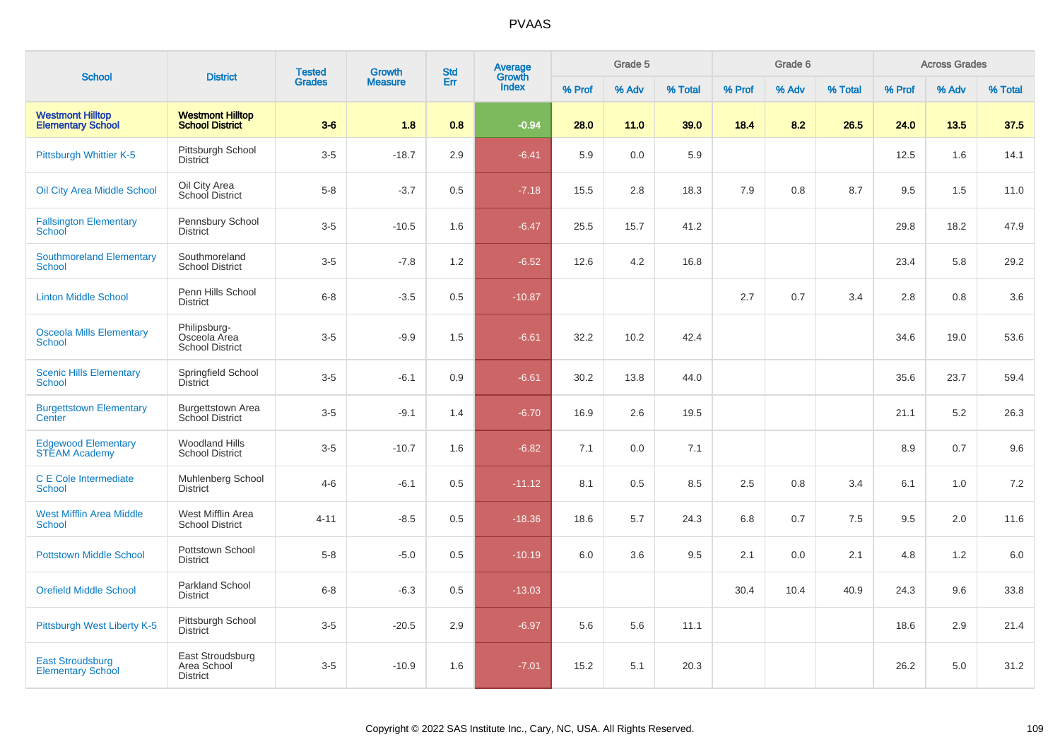# PVAAS

| School | District | Tested Grades | Growth Measure | Std Err | Average Growth Index | Grade 5 | | | Grade 6 | | | Across Grades | | |
|---|---|---|---|---|---|---|---|---|---|---|---|---|---|---|
| | | | | | | % Prof | % Adv | % Total | % Prof | % Adv | % Total | % Prof | % Adv | % Total |
| **Westmont Hilltop Elementary School** | **Westmont Hilltop School District** | **3-6** | **1.8** | **0.8** | **-0.94** | **28.0** | **11.0** | **39.0** | **18.4** | **8.2** | **26.5** | **24.0** | **13.5** | **37.5** |
| Pittsburgh Whittier K-5 | Pittsburgh School District | 3-5 | -18.7 | 2.9 | -6.41 | 5.9 | 0.0 | 5.9 | | | | 12.5 | 1.6 | 14.1 |
| Oil City Area Middle School | Oil City Area School District | 5-8 | -3.7 | 0.5 | -7.18 | 15.5 | 2.8 | 18.3 | 7.9 | 0.8 | 8.7 | 9.5 | 1.5 | 11.0 |
| Fallsington Elementary School | Pennsbury School District | 3-5 | -10.5 | 1.6 | -6.47 | 25.5 | 15.7 | 41.2 | | | | 29.8 | 18.2 | 47.9 |
| Southmoreland Elementary School | Southmoreland School District | 3-5 | -7.8 | 1.2 | -6.52 | 12.6 | 4.2 | 16.8 | | | | 23.4 | 5.8 | 29.2 |
| Linton Middle School | Penn Hills School District | 6-8 | -3.5 | 0.5 | -10.87 | | | | 2.7 | 0.7 | 3.4 | 2.8 | 0.8 | 3.6 |
| Osceola Mills Elementary School | Philipsburg-Osceola Area School District | 3-5 | -9.9 | 1.5 | -6.61 | 32.2 | 10.2 | 42.4 | | | | 34.6 | 19.0 | 53.6 |
| Scenic Hills Elementary School | Springfield School District | 3-5 | -6.1 | 0.9 | -6.61 | 30.2 | 13.8 | 44.0 | | | | 35.6 | 23.7 | 59.4 |
| Burgettstown Elementary Center | Burgettstown Area School District | 3-5 | -9.1 | 1.4 | -6.70 | 16.9 | 2.6 | 19.5 | | | | 21.1 | 5.2 | 26.3 |
| Edgewood Elementary STEAM Academy | Woodland Hills School District | 3-5 | -10.7 | 1.6 | -6.82 | 7.1 | 0.0 | 7.1 | | | | 8.9 | 0.7 | 9.6 |
| C E Cole Intermediate School | Muhlenberg School District | 4-6 | -6.1 | 0.5 | -11.12 | 8.1 | 0.5 | 8.5 | 2.5 | 0.8 | 3.4 | 6.1 | 1.0 | 7.2 |
| West Mifflin Area Middle School | West Mifflin Area School District | 4-11 | -8.5 | 0.5 | -18.36 | 18.6 | 5.7 | 24.3 | 6.8 | 0.7 | 7.5 | 9.5 | 2.0 | 11.6 |
| Pottstown Middle School | Pottstown School District | 5-8 | -5.0 | 0.5 | -10.19 | 6.0 | 3.6 | 9.5 | 2.1 | 0.0 | 2.1 | 4.8 | 1.2 | 6.0 |
| Orefield Middle School | Parkland School District | 6-8 | -6.3 | 0.5 | -13.03 | | | | 30.4 | 10.4 | 40.9 | 24.3 | 9.6 | 33.8 |
| Pittsburgh West Liberty K-5 | Pittsburgh School District | 3-5 | -20.5 | 2.9 | -6.97 | 5.6 | 5.6 | 11.1 | | | | 18.6 | 2.9 | 21.4 |
| East Stroudsburg Elementary School | East Stroudsburg Area School District | 3-5 | -10.9 | 1.6 | -7.01 | 15.2 | 5.1 | 20.3 | | | | 26.2 | 5.0 | 31.2 |

Copyright © 2022 SAS Institute Inc., Cary, NC, USA. All Rights Reserved.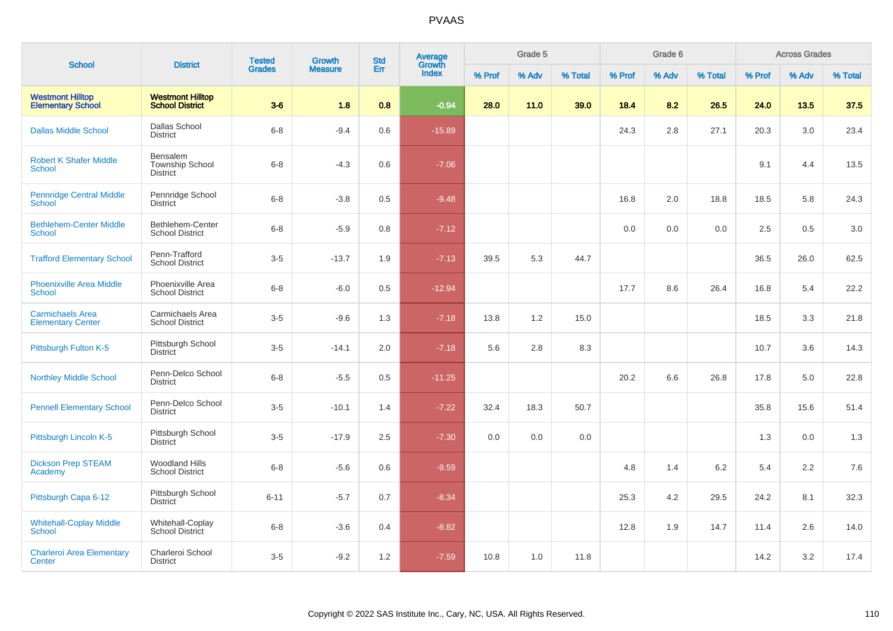# PVAAS

| School | District | Tested Grades | Growth Measure | Std Err | Average Growth Index | Grade 5 | | | Grade 6 | | | Across Grades | | |
|---|---|---|---|---|---|---|---|---|---|---|---|---|---|---|
| | | | | | | % Prof | % Adv | % Total | % Prof | % Adv | % Total | % Prof | % Adv | % Total |
| **Westmont Hilltop Elementary School** | **Westmont Hilltop School District** | **3-6** | **1.8** | **0.8** | **-0.94** | **28.0** | **11.0** | **39.0** | **18.4** | **8.2** | **26.5** | **24.0** | **13.5** | **37.5** |
| Dallas Middle School | Dallas School District | 6-8 | -9.4 | 0.6 | -15.89 | | | | 24.3 | 2.8 | 27.1 | 20.3 | 3.0 | 23.4 |
| Robert K Shafer Middle School | Bensalem Township School District | 6-8 | -4.3 | 0.6 | -7.06 | | | | | | | 9.1 | 4.4 | 13.5 |
| Pennridge Central Middle School | Pennridge School District | 6-8 | -3.8 | 0.5 | -9.48 | | | | 16.8 | 2.0 | 18.8 | 18.5 | 5.8 | 24.3 |
| Bethlehem-Center Middle School | Bethlehem-Center School District | 6-8 | -5.9 | 0.8 | -7.12 | | | | 0.0 | 0.0 | 0.0 | 2.5 | 0.5 | 3.0 |
| Trafford Elementary School | Penn-Trafford School District | 3-5 | -13.7 | 1.9 | -7.13 | 39.5 | 5.3 | 44.7 | | | | 36.5 | 26.0 | 62.5 |
| Phoenixville Area Middle School | Phoenixville Area School District | 6-8 | -6.0 | 0.5 | -12.94 | | | | 17.7 | 8.6 | 26.4 | 16.8 | 5.4 | 22.2 |
| Carmichaels Area Elementary Center | Carmichaels Area School District | 3-5 | -9.6 | 1.3 | -7.18 | 13.8 | 1.2 | 15.0 | | | | 18.5 | 3.3 | 21.8 |
| Pittsburgh Fulton K-5 | Pittsburgh School District | 3-5 | -14.1 | 2.0 | -7.18 | 5.6 | 2.8 | 8.3 | | | | 10.7 | 3.6 | 14.3 |
| Northley Middle School | Penn-Delco School District | 6-8 | -5.5 | 0.5 | -11.25 | | | | 20.2 | 6.6 | 26.8 | 17.8 | 5.0 | 22.8 |
| Pennell Elementary School | Penn-Delco School District | 3-5 | -10.1 | 1.4 | -7.22 | 32.4 | 18.3 | 50.7 | | | | 35.8 | 15.6 | 51.4 |
| Pittsburgh Lincoln K-5 | Pittsburgh School District | 3-5 | -17.9 | 2.5 | -7.30 | 0.0 | 0.0 | 0.0 | | | | 1.3 | 0.0 | 1.3 |
| Dickson Prep STEAM Academy | Woodland Hills School District | 6-8 | -5.6 | 0.6 | -9.59 | | | | 4.8 | 1.4 | 6.2 | 5.4 | 2.2 | 7.6 |
| Pittsburgh Capa 6-12 | Pittsburgh School District | 6-11 | -5.7 | 0.7 | -8.34 | | | | 25.3 | 4.2 | 29.5 | 24.2 | 8.1 | 32.3 |
| Whitehall-Coplay Middle School | Whitehall-Coplay School District | 6-8 | -3.6 | 0.4 | -8.82 | | | | 12.8 | 1.9 | 14.7 | 11.4 | 2.6 | 14.0 |
| Charleroi Area Elementary Center | Charleroi School District | 3-5 | -9.2 | 1.2 | -7.59 | 10.8 | 1.0 | 11.8 | | | | 14.2 | 3.2 | 17.4 |

Copyright © 2022 SAS Institute Inc., Cary, NC, USA. All Rights Reserved.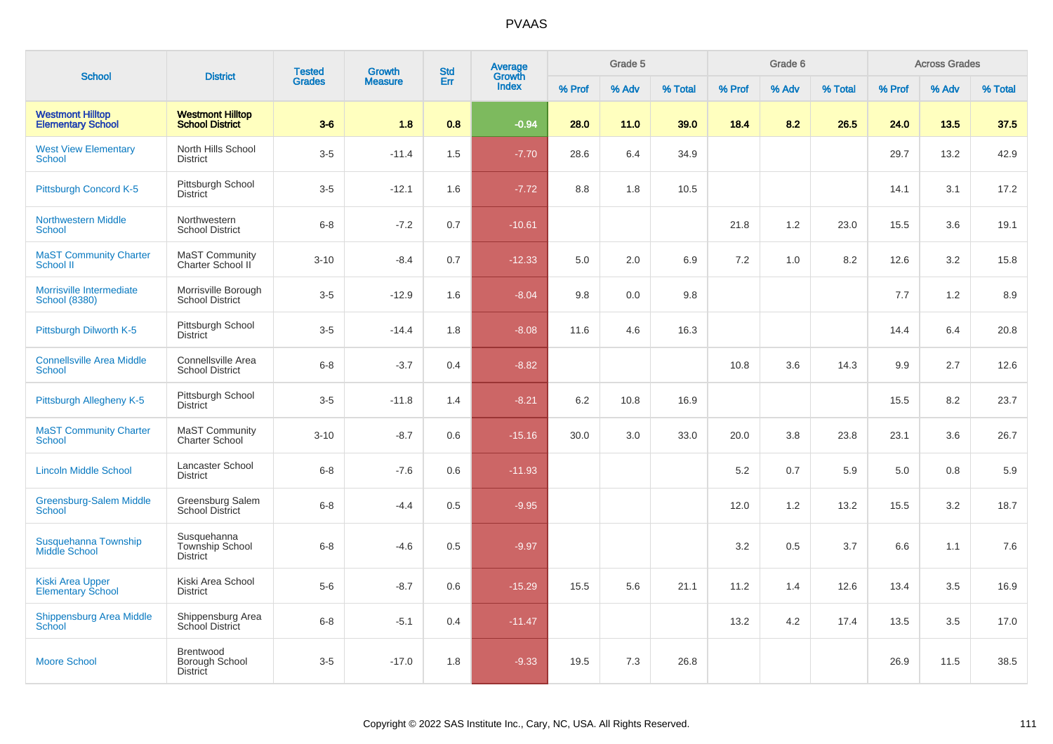# PVAAS

| School | District | Tested Grades | Growth Measure | Std Err | Average Growth Index | Grade 5 | | | Grade 6 | | | Across Grades | | |
|---|---|---|---|---|---|---|---|---|---|---|---|---|---|---|
| | | | | | | % Prof | % Adv | % Total | % Prof | % Adv | % Total | % Prof | % Adv | % Total |
| **Westmont Hilltop Elementary School** | **Westmont Hilltop School District** | **3-6** | **1.8** | **0.8** | **-0.94** | **28.0** | **11.0** | **39.0** | **18.4** | **8.2** | **26.5** | **24.0** | **13.5** | **37.5** |
| West View Elementary School | North Hills School District | 3-5 | -11.4 | 1.5 | -7.70 | 28.6 | 6.4 | 34.9 | | | | 29.7 | 13.2 | 42.9 |
| Pittsburgh Concord K-5 | Pittsburgh School District | 3-5 | -12.1 | 1.6 | -7.72 | 8.8 | 1.8 | 10.5 | | | | 14.1 | 3.1 | 17.2 |
| Northwestern Middle School | Northwestern School District | 6-8 | -7.2 | 0.7 | -10.61 | | | | 21.8 | 1.2 | 23.0 | 15.5 | 3.6 | 19.1 |
| MaST Community Charter School II | MaST Community Charter School II | 3-10 | -8.4 | 0.7 | -12.33 | 5.0 | 2.0 | 6.9 | 7.2 | 1.0 | 8.2 | 12.6 | 3.2 | 15.8 |
| Morrisville Intermediate School (8380) | Morrisville Borough School District | 3-5 | -12.9 | 1.6 | -8.04 | 9.8 | 0.0 | 9.8 | | | | 7.7 | 1.2 | 8.9 |
| Pittsburgh Dilworth K-5 | Pittsburgh School District | 3-5 | -14.4 | 1.8 | -8.08 | 11.6 | 4.6 | 16.3 | | | | 14.4 | 6.4 | 20.8 |
| Connellsville Area Middle School | Connellsville Area School District | 6-8 | -3.7 | 0.4 | -8.82 | | | | 10.8 | 3.6 | 14.3 | 9.9 | 2.7 | 12.6 |
| Pittsburgh Allegheny K-5 | Pittsburgh School District | 3-5 | -11.8 | 1.4 | -8.21 | 6.2 | 10.8 | 16.9 | | | | 15.5 | 8.2 | 23.7 |
| MaST Community Charter School | MaST Community Charter School | 3-10 | -8.7 | 0.6 | -15.16 | 30.0 | 3.0 | 33.0 | 20.0 | 3.8 | 23.8 | 23.1 | 3.6 | 26.7 |
| Lincoln Middle School | Lancaster School District | 6-8 | -7.6 | 0.6 | -11.93 | | | | 5.2 | 0.7 | 5.9 | 5.0 | 0.8 | 5.9 |
| Greensburg-Salem Middle School | Greensburg Salem School District | 6-8 | -4.4 | 0.5 | -9.95 | | | | 12.0 | 1.2 | 13.2 | 15.5 | 3.2 | 18.7 |
| Susquehanna Township Middle School | Susquehanna Township School District | 6-8 | -4.6 | 0.5 | -9.97 | | | | 3.2 | 0.5 | 3.7 | 6.6 | 1.1 | 7.6 |
| Kiski Area Upper Elementary School | Kiski Area School District | 5-6 | -8.7 | 0.6 | -15.29 | 15.5 | 5.6 | 21.1 | 11.2 | 1.4 | 12.6 | 13.4 | 3.5 | 16.9 |
| Shippensburg Area Middle School | Shippensburg Area School District | 6-8 | -5.1 | 0.4 | -11.47 | | | | 13.2 | 4.2 | 17.4 | 13.5 | 3.5 | 17.0 |
| Moore School | Brentwood Borough School District | 3-5 | -17.0 | 1.8 | -9.33 | 19.5 | 7.3 | 26.8 | | | | 26.9 | 11.5 | 38.5 |

Copyright © 2022 SAS Institute Inc., Cary, NC, USA. All Rights Reserved.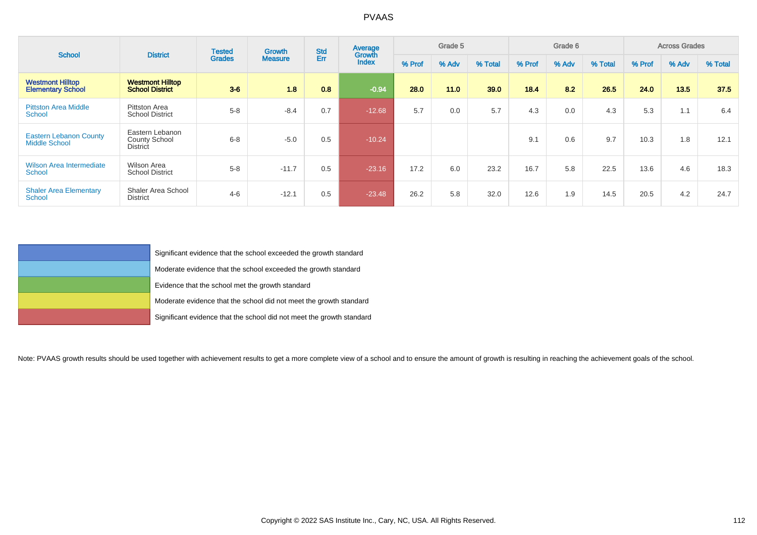# PVAAS

| School | District | Tested Grades | Growth Measure | Std Err | Average Growth Index | Grade 5 | | | Grade 6 | | | Across Grades | | |
|---|---|---|---|---|---|---|---|---|---|---|---|---|---|---|
| | | | | | | % Prof | % Adv | % Total | % Prof | % Adv | % Total | % Prof | % Adv | % Total |
| **Westmont Hilltop Elementary School** | **Westmont Hilltop School District** | **3-6** | **1.8** | **0.8** | **-0.94** | **28.0** | **11.0** | **39.0** | **18.4** | **8.2** | **26.5** | **24.0** | **13.5** | **37.5** |
| Pittston Area Middle School | Pittston Area School District | 5-8 | -8.4 | 0.7 | -12.68 | 5.7 | 0.0 | 5.7 | 4.3 | 0.0 | 4.3 | 5.3 | 1.1 | 6.4 |
| Eastern Lebanon County Middle School | Eastern Lebanon County School District | 6-8 | -5.0 | 0.5 | -10.24 | | | | 9.1 | 0.6 | 9.7 | 10.3 | 1.8 | 12.1 |
| Wilson Area Intermediate School | Wilson Area School District | 5-8 | -11.7 | 0.5 | -23.16 | 17.2 | 6.0 | 23.2 | 16.7 | 5.8 | 22.5 | 13.6 | 4.6 | 18.3 |
| Shaler Area Elementary School | Shaler Area School District | 4-6 | -12.1 | 0.5 | -23.48 | 26.2 | 5.8 | 32.0 | 12.6 | 1.9 | 14.5 | 20.5 | 4.2 | 24.7 |

Significant evidence that the school exceeded the growth standard

Moderate evidence that the school exceeded the growth standard

Evidence that the school met the growth standard

Moderate evidence that the school did not meet the growth standard

Significant evidence that the school did not meet the growth standard

Note: PVAAS growth results should be used together with achievement results to get a more complete view of a school and to ensure the amount of growth is resulting in reaching the achievement goals of the school.

Copyright © 2022 SAS Institute Inc., Cary, NC, USA. All Rights Reserved.